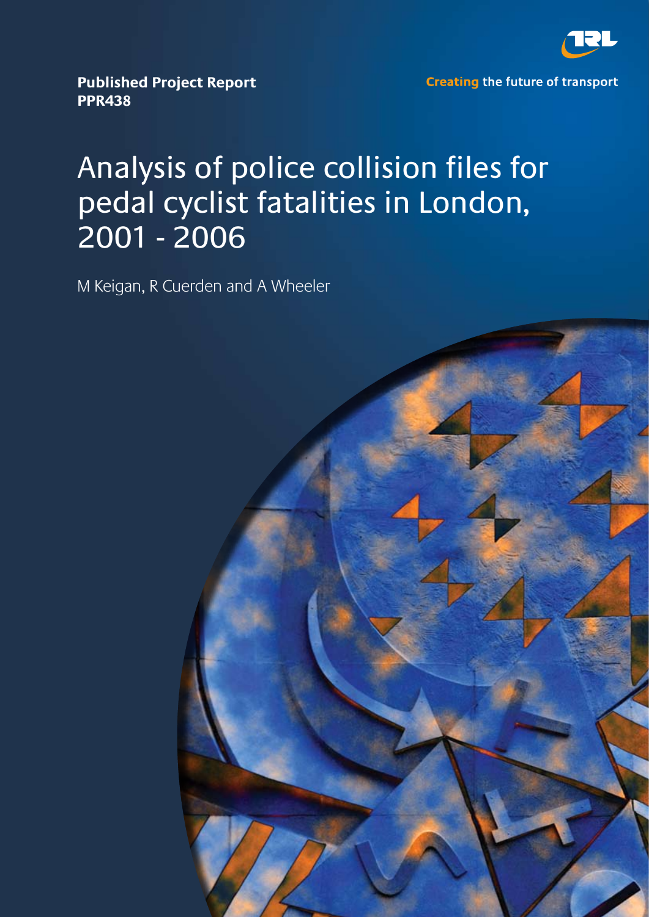**Published Project Report**
**PPR438**

**Creating** the future of transport

# Analysis of police collision files for pedal cyclist fatalities in London, 2001 - 2006

M Keigan, R Cuerden and A Wheeler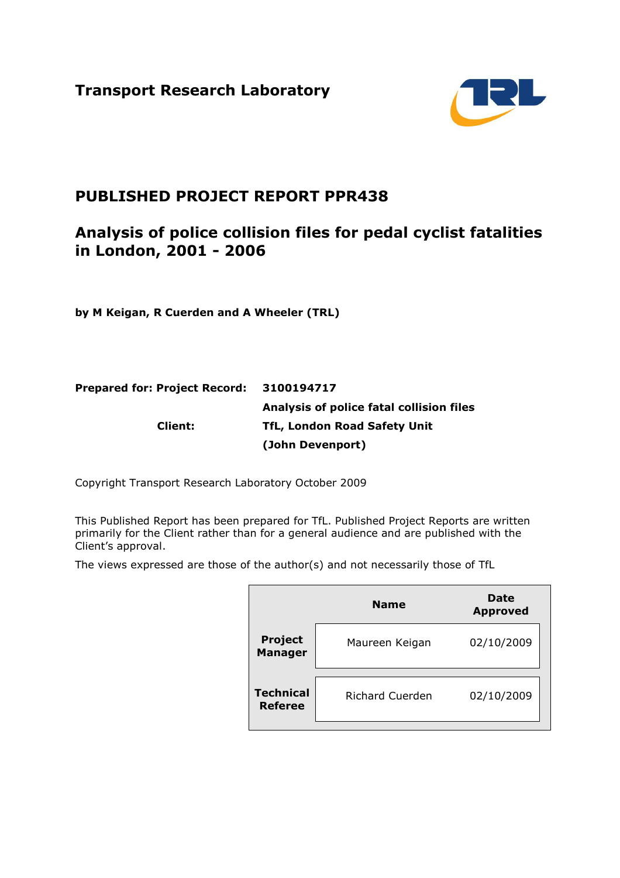**Transport Research Laboratory**

# PUBLISHED PROJECT REPORT PPR438

## Analysis of police collision files for pedal cyclist fatalities in London, 2001 - 2006

**by M Keigan, R Cuerden and A Wheeler (TRL)**

| | |
|---|---|
| **Prepared for: Project Record:** | **3100194717** |
| | **Analysis of police fatal collision files** |
| **Client:** | **TfL, London Road Safety Unit** |
| | **(John Devenport)** |

Copyright Transport Research Laboratory October 2009

This Published Report has been prepared for TfL. Published Project Reports are written primarily for the Client rather than for a general audience and are published with the Client's approval.

The views expressed are those of the author(s) and not necessarily those of TfL

| | Name | Date Approved |
|---|---|---|
| **Project Manager** | Maureen Keigan | 02/10/2009 |
| **Technical Referee** | Richard Cuerden | 02/10/2009 |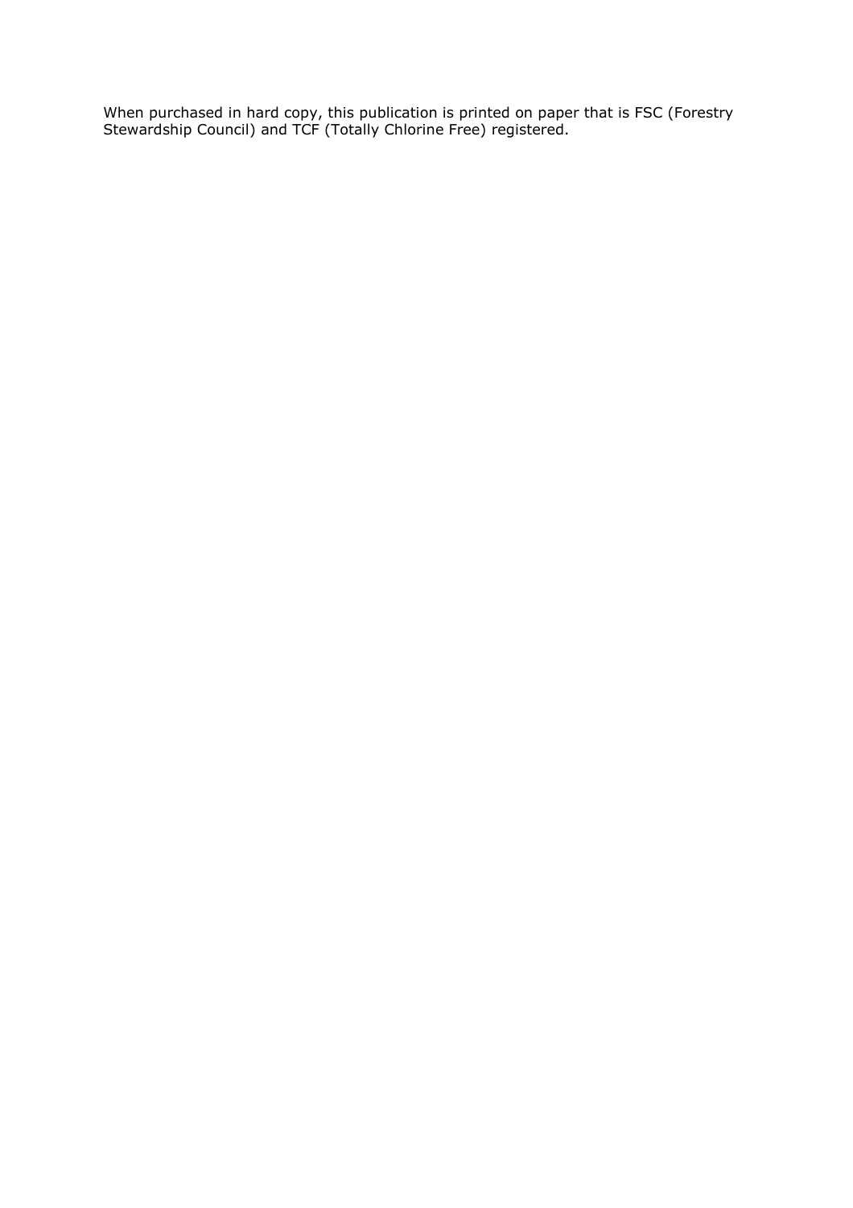When purchased in hard copy, this publication is printed on paper that is FSC (Forestry Stewardship Council) and TCF (Totally Chlorine Free) registered.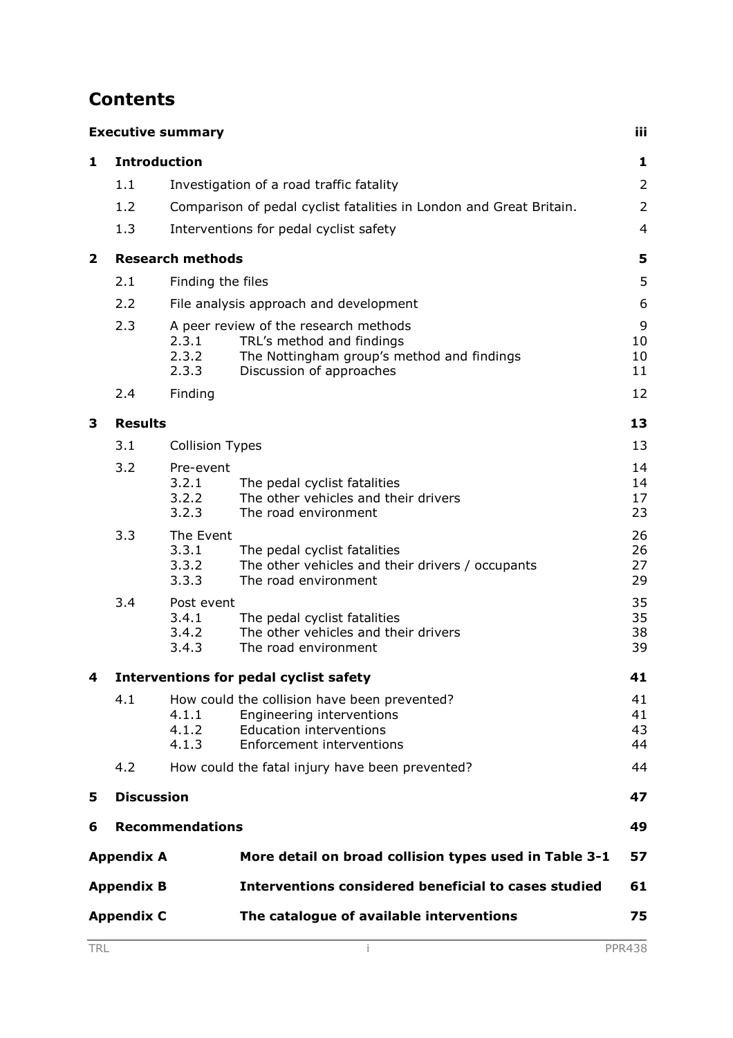# Contents

| | | | |
|---|---|---|---|
| **Executive summary** | | | **iii** |
| **1** | **Introduction** | | **1** |
| | 1.1 | Investigation of a road traffic fatality | 2 |
| | 1.2 | Comparison of pedal cyclist fatalities in London and Great Britain. | 2 |
| | 1.3 | Interventions for pedal cyclist safety | 4 |
| **2** | **Research methods** | | **5** |
| | 2.1 | Finding the files | 5 |
| | 2.2 | File analysis approach and development | 6 |
| | 2.3 | A peer review of the research methods | 9 |
| | | 2.3.1 TRL's method and findings | 10 |
| | | 2.3.2 The Nottingham group's method and findings | 10 |
| | | 2.3.3 Discussion of approaches | 11 |
| | 2.4 | Finding | 12 |
| **3** | **Results** | | **13** |
| | 3.1 | Collision Types | 13 |
| | 3.2 | Pre-event | 14 |
| | | 3.2.1 The pedal cyclist fatalities | 14 |
| | | 3.2.2 The other vehicles and their drivers | 17 |
| | | 3.2.3 The road environment | 23 |
| | 3.3 | The Event | 26 |
| | | 3.3.1 The pedal cyclist fatalities | 26 |
| | | 3.3.2 The other vehicles and their drivers / occupants | 27 |
| | | 3.3.3 The road environment | 29 |
| | 3.4 | Post event | 35 |
| | | 3.4.1 The pedal cyclist fatalities | 35 |
| | | 3.4.2 The other vehicles and their drivers | 38 |
| | | 3.4.3 The road environment | 39 |
| **4** | **Interventions for pedal cyclist safety** | | **41** |
| | 4.1 | How could the collision have been prevented? | 41 |
| | | 4.1.1 Engineering interventions | 41 |
| | | 4.1.2 Education interventions | 43 |
| | | 4.1.3 Enforcement interventions | 44 |
| | 4.2 | How could the fatal injury have been prevented? | 44 |
| **5** | **Discussion** | | **47** |
| **6** | **Recommendations** | | **49** |
| **Appendix A** | | **More detail on broad collision types used in Table 3-1** | **57** |
| **Appendix B** | | **Interventions considered beneficial to cases studied** | **61** |
| **Appendix C** | | **The catalogue of available interventions** | **75** |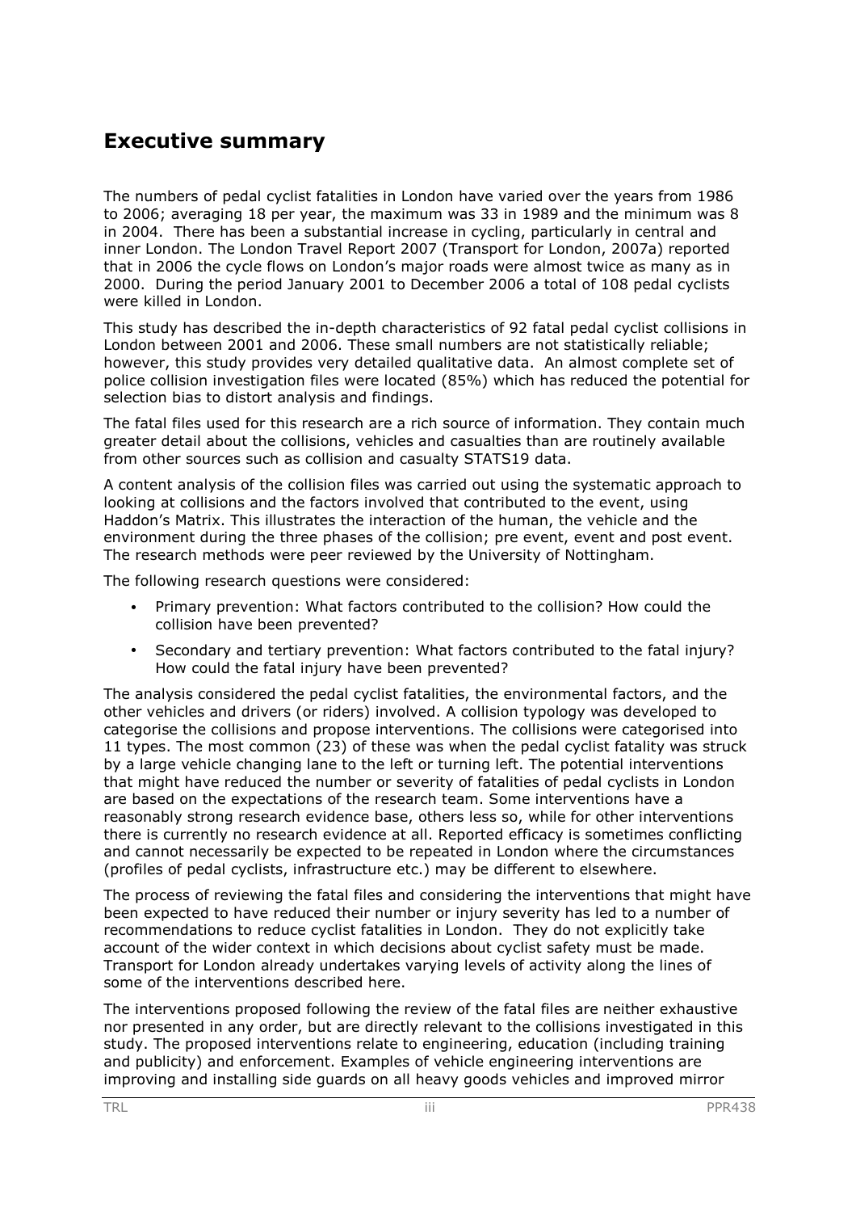# Executive summary

The numbers of pedal cyclist fatalities in London have varied over the years from 1986 to 2006; averaging 18 per year, the maximum was 33 in 1989 and the minimum was 8 in 2004. There has been a substantial increase in cycling, particularly in central and inner London. The London Travel Report 2007 (Transport for London, 2007a) reported that in 2006 the cycle flows on London's major roads were almost twice as many as in 2000. During the period January 2001 to December 2006 a total of 108 pedal cyclists were killed in London.

This study has described the in-depth characteristics of 92 fatal pedal cyclist collisions in London between 2001 and 2006. These small numbers are not statistically reliable; however, this study provides very detailed qualitative data. An almost complete set of police collision investigation files were located (85%) which has reduced the potential for selection bias to distort analysis and findings.

The fatal files used for this research are a rich source of information. They contain much greater detail about the collisions, vehicles and casualties than are routinely available from other sources such as collision and casualty STATS19 data.

A content analysis of the collision files was carried out using the systematic approach to looking at collisions and the factors involved that contributed to the event, using Haddon's Matrix. This illustrates the interaction of the human, the vehicle and the environment during the three phases of the collision; pre event, event and post event. The research methods were peer reviewed by the University of Nottingham.

The following research questions were considered:

- Primary prevention: What factors contributed to the collision? How could the collision have been prevented?
- Secondary and tertiary prevention: What factors contributed to the fatal injury? How could the fatal injury have been prevented?

The analysis considered the pedal cyclist fatalities, the environmental factors, and the other vehicles and drivers (or riders) involved. A collision typology was developed to categorise the collisions and propose interventions. The collisions were categorised into 11 types. The most common (23) of these was when the pedal cyclist fatality was struck by a large vehicle changing lane to the left or turning left. The potential interventions that might have reduced the number or severity of fatalities of pedal cyclists in London are based on the expectations of the research team. Some interventions have a reasonably strong research evidence base, others less so, while for other interventions there is currently no research evidence at all. Reported efficacy is sometimes conflicting and cannot necessarily be expected to be repeated in London where the circumstances (profiles of pedal cyclists, infrastructure etc.) may be different to elsewhere.

The process of reviewing the fatal files and considering the interventions that might have been expected to have reduced their number or injury severity has led to a number of recommendations to reduce cyclist fatalities in London. They do not explicitly take account of the wider context in which decisions about cyclist safety must be made. Transport for London already undertakes varying levels of activity along the lines of some of the interventions described here.

The interventions proposed following the review of the fatal files are neither exhaustive nor presented in any order, but are directly relevant to the collisions investigated in this study. The proposed interventions relate to engineering, education (including training and publicity) and enforcement. Examples of vehicle engineering interventions are improving and installing side guards on all heavy goods vehicles and improved mirror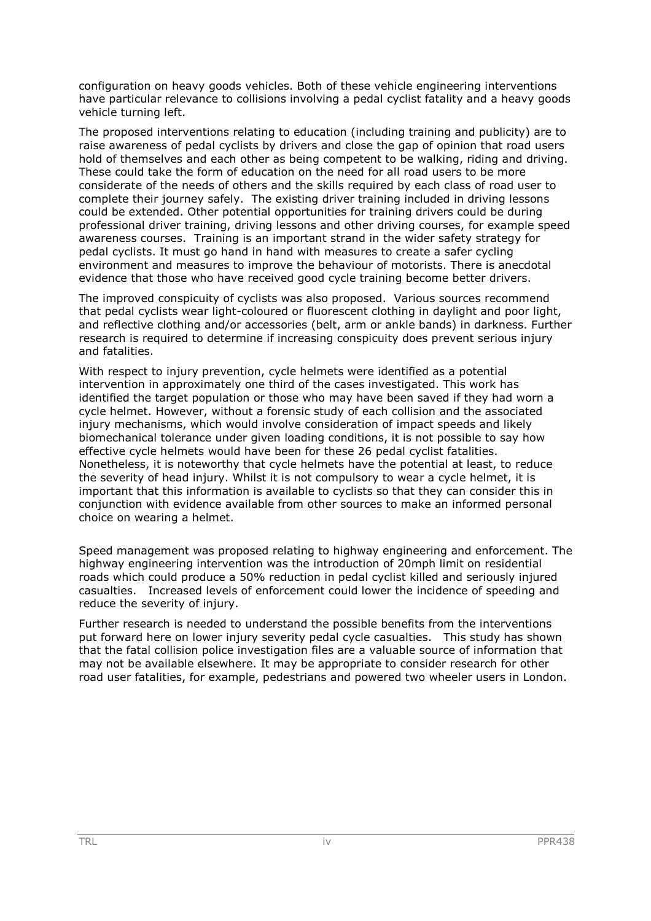configuration on heavy goods vehicles. Both of these vehicle engineering interventions have particular relevance to collisions involving a pedal cyclist fatality and a heavy goods vehicle turning left.

The proposed interventions relating to education (including training and publicity) are to raise awareness of pedal cyclists by drivers and close the gap of opinion that road users hold of themselves and each other as being competent to be walking, riding and driving. These could take the form of education on the need for all road users to be more considerate of the needs of others and the skills required by each class of road user to complete their journey safely. The existing driver training included in driving lessons could be extended. Other potential opportunities for training drivers could be during professional driver training, driving lessons and other driving courses, for example speed awareness courses. Training is an important strand in the wider safety strategy for pedal cyclists. It must go hand in hand with measures to create a safer cycling environment and measures to improve the behaviour of motorists. There is anecdotal evidence that those who have received good cycle training become better drivers.

The improved conspicuity of cyclists was also proposed. Various sources recommend that pedal cyclists wear light-coloured or fluorescent clothing in daylight and poor light, and reflective clothing and/or accessories (belt, arm or ankle bands) in darkness. Further research is required to determine if increasing conspicuity does prevent serious injury and fatalities.

With respect to injury prevention, cycle helmets were identified as a potential intervention in approximately one third of the cases investigated. This work has identified the target population or those who may have been saved if they had worn a cycle helmet. However, without a forensic study of each collision and the associated injury mechanisms, which would involve consideration of impact speeds and likely biomechanical tolerance under given loading conditions, it is not possible to say how effective cycle helmets would have been for these 26 pedal cyclist fatalities. Nonetheless, it is noteworthy that cycle helmets have the potential at least, to reduce the severity of head injury. Whilst it is not compulsory to wear a cycle helmet, it is important that this information is available to cyclists so that they can consider this in conjunction with evidence available from other sources to make an informed personal choice on wearing a helmet.

Speed management was proposed relating to highway engineering and enforcement. The highway engineering intervention was the introduction of 20mph limit on residential roads which could produce a 50% reduction in pedal cyclist killed and seriously injured casualties. Increased levels of enforcement could lower the incidence of speeding and reduce the severity of injury.

Further research is needed to understand the possible benefits from the interventions put forward here on lower injury severity pedal cycle casualties. This study has shown that the fatal collision police investigation files are a valuable source of information that may not be available elsewhere. It may be appropriate to consider research for other road user fatalities, for example, pedestrians and powered two wheeler users in London.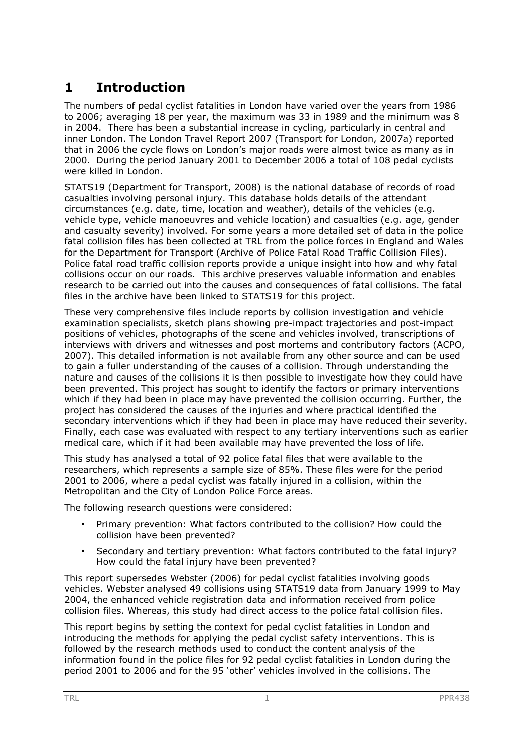# 1 Introduction

The numbers of pedal cyclist fatalities in London have varied over the years from 1986 to 2006; averaging 18 per year, the maximum was 33 in 1989 and the minimum was 8 in 2004. There has been a substantial increase in cycling, particularly in central and inner London. The London Travel Report 2007 (Transport for London, 2007a) reported that in 2006 the cycle flows on London's major roads were almost twice as many as in 2000. During the period January 2001 to December 2006 a total of 108 pedal cyclists were killed in London.

STATS19 (Department for Transport, 2008) is the national database of records of road casualties involving personal injury. This database holds details of the attendant circumstances (e.g. date, time, location and weather), details of the vehicles (e.g. vehicle type, vehicle manoeuvres and vehicle location) and casualties (e.g. age, gender and casualty severity) involved. For some years a more detailed set of data in the police fatal collision files has been collected at TRL from the police forces in England and Wales for the Department for Transport (Archive of Police Fatal Road Traffic Collision Files). Police fatal road traffic collision reports provide a unique insight into how and why fatal collisions occur on our roads. This archive preserves valuable information and enables research to be carried out into the causes and consequences of fatal collisions. The fatal files in the archive have been linked to STATS19 for this project.

These very comprehensive files include reports by collision investigation and vehicle examination specialists, sketch plans showing pre-impact trajectories and post-impact positions of vehicles, photographs of the scene and vehicles involved, transcriptions of interviews with drivers and witnesses and post mortems and contributory factors (ACPO, 2007). This detailed information is not available from any other source and can be used to gain a fuller understanding of the causes of a collision. Through understanding the nature and causes of the collisions it is then possible to investigate how they could have been prevented. This project has sought to identify the factors or primary interventions which if they had been in place may have prevented the collision occurring. Further, the project has considered the causes of the injuries and where practical identified the secondary interventions which if they had been in place may have reduced their severity. Finally, each case was evaluated with respect to any tertiary interventions such as earlier medical care, which if it had been available may have prevented the loss of life.

This study has analysed a total of 92 police fatal files that were available to the researchers, which represents a sample size of 85%. These files were for the period 2001 to 2006, where a pedal cyclist was fatally injured in a collision, within the Metropolitan and the City of London Police Force areas.

The following research questions were considered:

- Primary prevention: What factors contributed to the collision? How could the collision have been prevented?
- Secondary and tertiary prevention: What factors contributed to the fatal injury? How could the fatal injury have been prevented?

This report supersedes Webster (2006) for pedal cyclist fatalities involving goods vehicles. Webster analysed 49 collisions using STATS19 data from January 1999 to May 2004, the enhanced vehicle registration data and information received from police collision files. Whereas, this study had direct access to the police fatal collision files.

This report begins by setting the context for pedal cyclist fatalities in London and introducing the methods for applying the pedal cyclist safety interventions. This is followed by the research methods used to conduct the content analysis of the information found in the police files for 92 pedal cyclist fatalities in London during the period 2001 to 2006 and for the 95 'other' vehicles involved in the collisions. The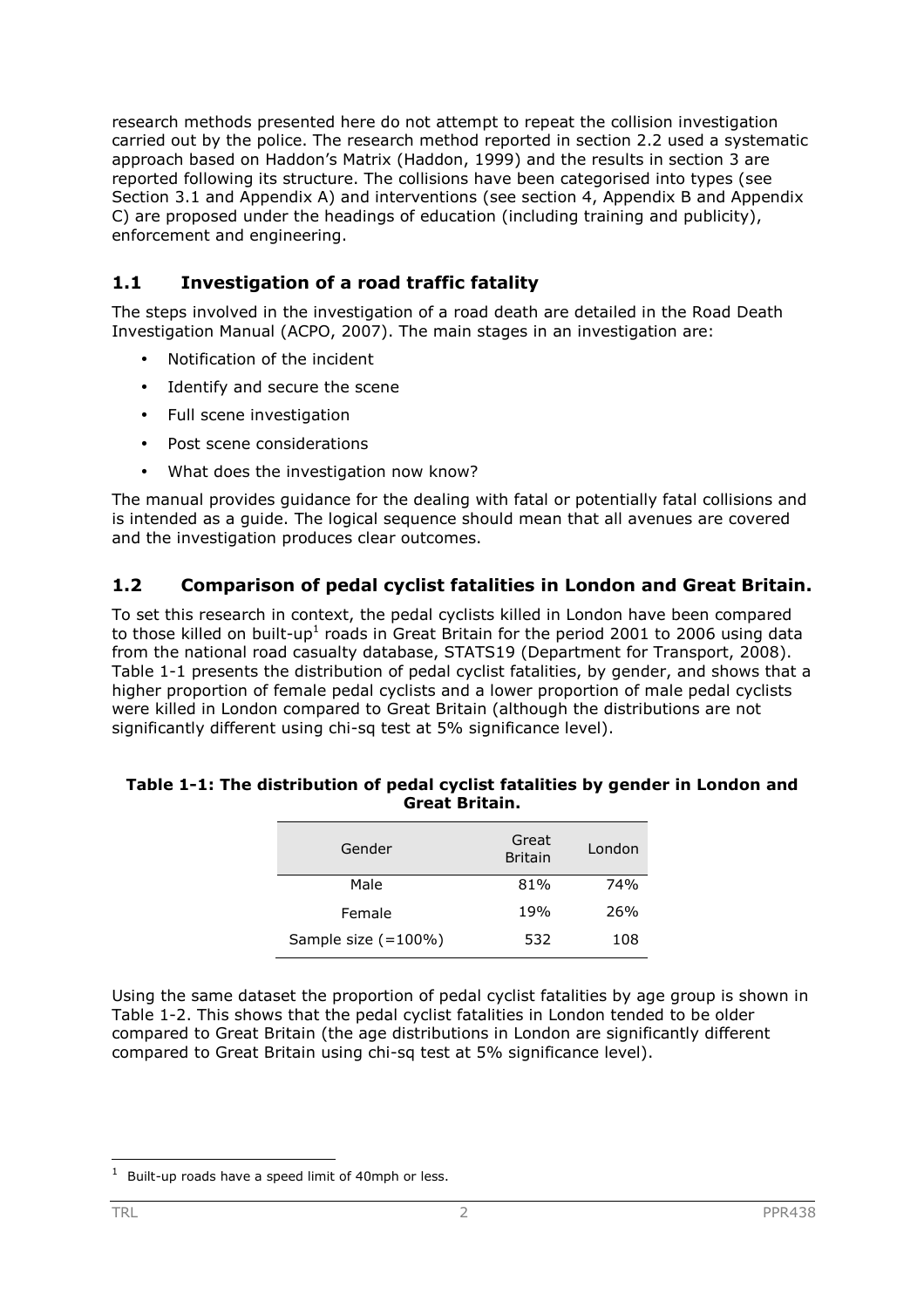research methods presented here do not attempt to repeat the collision investigation carried out by the police. The research method reported in section 2.2 used a systematic approach based on Haddon's Matrix (Haddon, 1999) and the results in section 3 are reported following its structure. The collisions have been categorised into types (see Section 3.1 and Appendix A) and interventions (see section 4, Appendix B and Appendix C) are proposed under the headings of education (including training and publicity), enforcement and engineering.

## 1.1 Investigation of a road traffic fatality

The steps involved in the investigation of a road death are detailed in the Road Death Investigation Manual (ACPO, 2007). The main stages in an investigation are:

- Notification of the incident
- Identify and secure the scene
- Full scene investigation
- Post scene considerations
- What does the investigation now know?

The manual provides guidance for the dealing with fatal or potentially fatal collisions and is intended as a guide. The logical sequence should mean that all avenues are covered and the investigation produces clear outcomes.

## 1.2 Comparison of pedal cyclist fatalities in London and Great Britain.

To set this research in context, the pedal cyclists killed in London have been compared to those killed on built-up[1] roads in Great Britain for the period 2001 to 2006 using data from the national road casualty database, STATS19 (Department for Transport, 2008). Table 1-1 presents the distribution of pedal cyclist fatalities, by gender, and shows that a higher proportion of female pedal cyclists and a lower proportion of male pedal cyclists were killed in London compared to Great Britain (although the distributions are not significantly different using chi-sq test at 5% significance level).

**Table 1-1: The distribution of pedal cyclist fatalities by gender in London and Great Britain.**

| Gender | Great Britain | London |
|---|---|---|
| Male | 81% | 74% |
| Female | 19% | 26% |
| Sample size (=100%) | 532 | 108 |

Using the same dataset the proportion of pedal cyclist fatalities by age group is shown in Table 1-2. This shows that the pedal cyclist fatalities in London tended to be older compared to Great Britain (the age distributions in London are significantly different compared to Great Britain using chi-sq test at 5% significance level).

[1] Built-up roads have a speed limit of 40mph or less.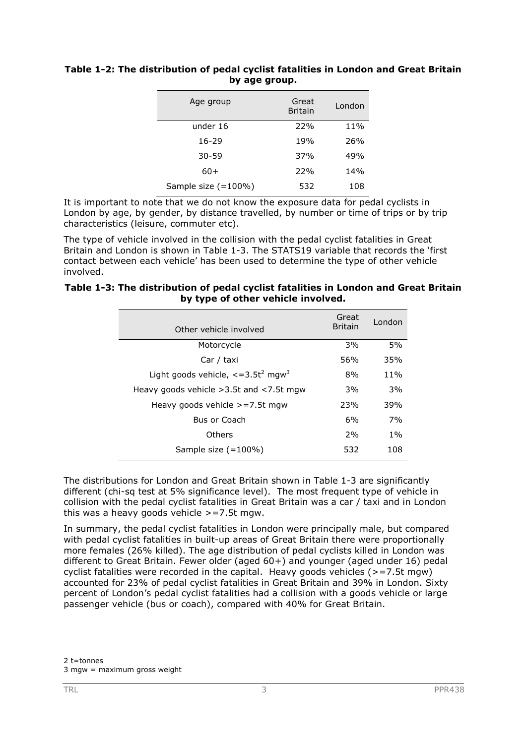**Table 1-2: The distribution of pedal cyclist fatalities in London and Great Britain by age group.**

| Age group | Great Britain | London |
|---|---|---|
| under 16 | 22% | 11% |
| 16-29 | 19% | 26% |
| 30-59 | 37% | 49% |
| 60+ | 22% | 14% |
| Sample size (=100%) | 532 | 108 |

It is important to note that we do not know the exposure data for pedal cyclists in London by age, by gender, by distance travelled, by number or time of trips or by trip characteristics (leisure, commuter etc).

The type of vehicle involved in the collision with the pedal cyclist fatalities in Great Britain and London is shown in Table 1-3. The STATS19 variable that records the 'first contact between each vehicle' has been used to determine the type of other vehicle involved.

**Table 1-3: The distribution of pedal cyclist fatalities in London and Great Britain by type of other vehicle involved.**

| Other vehicle involved | Great Britain | London |
|---|---|---|
| Motorcycle | 3% | 5% |
| Car / taxi | 56% | 35% |
| Light goods vehicle, <=3.5t[2] mgw[3] | 8% | 11% |
| Heavy goods vehicle >3.5t and <7.5t mgw | 3% | 3% |
| Heavy goods vehicle >=7.5t mgw | 23% | 39% |
| Bus or Coach | 6% | 7% |
| Others | 2% | 1% |
| Sample size (=100%) | 532 | 108 |

The distributions for London and Great Britain shown in Table 1-3 are significantly different (chi-sq test at 5% significance level). The most frequent type of vehicle in collision with the pedal cyclist fatalities in Great Britain was a car / taxi and in London this was a heavy goods vehicle >=7.5t mgw.

In summary, the pedal cyclist fatalities in London were principally male, but compared with pedal cyclist fatalities in built-up areas of Great Britain there were proportionally more females (26% killed). The age distribution of pedal cyclists killed in London was different to Great Britain. Fewer older (aged 60+) and younger (aged under 16) pedal cyclist fatalities were recorded in the capital. Heavy goods vehicles (>=7.5t mgw) accounted for 23% of pedal cyclist fatalities in Great Britain and 39% in London. Sixty percent of London's pedal cyclist fatalities had a collision with a goods vehicle or large passenger vehicle (bus or coach), compared with 40% for Great Britain.

---

2 t=tonnes

3 mgw = maximum gross weight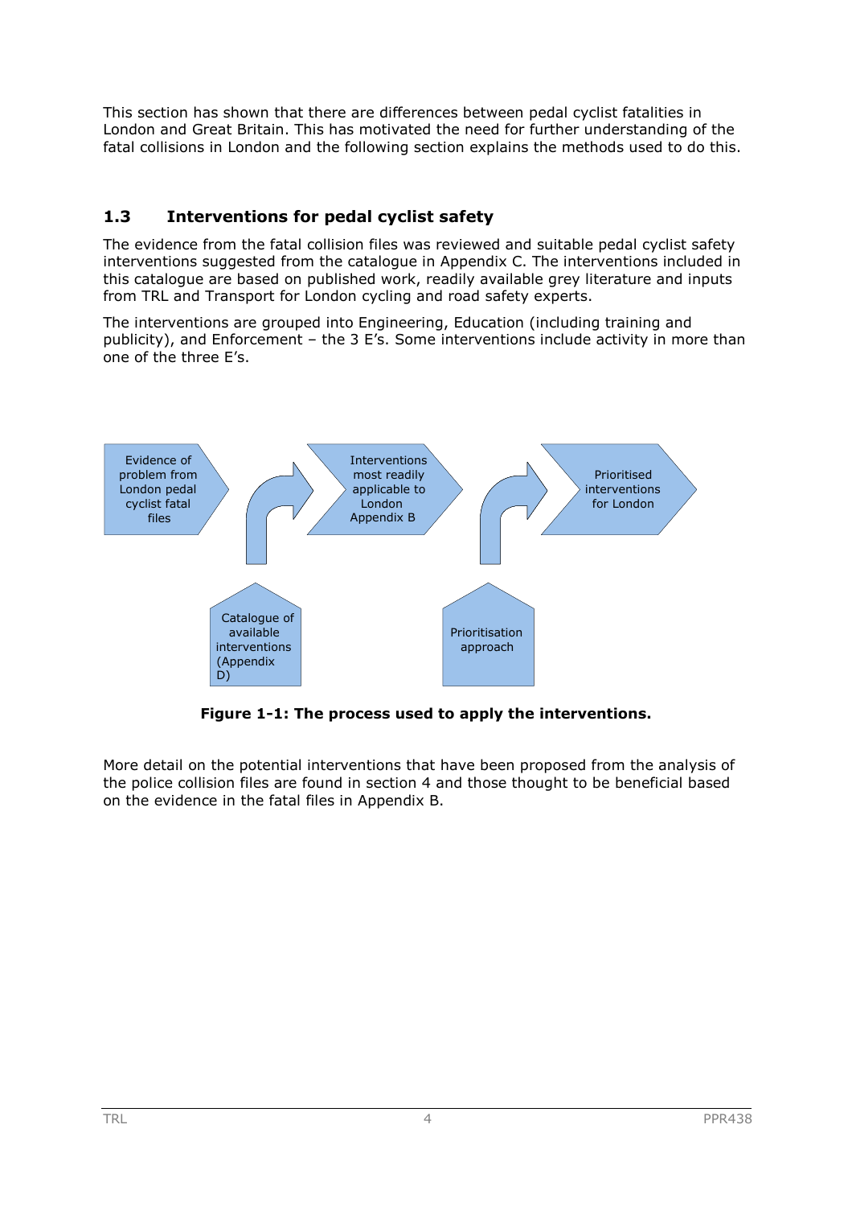This section has shown that there are differences between pedal cyclist fatalities in London and Great Britain. This has motivated the need for further understanding of the fatal collisions in London and the following section explains the methods used to do this.

## 1.3 Interventions for pedal cyclist safety

The evidence from the fatal collision files was reviewed and suitable pedal cyclist safety interventions suggested from the catalogue in Appendix C. The interventions included in this catalogue are based on published work, readily available grey literature and inputs from TRL and Transport for London cycling and road safety experts.

The interventions are grouped into Engineering, Education (including training and publicity), and Enforcement – the 3 E's. Some interventions include activity in more than one of the three E's.

Evidence of problem from London pedal cyclist fatal files

Interventions most readily applicable to London Appendix B

Prioritised interventions for London

Catalogue of available interventions (Appendix D)

Prioritisation approach

**Figure 1-1: The process used to apply the interventions.**

More detail on the potential interventions that have been proposed from the analysis of the police collision files are found in section 4 and those thought to be beneficial based on the evidence in the fatal files in Appendix B.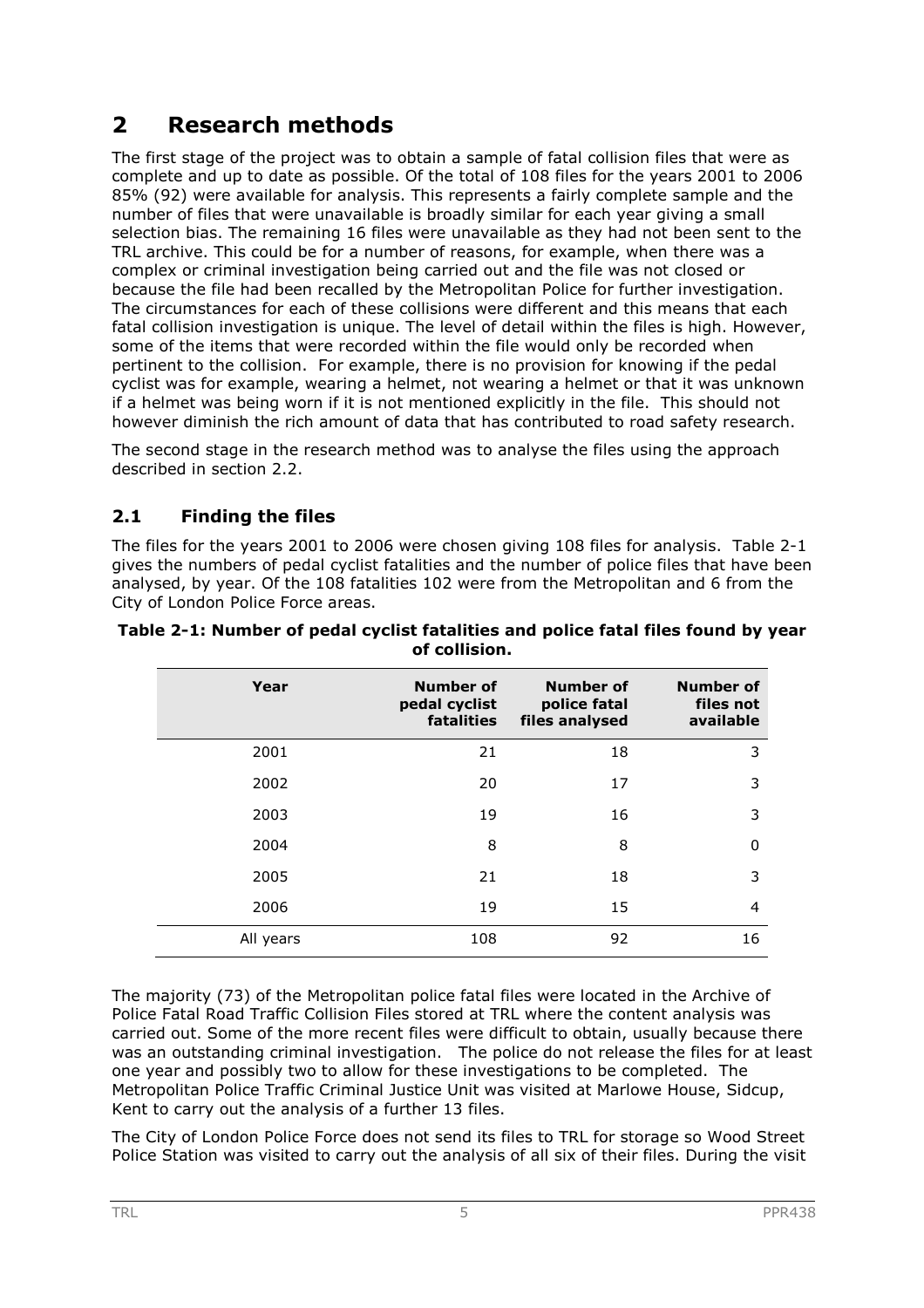# 2 Research methods

The first stage of the project was to obtain a sample of fatal collision files that were as complete and up to date as possible. Of the total of 108 files for the years 2001 to 2006 85% (92) were available for analysis. This represents a fairly complete sample and the number of files that were unavailable is broadly similar for each year giving a small selection bias. The remaining 16 files were unavailable as they had not been sent to the TRL archive. This could be for a number of reasons, for example, when there was a complex or criminal investigation being carried out and the file was not closed or because the file had been recalled by the Metropolitan Police for further investigation. The circumstances for each of these collisions were different and this means that each fatal collision investigation is unique. The level of detail within the files is high. However, some of the items that were recorded within the file would only be recorded when pertinent to the collision. For example, there is no provision for knowing if the pedal cyclist was for example, wearing a helmet, not wearing a helmet or that it was unknown if a helmet was being worn if it is not mentioned explicitly in the file. This should not however diminish the rich amount of data that has contributed to road safety research.

The second stage in the research method was to analyse the files using the approach described in section 2.2.

## 2.1 Finding the files

The files for the years 2001 to 2006 were chosen giving 108 files for analysis. Table 2-1 gives the numbers of pedal cyclist fatalities and the number of police files that have been analysed, by year. Of the 108 fatalities 102 were from the Metropolitan and 6 from the City of London Police Force areas.

**Table 2-1: Number of pedal cyclist fatalities and police fatal files found by year of collision.**

| Year | Number of pedal cyclist fatalities | Number of police fatal files analysed | Number of files not available |
|---|---|---|---|
| 2001 | 21 | 18 | 3 |
| 2002 | 20 | 17 | 3 |
| 2003 | 19 | 16 | 3 |
| 2004 | 8 | 8 | 0 |
| 2005 | 21 | 18 | 3 |
| 2006 | 19 | 15 | 4 |
| All years | 108 | 92 | 16 |

The majority (73) of the Metropolitan police fatal files were located in the Archive of Police Fatal Road Traffic Collision Files stored at TRL where the content analysis was carried out. Some of the more recent files were difficult to obtain, usually because there was an outstanding criminal investigation. The police do not release the files for at least one year and possibly two to allow for these investigations to be completed. The Metropolitan Police Traffic Criminal Justice Unit was visited at Marlowe House, Sidcup, Kent to carry out the analysis of a further 13 files.

The City of London Police Force does not send its files to TRL for storage so Wood Street Police Station was visited to carry out the analysis of all six of their files. During the visit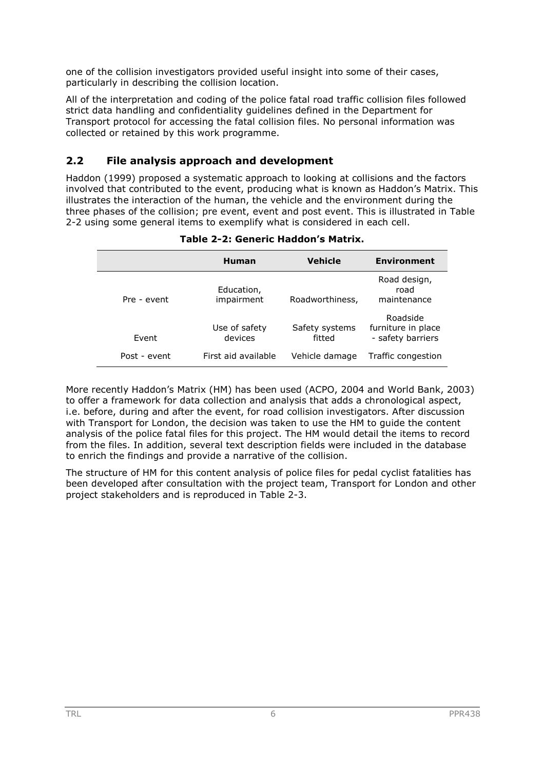one of the collision investigators provided useful insight into some of their cases, particularly in describing the collision location.

All of the interpretation and coding of the police fatal road traffic collision files followed strict data handling and confidentiality guidelines defined in the Department for Transport protocol for accessing the fatal collision files. No personal information was collected or retained by this work programme.

## 2.2 File analysis approach and development

Haddon (1999) proposed a systematic approach to looking at collisions and the factors involved that contributed to the event, producing what is known as Haddon's Matrix. This illustrates the interaction of the human, the vehicle and the environment during the three phases of the collision; pre event, event and post event. This is illustrated in Table 2-2 using some general items to exemplify what is considered in each cell.

**Table 2-2: Generic Haddon's Matrix.**

| | Human | Vehicle | Environment |
|---|---|---|---|
| Pre - event | Education, impairment | Roadworthiness, | Road design, road maintenance |
| Event | Use of safety devices | Safety systems fitted | Roadside furniture in place - safety barriers |
| Post - event | First aid available | Vehicle damage | Traffic congestion |

More recently Haddon's Matrix (HM) has been used (ACPO, 2004 and World Bank, 2003) to offer a framework for data collection and analysis that adds a chronological aspect, i.e. before, during and after the event, for road collision investigators. After discussion with Transport for London, the decision was taken to use the HM to guide the content analysis of the police fatal files for this project. The HM would detail the items to record from the files. In addition, several text description fields were included in the database to enrich the findings and provide a narrative of the collision.

The structure of HM for this content analysis of police files for pedal cyclist fatalities has been developed after consultation with the project team, Transport for London and other project stakeholders and is reproduced in Table 2-3.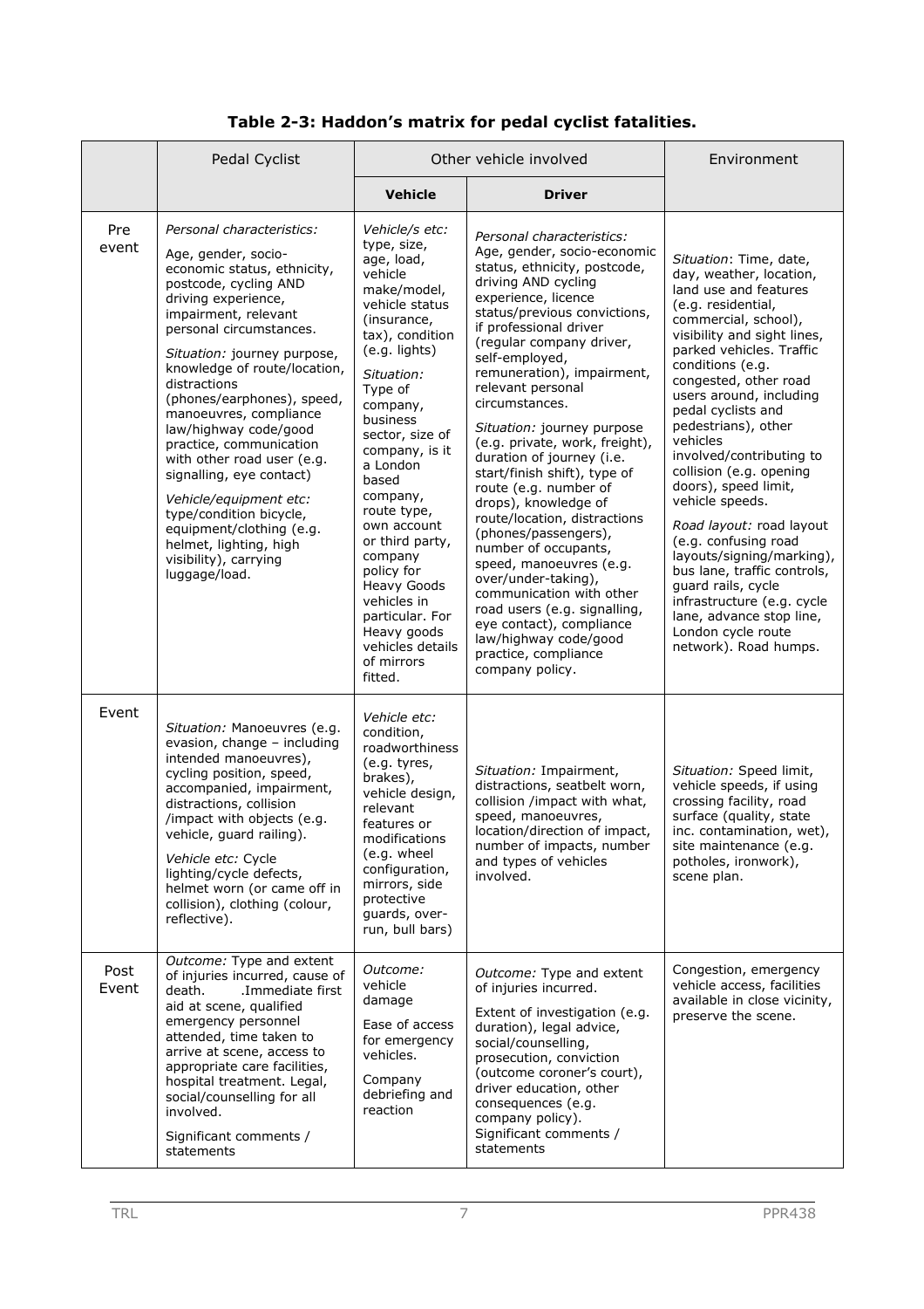**Table 2-3: Haddon's matrix for pedal cyclist fatalities.**

| | Pedal Cyclist | Other vehicle involved | | Environment |
|---|---|---|---|---|
| | | **Vehicle** | **Driver** | |
| Pre event | *Personal characteristics:* Age, gender, socio-economic status, ethnicity, postcode, cycling AND driving experience, impairment, relevant personal circumstances. *Situation:* journey purpose, knowledge of route/location, distractions (phones/earphones), speed, manoeuvres, compliance law/highway code/good practice, communication with other road user (e.g. signalling, eye contact) *Vehicle/equipment etc:* type/condition bicycle, equipment/clothing (e.g. helmet, lighting, high visibility), carrying luggage/load. | *Vehicle/s etc:* type, size, age, load, vehicle make/model, vehicle status (insurance, tax), condition (e.g. lights) *Situation:* Type of company, business sector, size of company, is it a London based company, route type, own account or third party, company policy for Heavy Goods vehicles in particular. For Heavy goods vehicles details of mirrors fitted. | *Personal characteristics:* Age, gender, socio-economic status, ethnicity, postcode, driving AND cycling experience, licence status/previous convictions, if professional driver (regular company driver, self-employed, remuneration), impairment, relevant personal circumstances. *Situation:* journey purpose (e.g. private, work, freight), duration of journey (i.e. start/finish shift), type of route (e.g. number of drops), knowledge of route/location, distractions (phones/passengers), number of occupants, speed, manoeuvres (e.g. over/under-taking), communication with other road users (e.g. signalling, eye contact), compliance law/highway code/good practice, compliance company policy. | *Situation*: Time, date, day, weather, location, land use and features (e.g. residential, commercial, school), visibility and sight lines, parked vehicles. Traffic conditions (e.g. congested, other road users around, including pedal cyclists and pedestrians), other vehicles involved/contributing to collision (e.g. opening doors), speed limit, vehicle speeds. *Road layout:* road layout (e.g. confusing road layouts/signing/marking), bus lane, traffic controls, guard rails, cycle infrastructure (e.g. cycle lane, advance stop line, London cycle route network). Road humps. |
| Event | *Situation:* Manoeuvres (e.g. evasion, change – including intended manoeuvres), cycling position, speed, accompanied, impairment, distractions, collision /impact with objects (e.g. vehicle, guard railing). *Vehicle etc:* Cycle lighting/cycle defects, helmet worn (or came off in collision), clothing (colour, reflective). | *Vehicle etc:* condition, roadworthiness (e.g. tyres, brakes), vehicle design, relevant features or modifications (e.g. wheel configuration, mirrors, side protective guards, over-run, bull bars) | *Situation:* Impairment, distractions, seatbelt worn, collision /impact with what, speed, manoeuvres, location/direction of impact, number of impacts, number and types of vehicles involved. | *Situation:* Speed limit, vehicle speeds, if using crossing facility, road surface (quality, state inc. contamination, wet), site maintenance (e.g. potholes, ironwork), scene plan. |
| Post Event | *Outcome:* Type and extent of injuries incurred, cause of death. .Immediate first aid at scene, qualified emergency personnel attended, time taken to arrive at scene, access to appropriate care facilities, hospital treatment. Legal, social/counselling for all involved. Significant comments / statements | *Outcome:* vehicle damage Ease of access for emergency vehicles. Company debriefing and reaction | *Outcome:* Type and extent of injuries incurred. Extent of investigation (e.g. duration), legal advice, social/counselling, prosecution, conviction (outcome coroner's court), driver education, other consequences (e.g. company policy). Significant comments / statements | Congestion, emergency vehicle access, facilities available in close vicinity, preserve the scene. |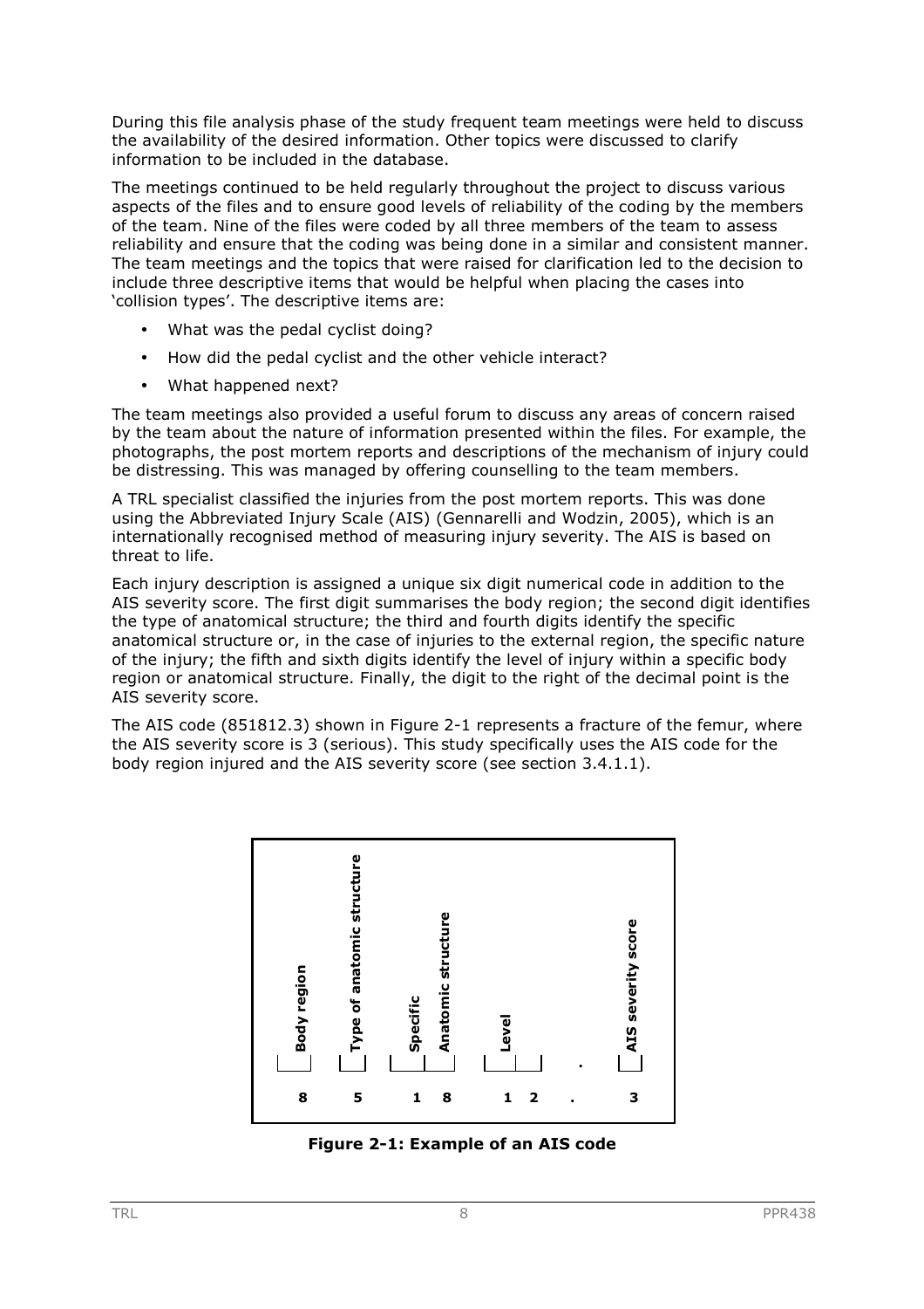During this file analysis phase of the study frequent team meetings were held to discuss the availability of the desired information. Other topics were discussed to clarify information to be included in the database.

The meetings continued to be held regularly throughout the project to discuss various aspects of the files and to ensure good levels of reliability of the coding by the members of the team. Nine of the files were coded by all three members of the team to assess reliability and ensure that the coding was being done in a similar and consistent manner. The team meetings and the topics that were raised for clarification led to the decision to include three descriptive items that would be helpful when placing the cases into 'collision types'. The descriptive items are:

- What was the pedal cyclist doing?
- How did the pedal cyclist and the other vehicle interact?
- What happened next?

The team meetings also provided a useful forum to discuss any areas of concern raised by the team about the nature of information presented within the files. For example, the photographs, the post mortem reports and descriptions of the mechanism of injury could be distressing. This was managed by offering counselling to the team members.

A TRL specialist classified the injuries from the post mortem reports. This was done using the Abbreviated Injury Scale (AIS) (Gennarelli and Wodzin, 2005), which is an internationally recognised method of measuring injury severity. The AIS is based on threat to life.

Each injury description is assigned a unique six digit numerical code in addition to the AIS severity score. The first digit summarises the body region; the second digit identifies the type of anatomical structure; the third and fourth digits identify the specific anatomical structure or, in the case of injuries to the external region, the specific nature of the injury; the fifth and sixth digits identify the level of injury within a specific body region or anatomical structure. Finally, the digit to the right of the decimal point is the AIS severity score.

The AIS code (851812.3) shown in Figure 2-1 represents a fracture of the femur, where the AIS severity score is 3 (serious). This study specifically uses the AIS code for the body region injured and the AIS severity score (see section 3.4.1.1).

| Body region | Type of anatomic structure | Specific Anatomic structure | | Level | | . | AIS severity score |
|---|---|---|---|---|---|---|---|
| 8 | 5 | 1 | 8 | 1 | 2 | . | 3 |

**Figure 2-1: Example of an AIS code**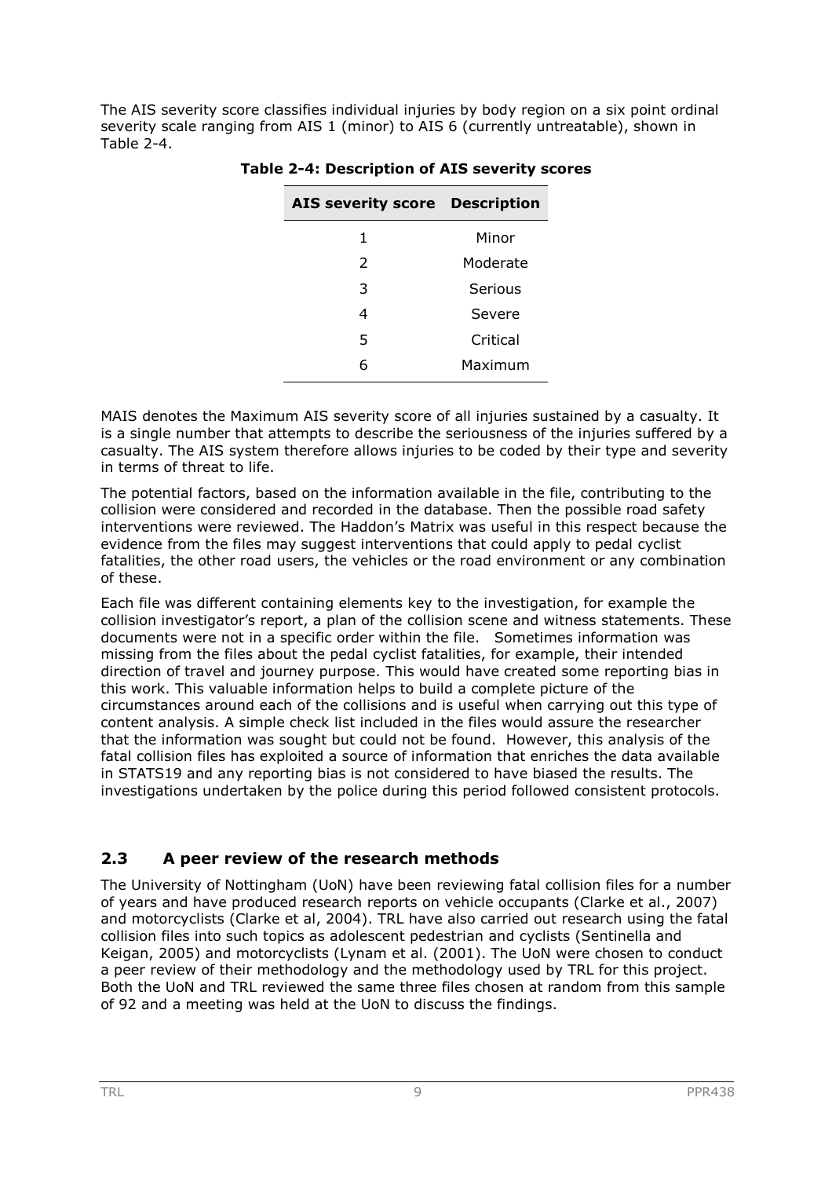The AIS severity score classifies individual injuries by body region on a six point ordinal severity scale ranging from AIS 1 (minor) to AIS 6 (currently untreatable), shown in Table 2-4.

**Table 2-4: Description of AIS severity scores**

| AIS severity score | Description |
|---|---|
| 1 | Minor |
| 2 | Moderate |
| 3 | Serious |
| 4 | Severe |
| 5 | Critical |
| 6 | Maximum |

MAIS denotes the Maximum AIS severity score of all injuries sustained by a casualty. It is a single number that attempts to describe the seriousness of the injuries suffered by a casualty. The AIS system therefore allows injuries to be coded by their type and severity in terms of threat to life.

The potential factors, based on the information available in the file, contributing to the collision were considered and recorded in the database. Then the possible road safety interventions were reviewed. The Haddon's Matrix was useful in this respect because the evidence from the files may suggest interventions that could apply to pedal cyclist fatalities, the other road users, the vehicles or the road environment or any combination of these.

Each file was different containing elements key to the investigation, for example the collision investigator's report, a plan of the collision scene and witness statements. These documents were not in a specific order within the file. Sometimes information was missing from the files about the pedal cyclist fatalities, for example, their intended direction of travel and journey purpose. This would have created some reporting bias in this work. This valuable information helps to build a complete picture of the circumstances around each of the collisions and is useful when carrying out this type of content analysis. A simple check list included in the files would assure the researcher that the information was sought but could not be found. However, this analysis of the fatal collision files has exploited a source of information that enriches the data available in STATS19 and any reporting bias is not considered to have biased the results. The investigations undertaken by the police during this period followed consistent protocols.

## 2.3 A peer review of the research methods

The University of Nottingham (UoN) have been reviewing fatal collision files for a number of years and have produced research reports on vehicle occupants (Clarke et al., 2007) and motorcyclists (Clarke et al, 2004). TRL have also carried out research using the fatal collision files into such topics as adolescent pedestrian and cyclists (Sentinella and Keigan, 2005) and motorcyclists (Lynam et al. (2001). The UoN were chosen to conduct a peer review of their methodology and the methodology used by TRL for this project. Both the UoN and TRL reviewed the same three files chosen at random from this sample of 92 and a meeting was held at the UoN to discuss the findings.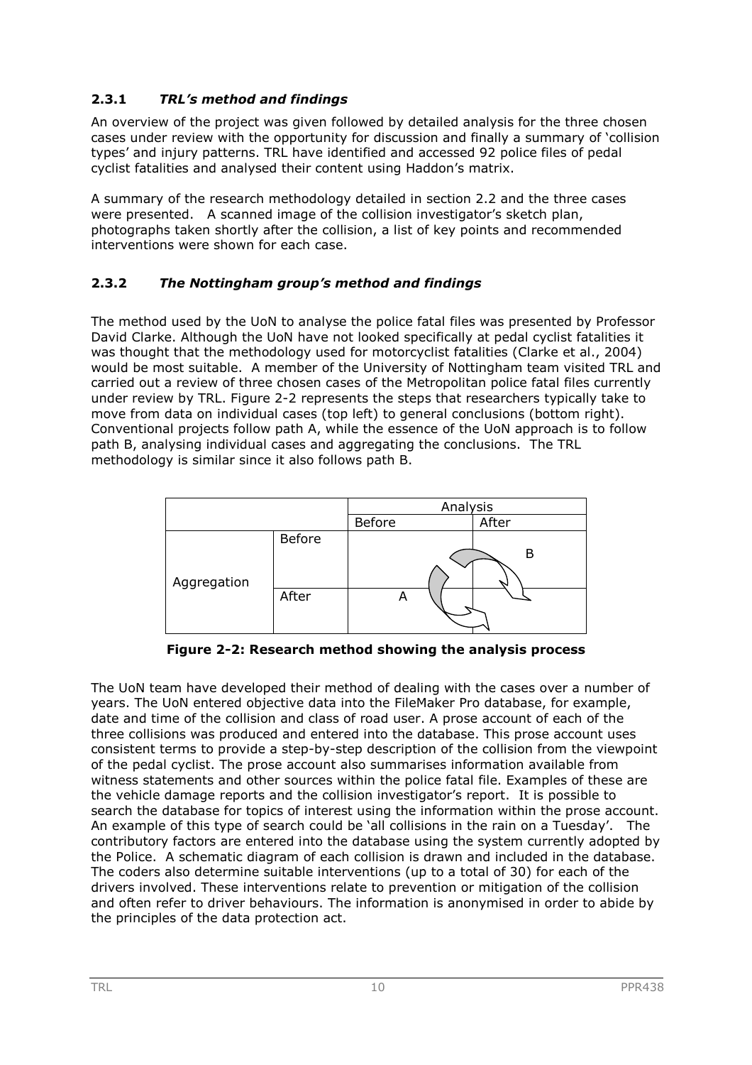### 2.3.1 *TRL's method and findings*

An overview of the project was given followed by detailed analysis for the three chosen cases under review with the opportunity for discussion and finally a summary of 'collision types' and injury patterns. TRL have identified and accessed 92 police files of pedal cyclist fatalities and analysed their content using Haddon's matrix.

A summary of the research methodology detailed in section 2.2 and the three cases were presented. A scanned image of the collision investigator's sketch plan, photographs taken shortly after the collision, a list of key points and recommended interventions were shown for each case.

### 2.3.2 *The Nottingham group's method and findings*

The method used by the UoN to analyse the police fatal files was presented by Professor David Clarke. Although the UoN have not looked specifically at pedal cyclist fatalities it was thought that the methodology used for motorcyclist fatalities (Clarke et al., 2004) would be most suitable. A member of the University of Nottingham team visited TRL and carried out a review of three chosen cases of the Metropolitan police fatal files currently under review by TRL. Figure 2-2 represents the steps that researchers typically take to move from data on individual cases (top left) to general conclusions (bottom right). Conventional projects follow path A, while the essence of the UoN approach is to follow path B, analysing individual cases and aggregating the conclusions. The TRL methodology is similar since it also follows path B.

| | | Analysis | |
|---|---|---|---|
| | | Before | After |
| Aggregation | Before | | B |
| | After | A | |

**Figure 2-2: Research method showing the analysis process**

The UoN team have developed their method of dealing with the cases over a number of years. The UoN entered objective data into the FileMaker Pro database, for example, date and time of the collision and class of road user. A prose account of each of the three collisions was produced and entered into the database. This prose account uses consistent terms to provide a step-by-step description of the collision from the viewpoint of the pedal cyclist. The prose account also summarises information available from witness statements and other sources within the police fatal file. Examples of these are the vehicle damage reports and the collision investigator's report. It is possible to search the database for topics of interest using the information within the prose account. An example of this type of search could be 'all collisions in the rain on a Tuesday'. The contributory factors are entered into the database using the system currently adopted by the Police. A schematic diagram of each collision is drawn and included in the database. The coders also determine suitable interventions (up to a total of 30) for each of the drivers involved. These interventions relate to prevention or mitigation of the collision and often refer to driver behaviours. The information is anonymised in order to abide by the principles of the data protection act.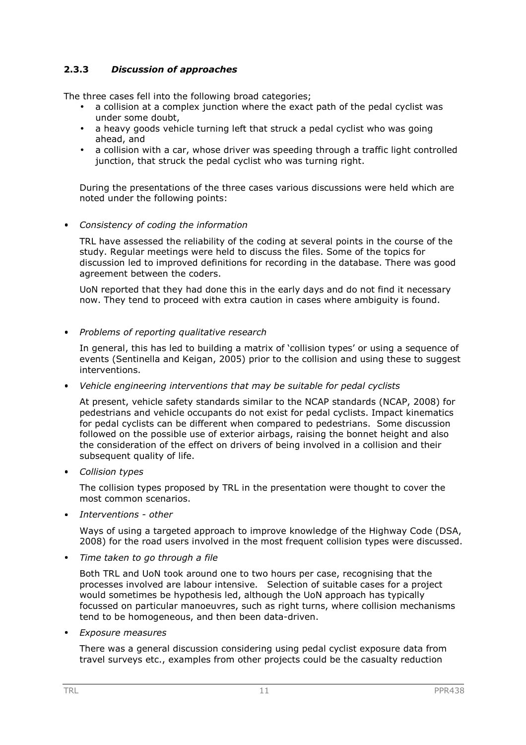### 2.3.3 *Discussion of approaches*

The three cases fell into the following broad categories;

- a collision at a complex junction where the exact path of the pedal cyclist was under some doubt,
- a heavy goods vehicle turning left that struck a pedal cyclist who was going ahead, and
- a collision with a car, whose driver was speeding through a traffic light controlled junction, that struck the pedal cyclist who was turning right.

During the presentations of the three cases various discussions were held which are noted under the following points:

- *Consistency of coding the information*

  TRL have assessed the reliability of the coding at several points in the course of the study. Regular meetings were held to discuss the files. Some of the topics for discussion led to improved definitions for recording in the database. There was good agreement between the coders.

  UoN reported that they had done this in the early days and do not find it necessary now. They tend to proceed with extra caution in cases where ambiguity is found.

- *Problems of reporting qualitative research*

  In general, this has led to building a matrix of 'collision types' or using a sequence of events (Sentinella and Keigan, 2005) prior to the collision and using these to suggest interventions.

- *Vehicle engineering interventions that may be suitable for pedal cyclists*

  At present, vehicle safety standards similar to the NCAP standards (NCAP, 2008) for pedestrians and vehicle occupants do not exist for pedal cyclists. Impact kinematics for pedal cyclists can be different when compared to pedestrians. Some discussion followed on the possible use of exterior airbags, raising the bonnet height and also the consideration of the effect on drivers of being involved in a collision and their subsequent quality of life.

- *Collision types*

  The collision types proposed by TRL in the presentation were thought to cover the most common scenarios.

- *Interventions - other*

  Ways of using a targeted approach to improve knowledge of the Highway Code (DSA, 2008) for the road users involved in the most frequent collision types were discussed.

- *Time taken to go through a file*

  Both TRL and UoN took around one to two hours per case, recognising that the processes involved are labour intensive. Selection of suitable cases for a project would sometimes be hypothesis led, although the UoN approach has typically focussed on particular manoeuvres, such as right turns, where collision mechanisms tend to be homogeneous, and then been data-driven.

- *Exposure measures*

  There was a general discussion considering using pedal cyclist exposure data from travel surveys etc., examples from other projects could be the casualty reduction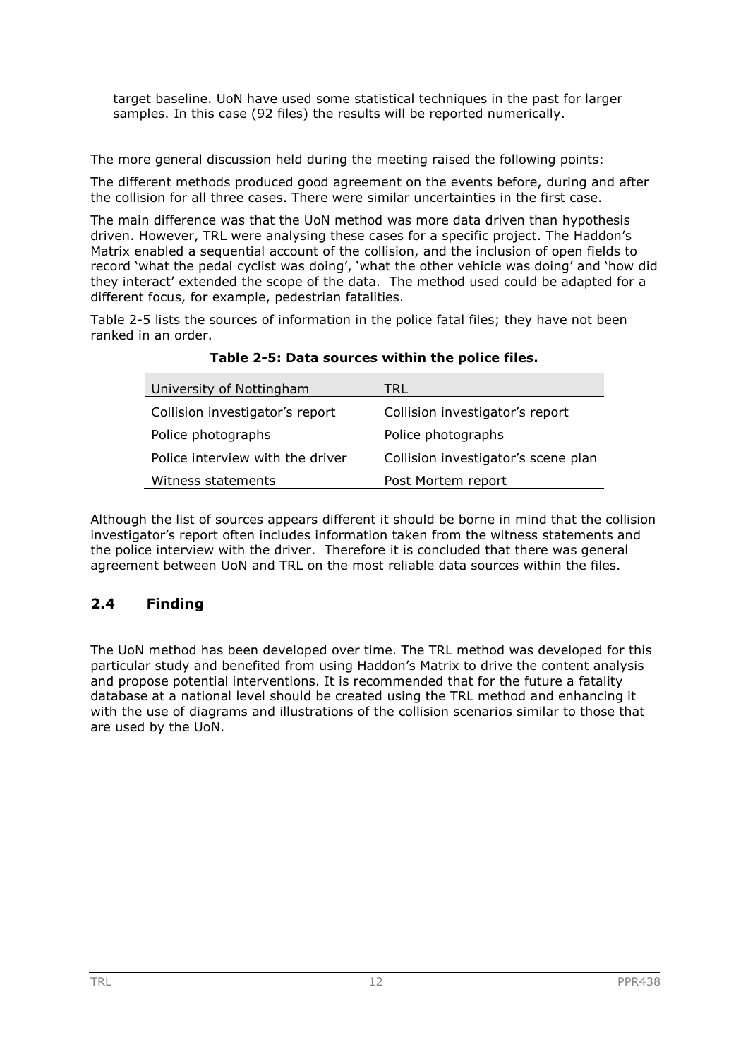target baseline. UoN have used some statistical techniques in the past for larger samples. In this case (92 files) the results will be reported numerically.

The more general discussion held during the meeting raised the following points:

The different methods produced good agreement on the events before, during and after the collision for all three cases. There were similar uncertainties in the first case.

The main difference was that the UoN method was more data driven than hypothesis driven. However, TRL were analysing these cases for a specific project. The Haddon's Matrix enabled a sequential account of the collision, and the inclusion of open fields to record 'what the pedal cyclist was doing', 'what the other vehicle was doing' and 'how did they interact' extended the scope of the data. The method used could be adapted for a different focus, for example, pedestrian fatalities.

Table 2-5 lists the sources of information in the police fatal files; they have not been ranked in an order.

**Table 2-5: Data sources within the police files.**

| University of Nottingham | TRL |
|---|---|
| Collision investigator's report | Collision investigator's report |
| Police photographs | Police photographs |
| Police interview with the driver | Collision investigator's scene plan |
| Witness statements | Post Mortem report |

Although the list of sources appears different it should be borne in mind that the collision investigator's report often includes information taken from the witness statements and the police interview with the driver. Therefore it is concluded that there was general agreement between UoN and TRL on the most reliable data sources within the files.

## 2.4 Finding

The UoN method has been developed over time. The TRL method was developed for this particular study and benefited from using Haddon's Matrix to drive the content analysis and propose potential interventions. It is recommended that for the future a fatality database at a national level should be created using the TRL method and enhancing it with the use of diagrams and illustrations of the collision scenarios similar to those that are used by the UoN.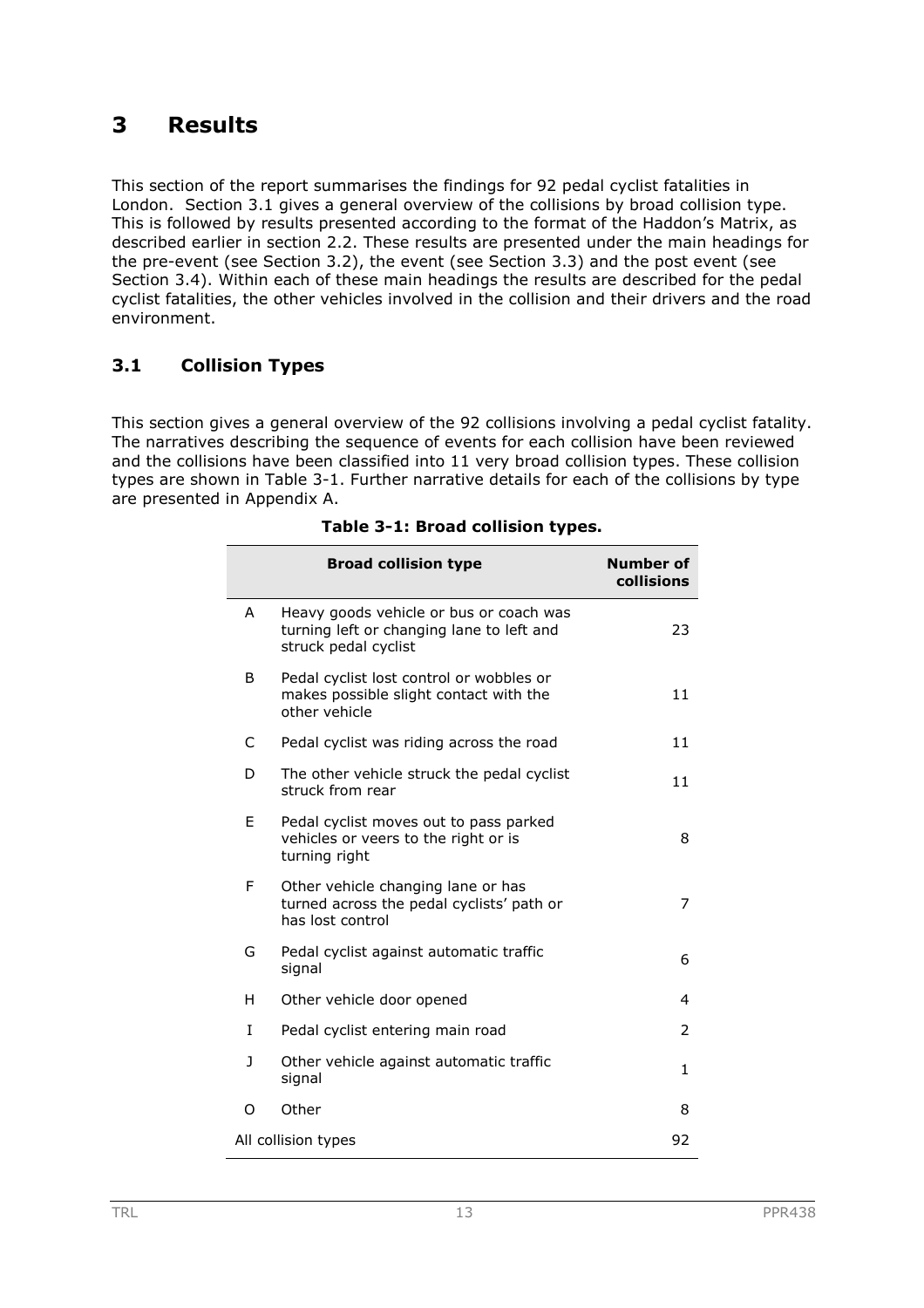# 3 Results

This section of the report summarises the findings for 92 pedal cyclist fatalities in London. Section 3.1 gives a general overview of the collisions by broad collision type. This is followed by results presented according to the format of the Haddon's Matrix, as described earlier in section 2.2. These results are presented under the main headings for the pre-event (see Section 3.2), the event (see Section 3.3) and the post event (see Section 3.4). Within each of these main headings the results are described for the pedal cyclist fatalities, the other vehicles involved in the collision and their drivers and the road environment.

## 3.1 Collision Types

This section gives a general overview of the 92 collisions involving a pedal cyclist fatality. The narratives describing the sequence of events for each collision have been reviewed and the collisions have been classified into 11 very broad collision types. These collision types are shown in Table 3-1. Further narrative details for each of the collisions by type are presented in Appendix A.

**Table 3-1: Broad collision types.**

| | Broad collision type | Number of collisions |
|---|---|---|
| A | Heavy goods vehicle or bus or coach was turning left or changing lane to left and struck pedal cyclist | 23 |
| B | Pedal cyclist lost control or wobbles or makes possible slight contact with the other vehicle | 11 |
| C | Pedal cyclist was riding across the road | 11 |
| D | The other vehicle struck the pedal cyclist struck from rear | 11 |
| E | Pedal cyclist moves out to pass parked vehicles or veers to the right or is turning right | 8 |
| F | Other vehicle changing lane or has turned across the pedal cyclists' path or has lost control | 7 |
| G | Pedal cyclist against automatic traffic signal | 6 |
| H | Other vehicle door opened | 4 |
| I | Pedal cyclist entering main road | 2 |
| J | Other vehicle against automatic traffic signal | 1 |
| O | Other | 8 |
| All collision types | | 92 |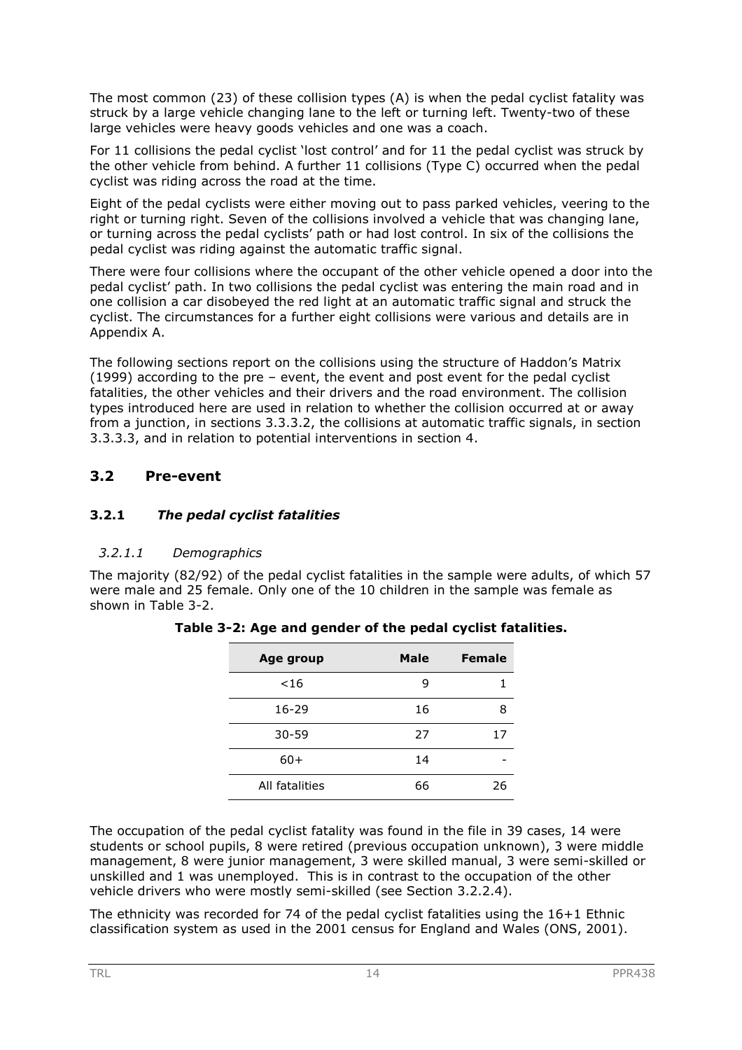The most common (23) of these collision types (A) is when the pedal cyclist fatality was struck by a large vehicle changing lane to the left or turning left. Twenty-two of these large vehicles were heavy goods vehicles and one was a coach.

For 11 collisions the pedal cyclist 'lost control' and for 11 the pedal cyclist was struck by the other vehicle from behind. A further 11 collisions (Type C) occurred when the pedal cyclist was riding across the road at the time.

Eight of the pedal cyclists were either moving out to pass parked vehicles, veering to the right or turning right. Seven of the collisions involved a vehicle that was changing lane, or turning across the pedal cyclists' path or had lost control. In six of the collisions the pedal cyclist was riding against the automatic traffic signal.

There were four collisions where the occupant of the other vehicle opened a door into the pedal cyclist' path. In two collisions the pedal cyclist was entering the main road and in one collision a car disobeyed the red light at an automatic traffic signal and struck the cyclist. The circumstances for a further eight collisions were various and details are in Appendix A.

The following sections report on the collisions using the structure of Haddon's Matrix (1999) according to the pre – event, the event and post event for the pedal cyclist fatalities, the other vehicles and their drivers and the road environment. The collision types introduced here are used in relation to whether the collision occurred at or away from a junction, in sections 3.3.3.2, the collisions at automatic traffic signals, in section 3.3.3.3, and in relation to potential interventions in section 4.

## 3.2 Pre-event

### 3.2.1 *The pedal cyclist fatalities*

#### *3.2.1.1 Demographics*

The majority (82/92) of the pedal cyclist fatalities in the sample were adults, of which 57 were male and 25 female. Only one of the 10 children in the sample was female as shown in Table 3-2.

**Table 3-2: Age and gender of the pedal cyclist fatalities.**

| Age group | Male | Female |
|---|---|---|
| <16 | 9 | 1 |
| 16-29 | 16 | 8 |
| 30-59 | 27 | 17 |
| 60+ | 14 | - |
| All fatalities | 66 | 26 |

The occupation of the pedal cyclist fatality was found in the file in 39 cases, 14 were students or school pupils, 8 were retired (previous occupation unknown), 3 were middle management, 8 were junior management, 3 were skilled manual, 3 were semi-skilled or unskilled and 1 was unemployed. This is in contrast to the occupation of the other vehicle drivers who were mostly semi-skilled (see Section 3.2.2.4).

The ethnicity was recorded for 74 of the pedal cyclist fatalities using the 16+1 Ethnic classification system as used in the 2001 census for England and Wales (ONS, 2001).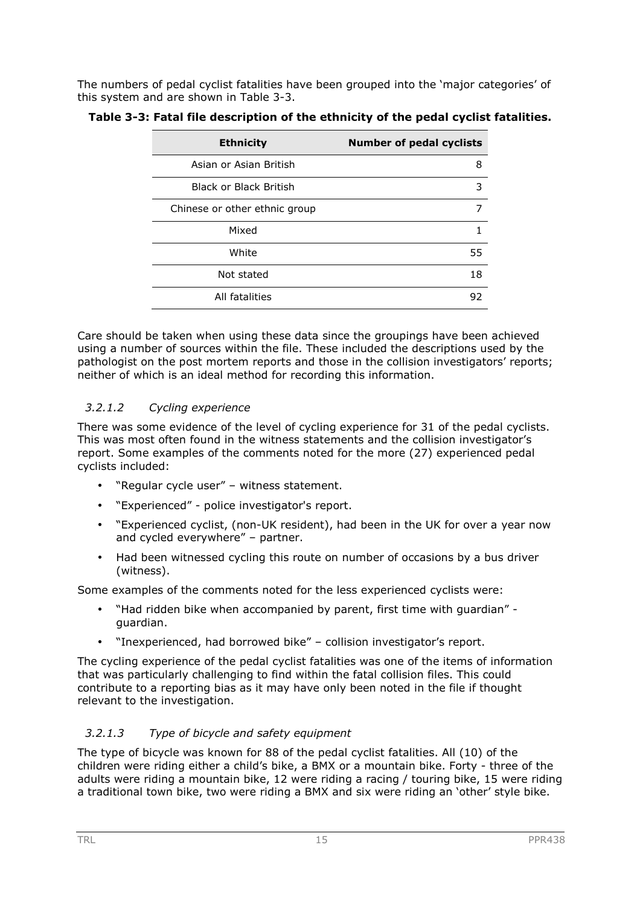The numbers of pedal cyclist fatalities have been grouped into the 'major categories' of this system and are shown in Table 3-3.

**Table 3-3: Fatal file description of the ethnicity of the pedal cyclist fatalities.**

| Ethnicity | Number of pedal cyclists |
|---|---|
| Asian or Asian British | 8 |
| Black or Black British | 3 |
| Chinese or other ethnic group | 7 |
| Mixed | 1 |
| White | 55 |
| Not stated | 18 |
| All fatalities | 92 |

Care should be taken when using these data since the groupings have been achieved using a number of sources within the file. These included the descriptions used by the pathologist on the post mortem reports and those in the collision investigators' reports; neither of which is an ideal method for recording this information.

#### *3.2.1.2 Cycling experience*

There was some evidence of the level of cycling experience for 31 of the pedal cyclists. This was most often found in the witness statements and the collision investigator's report. Some examples of the comments noted for the more (27) experienced pedal cyclists included:

- "Regular cycle user" – witness statement.
- "Experienced" - police investigator's report.
- "Experienced cyclist, (non-UK resident), had been in the UK for over a year now and cycled everywhere" – partner.
- Had been witnessed cycling this route on number of occasions by a bus driver (witness).

Some examples of the comments noted for the less experienced cyclists were:

- "Had ridden bike when accompanied by parent, first time with guardian" - guardian.
- "Inexperienced, had borrowed bike" – collision investigator's report.

The cycling experience of the pedal cyclist fatalities was one of the items of information that was particularly challenging to find within the fatal collision files. This could contribute to a reporting bias as it may have only been noted in the file if thought relevant to the investigation.

#### *3.2.1.3 Type of bicycle and safety equipment*

The type of bicycle was known for 88 of the pedal cyclist fatalities. All (10) of the children were riding either a child's bike, a BMX or a mountain bike. Forty - three of the adults were riding a mountain bike, 12 were riding a racing / touring bike, 15 were riding a traditional town bike, two were riding a BMX and six were riding an 'other' style bike.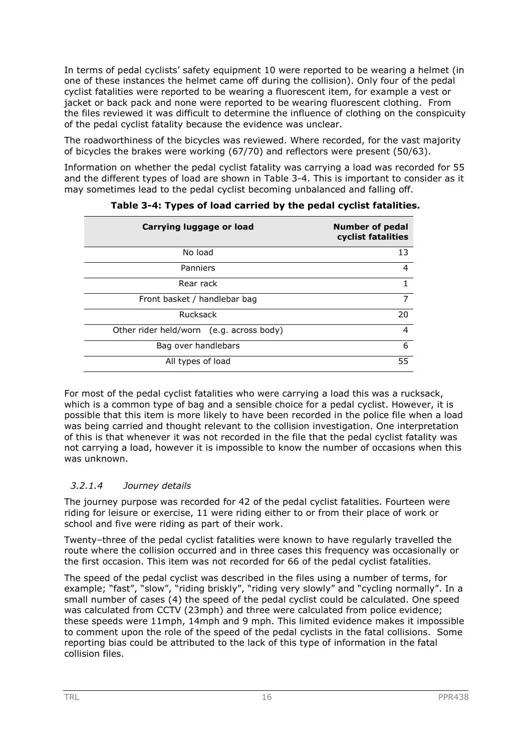In terms of pedal cyclists' safety equipment 10 were reported to be wearing a helmet (in one of these instances the helmet came off during the collision). Only four of the pedal cyclist fatalities were reported to be wearing a fluorescent item, for example a vest or jacket or back pack and none were reported to be wearing fluorescent clothing. From the files reviewed it was difficult to determine the influence of clothing on the conspicuity of the pedal cyclist fatality because the evidence was unclear.

The roadworthiness of the bicycles was reviewed. Where recorded, for the vast majority of bicycles the brakes were working (67/70) and reflectors were present (50/63).

Information on whether the pedal cyclist fatality was carrying a load was recorded for 55 and the different types of load are shown in Table 3-4. This is important to consider as it may sometimes lead to the pedal cyclist becoming unbalanced and falling off.

**Table 3-4: Types of load carried by the pedal cyclist fatalities.**

| Carrying luggage or load | Number of pedal cyclist fatalities |
|---|---|
| No load | 13 |
| Panniers | 4 |
| Rear rack | 1 |
| Front basket / handlebar bag | 7 |
| Rucksack | 20 |
| Other rider held/worn (e.g. across body) | 4 |
| Bag over handlebars | 6 |
| All types of load | 55 |

For most of the pedal cyclist fatalities who were carrying a load this was a rucksack, which is a common type of bag and a sensible choice for a pedal cyclist. However, it is possible that this item is more likely to have been recorded in the police file when a load was being carried and thought relevant to the collision investigation. One interpretation of this is that whenever it was not recorded in the file that the pedal cyclist fatality was not carrying a load, however it is impossible to know the number of occasions when this was unknown.

#### *3.2.1.4 Journey details*

The journey purpose was recorded for 42 of the pedal cyclist fatalities. Fourteen were riding for leisure or exercise, 11 were riding either to or from their place of work or school and five were riding as part of their work.

Twenty–three of the pedal cyclist fatalities were known to have regularly travelled the route where the collision occurred and in three cases this frequency was occasionally or the first occasion. This item was not recorded for 66 of the pedal cyclist fatalities.

The speed of the pedal cyclist was described in the files using a number of terms, for example; "fast", "slow", "riding briskly", "riding very slowly" and "cycling normally". In a small number of cases (4) the speed of the pedal cyclist could be calculated. One speed was calculated from CCTV (23mph) and three were calculated from police evidence; these speeds were 11mph, 14mph and 9 mph. This limited evidence makes it impossible to comment upon the role of the speed of the pedal cyclists in the fatal collisions. Some reporting bias could be attributed to the lack of this type of information in the fatal collision files.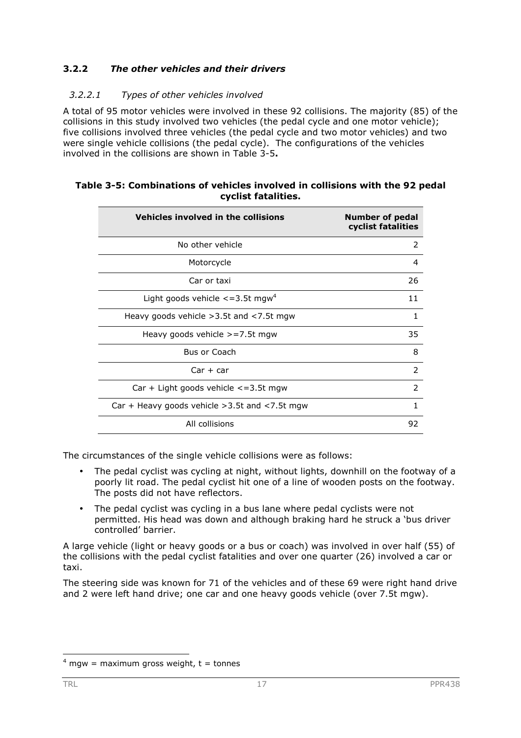### 3.2.2 *The other vehicles and their drivers*

#### *3.2.2.1 Types of other vehicles involved*

A total of 95 motor vehicles were involved in these 92 collisions. The majority (85) of the collisions in this study involved two vehicles (the pedal cycle and one motor vehicle); five collisions involved three vehicles (the pedal cycle and two motor vehicles) and two were single vehicle collisions (the pedal cycle). The configurations of the vehicles involved in the collisions are shown in Table 3-5**.**

**Table 3-5: Combinations of vehicles involved in collisions with the 92 pedal cyclist fatalities.**

| Vehicles involved in the collisions | Number of pedal cyclist fatalities |
|---|---|
| No other vehicle | 2 |
| Motorcycle | 4 |
| Car or taxi | 26 |
| Light goods vehicle <=3.5t mgw[4] | 11 |
| Heavy goods vehicle >3.5t and <7.5t mgw | 1 |
| Heavy goods vehicle >=7.5t mgw | 35 |
| Bus or Coach | 8 |
| Car + car | 2 |
| Car + Light goods vehicle <=3.5t mgw | 2 |
| Car + Heavy goods vehicle >3.5t and <7.5t mgw | 1 |
| All collisions | 92 |

The circumstances of the single vehicle collisions were as follows:

- The pedal cyclist was cycling at night, without lights, downhill on the footway of a poorly lit road. The pedal cyclist hit one of a line of wooden posts on the footway. The posts did not have reflectors.
- The pedal cyclist was cycling in a bus lane where pedal cyclists were not permitted. His head was down and although braking hard he struck a 'bus driver controlled' barrier.

A large vehicle (light or heavy goods or a bus or coach) was involved in over half (55) of the collisions with the pedal cyclist fatalities and over one quarter (26) involved a car or taxi.

The steering side was known for 71 of the vehicles and of these 69 were right hand drive and 2 were left hand drive; one car and one heavy goods vehicle (over 7.5t mgw).

[4] mgw = maximum gross weight, t = tonnes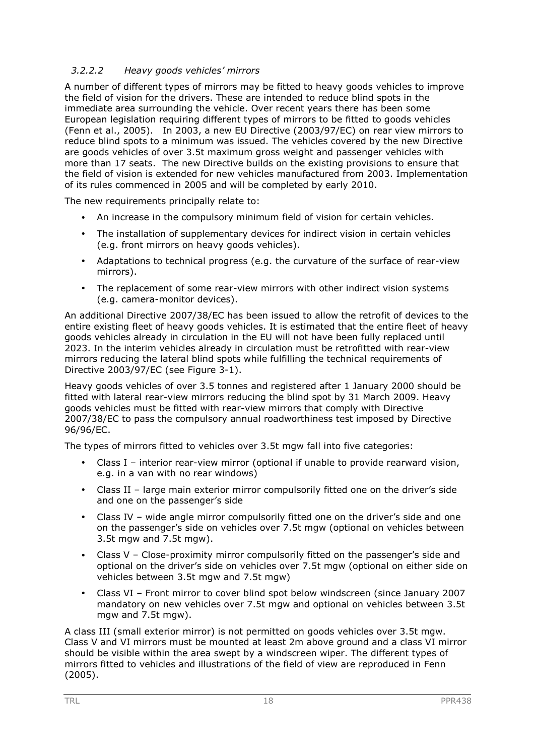#### *3.2.2.2 Heavy goods vehicles' mirrors*

A number of different types of mirrors may be fitted to heavy goods vehicles to improve the field of vision for the drivers. These are intended to reduce blind spots in the immediate area surrounding the vehicle. Over recent years there has been some European legislation requiring different types of mirrors to be fitted to goods vehicles (Fenn et al., 2005). In 2003, a new EU Directive (2003/97/EC) on rear view mirrors to reduce blind spots to a minimum was issued. The vehicles covered by the new Directive are goods vehicles of over 3.5t maximum gross weight and passenger vehicles with more than 17 seats. The new Directive builds on the existing provisions to ensure that the field of vision is extended for new vehicles manufactured from 2003. Implementation of its rules commenced in 2005 and will be completed by early 2010.

The new requirements principally relate to:

- An increase in the compulsory minimum field of vision for certain vehicles.
- The installation of supplementary devices for indirect vision in certain vehicles (e.g. front mirrors on heavy goods vehicles).
- Adaptations to technical progress (e.g. the curvature of the surface of rear-view mirrors).
- The replacement of some rear-view mirrors with other indirect vision systems (e.g. camera-monitor devices).

An additional Directive 2007/38/EC has been issued to allow the retrofit of devices to the entire existing fleet of heavy goods vehicles. It is estimated that the entire fleet of heavy goods vehicles already in circulation in the EU will not have been fully replaced until 2023. In the interim vehicles already in circulation must be retrofitted with rear-view mirrors reducing the lateral blind spots while fulfilling the technical requirements of Directive 2003/97/EC (see Figure 3-1).

Heavy goods vehicles of over 3.5 tonnes and registered after 1 January 2000 should be fitted with lateral rear-view mirrors reducing the blind spot by 31 March 2009. Heavy goods vehicles must be fitted with rear-view mirrors that comply with Directive 2007/38/EC to pass the compulsory annual roadworthiness test imposed by Directive 96/96/EC.

The types of mirrors fitted to vehicles over 3.5t mgw fall into five categories:

- Class I – interior rear-view mirror (optional if unable to provide rearward vision, e.g. in a van with no rear windows)
- Class II – large main exterior mirror compulsorily fitted one on the driver's side and one on the passenger's side
- Class IV – wide angle mirror compulsorily fitted one on the driver's side and one on the passenger's side on vehicles over 7.5t mgw (optional on vehicles between 3.5t mgw and 7.5t mgw).
- Class V – Close-proximity mirror compulsorily fitted on the passenger's side and optional on the driver's side on vehicles over 7.5t mgw (optional on either side on vehicles between 3.5t mgw and 7.5t mgw)
- Class VI – Front mirror to cover blind spot below windscreen (since January 2007 mandatory on new vehicles over 7.5t mgw and optional on vehicles between 3.5t mgw and 7.5t mgw).

A class III (small exterior mirror) is not permitted on goods vehicles over 3.5t mgw. Class V and VI mirrors must be mounted at least 2m above ground and a class VI mirror should be visible within the area swept by a windscreen wiper. The different types of mirrors fitted to vehicles and illustrations of the field of view are reproduced in Fenn (2005).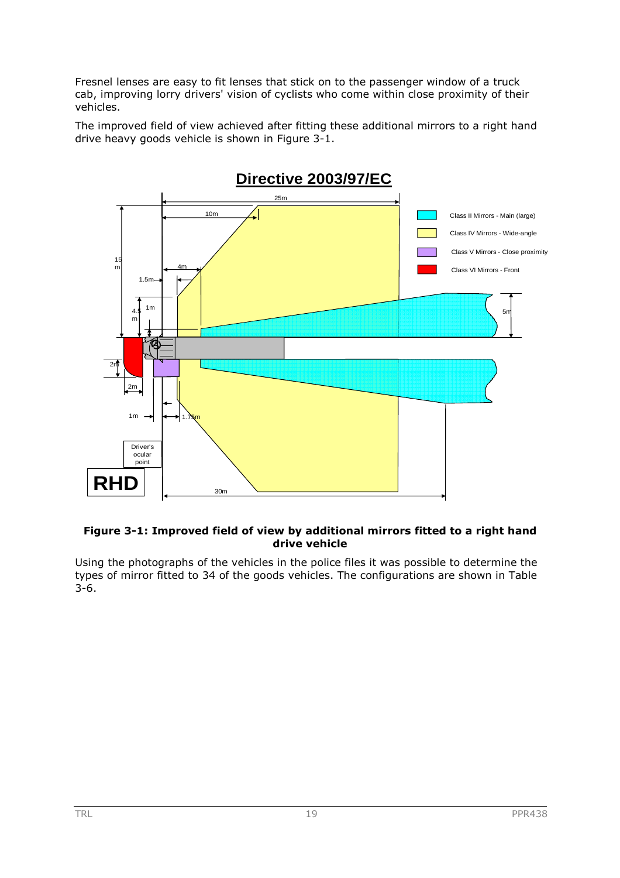Fresnel lenses are easy to fit lenses that stick on to the passenger window of a truck cab, improving lorry drivers' vision of cyclists who come within close proximity of their vehicles.

The improved field of view achieved after fitting these additional mirrors to a right hand drive heavy goods vehicle is shown in Figure 3-1.

**Figure 3-1: Improved field of view by additional mirrors fitted to a right hand drive vehicle**

Using the photographs of the vehicles in the police files it was possible to determine the types of mirror fitted to 34 of the goods vehicles. The configurations are shown in Table 3-6.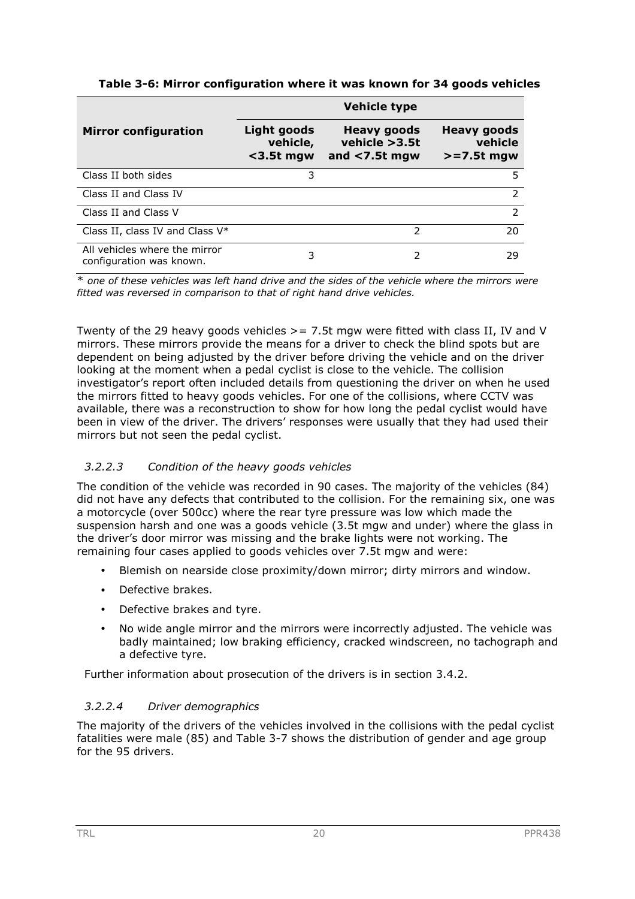**Table 3-6: Mirror configuration where it was known for 34 goods vehicles**

| Mirror configuration | Vehicle type | | |
|---|---|---|---|
| | Light goods vehicle, <3.5t mgw | Heavy goods vehicle >3.5t and <7.5t mgw | Heavy goods vehicle >=7.5t mgw |
| Class II both sides | 3 | | 5 |
| Class II and Class IV | | | 2 |
| Class II and Class V | | | 2 |
| Class II, class IV and Class V* | | 2 | 20 |
| All vehicles where the mirror configuration was known. | 3 | 2 | 29 |

\* *one of these vehicles was left hand drive and the sides of the vehicle where the mirrors were fitted was reversed in comparison to that of right hand drive vehicles.*

Twenty of the 29 heavy goods vehicles >= 7.5t mgw were fitted with class II, IV and V mirrors. These mirrors provide the means for a driver to check the blind spots but are dependent on being adjusted by the driver before driving the vehicle and on the driver looking at the moment when a pedal cyclist is close to the vehicle. The collision investigator's report often included details from questioning the driver on when he used the mirrors fitted to heavy goods vehicles. For one of the collisions, where CCTV was available, there was a reconstruction to show for how long the pedal cyclist would have been in view of the driver. The drivers' responses were usually that they had used their mirrors but not seen the pedal cyclist.

#### *3.2.2.3 Condition of the heavy goods vehicles*

The condition of the vehicle was recorded in 90 cases. The majority of the vehicles (84) did not have any defects that contributed to the collision. For the remaining six, one was a motorcycle (over 500cc) where the rear tyre pressure was low which made the suspension harsh and one was a goods vehicle (3.5t mgw and under) where the glass in the driver's door mirror was missing and the brake lights were not working. The remaining four cases applied to goods vehicles over 7.5t mgw and were:

- Blemish on nearside close proximity/down mirror; dirty mirrors and window.
- Defective brakes.
- Defective brakes and tyre.
- No wide angle mirror and the mirrors were incorrectly adjusted. The vehicle was badly maintained; low braking efficiency, cracked windscreen, no tachograph and a defective tyre.

Further information about prosecution of the drivers is in section 3.4.2.

#### *3.2.2.4 Driver demographics*

The majority of the drivers of the vehicles involved in the collisions with the pedal cyclist fatalities were male (85) and Table 3-7 shows the distribution of gender and age group for the 95 drivers.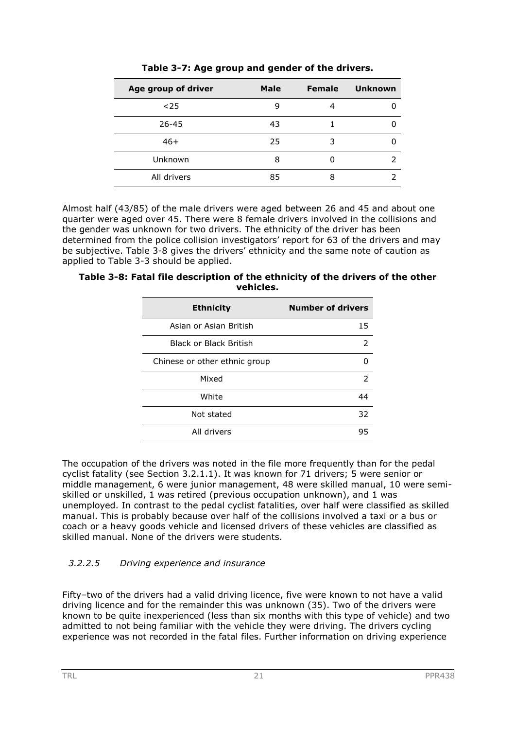**Table 3-7: Age group and gender of the drivers.**

| Age group of driver | Male | Female | Unknown |
|---|---|---|---|
| <25 | 9 | 4 | 0 |
| 26-45 | 43 | 1 | 0 |
| 46+ | 25 | 3 | 0 |
| Unknown | 8 | 0 | 2 |
| All drivers | 85 | 8 | 2 |

Almost half (43/85) of the male drivers were aged between 26 and 45 and about one quarter were aged over 45. There were 8 female drivers involved in the collisions and the gender was unknown for two drivers. The ethnicity of the driver has been determined from the police collision investigators' report for 63 of the drivers and may be subjective. Table 3-8 gives the drivers' ethnicity and the same note of caution as applied to Table 3-3 should be applied.

**Table 3-8: Fatal file description of the ethnicity of the drivers of the other vehicles.**

| Ethnicity | Number of drivers |
|---|---|
| Asian or Asian British | 15 |
| Black or Black British | 2 |
| Chinese or other ethnic group | 0 |
| Mixed | 2 |
| White | 44 |
| Not stated | 32 |
| All drivers | 95 |

The occupation of the drivers was noted in the file more frequently than for the pedal cyclist fatality (see Section 3.2.1.1). It was known for 71 drivers; 5 were senior or middle management, 6 were junior management, 48 were skilled manual, 10 were semi-skilled or unskilled, 1 was retired (previous occupation unknown), and 1 was unemployed. In contrast to the pedal cyclist fatalities, over half were classified as skilled manual. This is probably because over half of the collisions involved a taxi or a bus or coach or a heavy goods vehicle and licensed drivers of these vehicles are classified as skilled manual. None of the drivers were students.

#### *3.2.2.5 Driving experience and insurance*

Fifty–two of the drivers had a valid driving licence, five were known to not have a valid driving licence and for the remainder this was unknown (35). Two of the drivers were known to be quite inexperienced (less than six months with this type of vehicle) and two admitted to not being familiar with the vehicle they were driving. The drivers cycling experience was not recorded in the fatal files. Further information on driving experience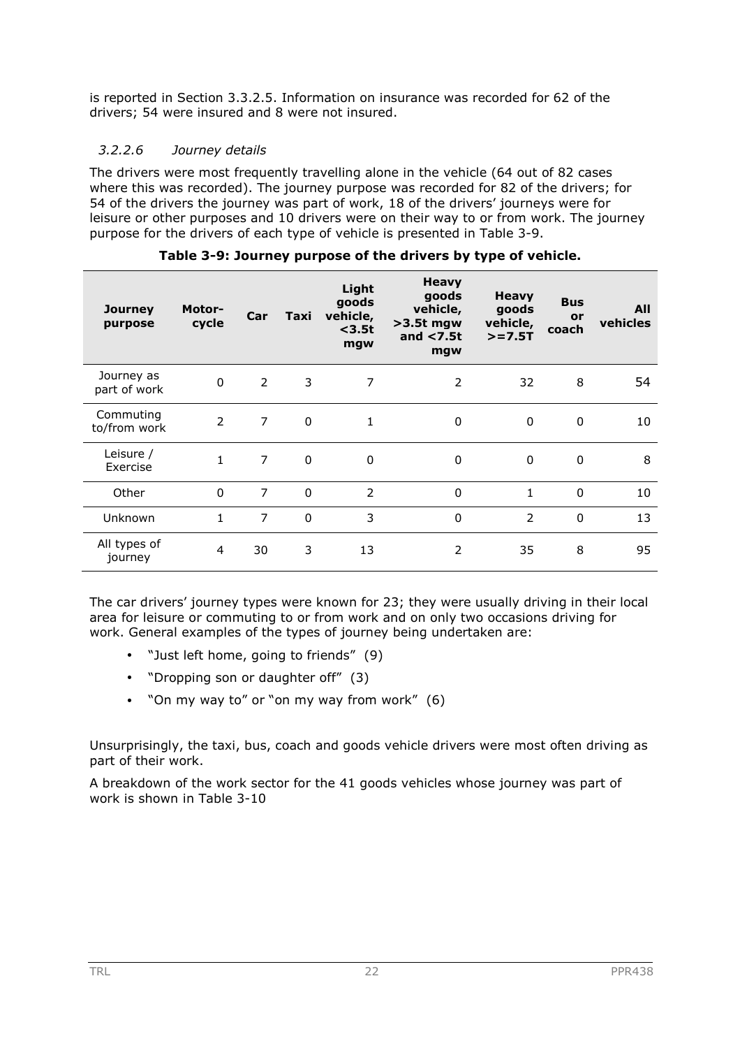is reported in Section 3.3.2.5. Information on insurance was recorded for 62 of the drivers; 54 were insured and 8 were not insured.

#### *3.2.2.6 Journey details*

The drivers were most frequently travelling alone in the vehicle (64 out of 82 cases where this was recorded). The journey purpose was recorded for 82 of the drivers; for 54 of the drivers the journey was part of work, 18 of the drivers' journeys were for leisure or other purposes and 10 drivers were on their way to or from work. The journey purpose for the drivers of each type of vehicle is presented in Table 3-9.

**Table 3-9: Journey purpose of the drivers by type of vehicle.**

| Journey purpose | Motor-cycle | Car | Taxi | Light goods vehicle, <3.5t mgw | Heavy goods vehicle, >3.5t mgw and <7.5t mgw | Heavy goods vehicle, >=7.5T | Bus or coach | All vehicles |
|---|---|---|---|---|---|---|---|---|
| Journey as part of work | 0 | 2 | 3 | 7 | 2 | 32 | 8 | 54 |
| Commuting to/from work | 2 | 7 | 0 | 1 | 0 | 0 | 0 | 10 |
| Leisure / Exercise | 1 | 7 | 0 | 0 | 0 | 0 | 0 | 8 |
| Other | 0 | 7 | 0 | 2 | 0 | 1 | 0 | 10 |
| Unknown | 1 | 7 | 0 | 3 | 0 | 2 | 0 | 13 |
| All types of journey | 4 | 30 | 3 | 13 | 2 | 35 | 8 | 95 |

The car drivers' journey types were known for 23; they were usually driving in their local area for leisure or commuting to or from work and on only two occasions driving for work. General examples of the types of journey being undertaken are:

- "Just left home, going to friends" (9)
- "Dropping son or daughter off" (3)
- "On my way to" or "on my way from work" (6)

Unsurprisingly, the taxi, bus, coach and goods vehicle drivers were most often driving as part of their work.

A breakdown of the work sector for the 41 goods vehicles whose journey was part of work is shown in Table 3-10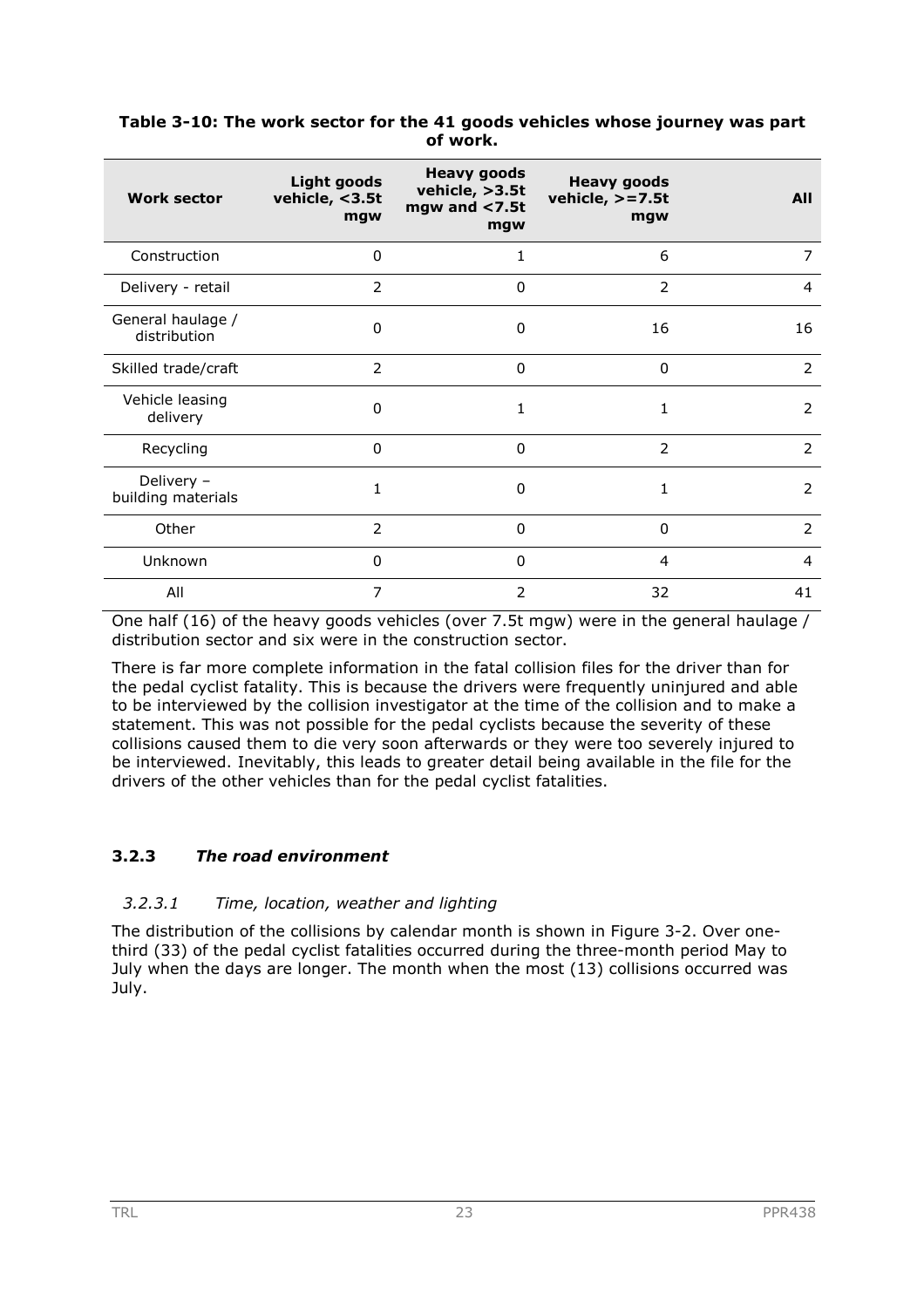**Table 3-10: The work sector for the 41 goods vehicles whose journey was part of work.**

| Work sector | Light goods vehicle, <3.5t mgw | Heavy goods vehicle, >3.5t mgw and <7.5t mgw | Heavy goods vehicle, >=7.5t mgw | All |
|---|---|---|---|---|
| Construction | 0 | 1 | 6 | 7 |
| Delivery - retail | 2 | 0 | 2 | 4 |
| General haulage / distribution | 0 | 0 | 16 | 16 |
| Skilled trade/craft | 2 | 0 | 0 | 2 |
| Vehicle leasing delivery | 0 | 1 | 1 | 2 |
| Recycling | 0 | 0 | 2 | 2 |
| Delivery – building materials | 1 | 0 | 1 | 2 |
| Other | 2 | 0 | 0 | 2 |
| Unknown | 0 | 0 | 4 | 4 |
| All | 7 | 2 | 32 | 41 |

One half (16) of the heavy goods vehicles (over 7.5t mgw) were in the general haulage / distribution sector and six were in the construction sector.

There is far more complete information in the fatal collision files for the driver than for the pedal cyclist fatality. This is because the drivers were frequently uninjured and able to be interviewed by the collision investigator at the time of the collision and to make a statement. This was not possible for the pedal cyclists because the severity of these collisions caused them to die very soon afterwards or they were too severely injured to be interviewed. Inevitably, this leads to greater detail being available in the file for the drivers of the other vehicles than for the pedal cyclist fatalities.

### 3.2.3 *The road environment*

#### *3.2.3.1 Time, location, weather and lighting*

The distribution of the collisions by calendar month is shown in Figure 3-2. Over one-third (33) of the pedal cyclist fatalities occurred during the three-month period May to July when the days are longer. The month when the most (13) collisions occurred was July.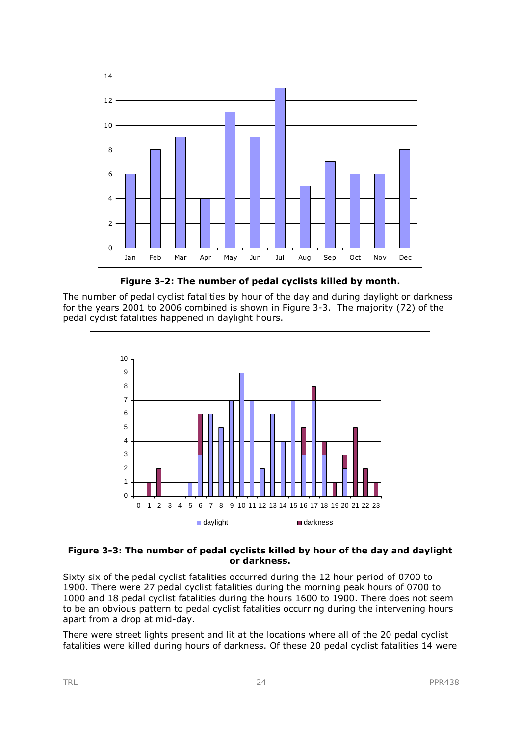**Figure 3-2: The number of pedal cyclists killed by month.**

The number of pedal cyclist fatalities by hour of the day and during daylight or darkness for the years 2001 to 2006 combined is shown in Figure 3-3. The majority (72) of the pedal cyclist fatalities happened in daylight hours.

**Figure 3-3: The number of pedal cyclists killed by hour of the day and daylight or darkness.**

Sixty six of the pedal cyclist fatalities occurred during the 12 hour period of 0700 to 1900. There were 27 pedal cyclist fatalities during the morning peak hours of 0700 to 1000 and 18 pedal cyclist fatalities during the hours 1600 to 1900. There does not seem to be an obvious pattern to pedal cyclist fatalities occurring during the intervening hours apart from a drop at mid-day.

There were street lights present and lit at the locations where all of the 20 pedal cyclist fatalities were killed during hours of darkness. Of these 20 pedal cyclist fatalities 14 were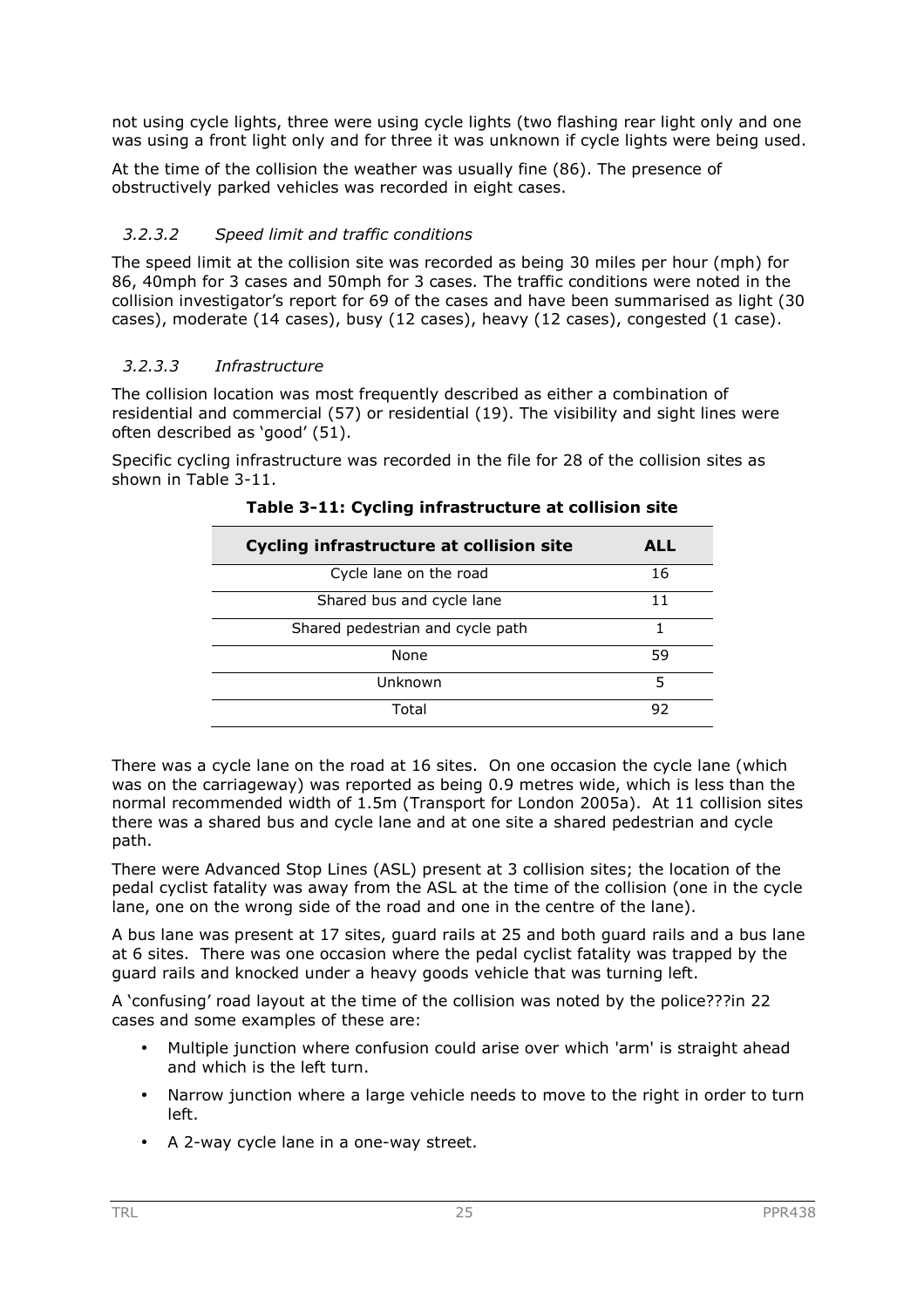not using cycle lights, three were using cycle lights (two flashing rear light only and one was using a front light only and for three it was unknown if cycle lights were being used.

At the time of the collision the weather was usually fine (86). The presence of obstructively parked vehicles was recorded in eight cases.

#### *3.2.3.2 Speed limit and traffic conditions*

The speed limit at the collision site was recorded as being 30 miles per hour (mph) for 86, 40mph for 3 cases and 50mph for 3 cases. The traffic conditions were noted in the collision investigator's report for 69 of the cases and have been summarised as light (30 cases), moderate (14 cases), busy (12 cases), heavy (12 cases), congested (1 case).

#### *3.2.3.3 Infrastructure*

The collision location was most frequently described as either a combination of residential and commercial (57) or residential (19). The visibility and sight lines were often described as 'good' (51).

Specific cycling infrastructure was recorded in the file for 28 of the collision sites as shown in Table 3-11.

**Table 3-11: Cycling infrastructure at collision site**

| Cycling infrastructure at collision site | ALL |
|---|---|
| Cycle lane on the road | 16 |
| Shared bus and cycle lane | 11 |
| Shared pedestrian and cycle path | 1 |
| None | 59 |
| Unknown | 5 |
| Total | 92 |

There was a cycle lane on the road at 16 sites. On one occasion the cycle lane (which was on the carriageway) was reported as being 0.9 metres wide, which is less than the normal recommended width of 1.5m (Transport for London 2005a). At 11 collision sites there was a shared bus and cycle lane and at one site a shared pedestrian and cycle path.

There were Advanced Stop Lines (ASL) present at 3 collision sites; the location of the pedal cyclist fatality was away from the ASL at the time of the collision (one in the cycle lane, one on the wrong side of the road and one in the centre of the lane).

A bus lane was present at 17 sites, guard rails at 25 and both guard rails and a bus lane at 6 sites. There was one occasion where the pedal cyclist fatality was trapped by the guard rails and knocked under a heavy goods vehicle that was turning left.

A 'confusing' road layout at the time of the collision was noted by the police???in 22 cases and some examples of these are:

- Multiple junction where confusion could arise over which 'arm' is straight ahead and which is the left turn.
- Narrow junction where a large vehicle needs to move to the right in order to turn left.
- A 2-way cycle lane in a one-way street.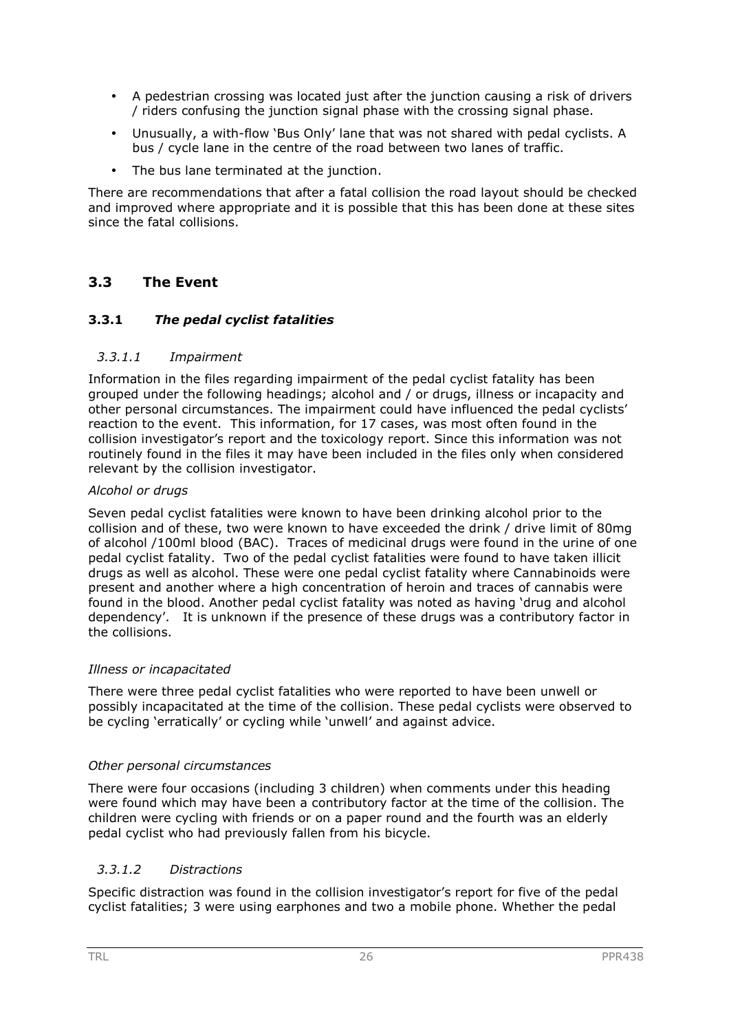- A pedestrian crossing was located just after the junction causing a risk of drivers / riders confusing the junction signal phase with the crossing signal phase.
- Unusually, a with-flow 'Bus Only' lane that was not shared with pedal cyclists. A bus / cycle lane in the centre of the road between two lanes of traffic.
- The bus lane terminated at the junction.

There are recommendations that after a fatal collision the road layout should be checked and improved where appropriate and it is possible that this has been done at these sites since the fatal collisions.

## 3.3 The Event

### 3.3.1 *The pedal cyclist fatalities*

#### *3.3.1.1 Impairment*

Information in the files regarding impairment of the pedal cyclist fatality has been grouped under the following headings; alcohol and / or drugs, illness or incapacity and other personal circumstances. The impairment could have influenced the pedal cyclists' reaction to the event. This information, for 17 cases, was most often found in the collision investigator's report and the toxicology report. Since this information was not routinely found in the files it may have been included in the files only when considered relevant by the collision investigator.

*Alcohol or drugs*

Seven pedal cyclist fatalities were known to have been drinking alcohol prior to the collision and of these, two were known to have exceeded the drink / drive limit of 80mg of alcohol /100ml blood (BAC). Traces of medicinal drugs were found in the urine of one pedal cyclist fatality. Two of the pedal cyclist fatalities were found to have taken illicit drugs as well as alcohol. These were one pedal cyclist fatality where Cannabinoids were present and another where a high concentration of heroin and traces of cannabis were found in the blood. Another pedal cyclist fatality was noted as having 'drug and alcohol dependency'. It is unknown if the presence of these drugs was a contributory factor in the collisions.

*Illness or incapacitated*

There were three pedal cyclist fatalities who were reported to have been unwell or possibly incapacitated at the time of the collision. These pedal cyclists were observed to be cycling 'erratically' or cycling while 'unwell' and against advice.

*Other personal circumstances*

There were four occasions (including 3 children) when comments under this heading were found which may have been a contributory factor at the time of the collision. The children were cycling with friends or on a paper round and the fourth was an elderly pedal cyclist who had previously fallen from his bicycle.

#### *3.3.1.2 Distractions*

Specific distraction was found in the collision investigator's report for five of the pedal cyclist fatalities; 3 were using earphones and two a mobile phone. Whether the pedal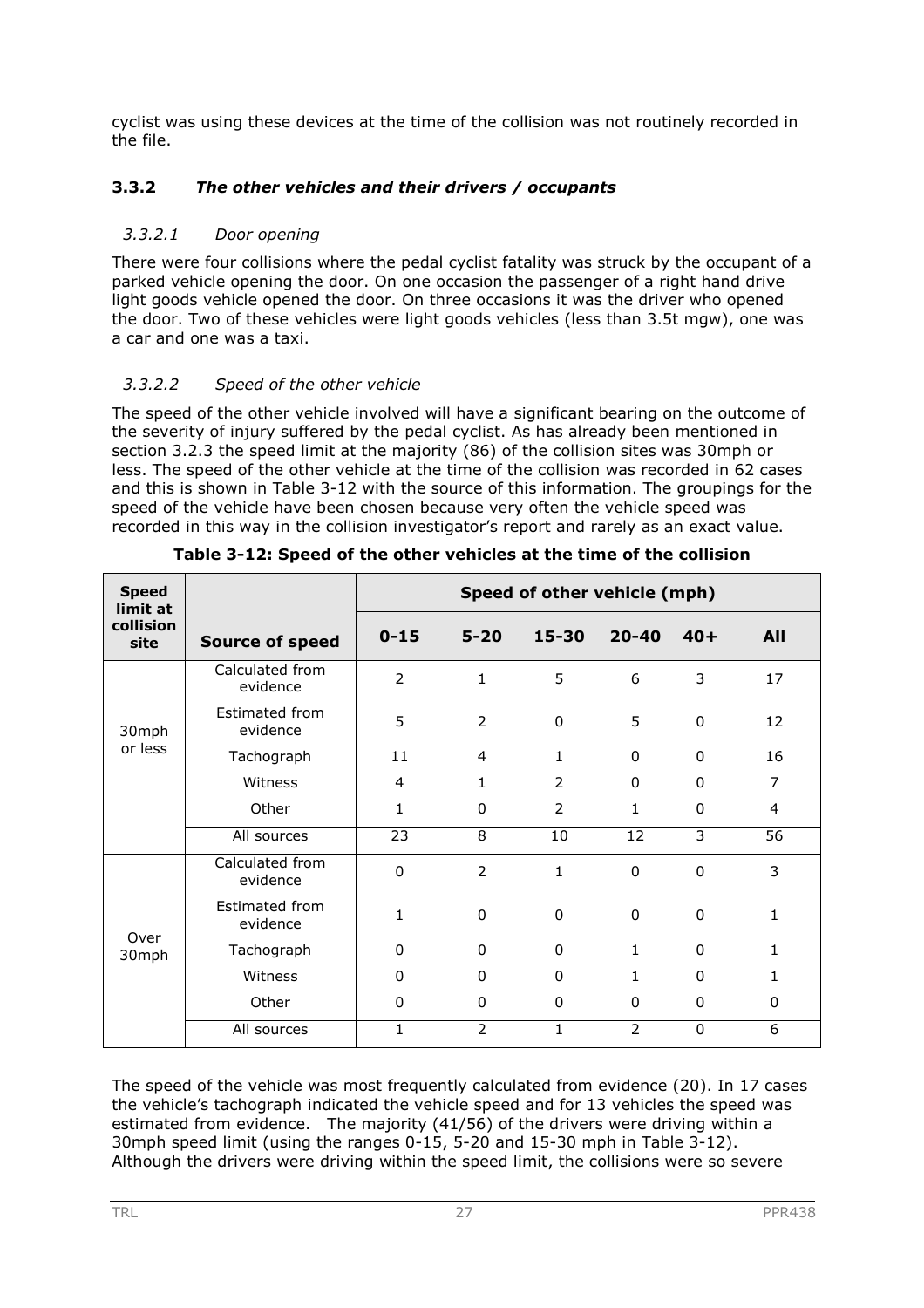cyclist was using these devices at the time of the collision was not routinely recorded in the file.

### 3.3.2 *The other vehicles and their drivers / occupants*

#### *3.3.2.1 Door opening*

There were four collisions where the pedal cyclist fatality was struck by the occupant of a parked vehicle opening the door. On one occasion the passenger of a right hand drive light goods vehicle opened the door. On three occasions it was the driver who opened the door. Two of these vehicles were light goods vehicles (less than 3.5t mgw), one was a car and one was a taxi.

#### *3.3.2.2 Speed of the other vehicle*

The speed of the other vehicle involved will have a significant bearing on the outcome of the severity of injury suffered by the pedal cyclist. As has already been mentioned in section 3.2.3 the speed limit at the majority (86) of the collision sites was 30mph or less. The speed of the other vehicle at the time of the collision was recorded in 62 cases and this is shown in Table 3-12 with the source of this information. The groupings for the speed of the vehicle have been chosen because very often the vehicle speed was recorded in this way in the collision investigator's report and rarely as an exact value.

**Table 3-12: Speed of the other vehicles at the time of the collision**

| Speed limit at collision site | Source of speed | Speed of other vehicle (mph) | | | | | |
|---|---|---|---|---|---|---|---|
| | | 0-15 | 5-20 | 15-30 | 20-40 | 40+ | All |
| 30mph or less | Calculated from evidence | 2 | 1 | 5 | 6 | 3 | 17 |
| | Estimated from evidence | 5 | 2 | 0 | 5 | 0 | 12 |
| | Tachograph | 11 | 4 | 1 | 0 | 0 | 16 |
| | Witness | 4 | 1 | 2 | 0 | 0 | 7 |
| | Other | 1 | 0 | 2 | 1 | 0 | 4 |
| | All sources | 23 | 8 | 10 | 12 | 3 | 56 |
| Over 30mph | Calculated from evidence | 0 | 2 | 1 | 0 | 0 | 3 |
| | Estimated from evidence | 1 | 0 | 0 | 0 | 0 | 1 |
| | Tachograph | 0 | 0 | 0 | 1 | 0 | 1 |
| | Witness | 0 | 0 | 0 | 1 | 0 | 1 |
| | Other | 0 | 0 | 0 | 0 | 0 | 0 |
| | All sources | 1 | 2 | 1 | 2 | 0 | 6 |

The speed of the vehicle was most frequently calculated from evidence (20). In 17 cases the vehicle's tachograph indicated the vehicle speed and for 13 vehicles the speed was estimated from evidence. The majority (41/56) of the drivers were driving within a 30mph speed limit (using the ranges 0-15, 5-20 and 15-30 mph in Table 3-12). Although the drivers were driving within the speed limit, the collisions were so severe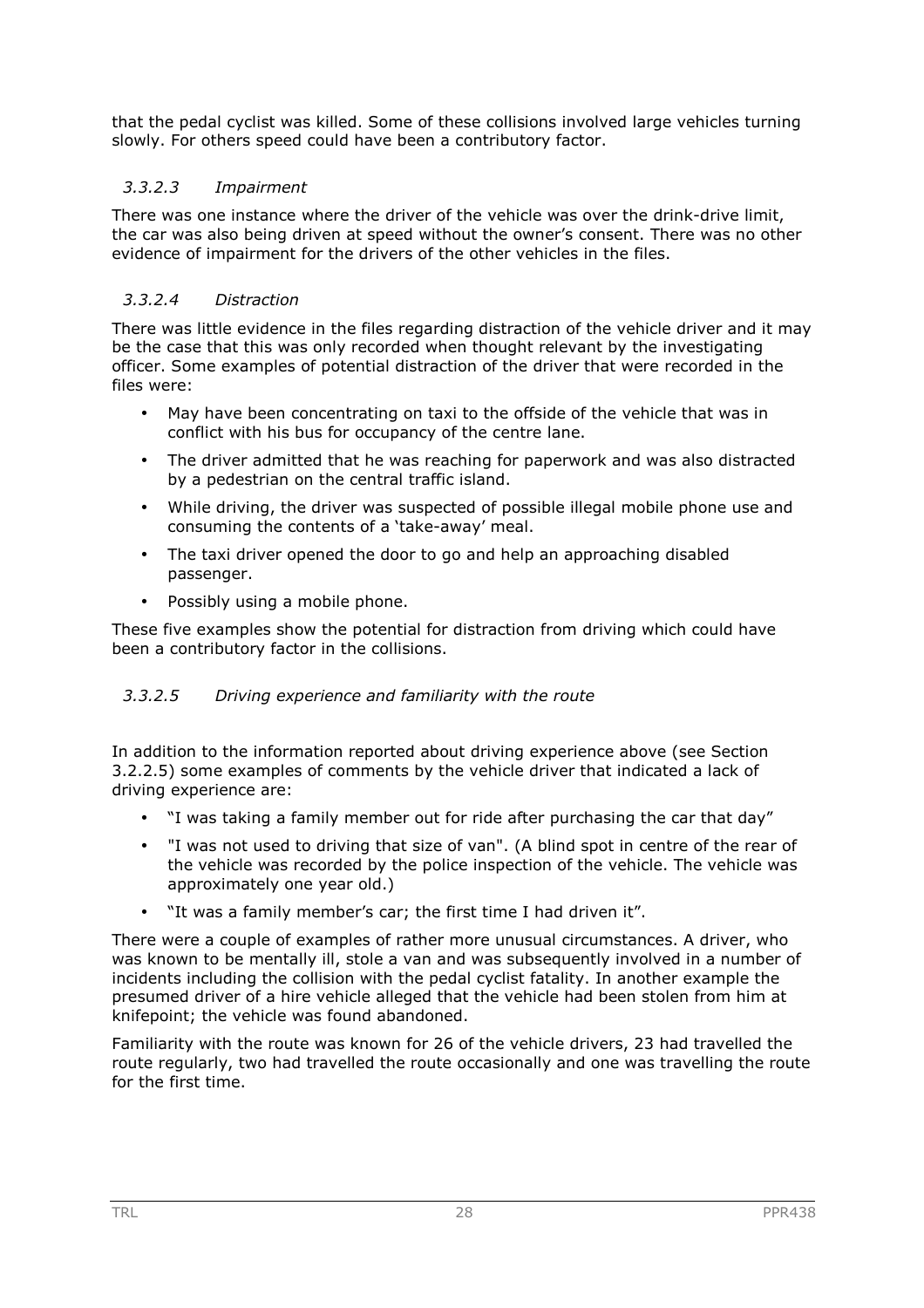that the pedal cyclist was killed. Some of these collisions involved large vehicles turning slowly. For others speed could have been a contributory factor.

#### *3.3.2.3 Impairment*

There was one instance where the driver of the vehicle was over the drink-drive limit, the car was also being driven at speed without the owner's consent. There was no other evidence of impairment for the drivers of the other vehicles in the files.

#### *3.3.2.4 Distraction*

There was little evidence in the files regarding distraction of the vehicle driver and it may be the case that this was only recorded when thought relevant by the investigating officer. Some examples of potential distraction of the driver that were recorded in the files were:

- May have been concentrating on taxi to the offside of the vehicle that was in conflict with his bus for occupancy of the centre lane.
- The driver admitted that he was reaching for paperwork and was also distracted by a pedestrian on the central traffic island.
- While driving, the driver was suspected of possible illegal mobile phone use and consuming the contents of a 'take-away' meal.
- The taxi driver opened the door to go and help an approaching disabled passenger.
- Possibly using a mobile phone.

These five examples show the potential for distraction from driving which could have been a contributory factor in the collisions.

#### *3.3.2.5 Driving experience and familiarity with the route*

In addition to the information reported about driving experience above (see Section 3.2.2.5) some examples of comments by the vehicle driver that indicated a lack of driving experience are:

- "I was taking a family member out for ride after purchasing the car that day"
- "I was not used to driving that size of van". (A blind spot in centre of the rear of the vehicle was recorded by the police inspection of the vehicle. The vehicle was approximately one year old.)
- "It was a family member's car; the first time I had driven it".

There were a couple of examples of rather more unusual circumstances. A driver, who was known to be mentally ill, stole a van and was subsequently involved in a number of incidents including the collision with the pedal cyclist fatality. In another example the presumed driver of a hire vehicle alleged that the vehicle had been stolen from him at knifepoint; the vehicle was found abandoned.

Familiarity with the route was known for 26 of the vehicle drivers, 23 had travelled the route regularly, two had travelled the route occasionally and one was travelling the route for the first time.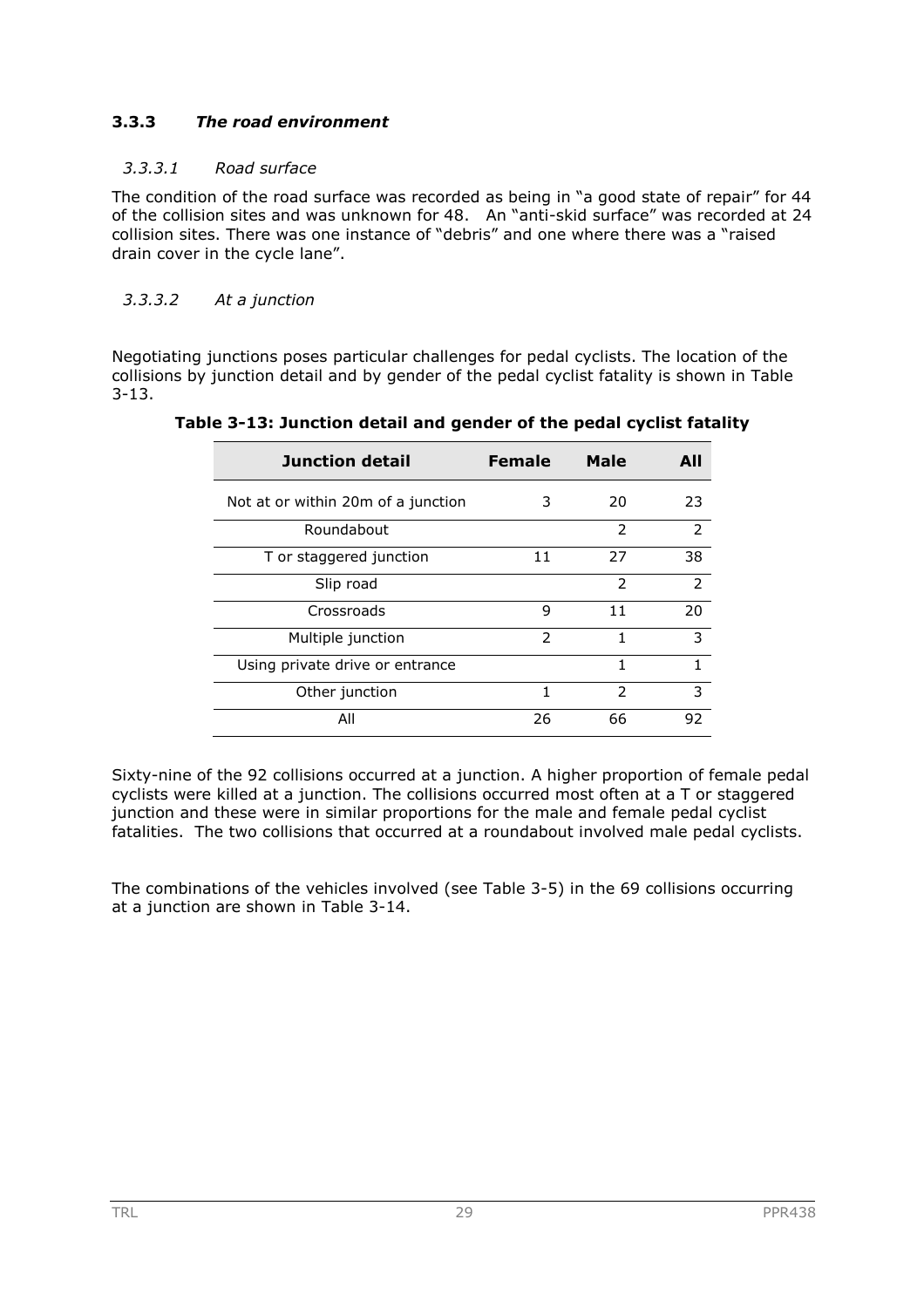### 3.3.3 *The road environment*

#### *3.3.3.1 Road surface*

The condition of the road surface was recorded as being in "a good state of repair" for 44 of the collision sites and was unknown for 48. An "anti-skid surface" was recorded at 24 collision sites. There was one instance of "debris" and one where there was a "raised drain cover in the cycle lane".

#### *3.3.3.2 At a junction*

Negotiating junctions poses particular challenges for pedal cyclists. The location of the collisions by junction detail and by gender of the pedal cyclist fatality is shown in Table 3-13.

**Table 3-13: Junction detail and gender of the pedal cyclist fatality**

| Junction detail | Female | Male | All |
|---|---|---|---|
| Not at or within 20m of a junction | 3 | 20 | 23 |
| Roundabout | | 2 | 2 |
| T or staggered junction | 11 | 27 | 38 |
| Slip road | | 2 | 2 |
| Crossroads | 9 | 11 | 20 |
| Multiple junction | 2 | 1 | 3 |
| Using private drive or entrance | | 1 | 1 |
| Other junction | 1 | 2 | 3 |
| All | 26 | 66 | 92 |

Sixty-nine of the 92 collisions occurred at a junction. A higher proportion of female pedal cyclists were killed at a junction. The collisions occurred most often at a T or staggered junction and these were in similar proportions for the male and female pedal cyclist fatalities. The two collisions that occurred at a roundabout involved male pedal cyclists.

The combinations of the vehicles involved (see Table 3-5) in the 69 collisions occurring at a junction are shown in Table 3-14.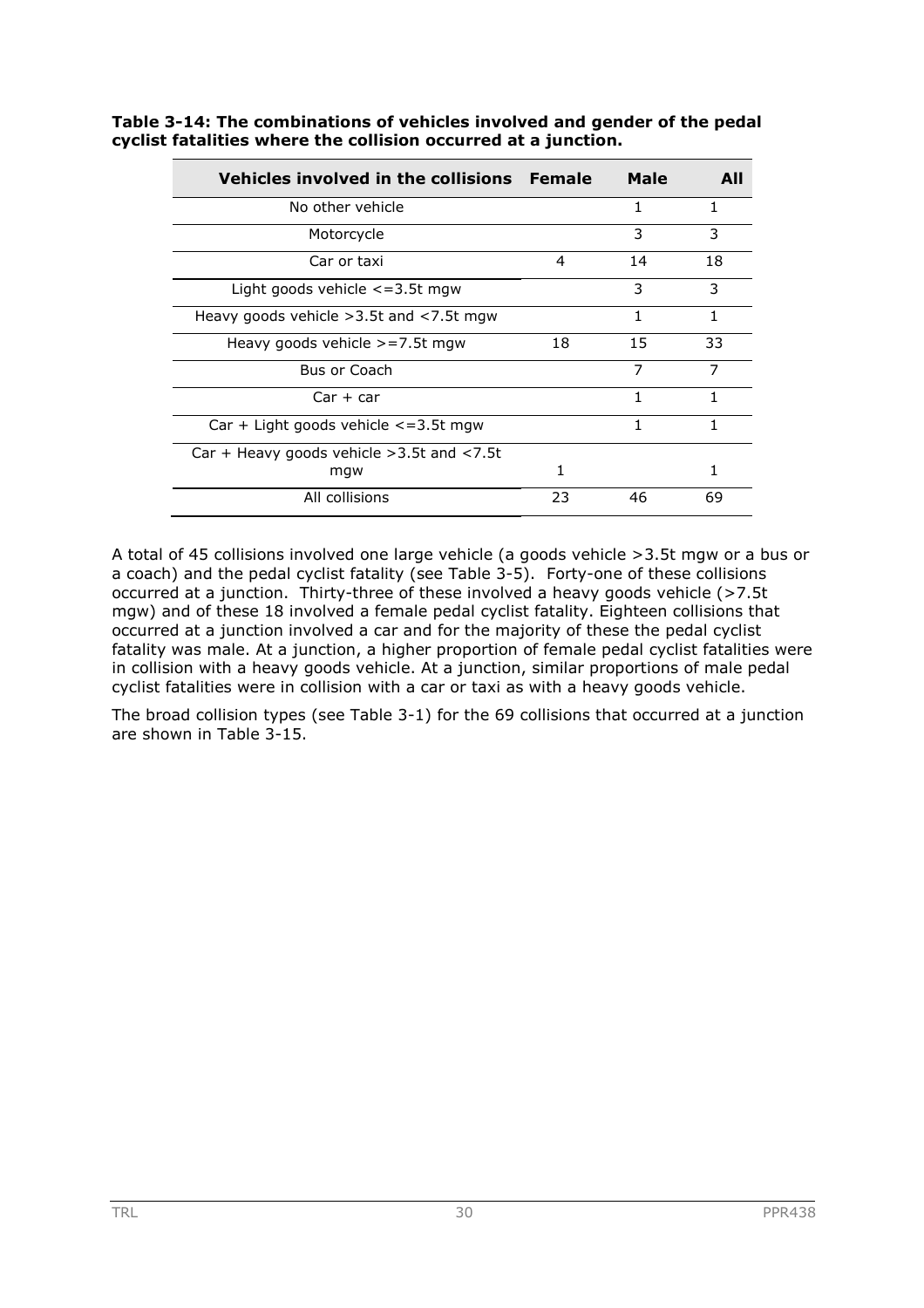**Table 3-14: The combinations of vehicles involved and gender of the pedal cyclist fatalities where the collision occurred at a junction.**

| Vehicles involved in the collisions | Female | Male | All |
|---|---|---|---|
| No other vehicle | | 1 | 1 |
| Motorcycle | | 3 | 3 |
| Car or taxi | 4 | 14 | 18 |
| Light goods vehicle <=3.5t mgw | | 3 | 3 |
| Heavy goods vehicle >3.5t and <7.5t mgw | | 1 | 1 |
| Heavy goods vehicle >=7.5t mgw | 18 | 15 | 33 |
| Bus or Coach | | 7 | 7 |
| Car + car | | 1 | 1 |
| Car + Light goods vehicle <=3.5t mgw | | 1 | 1 |
| Car + Heavy goods vehicle >3.5t and <7.5t mgw | 1 | | 1 |
| All collisions | 23 | 46 | 69 |

A total of 45 collisions involved one large vehicle (a goods vehicle >3.5t mgw or a bus or a coach) and the pedal cyclist fatality (see Table 3-5). Forty-one of these collisions occurred at a junction. Thirty-three of these involved a heavy goods vehicle (>7.5t mgw) and of these 18 involved a female pedal cyclist fatality. Eighteen collisions that occurred at a junction involved a car and for the majority of these the pedal cyclist fatality was male. At a junction, a higher proportion of female pedal cyclist fatalities were in collision with a heavy goods vehicle. At a junction, similar proportions of male pedal cyclist fatalities were in collision with a car or taxi as with a heavy goods vehicle.

The broad collision types (see Table 3-1) for the 69 collisions that occurred at a junction are shown in Table 3-15.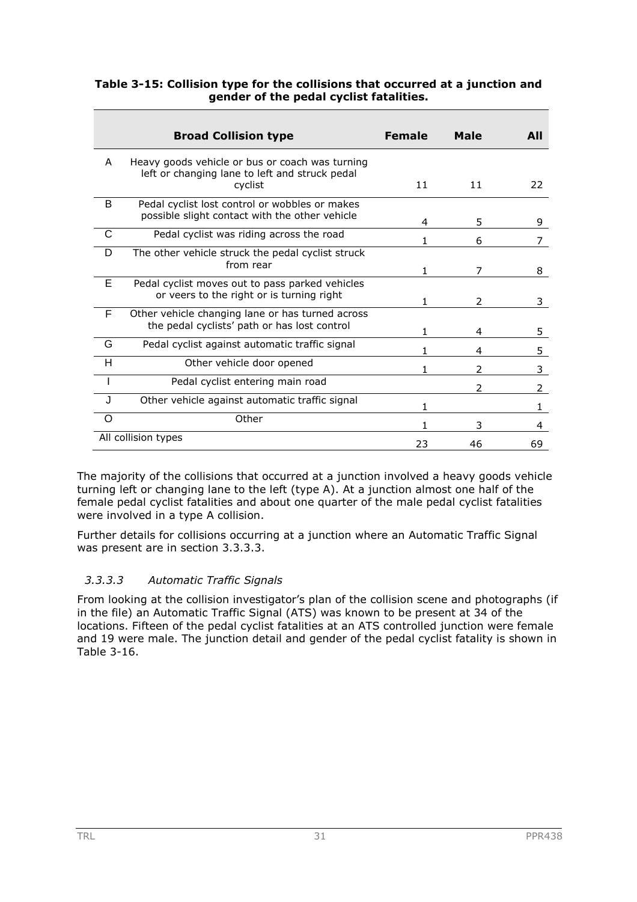**Table 3-15: Collision type for the collisions that occurred at a junction and gender of the pedal cyclist fatalities.**

| | Broad Collision type | Female | Male | All |
|---|---|---|---|---|
| A | Heavy goods vehicle or bus or coach was turning left or changing lane to left and struck pedal cyclist | 11 | 11 | 22 |
| B | Pedal cyclist lost control or wobbles or makes possible slight contact with the other vehicle | 4 | 5 | 9 |
| C | Pedal cyclist was riding across the road | 1 | 6 | 7 |
| D | The other vehicle struck the pedal cyclist struck from rear | 1 | 7 | 8 |
| E | Pedal cyclist moves out to pass parked vehicles or veers to the right or is turning right | 1 | 2 | 3 |
| F | Other vehicle changing lane or has turned across the pedal cyclists' path or has lost control | 1 | 4 | 5 |
| G | Pedal cyclist against automatic traffic signal | 1 | 4 | 5 |
| H | Other vehicle door opened | 1 | 2 | 3 |
| I | Pedal cyclist entering main road | | 2 | 2 |
| J | Other vehicle against automatic traffic signal | 1 | | 1 |
| O | Other | 1 | 3 | 4 |
| All collision types | | 23 | 46 | 69 |

The majority of the collisions that occurred at a junction involved a heavy goods vehicle turning left or changing lane to the left (type A). At a junction almost one half of the female pedal cyclist fatalities and about one quarter of the male pedal cyclist fatalities were involved in a type A collision.

Further details for collisions occurring at a junction where an Automatic Traffic Signal was present are in section 3.3.3.3.

#### *3.3.3.3 Automatic Traffic Signals*

From looking at the collision investigator's plan of the collision scene and photographs (if in the file) an Automatic Traffic Signal (ATS) was known to be present at 34 of the locations. Fifteen of the pedal cyclist fatalities at an ATS controlled junction were female and 19 were male. The junction detail and gender of the pedal cyclist fatality is shown in Table 3-16.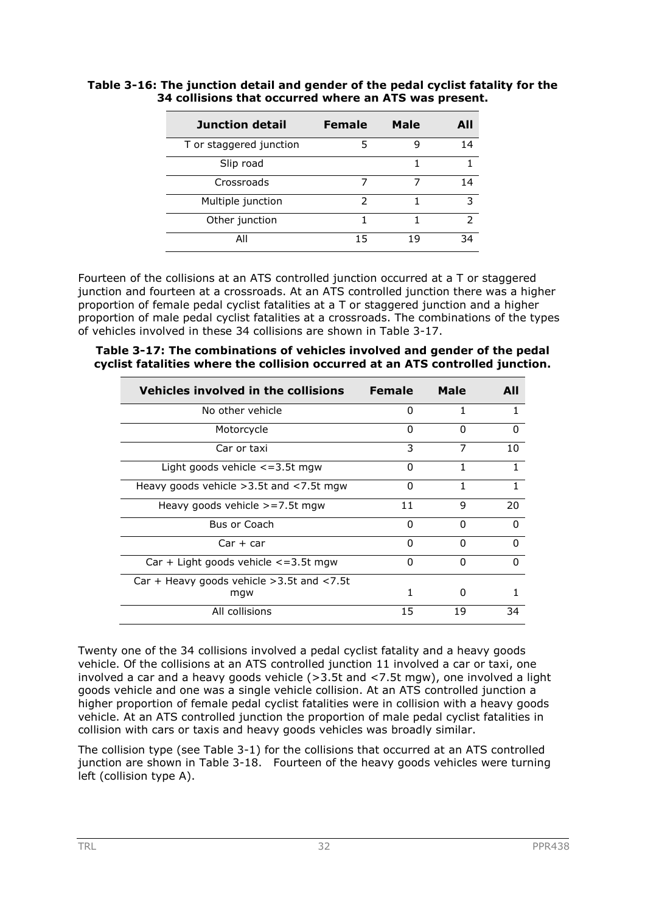**Table 3-16: The junction detail and gender of the pedal cyclist fatality for the 34 collisions that occurred where an ATS was present.**

| Junction detail | Female | Male | All |
|---|---|---|---|
| T or staggered junction | 5 | 9 | 14 |
| Slip road | | 1 | 1 |
| Crossroads | 7 | 7 | 14 |
| Multiple junction | 2 | 1 | 3 |
| Other junction | 1 | 1 | 2 |
| All | 15 | 19 | 34 |

Fourteen of the collisions at an ATS controlled junction occurred at a T or staggered junction and fourteen at a crossroads. At an ATS controlled junction there was a higher proportion of female pedal cyclist fatalities at a T or staggered junction and a higher proportion of male pedal cyclist fatalities at a crossroads. The combinations of the types of vehicles involved in these 34 collisions are shown in Table 3-17.

**Table 3-17: The combinations of vehicles involved and gender of the pedal cyclist fatalities where the collision occurred at an ATS controlled junction.**

| Vehicles involved in the collisions | Female | Male | All |
|---|---|---|---|
| No other vehicle | 0 | 1 | 1 |
| Motorcycle | 0 | 0 | 0 |
| Car or taxi | 3 | 7 | 10 |
| Light goods vehicle <=3.5t mgw | 0 | 1 | 1 |
| Heavy goods vehicle >3.5t and <7.5t mgw | 0 | 1 | 1 |
| Heavy goods vehicle >=7.5t mgw | 11 | 9 | 20 |
| Bus or Coach | 0 | 0 | 0 |
| Car + car | 0 | 0 | 0 |
| Car + Light goods vehicle <=3.5t mgw | 0 | 0 | 0 |
| Car + Heavy goods vehicle >3.5t and <7.5t mgw | 1 | 0 | 1 |
| All collisions | 15 | 19 | 34 |

Twenty one of the 34 collisions involved a pedal cyclist fatality and a heavy goods vehicle. Of the collisions at an ATS controlled junction 11 involved a car or taxi, one involved a car and a heavy goods vehicle (>3.5t and <7.5t mgw), one involved a light goods vehicle and one was a single vehicle collision. At an ATS controlled junction a higher proportion of female pedal cyclist fatalities were in collision with a heavy goods vehicle. At an ATS controlled junction the proportion of male pedal cyclist fatalities in collision with cars or taxis and heavy goods vehicles was broadly similar.

The collision type (see Table 3-1) for the collisions that occurred at an ATS controlled junction are shown in Table 3-18. Fourteen of the heavy goods vehicles were turning left (collision type A).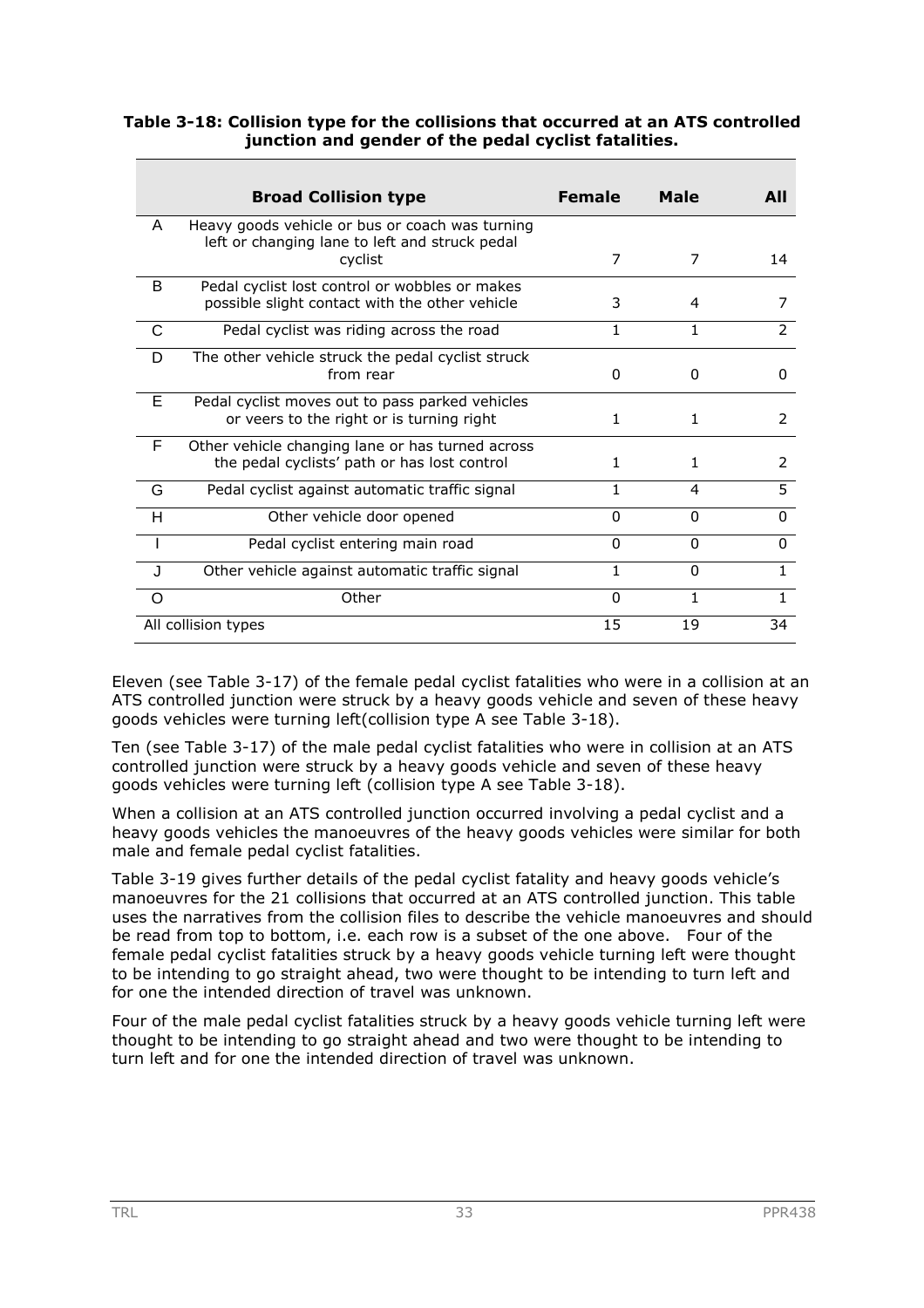**Table 3-18: Collision type for the collisions that occurred at an ATS controlled junction and gender of the pedal cyclist fatalities.**

| | Broad Collision type | Female | Male | All |
|---|---|---|---|---|
| A | Heavy goods vehicle or bus or coach was turning left or changing lane to left and struck pedal cyclist | 7 | 7 | 14 |
| B | Pedal cyclist lost control or wobbles or makes possible slight contact with the other vehicle | 3 | 4 | 7 |
| C | Pedal cyclist was riding across the road | 1 | 1 | 2 |
| D | The other vehicle struck the pedal cyclist struck from rear | 0 | 0 | 0 |
| E | Pedal cyclist moves out to pass parked vehicles or veers to the right or is turning right | 1 | 1 | 2 |
| F | Other vehicle changing lane or has turned across the pedal cyclists' path or has lost control | 1 | 1 | 2 |
| G | Pedal cyclist against automatic traffic signal | 1 | 4 | 5 |
| H | Other vehicle door opened | 0 | 0 | 0 |
| I | Pedal cyclist entering main road | 0 | 0 | 0 |
| J | Other vehicle against automatic traffic signal | 1 | 0 | 1 |
| O | Other | 0 | 1 | 1 |
| All collision types | | 15 | 19 | 34 |

Eleven (see Table 3-17) of the female pedal cyclist fatalities who were in a collision at an ATS controlled junction were struck by a heavy goods vehicle and seven of these heavy goods vehicles were turning left(collision type A see Table 3-18).

Ten (see Table 3-17) of the male pedal cyclist fatalities who were in collision at an ATS controlled junction were struck by a heavy goods vehicle and seven of these heavy goods vehicles were turning left (collision type A see Table 3-18).

When a collision at an ATS controlled junction occurred involving a pedal cyclist and a heavy goods vehicles the manoeuvres of the heavy goods vehicles were similar for both male and female pedal cyclist fatalities.

Table 3-19 gives further details of the pedal cyclist fatality and heavy goods vehicle's manoeuvres for the 21 collisions that occurred at an ATS controlled junction. This table uses the narratives from the collision files to describe the vehicle manoeuvres and should be read from top to bottom, i.e. each row is a subset of the one above. Four of the female pedal cyclist fatalities struck by a heavy goods vehicle turning left were thought to be intending to go straight ahead, two were thought to be intending to turn left and for one the intended direction of travel was unknown.

Four of the male pedal cyclist fatalities struck by a heavy goods vehicle turning left were thought to be intending to go straight ahead and two were thought to be intending to turn left and for one the intended direction of travel was unknown.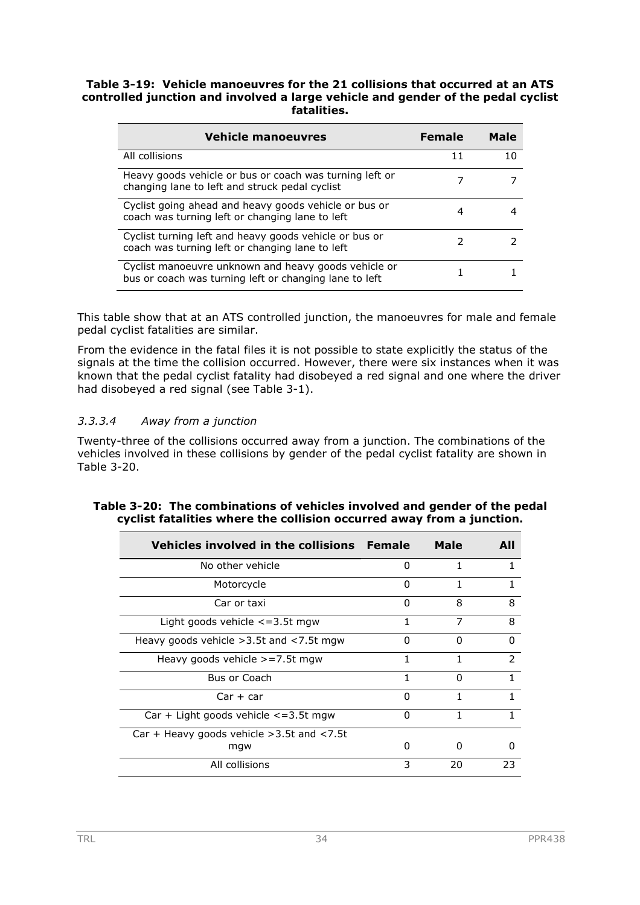**Table 3-19: Vehicle manoeuvres for the 21 collisions that occurred at an ATS controlled junction and involved a large vehicle and gender of the pedal cyclist fatalities.**

| Vehicle manoeuvres | Female | Male |
|---|---|---|
| All collisions | 11 | 10 |
| Heavy goods vehicle or bus or coach was turning left or changing lane to left and struck pedal cyclist | 7 | 7 |
| Cyclist going ahead and heavy goods vehicle or bus or coach was turning left or changing lane to left | 4 | 4 |
| Cyclist turning left and heavy goods vehicle or bus or coach was turning left or changing lane to left | 2 | 2 |
| Cyclist manoeuvre unknown and heavy goods vehicle or bus or coach was turning left or changing lane to left | 1 | 1 |

This table show that at an ATS controlled junction, the manoeuvres for male and female pedal cyclist fatalities are similar.

From the evidence in the fatal files it is not possible to state explicitly the status of the signals at the time the collision occurred. However, there were six instances when it was known that the pedal cyclist fatality had disobeyed a red signal and one where the driver had disobeyed a red signal (see Table 3-1).

#### *3.3.3.4 Away from a junction*

Twenty-three of the collisions occurred away from a junction. The combinations of the vehicles involved in these collisions by gender of the pedal cyclist fatality are shown in Table 3-20.

**Table 3-20: The combinations of vehicles involved and gender of the pedal cyclist fatalities where the collision occurred away from a junction.**

| Vehicles involved in the collisions | Female | Male | All |
|---|---|---|---|
| No other vehicle | 0 | 1 | 1 |
| Motorcycle | 0 | 1 | 1 |
| Car or taxi | 0 | 8 | 8 |
| Light goods vehicle <=3.5t mgw | 1 | 7 | 8 |
| Heavy goods vehicle >3.5t and <7.5t mgw | 0 | 0 | 0 |
| Heavy goods vehicle >=7.5t mgw | 1 | 1 | 2 |
| Bus or Coach | 1 | 0 | 1 |
| Car + car | 0 | 1 | 1 |
| Car + Light goods vehicle <=3.5t mgw | 0 | 1 | 1 |
| Car + Heavy goods vehicle >3.5t and <7.5t mgw | 0 | 0 | 0 |
| All collisions | 3 | 20 | 23 |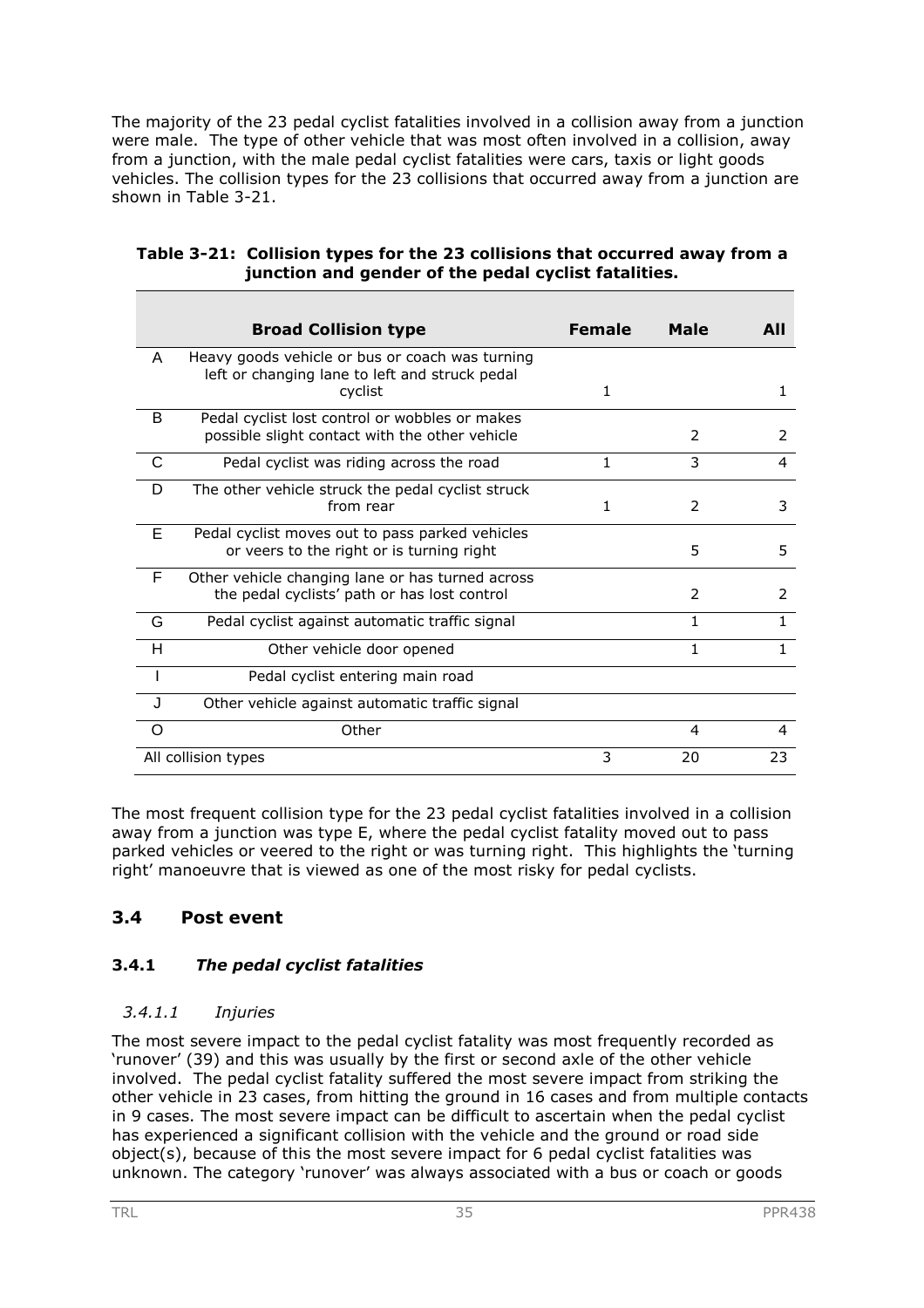The majority of the 23 pedal cyclist fatalities involved in a collision away from a junction were male. The type of other vehicle that was most often involved in a collision, away from a junction, with the male pedal cyclist fatalities were cars, taxis or light goods vehicles. The collision types for the 23 collisions that occurred away from a junction are shown in Table 3-21.

**Table 3-21: Collision types for the 23 collisions that occurred away from a junction and gender of the pedal cyclist fatalities.**

| | Broad Collision type | Female | Male | All |
|---|---|---|---|---|
| A | Heavy goods vehicle or bus or coach was turning left or changing lane to left and struck pedal cyclist | 1 | | 1 |
| B | Pedal cyclist lost control or wobbles or makes possible slight contact with the other vehicle | | 2 | 2 |
| C | Pedal cyclist was riding across the road | 1 | 3 | 4 |
| D | The other vehicle struck the pedal cyclist struck from rear | 1 | 2 | 3 |
| E | Pedal cyclist moves out to pass parked vehicles or veers to the right or is turning right | | 5 | 5 |
| F | Other vehicle changing lane or has turned across the pedal cyclists' path or has lost control | | 2 | 2 |
| G | Pedal cyclist against automatic traffic signal | | 1 | 1 |
| H | Other vehicle door opened | | 1 | 1 |
| I | Pedal cyclist entering main road | | | |
| J | Other vehicle against automatic traffic signal | | | |
| O | Other | | 4 | 4 |
| All collision types | | 3 | 20 | 23 |

The most frequent collision type for the 23 pedal cyclist fatalities involved in a collision away from a junction was type E, where the pedal cyclist fatality moved out to pass parked vehicles or veered to the right or was turning right. This highlights the 'turning right' manoeuvre that is viewed as one of the most risky for pedal cyclists.

## 3.4 Post event

### 3.4.1 *The pedal cyclist fatalities*

#### *3.4.1.1 Injuries*

The most severe impact to the pedal cyclist fatality was most frequently recorded as 'runover' (39) and this was usually by the first or second axle of the other vehicle involved. The pedal cyclist fatality suffered the most severe impact from striking the other vehicle in 23 cases, from hitting the ground in 16 cases and from multiple contacts in 9 cases. The most severe impact can be difficult to ascertain when the pedal cyclist has experienced a significant collision with the vehicle and the ground or road side object(s), because of this the most severe impact for 6 pedal cyclist fatalities was unknown. The category 'runover' was always associated with a bus or coach or goods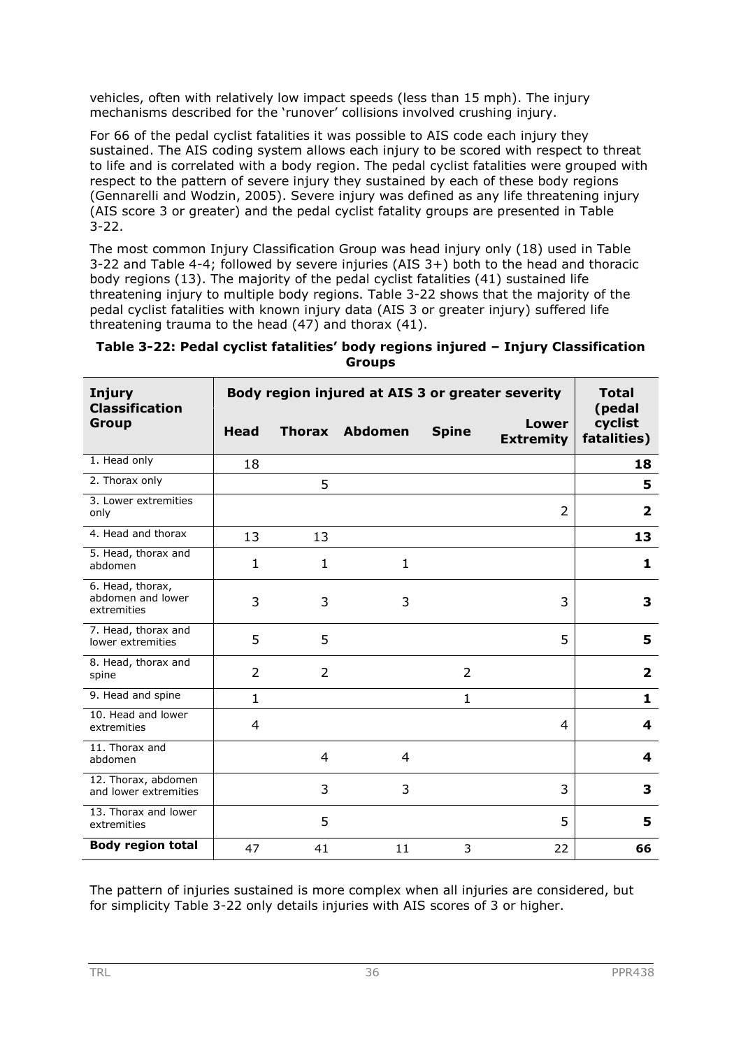vehicles, often with relatively low impact speeds (less than 15 mph). The injury mechanisms described for the 'runover' collisions involved crushing injury.

For 66 of the pedal cyclist fatalities it was possible to AIS code each injury they sustained. The AIS coding system allows each injury to be scored with respect to threat to life and is correlated with a body region. The pedal cyclist fatalities were grouped with respect to the pattern of severe injury they sustained by each of these body regions (Gennarelli and Wodzin, 2005). Severe injury was defined as any life threatening injury (AIS score 3 or greater) and the pedal cyclist fatality groups are presented in Table 3-22.

The most common Injury Classification Group was head injury only (18) used in Table 3-22 and Table 4-4; followed by severe injuries (AIS 3+) both to the head and thoracic body regions (13). The majority of the pedal cyclist fatalities (41) sustained life threatening injury to multiple body regions. Table 3-22 shows that the majority of the pedal cyclist fatalities with known injury data (AIS 3 or greater injury) suffered life threatening trauma to the head (47) and thorax (41).

**Table 3-22: Pedal cyclist fatalities' body regions injured – Injury Classification Groups**

| Injury Classification Group | Body region injured at AIS 3 or greater severity | | | | | Total (pedal cyclist fatalities) |
|---|---|---|---|---|---|---|
| | Head | Thorax | Abdomen | Spine | Lower Extremity | |
| 1. Head only | 18 | | | | | **18** |
| 2. Thorax only | | 5 | | | | **5** |
| 3. Lower extremities only | | | | | 2 | **2** |
| 4. Head and thorax | 13 | 13 | | | | **13** |
| 5. Head, thorax and abdomen | 1 | 1 | 1 | | | **1** |
| 6. Head, thorax, abdomen and lower extremities | 3 | 3 | 3 | | 3 | **3** |
| 7. Head, thorax and lower extremities | 5 | 5 | | | 5 | **5** |
| 8. Head, thorax and spine | 2 | 2 | | 2 | | **2** |
| 9. Head and spine | 1 | | | 1 | | **1** |
| 10. Head and lower extremities | 4 | | | | 4 | **4** |
| 11. Thorax and abdomen | | 4 | 4 | | | **4** |
| 12. Thorax, abdomen and lower extremities | | 3 | 3 | | 3 | **3** |
| 13. Thorax and lower extremities | | 5 | | | 5 | **5** |
| **Body region total** | 47 | 41 | 11 | 3 | 22 | **66** |

The pattern of injuries sustained is more complex when all injuries are considered, but for simplicity Table 3-22 only details injuries with AIS scores of 3 or higher.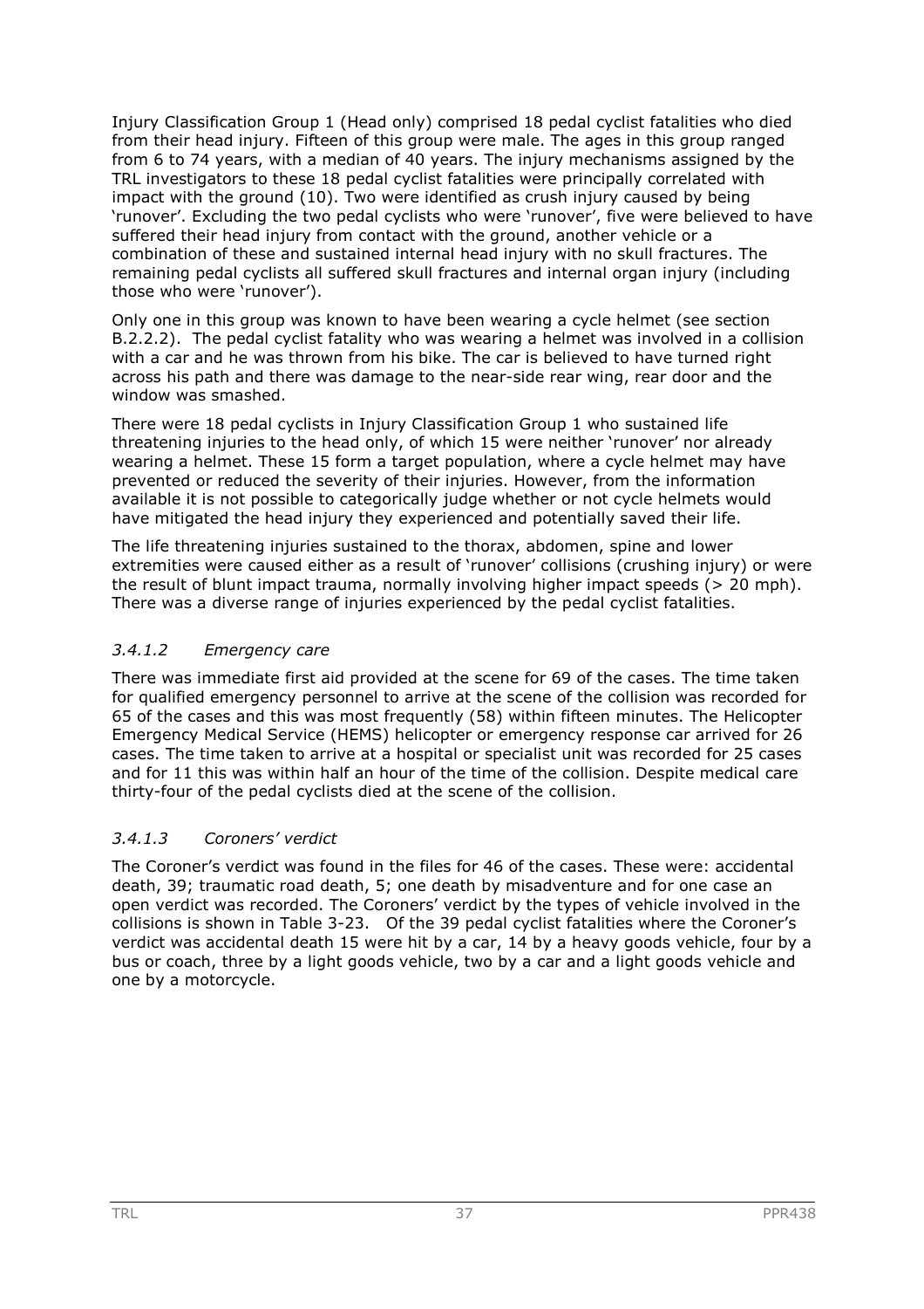Injury Classification Group 1 (Head only) comprised 18 pedal cyclist fatalities who died from their head injury. Fifteen of this group were male. The ages in this group ranged from 6 to 74 years, with a median of 40 years. The injury mechanisms assigned by the TRL investigators to these 18 pedal cyclist fatalities were principally correlated with impact with the ground (10). Two were identified as crush injury caused by being 'runover'. Excluding the two pedal cyclists who were 'runover', five were believed to have suffered their head injury from contact with the ground, another vehicle or a combination of these and sustained internal head injury with no skull fractures. The remaining pedal cyclists all suffered skull fractures and internal organ injury (including those who were 'runover').

Only one in this group was known to have been wearing a cycle helmet (see section B.2.2.2). The pedal cyclist fatality who was wearing a helmet was involved in a collision with a car and he was thrown from his bike. The car is believed to have turned right across his path and there was damage to the near-side rear wing, rear door and the window was smashed.

There were 18 pedal cyclists in Injury Classification Group 1 who sustained life threatening injuries to the head only, of which 15 were neither 'runover' nor already wearing a helmet. These 15 form a target population, where a cycle helmet may have prevented or reduced the severity of their injuries. However, from the information available it is not possible to categorically judge whether or not cycle helmets would have mitigated the head injury they experienced and potentially saved their life.

The life threatening injuries sustained to the thorax, abdomen, spine and lower extremities were caused either as a result of 'runover' collisions (crushing injury) or were the result of blunt impact trauma, normally involving higher impact speeds (> 20 mph). There was a diverse range of injuries experienced by the pedal cyclist fatalities.

#### *3.4.1.2 Emergency care*

There was immediate first aid provided at the scene for 69 of the cases. The time taken for qualified emergency personnel to arrive at the scene of the collision was recorded for 65 of the cases and this was most frequently (58) within fifteen minutes. The Helicopter Emergency Medical Service (HEMS) helicopter or emergency response car arrived for 26 cases. The time taken to arrive at a hospital or specialist unit was recorded for 25 cases and for 11 this was within half an hour of the time of the collision. Despite medical care thirty-four of the pedal cyclists died at the scene of the collision.

#### *3.4.1.3 Coroners' verdict*

The Coroner's verdict was found in the files for 46 of the cases. These were: accidental death, 39; traumatic road death, 5; one death by misadventure and for one case an open verdict was recorded. The Coroners' verdict by the types of vehicle involved in the collisions is shown in Table 3-23. Of the 39 pedal cyclist fatalities where the Coroner's verdict was accidental death 15 were hit by a car, 14 by a heavy goods vehicle, four by a bus or coach, three by a light goods vehicle, two by a car and a light goods vehicle and one by a motorcycle.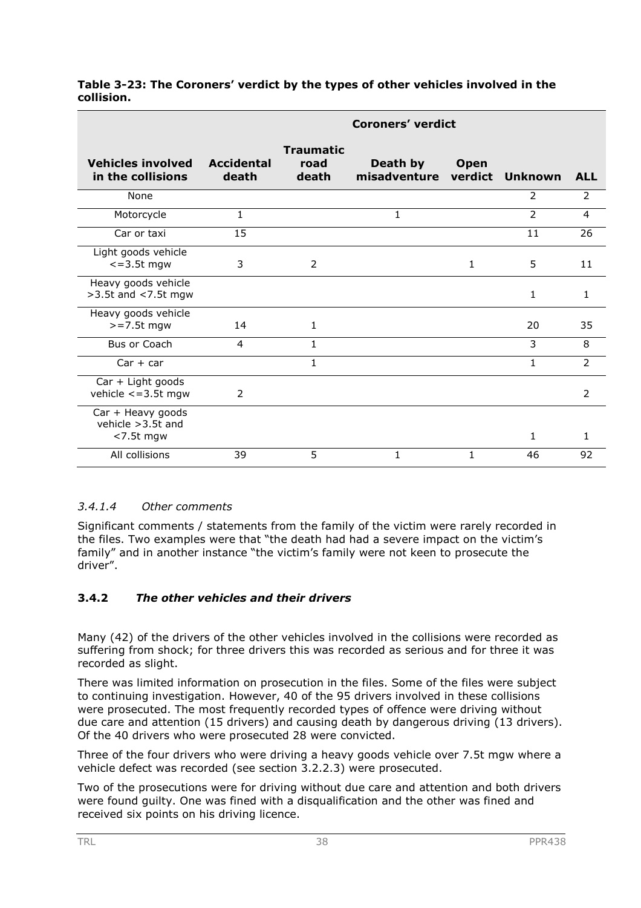**Table 3-23: The Coroners' verdict by the types of other vehicles involved in the collision.**

| | Coroners' verdict | | | | | |
|---|---|---|---|---|---|---|
| **Vehicles involved in the collisions** | **Accidental death** | **Traumatic road death** | **Death by misadventure** | **Open verdict** | **Unknown** | **ALL** |
| None | | | | | 2 | 2 |
| Motorcycle | 1 | | 1 | | 2 | 4 |
| Car or taxi | 15 | | | | 11 | 26 |
| Light goods vehicle <=3.5t mgw | 3 | 2 | | 1 | 5 | 11 |
| Heavy goods vehicle >3.5t and <7.5t mgw | | | | | 1 | 1 |
| Heavy goods vehicle >=7.5t mgw | 14 | 1 | | | 20 | 35 |
| Bus or Coach | 4 | 1 | | | 3 | 8 |
| Car + car | | 1 | | | 1 | 2 |
| Car + Light goods vehicle <=3.5t mgw | 2 | | | | | 2 |
| Car + Heavy goods vehicle >3.5t and <7.5t mgw | | | | | 1 | 1 |
| All collisions | 39 | 5 | 1 | 1 | 46 | 92 |

#### *3.4.1.4 Other comments*

Significant comments / statements from the family of the victim were rarely recorded in the files. Two examples were that "the death had had a severe impact on the victim's family" and in another instance "the victim's family were not keen to prosecute the driver".

### 3.4.2 *The other vehicles and their drivers*

Many (42) of the drivers of the other vehicles involved in the collisions were recorded as suffering from shock; for three drivers this was recorded as serious and for three it was recorded as slight.

There was limited information on prosecution in the files. Some of the files were subject to continuing investigation. However, 40 of the 95 drivers involved in these collisions were prosecuted. The most frequently recorded types of offence were driving without due care and attention (15 drivers) and causing death by dangerous driving (13 drivers). Of the 40 drivers who were prosecuted 28 were convicted.

Three of the four drivers who were driving a heavy goods vehicle over 7.5t mgw where a vehicle defect was recorded (see section 3.2.2.3) were prosecuted.

Two of the prosecutions were for driving without due care and attention and both drivers were found guilty. One was fined with a disqualification and the other was fined and received six points on his driving licence.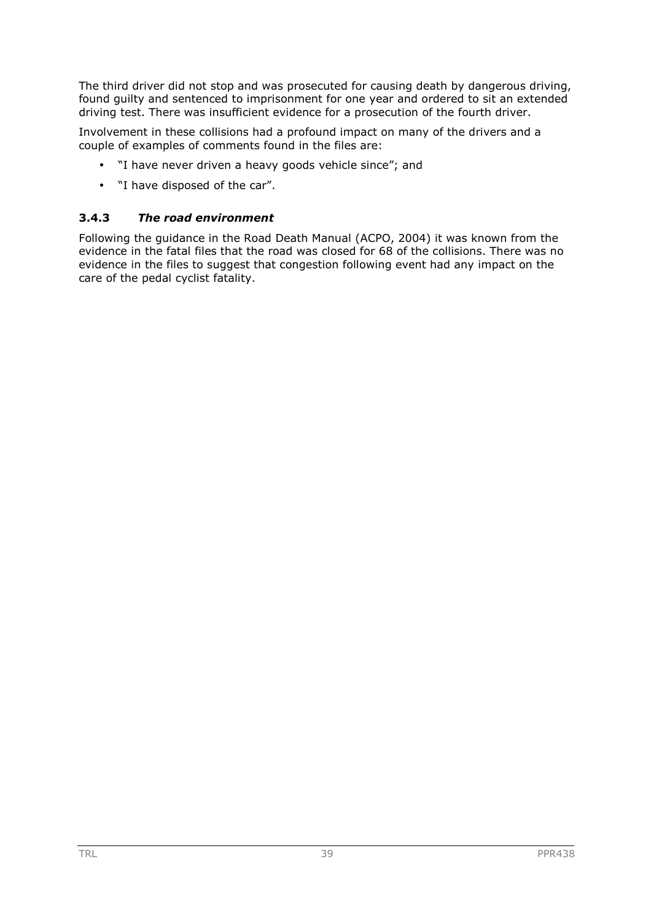The third driver did not stop and was prosecuted for causing death by dangerous driving, found guilty and sentenced to imprisonment for one year and ordered to sit an extended driving test. There was insufficient evidence for a prosecution of the fourth driver.

Involvement in these collisions had a profound impact on many of the drivers and a couple of examples of comments found in the files are:

- "I have never driven a heavy goods vehicle since"; and
- "I have disposed of the car".

### 3.4.3 *The road environment*

Following the guidance in the Road Death Manual (ACPO, 2004) it was known from the evidence in the fatal files that the road was closed for 68 of the collisions. There was no evidence in the files to suggest that congestion following event had any impact on the care of the pedal cyclist fatality.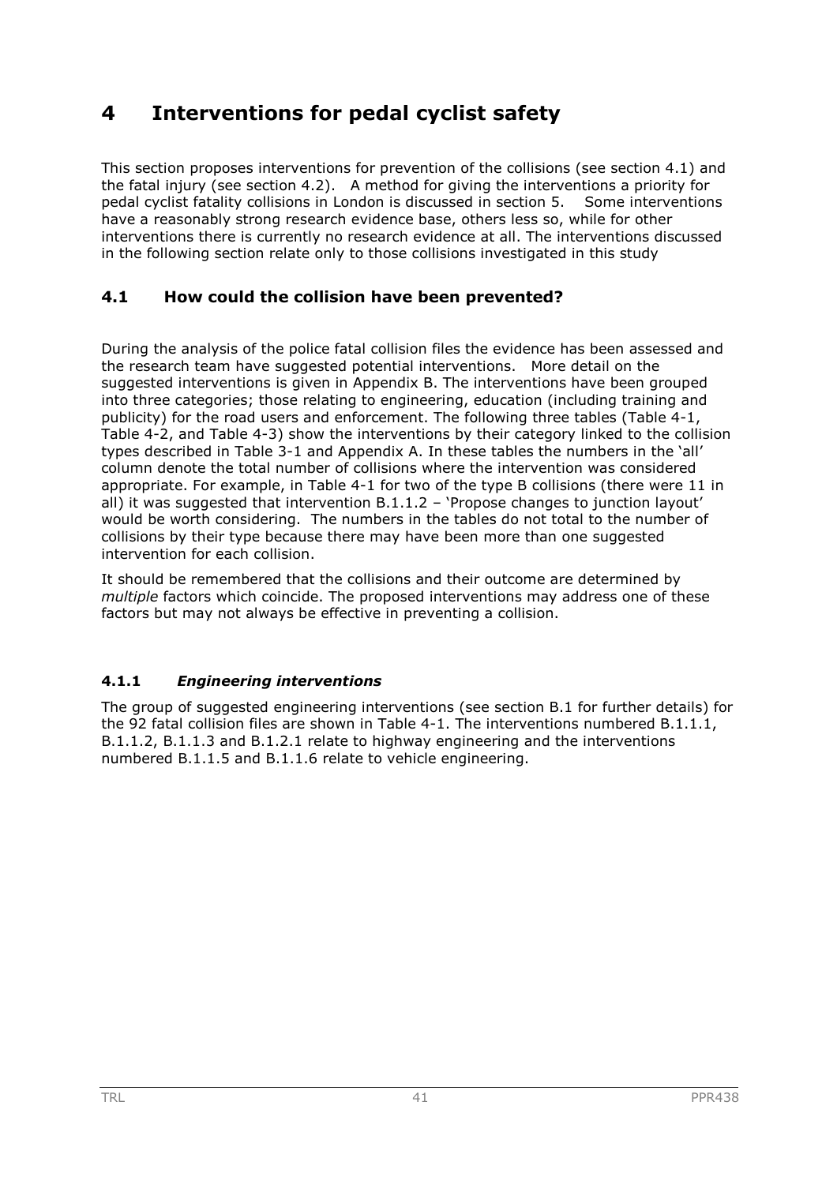# 4 Interventions for pedal cyclist safety

This section proposes interventions for prevention of the collisions (see section 4.1) and the fatal injury (see section 4.2). A method for giving the interventions a priority for pedal cyclist fatality collisions in London is discussed in section 5. Some interventions have a reasonably strong research evidence base, others less so, while for other interventions there is currently no research evidence at all. The interventions discussed in the following section relate only to those collisions investigated in this study

## 4.1 How could the collision have been prevented?

During the analysis of the police fatal collision files the evidence has been assessed and the research team have suggested potential interventions. More detail on the suggested interventions is given in Appendix B. The interventions have been grouped into three categories; those relating to engineering, education (including training and publicity) for the road users and enforcement. The following three tables (Table 4-1, Table 4-2, and Table 4-3) show the interventions by their category linked to the collision types described in Table 3-1 and Appendix A. In these tables the numbers in the 'all' column denote the total number of collisions where the intervention was considered appropriate. For example, in Table 4-1 for two of the type B collisions (there were 11 in all) it was suggested that intervention B.1.1.2 – 'Propose changes to junction layout' would be worth considering. The numbers in the tables do not total to the number of collisions by their type because there may have been more than one suggested intervention for each collision.

It should be remembered that the collisions and their outcome are determined by *multiple* factors which coincide. The proposed interventions may address one of these factors but may not always be effective in preventing a collision.

### 4.1.1 *Engineering interventions*

The group of suggested engineering interventions (see section B.1 for further details) for the 92 fatal collision files are shown in Table 4-1. The interventions numbered B.1.1.1, B.1.1.2, B.1.1.3 and B.1.2.1 relate to highway engineering and the interventions numbered B.1.1.5 and B.1.1.6 relate to vehicle engineering.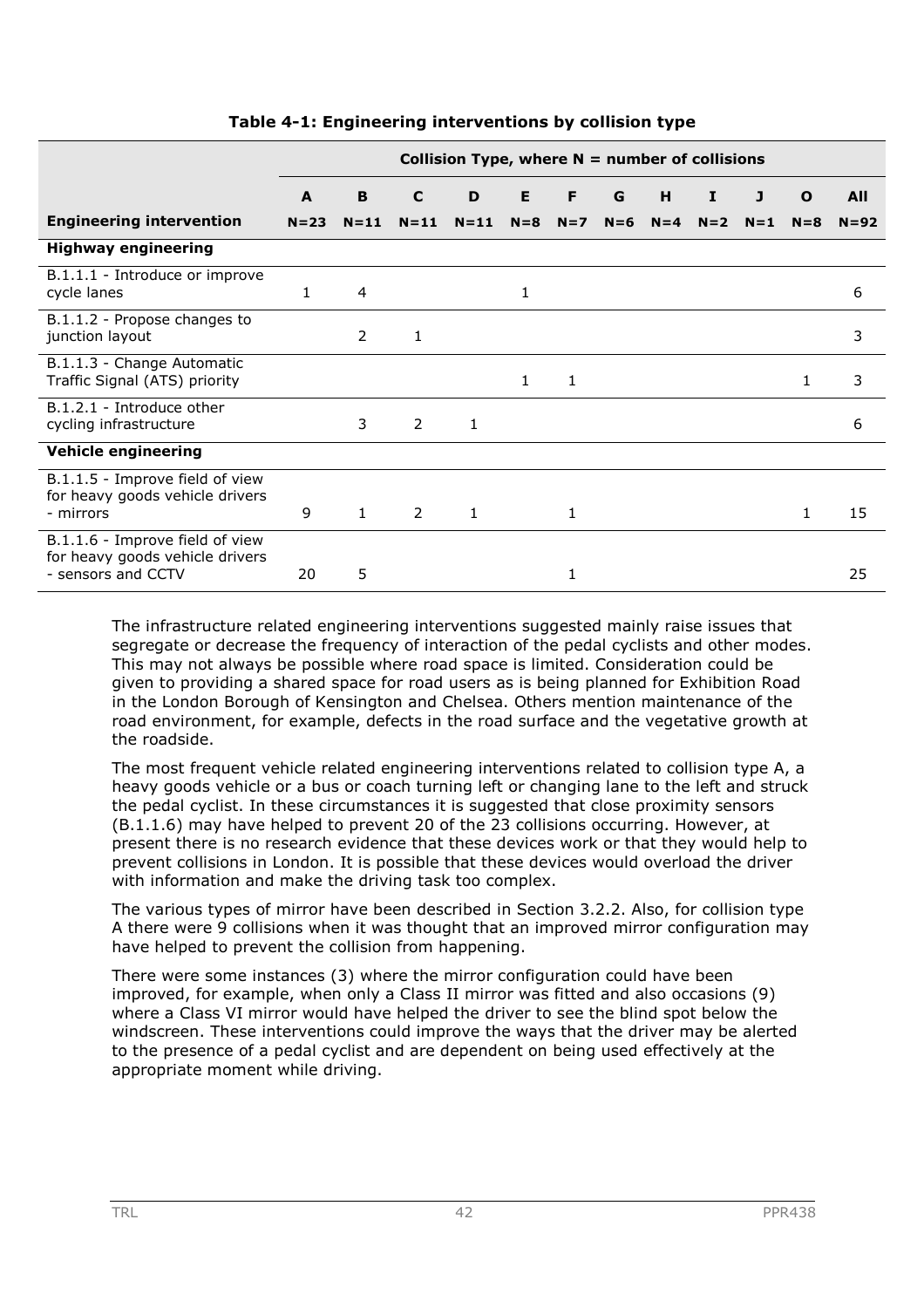**Table 4-1: Engineering interventions by collision type**

| | Collision Type, where N = number of collisions | | | | | | | | | | | |
|---|---|---|---|---|---|---|---|---|---|---|---|---|
| | A | B | C | D | E | F | G | H | I | J | O | All |
| **Engineering intervention** | N=23 | N=11 | N=11 | N=11 | N=8 | N=7 | N=6 | N=4 | N=2 | N=1 | N=8 | N=92 |
| **Highway engineering** | | | | | | | | | | | | |
| B.1.1.1 - Introduce or improve cycle lanes | 1 | 4 | | | 1 | | | | | | | 6 |
| B.1.1.2 - Propose changes to junction layout | | 2 | 1 | | | | | | | | | 3 |
| B.1.1.3 - Change Automatic Traffic Signal (ATS) priority | | | | | 1 | 1 | | | | | 1 | 3 |
| B.1.2.1 - Introduce other cycling infrastructure | | 3 | 2 | 1 | | | | | | | | 6 |
| **Vehicle engineering** | | | | | | | | | | | | |
| B.1.1.5 - Improve field of view for heavy goods vehicle drivers - mirrors | 9 | 1 | 2 | 1 | | 1 | | | | | 1 | 15 |
| B.1.1.6 - Improve field of view for heavy goods vehicle drivers - sensors and CCTV | 20 | 5 | | | | 1 | | | | | | 25 |

The infrastructure related engineering interventions suggested mainly raise issues that segregate or decrease the frequency of interaction of the pedal cyclists and other modes. This may not always be possible where road space is limited. Consideration could be given to providing a shared space for road users as is being planned for Exhibition Road in the London Borough of Kensington and Chelsea. Others mention maintenance of the road environment, for example, defects in the road surface and the vegetative growth at the roadside.

The most frequent vehicle related engineering interventions related to collision type A, a heavy goods vehicle or a bus or coach turning left or changing lane to the left and struck the pedal cyclist. In these circumstances it is suggested that close proximity sensors (B.1.1.6) may have helped to prevent 20 of the 23 collisions occurring. However, at present there is no research evidence that these devices work or that they would help to prevent collisions in London. It is possible that these devices would overload the driver with information and make the driving task too complex.

The various types of mirror have been described in Section 3.2.2. Also, for collision type A there were 9 collisions when it was thought that an improved mirror configuration may have helped to prevent the collision from happening.

There were some instances (3) where the mirror configuration could have been improved, for example, when only a Class II mirror was fitted and also occasions (9) where a Class VI mirror would have helped the driver to see the blind spot below the windscreen. These interventions could improve the ways that the driver may be alerted to the presence of a pedal cyclist and are dependent on being used effectively at the appropriate moment while driving.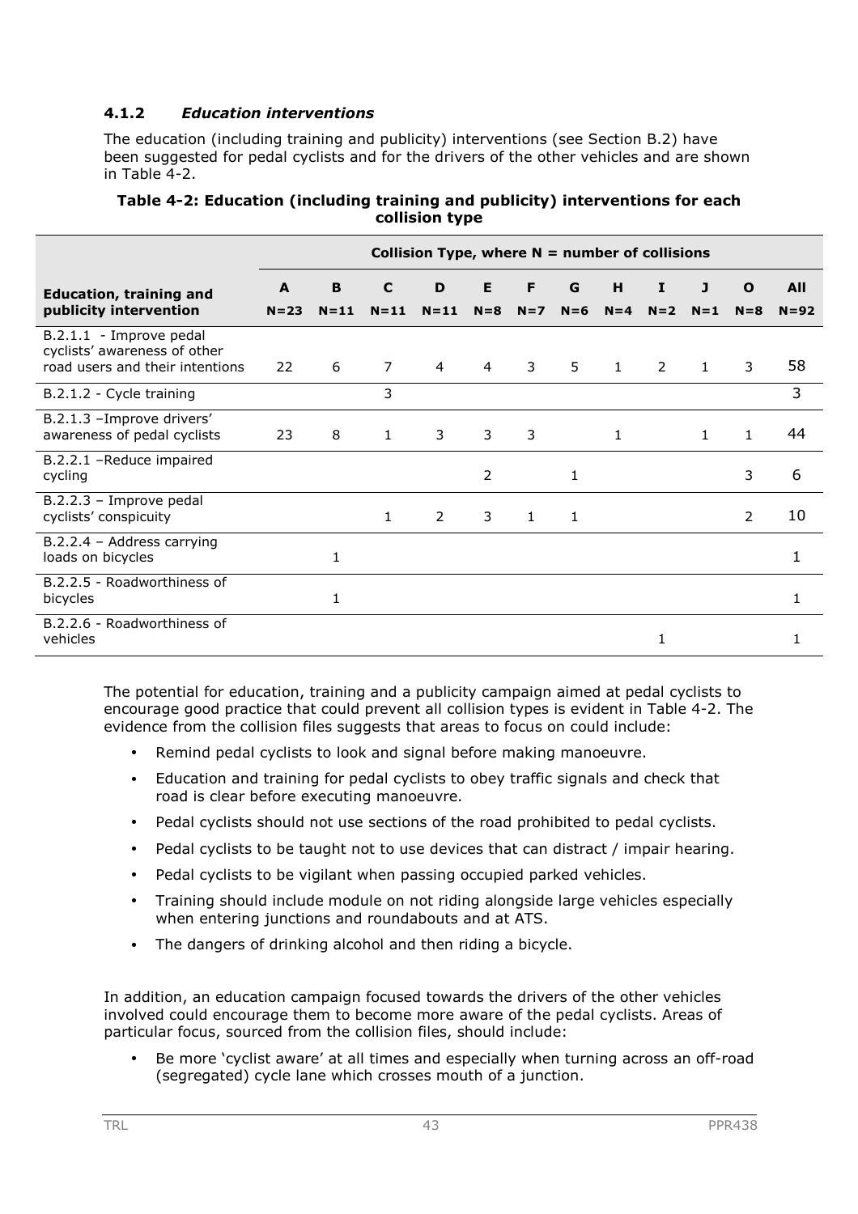### 4.1.2 *Education interventions*

The education (including training and publicity) interventions (see Section B.2) have been suggested for pedal cyclists and for the drivers of the other vehicles and are shown in Table 4-2.

**Table 4-2: Education (including training and publicity) interventions for each collision type**

| | Collision Type, where N = number of collisions | | | | | | | | | | | |
|---|---|---|---|---|---|---|---|---|---|---|---|---|
| **Education, training and publicity intervention** | **A N=23** | **B N=11** | **C N=11** | **D N=11** | **E N=8** | **F N=7** | **G N=6** | **H N=4** | **I N=2** | **J N=1** | **O N=8** | **All N=92** |
| B.2.1.1 - Improve pedal cyclists' awareness of other road users and their intentions | 22 | 6 | 7 | 4 | 4 | 3 | 5 | 1 | 2 | 1 | 3 | 58 |
| B.2.1.2 - Cycle training | | | 3 | | | | | | | | | 3 |
| B.2.1.3 –Improve drivers' awareness of pedal cyclists | 23 | 8 | 1 | 3 | 3 | 3 | | 1 | | 1 | 1 | 44 |
| B.2.2.1 –Reduce impaired cycling | | | | | 2 | | 1 | | | | 3 | 6 |
| B.2.2.3 – Improve pedal cyclists' conspicuity | | | 1 | 2 | 3 | 1 | 1 | | | | 2 | 10 |
| B.2.2.4 – Address carrying loads on bicycles | | 1 | | | | | | | | | | 1 |
| B.2.2.5 - Roadworthiness of bicycles | | 1 | | | | | | | | | | 1 |
| B.2.2.6 - Roadworthiness of vehicles | | | | | | | | | 1 | | | 1 |

The potential for education, training and a publicity campaign aimed at pedal cyclists to encourage good practice that could prevent all collision types is evident in Table 4-2. The evidence from the collision files suggests that areas to focus on could include:

- Remind pedal cyclists to look and signal before making manoeuvre.
- Education and training for pedal cyclists to obey traffic signals and check that road is clear before executing manoeuvre.
- Pedal cyclists should not use sections of the road prohibited to pedal cyclists.
- Pedal cyclists to be taught not to use devices that can distract / impair hearing.
- Pedal cyclists to be vigilant when passing occupied parked vehicles.
- Training should include module on not riding alongside large vehicles especially when entering junctions and roundabouts and at ATS.
- The dangers of drinking alcohol and then riding a bicycle.

In addition, an education campaign focused towards the drivers of the other vehicles involved could encourage them to become more aware of the pedal cyclists. Areas of particular focus, sourced from the collision files, should include:

- Be more 'cyclist aware' at all times and especially when turning across an off-road (segregated) cycle lane which crosses mouth of a junction.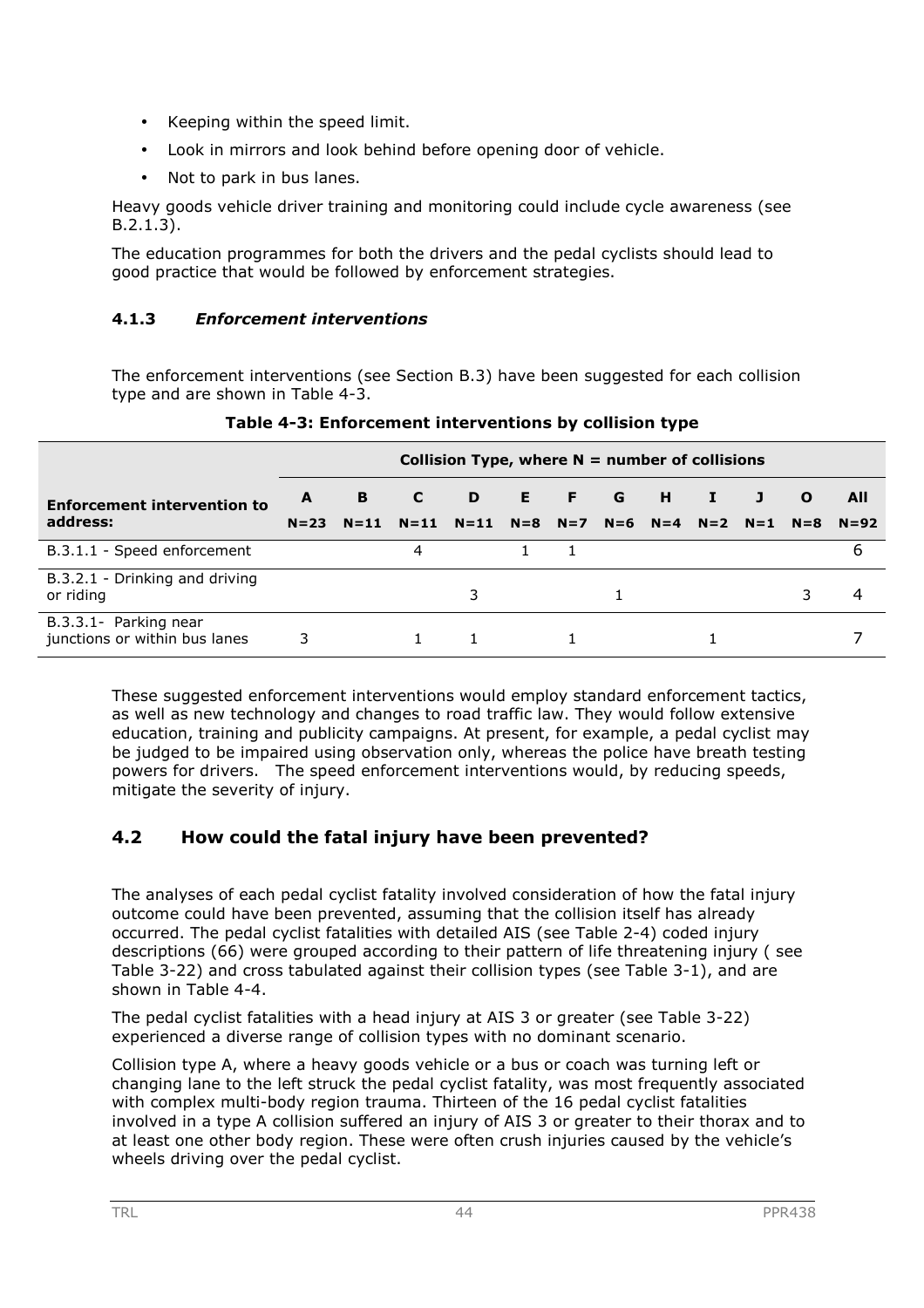- Keeping within the speed limit.
- Look in mirrors and look behind before opening door of vehicle.
- Not to park in bus lanes.

Heavy goods vehicle driver training and monitoring could include cycle awareness (see B.2.1.3).

The education programmes for both the drivers and the pedal cyclists should lead to good practice that would be followed by enforcement strategies.

### 4.1.3 *Enforcement interventions*

The enforcement interventions (see Section B.3) have been suggested for each collision type and are shown in Table 4-3.

**Table 4-3: Enforcement interventions by collision type**

| | Collision Type, where N = number of collisions | | | | | | | | | | | |
|---|---|---|---|---|---|---|---|---|---|---|---|---|
| **Enforcement intervention to address:** | **A** N=23 | **B** N=11 | **C** N=11 | **D** N=11 | **E** N=8 | **F** N=7 | **G** N=6 | **H** N=4 | **I** N=2 | **J** N=1 | **O** N=8 | **All** N=92 |
| B.3.1.1 - Speed enforcement | | | 4 | | 1 | 1 | | | | | | 6 |
| B.3.2.1 - Drinking and driving or riding | | | | 3 | | | 1 | | | | 3 | 4 |
| B.3.3.1- Parking near junctions or within bus lanes | 3 | | 1 | 1 | | 1 | | | 1 | | | 7 |

These suggested enforcement interventions would employ standard enforcement tactics, as well as new technology and changes to road traffic law. They would follow extensive education, training and publicity campaigns. At present, for example, a pedal cyclist may be judged to be impaired using observation only, whereas the police have breath testing powers for drivers. The speed enforcement interventions would, by reducing speeds, mitigate the severity of injury.

## 4.2 How could the fatal injury have been prevented?

The analyses of each pedal cyclist fatality involved consideration of how the fatal injury outcome could have been prevented, assuming that the collision itself has already occurred. The pedal cyclist fatalities with detailed AIS (see Table 2-4) coded injury descriptions (66) were grouped according to their pattern of life threatening injury ( see Table 3-22) and cross tabulated against their collision types (see Table 3-1), and are shown in Table 4-4.

The pedal cyclist fatalities with a head injury at AIS 3 or greater (see Table 3-22) experienced a diverse range of collision types with no dominant scenario.

Collision type A, where a heavy goods vehicle or a bus or coach was turning left or changing lane to the left struck the pedal cyclist fatality, was most frequently associated with complex multi-body region trauma. Thirteen of the 16 pedal cyclist fatalities involved in a type A collision suffered an injury of AIS 3 or greater to their thorax and to at least one other body region. These were often crush injuries caused by the vehicle's wheels driving over the pedal cyclist.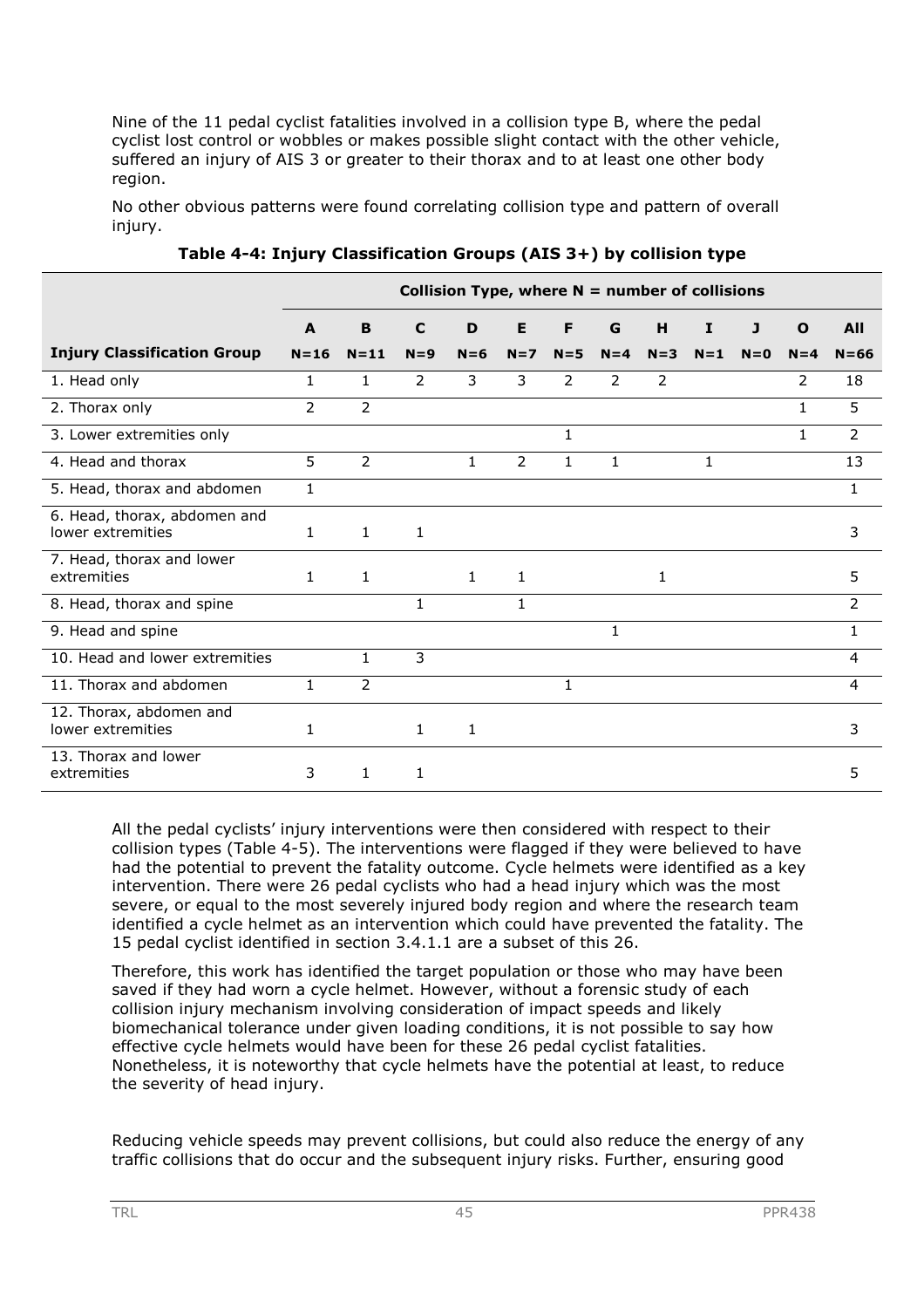Nine of the 11 pedal cyclist fatalities involved in a collision type B, where the pedal cyclist lost control or wobbles or makes possible slight contact with the other vehicle, suffered an injury of AIS 3 or greater to their thorax and to at least one other body region.

No other obvious patterns were found correlating collision type and pattern of overall injury.

**Table 4-4: Injury Classification Groups (AIS 3+) by collision type**

| | Collision Type, where N = number of collisions | | | | | | | | | | | |
|---|---|---|---|---|---|---|---|---|---|---|---|---|
| **Injury Classification Group** | **A N=16** | **B N=11** | **C N=9** | **D N=6** | **E N=7** | **F N=5** | **G N=4** | **H N=3** | **I N=1** | **J N=0** | **O N=4** | **All N=66** |
| 1. Head only | 1 | 1 | 2 | 3 | 3 | 2 | 2 | 2 | | | 2 | 18 |
| 2. Thorax only | 2 | 2 | | | | | | | | | 1 | 5 |
| 3. Lower extremities only | | | | | | 1 | | | | | 1 | 2 |
| 4. Head and thorax | 5 | 2 | | 1 | 2 | 1 | 1 | | 1 | | | 13 |
| 5. Head, thorax and abdomen | 1 | | | | | | | | | | | 1 |
| 6. Head, thorax, abdomen and lower extremities | 1 | 1 | 1 | | | | | | | | | 3 |
| 7. Head, thorax and lower extremities | 1 | 1 | | 1 | 1 | | | 1 | | | | 5 |
| 8. Head, thorax and spine | | | 1 | | 1 | | | | | | | 2 |
| 9. Head and spine | | | | | | | 1 | | | | | 1 |
| 10. Head and lower extremities | | 1 | 3 | | | | | | | | | 4 |
| 11. Thorax and abdomen | 1 | 2 | | | | 1 | | | | | | 4 |
| 12. Thorax, abdomen and lower extremities | 1 | | 1 | 1 | | | | | | | | 3 |
| 13. Thorax and lower extremities | 3 | 1 | 1 | | | | | | | | | 5 |

All the pedal cyclists' injury interventions were then considered with respect to their collision types (Table 4-5). The interventions were flagged if they were believed to have had the potential to prevent the fatality outcome. Cycle helmets were identified as a key intervention. There were 26 pedal cyclists who had a head injury which was the most severe, or equal to the most severely injured body region and where the research team identified a cycle helmet as an intervention which could have prevented the fatality. The 15 pedal cyclist identified in section 3.4.1.1 are a subset of this 26.

Therefore, this work has identified the target population or those who may have been saved if they had worn a cycle helmet. However, without a forensic study of each collision injury mechanism involving consideration of impact speeds and likely biomechanical tolerance under given loading conditions, it is not possible to say how effective cycle helmets would have been for these 26 pedal cyclist fatalities. Nonetheless, it is noteworthy that cycle helmets have the potential at least, to reduce the severity of head injury.

Reducing vehicle speeds may prevent collisions, but could also reduce the energy of any traffic collisions that do occur and the subsequent injury risks. Further, ensuring good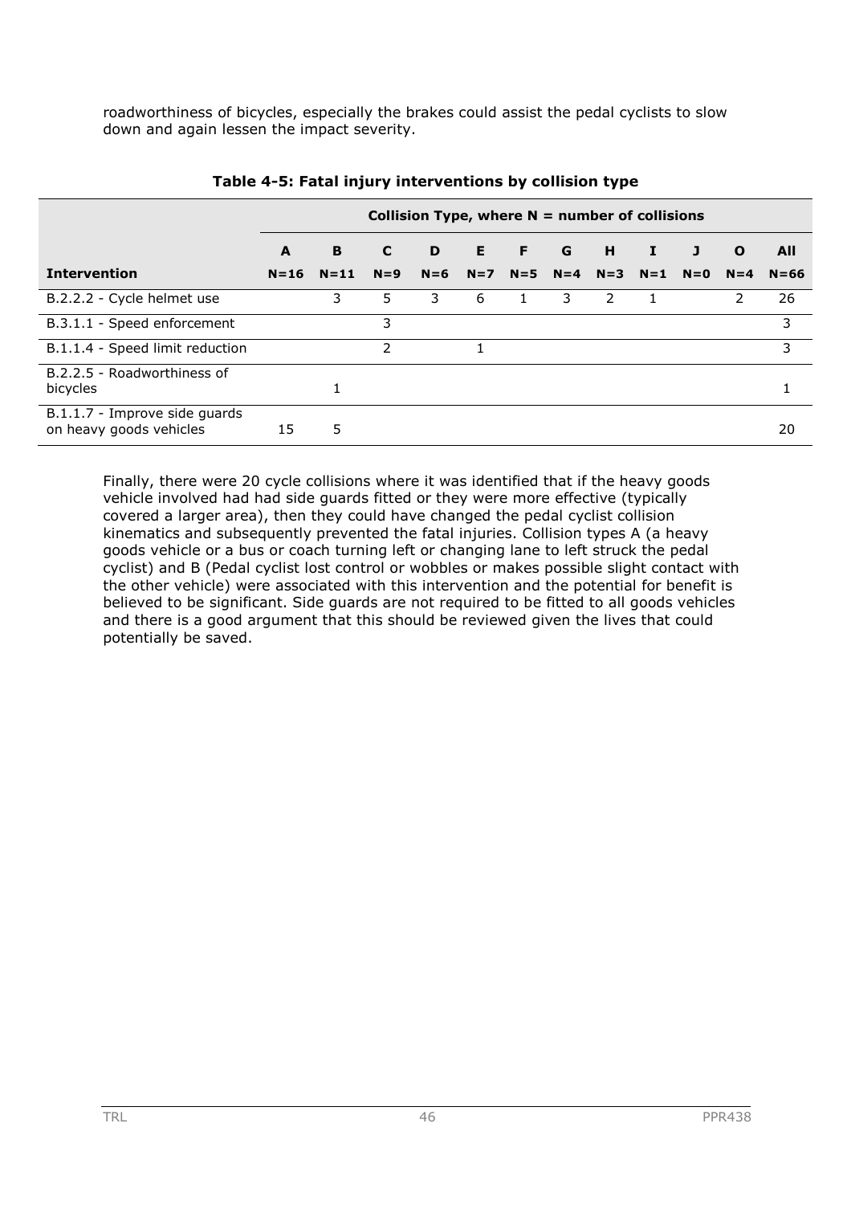roadworthiness of bicycles, especially the brakes could assist the pedal cyclists to slow down and again lessen the impact severity.

**Table 4-5: Fatal injury interventions by collision type**

| | Collision Type, where N = number of collisions | | | | | | | | | | | |
|---|---|---|---|---|---|---|---|---|---|---|---|---|
| | **A** | **B** | **C** | **D** | **E** | **F** | **G** | **H** | **I** | **J** | **O** | **All** |
| **Intervention** | **N=16** | **N=11** | **N=9** | **N=6** | **N=7** | **N=5** | **N=4** | **N=3** | **N=1** | **N=0** | **N=4** | **N=66** |
| B.2.2.2 - Cycle helmet use | | 3 | 5 | 3 | 6 | 1 | 3 | 2 | 1 | | 2 | 26 |
| B.3.1.1 - Speed enforcement | | | 3 | | | | | | | | | 3 |
| B.1.1.4 - Speed limit reduction | | | 2 | | 1 | | | | | | | 3 |
| B.2.2.5 - Roadworthiness of bicycles | | 1 | | | | | | | | | | 1 |
| B.1.1.7 - Improve side guards on heavy goods vehicles | 15 | 5 | | | | | | | | | | 20 |

Finally, there were 20 cycle collisions where it was identified that if the heavy goods vehicle involved had had side guards fitted or they were more effective (typically covered a larger area), then they could have changed the pedal cyclist collision kinematics and subsequently prevented the fatal injuries. Collision types A (a heavy goods vehicle or a bus or coach turning left or changing lane to left struck the pedal cyclist) and B (Pedal cyclist lost control or wobbles or makes possible slight contact with the other vehicle) were associated with this intervention and the potential for benefit is believed to be significant. Side guards are not required to be fitted to all goods vehicles and there is a good argument that this should be reviewed given the lives that could potentially be saved.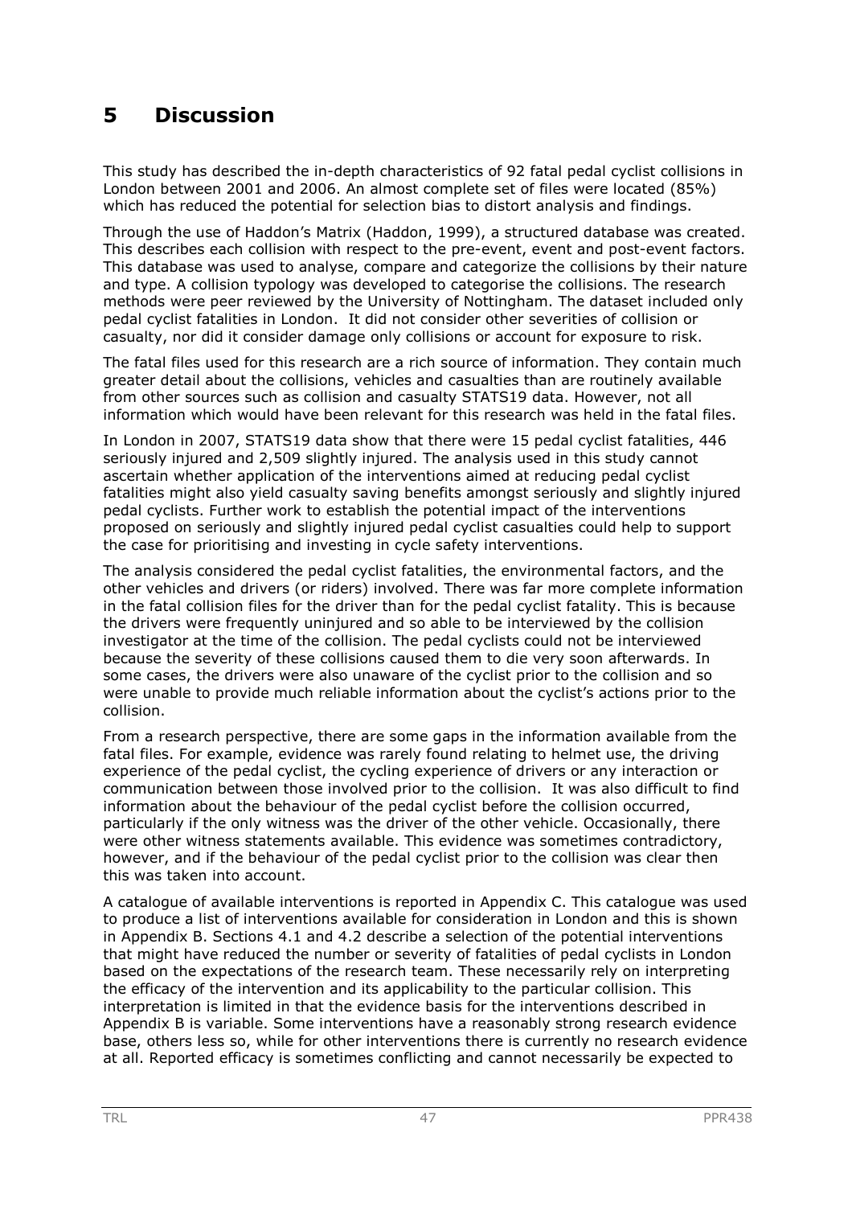# 5 Discussion

This study has described the in-depth characteristics of 92 fatal pedal cyclist collisions in London between 2001 and 2006. An almost complete set of files were located (85%) which has reduced the potential for selection bias to distort analysis and findings.

Through the use of Haddon's Matrix (Haddon, 1999), a structured database was created. This describes each collision with respect to the pre-event, event and post-event factors. This database was used to analyse, compare and categorize the collisions by their nature and type. A collision typology was developed to categorise the collisions. The research methods were peer reviewed by the University of Nottingham. The dataset included only pedal cyclist fatalities in London. It did not consider other severities of collision or casualty, nor did it consider damage only collisions or account for exposure to risk.

The fatal files used for this research are a rich source of information. They contain much greater detail about the collisions, vehicles and casualties than are routinely available from other sources such as collision and casualty STATS19 data. However, not all information which would have been relevant for this research was held in the fatal files.

In London in 2007, STATS19 data show that there were 15 pedal cyclist fatalities, 446 seriously injured and 2,509 slightly injured. The analysis used in this study cannot ascertain whether application of the interventions aimed at reducing pedal cyclist fatalities might also yield casualty saving benefits amongst seriously and slightly injured pedal cyclists. Further work to establish the potential impact of the interventions proposed on seriously and slightly injured pedal cyclist casualties could help to support the case for prioritising and investing in cycle safety interventions.

The analysis considered the pedal cyclist fatalities, the environmental factors, and the other vehicles and drivers (or riders) involved. There was far more complete information in the fatal collision files for the driver than for the pedal cyclist fatality. This is because the drivers were frequently uninjured and so able to be interviewed by the collision investigator at the time of the collision. The pedal cyclists could not be interviewed because the severity of these collisions caused them to die very soon afterwards. In some cases, the drivers were also unaware of the cyclist prior to the collision and so were unable to provide much reliable information about the cyclist's actions prior to the collision.

From a research perspective, there are some gaps in the information available from the fatal files. For example, evidence was rarely found relating to helmet use, the driving experience of the pedal cyclist, the cycling experience of drivers or any interaction or communication between those involved prior to the collision. It was also difficult to find information about the behaviour of the pedal cyclist before the collision occurred, particularly if the only witness was the driver of the other vehicle. Occasionally, there were other witness statements available. This evidence was sometimes contradictory, however, and if the behaviour of the pedal cyclist prior to the collision was clear then this was taken into account.

A catalogue of available interventions is reported in Appendix C. This catalogue was used to produce a list of interventions available for consideration in London and this is shown in Appendix B. Sections 4.1 and 4.2 describe a selection of the potential interventions that might have reduced the number or severity of fatalities of pedal cyclists in London based on the expectations of the research team. These necessarily rely on interpreting the efficacy of the intervention and its applicability to the particular collision. This interpretation is limited in that the evidence basis for the interventions described in Appendix B is variable. Some interventions have a reasonably strong research evidence base, others less so, while for other interventions there is currently no research evidence at all. Reported efficacy is sometimes conflicting and cannot necessarily be expected to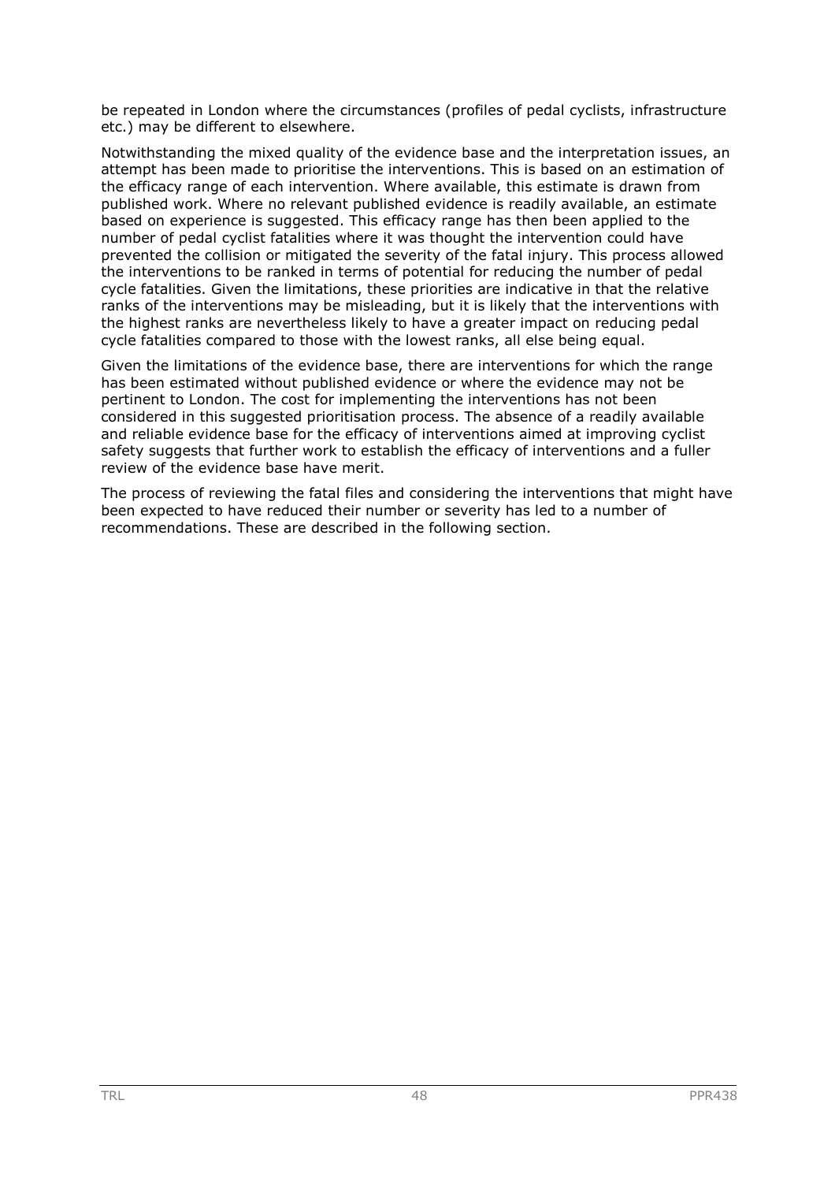be repeated in London where the circumstances (profiles of pedal cyclists, infrastructure etc.) may be different to elsewhere.

Notwithstanding the mixed quality of the evidence base and the interpretation issues, an attempt has been made to prioritise the interventions. This is based on an estimation of the efficacy range of each intervention. Where available, this estimate is drawn from published work. Where no relevant published evidence is readily available, an estimate based on experience is suggested. This efficacy range has then been applied to the number of pedal cyclist fatalities where it was thought the intervention could have prevented the collision or mitigated the severity of the fatal injury. This process allowed the interventions to be ranked in terms of potential for reducing the number of pedal cycle fatalities. Given the limitations, these priorities are indicative in that the relative ranks of the interventions may be misleading, but it is likely that the interventions with the highest ranks are nevertheless likely to have a greater impact on reducing pedal cycle fatalities compared to those with the lowest ranks, all else being equal.

Given the limitations of the evidence base, there are interventions for which the range has been estimated without published evidence or where the evidence may not be pertinent to London. The cost for implementing the interventions has not been considered in this suggested prioritisation process. The absence of a readily available and reliable evidence base for the efficacy of interventions aimed at improving cyclist safety suggests that further work to establish the efficacy of interventions and a fuller review of the evidence base have merit.

The process of reviewing the fatal files and considering the interventions that might have been expected to have reduced their number or severity has led to a number of recommendations. These are described in the following section.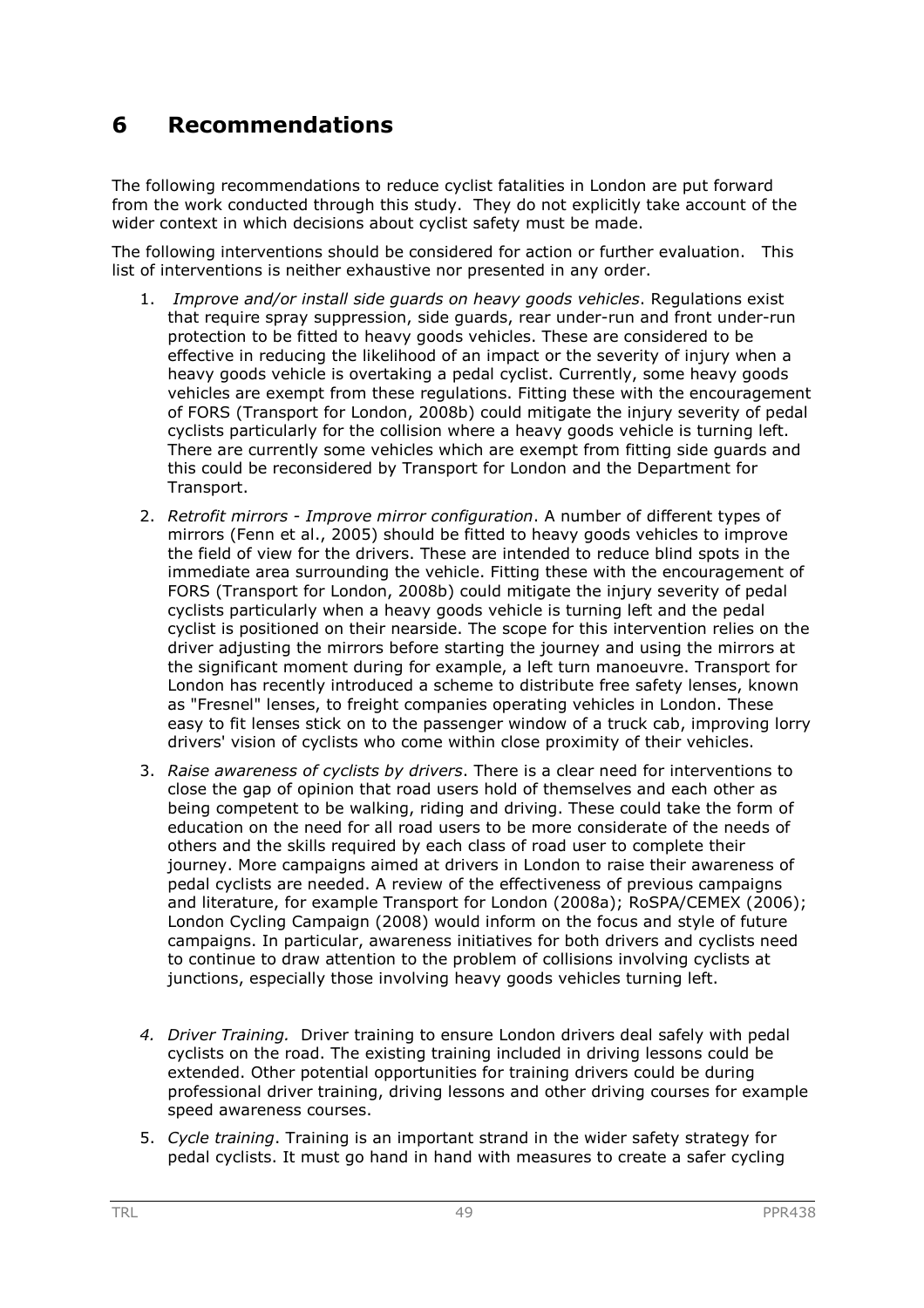# 6 Recommendations

The following recommendations to reduce cyclist fatalities in London are put forward from the work conducted through this study. They do not explicitly take account of the wider context in which decisions about cyclist safety must be made.

The following interventions should be considered for action or further evaluation. This list of interventions is neither exhaustive nor presented in any order.

1. *Improve and/or install side guards on heavy goods vehicles*. Regulations exist that require spray suppression, side guards, rear under-run and front under-run protection to be fitted to heavy goods vehicles. These are considered to be effective in reducing the likelihood of an impact or the severity of injury when a heavy goods vehicle is overtaking a pedal cyclist. Currently, some heavy goods vehicles are exempt from these regulations. Fitting these with the encouragement of FORS (Transport for London, 2008b) could mitigate the injury severity of pedal cyclists particularly for the collision where a heavy goods vehicle is turning left. There are currently some vehicles which are exempt from fitting side guards and this could be reconsidered by Transport for London and the Department for Transport.

2. *Retrofit mirrors - Improve mirror configuration*. A number of different types of mirrors (Fenn et al., 2005) should be fitted to heavy goods vehicles to improve the field of view for the drivers. These are intended to reduce blind spots in the immediate area surrounding the vehicle. Fitting these with the encouragement of FORS (Transport for London, 2008b) could mitigate the injury severity of pedal cyclists particularly when a heavy goods vehicle is turning left and the pedal cyclist is positioned on their nearside. The scope for this intervention relies on the driver adjusting the mirrors before starting the journey and using the mirrors at the significant moment during for example, a left turn manoeuvre. Transport for London has recently introduced a scheme to distribute free safety lenses, known as "Fresnel" lenses, to freight companies operating vehicles in London. These easy to fit lenses stick on to the passenger window of a truck cab, improving lorry drivers' vision of cyclists who come within close proximity of their vehicles.

3. *Raise awareness of cyclists by drivers*. There is a clear need for interventions to close the gap of opinion that road users hold of themselves and each other as being competent to be walking, riding and driving. These could take the form of education on the need for all road users to be more considerate of the needs of others and the skills required by each class of road user to complete their journey. More campaigns aimed at drivers in London to raise their awareness of pedal cyclists are needed. A review of the effectiveness of previous campaigns and literature, for example Transport for London (2008a); RoSPA/CEMEX (2006); London Cycling Campaign (2008) would inform on the focus and style of future campaigns. In particular, awareness initiatives for both drivers and cyclists need to continue to draw attention to the problem of collisions involving cyclists at junctions, especially those involving heavy goods vehicles turning left.

4. *Driver Training.* Driver training to ensure London drivers deal safely with pedal cyclists on the road. The existing training included in driving lessons could be extended. Other potential opportunities for training drivers could be during professional driver training, driving lessons and other driving courses for example speed awareness courses.

5. *Cycle training*. Training is an important strand in the wider safety strategy for pedal cyclists. It must go hand in hand with measures to create a safer cycling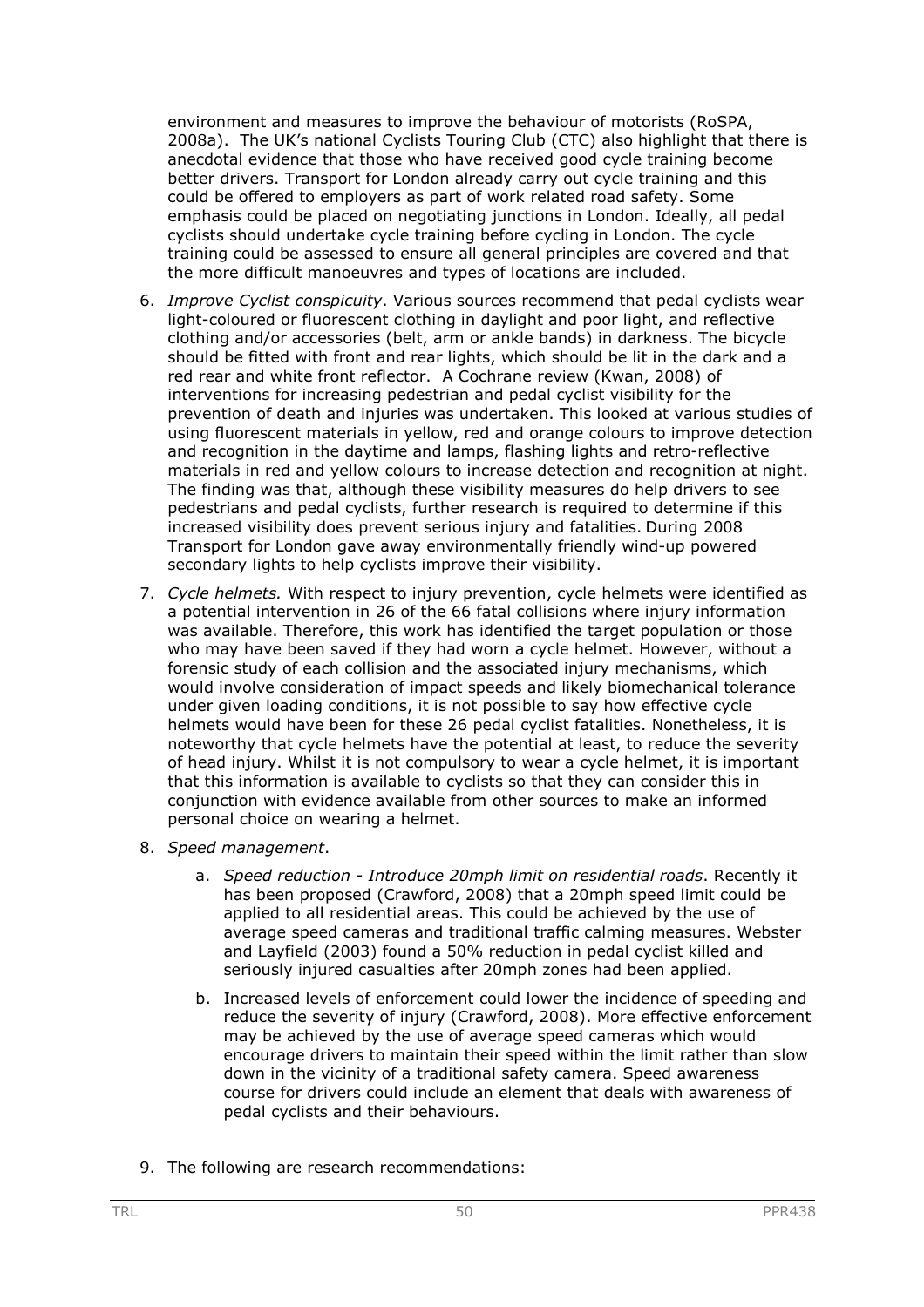environment and measures to improve the behaviour of motorists (RoSPA, 2008a). The UK's national Cyclists Touring Club (CTC) also highlight that there is anecdotal evidence that those who have received good cycle training become better drivers. Transport for London already carry out cycle training and this could be offered to employers as part of work related road safety. Some emphasis could be placed on negotiating junctions in London. Ideally, all pedal cyclists should undertake cycle training before cycling in London. The cycle training could be assessed to ensure all general principles are covered and that the more difficult manoeuvres and types of locations are included.

6. *Improve Cyclist conspicuity*. Various sources recommend that pedal cyclists wear light-coloured or fluorescent clothing in daylight and poor light, and reflective clothing and/or accessories (belt, arm or ankle bands) in darkness. The bicycle should be fitted with front and rear lights, which should be lit in the dark and a red rear and white front reflector. A Cochrane review (Kwan, 2008) of interventions for increasing pedestrian and pedal cyclist visibility for the prevention of death and injuries was undertaken. This looked at various studies of using fluorescent materials in yellow, red and orange colours to improve detection and recognition in the daytime and lamps, flashing lights and retro-reflective materials in red and yellow colours to increase detection and recognition at night. The finding was that, although these visibility measures do help drivers to see pedestrians and pedal cyclists, further research is required to determine if this increased visibility does prevent serious injury and fatalities. During 2008 Transport for London gave away environmentally friendly wind-up powered secondary lights to help cyclists improve their visibility.

7. *Cycle helmets.* With respect to injury prevention, cycle helmets were identified as a potential intervention in 26 of the 66 fatal collisions where injury information was available. Therefore, this work has identified the target population or those who may have been saved if they had worn a cycle helmet. However, without a forensic study of each collision and the associated injury mechanisms, which would involve consideration of impact speeds and likely biomechanical tolerance under given loading conditions, it is not possible to say how effective cycle helmets would have been for these 26 pedal cyclist fatalities. Nonetheless, it is noteworthy that cycle helmets have the potential at least, to reduce the severity of head injury. Whilst it is not compulsory to wear a cycle helmet, it is important that this information is available to cyclists so that they can consider this in conjunction with evidence available from other sources to make an informed personal choice on wearing a helmet.

8. *Speed management*.

   a. *Speed reduction - Introduce 20mph limit on residential roads*. Recently it has been proposed (Crawford, 2008) that a 20mph speed limit could be applied to all residential areas. This could be achieved by the use of average speed cameras and traditional traffic calming measures. Webster and Layfield (2003) found a 50% reduction in pedal cyclist killed and seriously injured casualties after 20mph zones had been applied.

   b. Increased levels of enforcement could lower the incidence of speeding and reduce the severity of injury (Crawford, 2008). More effective enforcement may be achieved by the use of average speed cameras which would encourage drivers to maintain their speed within the limit rather than slow down in the vicinity of a traditional safety camera. Speed awareness course for drivers could include an element that deals with awareness of pedal cyclists and their behaviours.

9. The following are research recommendations: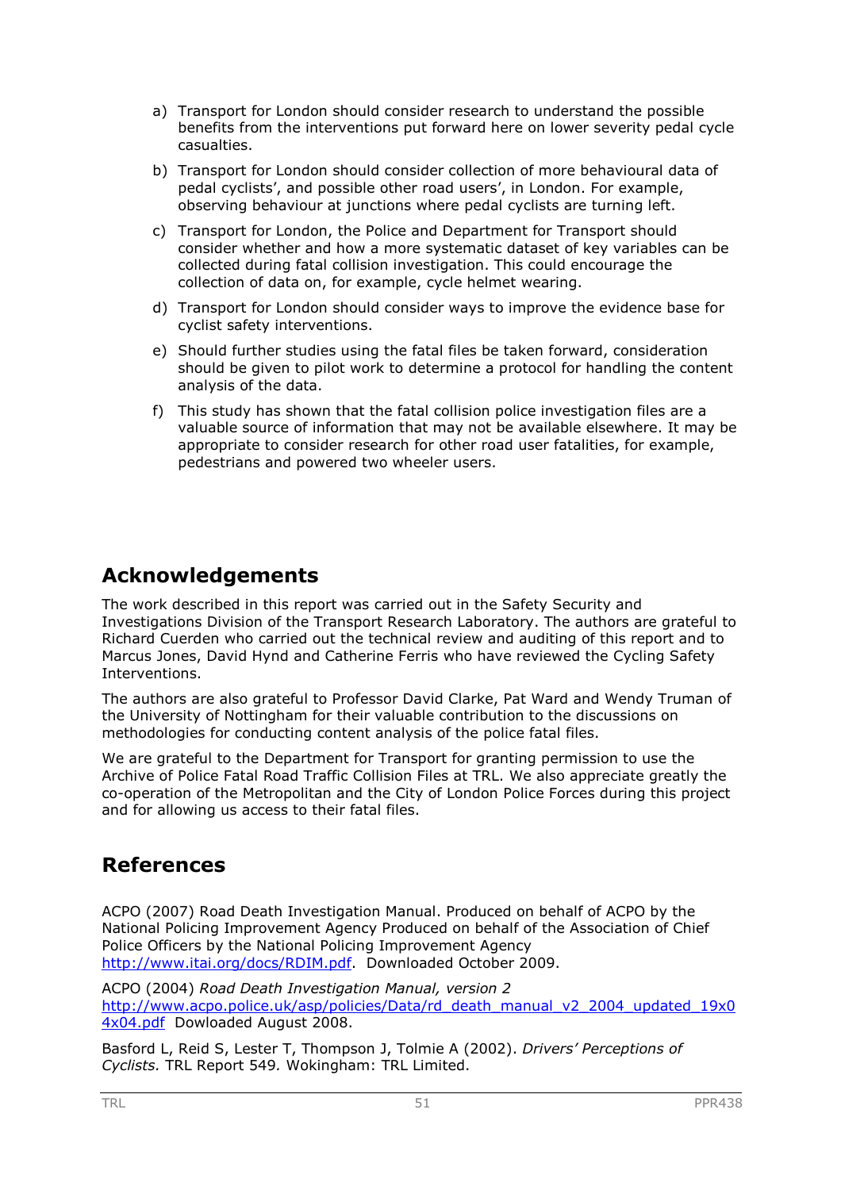a) Transport for London should consider research to understand the possible benefits from the interventions put forward here on lower severity pedal cycle casualties.

b) Transport for London should consider collection of more behavioural data of pedal cyclists', and possible other road users', in London. For example, observing behaviour at junctions where pedal cyclists are turning left.

c) Transport for London, the Police and Department for Transport should consider whether and how a more systematic dataset of key variables can be collected during fatal collision investigation. This could encourage the collection of data on, for example, cycle helmet wearing.

d) Transport for London should consider ways to improve the evidence base for cyclist safety interventions.

e) Should further studies using the fatal files be taken forward, consideration should be given to pilot work to determine a protocol for handling the content analysis of the data.

f) This study has shown that the fatal collision police investigation files are a valuable source of information that may not be available elsewhere. It may be appropriate to consider research for other road user fatalities, for example, pedestrians and powered two wheeler users.

## Acknowledgements

The work described in this report was carried out in the Safety Security and Investigations Division of the Transport Research Laboratory. The authors are grateful to Richard Cuerden who carried out the technical review and auditing of this report and to Marcus Jones, David Hynd and Catherine Ferris who have reviewed the Cycling Safety Interventions.

The authors are also grateful to Professor David Clarke, Pat Ward and Wendy Truman of the University of Nottingham for their valuable contribution to the discussions on methodologies for conducting content analysis of the police fatal files.

We are grateful to the Department for Transport for granting permission to use the Archive of Police Fatal Road Traffic Collision Files at TRL. We also appreciate greatly the co-operation of the Metropolitan and the City of London Police Forces during this project and for allowing us access to their fatal files.

## References

ACPO (2007) Road Death Investigation Manual. Produced on behalf of ACPO by the National Policing Improvement Agency Produced on behalf of the Association of Chief Police Officers by the National Policing Improvement Agency http://www.itai.org/docs/RDIM.pdf. Downloaded October 2009.

ACPO (2004) *Road Death Investigation Manual, version 2* http://www.acpo.police.uk/asp/policies/Data/rd_death_manual_v2_2004_updated_19x04x04.pdf Dowloaded August 2008.

Basford L, Reid S, Lester T, Thompson J, Tolmie A (2002). *Drivers' Perceptions of Cyclists.* TRL Report 549*.* Wokingham: TRL Limited.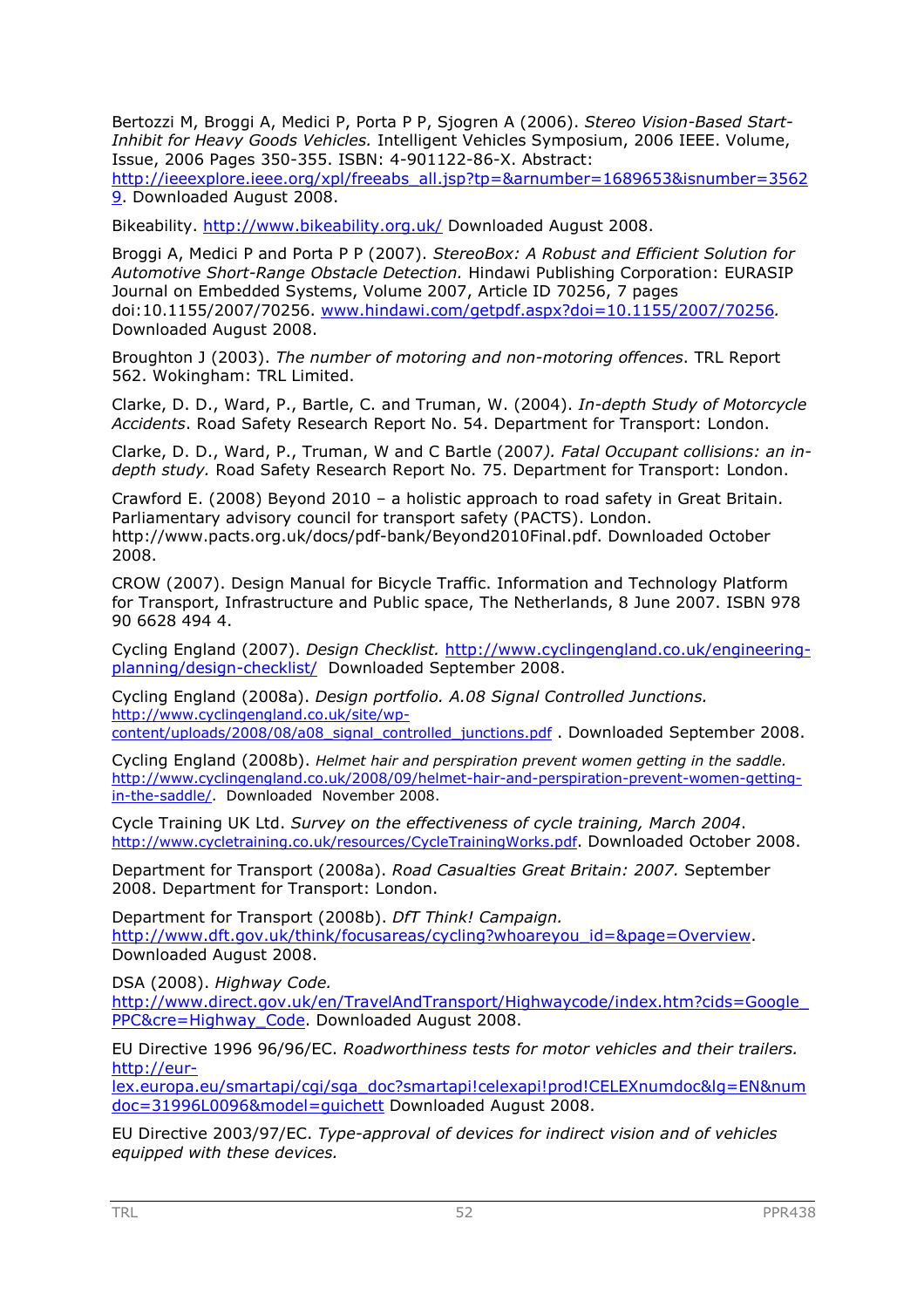Bertozzi M, Broggi A, Medici P, Porta P P, Sjogren A (2006). *Stereo Vision-Based Start-Inhibit for Heavy Goods Vehicles.* Intelligent Vehicles Symposium, 2006 IEEE. Volume, Issue, 2006 Pages 350-355. ISBN: 4-901122-86-X. Abstract: http://ieeexplore.ieee.org/xpl/freeabs_all.jsp?tp=&arnumber=1689653&isnumber=35629. Downloaded August 2008.

Bikeability. http://www.bikeability.org.uk/ Downloaded August 2008.

Broggi A, Medici P and Porta P P (2007). *StereoBox: A Robust and Efficient Solution for Automotive Short-Range Obstacle Detection.* Hindawi Publishing Corporation: EURASIP Journal on Embedded Systems, Volume 2007, Article ID 70256, 7 pages doi:10.1155/2007/70256. www.hindawi.com/getpdf.aspx?doi=10.1155/2007/70256. Downloaded August 2008.

Broughton J (2003). *The number of motoring and non-motoring offences*. TRL Report 562. Wokingham: TRL Limited.

Clarke, D. D., Ward, P., Bartle, C. and Truman, W. (2004). *In-depth Study of Motorcycle Accidents*. Road Safety Research Report No. 54. Department for Transport: London.

Clarke, D. D., Ward, P., Truman, W and C Bartle (2007*). Fatal Occupant collisions: an in-depth study.* Road Safety Research Report No. 75. Department for Transport: London.

Crawford E. (2008) Beyond 2010 – a holistic approach to road safety in Great Britain. Parliamentary advisory council for transport safety (PACTS). London. http://www.pacts.org.uk/docs/pdf-bank/Beyond2010Final.pdf. Downloaded October 2008.

CROW (2007). Design Manual for Bicycle Traffic. Information and Technology Platform for Transport, Infrastructure and Public space, The Netherlands, 8 June 2007. ISBN 978 90 6628 494 4.

Cycling England (2007). *Design Checklist.* http://www.cyclingengland.co.uk/engineering-planning/design-checklist/ Downloaded September 2008.

Cycling England (2008a). *Design portfolio. A.08 Signal Controlled Junctions.* http://www.cyclingengland.co.uk/site/wp-content/uploads/2008/08/a08_signal_controlled_junctions.pdf . Downloaded September 2008.

Cycling England (2008b). *Helmet hair and perspiration prevent women getting in the saddle.* http://www.cyclingengland.co.uk/2008/09/helmet-hair-and-perspiration-prevent-women-getting-in-the-saddle/. Downloaded November 2008.

Cycle Training UK Ltd. *Survey on the effectiveness of cycle training, March 2004*. http://www.cycletraining.co.uk/resources/CycleTrainingWorks.pdf. Downloaded October 2008.

Department for Transport (2008a). *Road Casualties Great Britain: 2007.* September 2008. Department for Transport: London.

Department for Transport (2008b). *DfT Think! Campaign.* http://www.dft.gov.uk/think/focusareas/cycling?whoareyou_id=&page=Overview. Downloaded August 2008.

DSA (2008). *Highway Code.* http://www.direct.gov.uk/en/TravelAndTransport/Highwaycode/index.htm?cids=Google_PPC&cre=Highway_Code. Downloaded August 2008.

EU Directive 1996 96/96/EC. *Roadworthiness tests for motor vehicles and their trailers.* http://eur-lex.europa.eu/smartapi/cgi/sga_doc?smartapi!celexapi!prod!CELEXnumdoc&lg=EN&numdoc=31996L0096&model=guichett Downloaded August 2008.

EU Directive 2003/97/EC. *Type-approval of devices for indirect vision and of vehicles equipped with these devices.*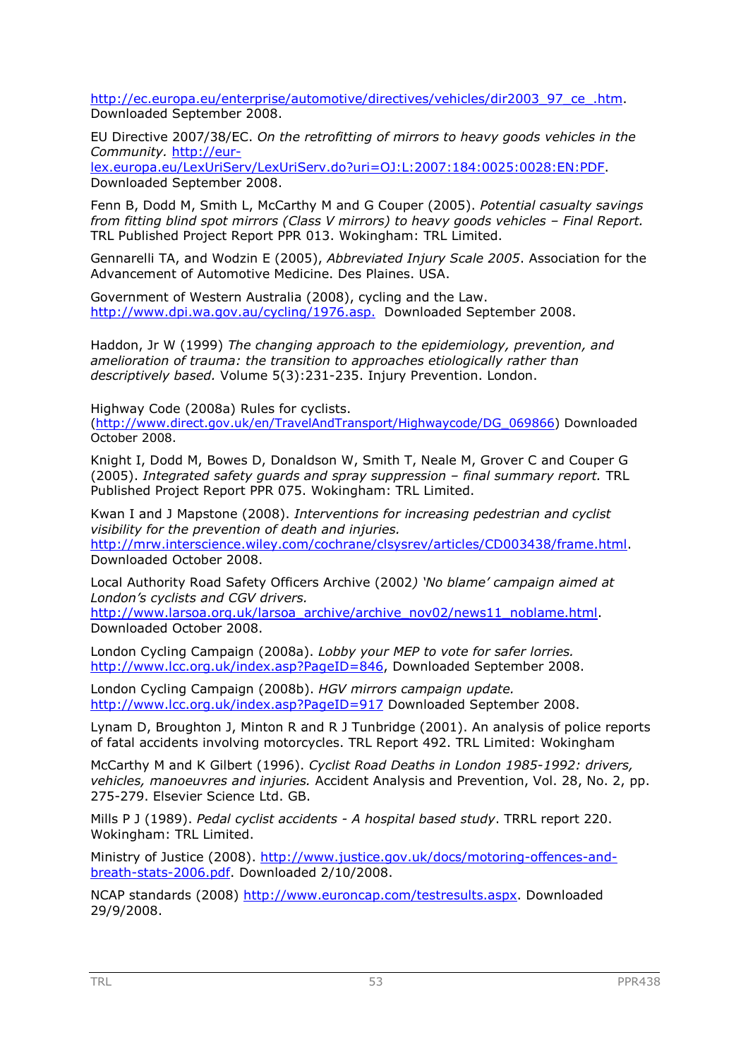http://ec.europa.eu/enterprise/automotive/directives/vehicles/dir2003_97_ce_.htm. Downloaded September 2008.

EU Directive 2007/38/EC. *On the retrofitting of mirrors to heavy goods vehicles in the Community.* http://eur-lex.europa.eu/LexUriServ/LexUriServ.do?uri=OJ:L:2007:184:0025:0028:EN:PDF. Downloaded September 2008.

Fenn B, Dodd M, Smith L, McCarthy M and G Couper (2005). *Potential casualty savings from fitting blind spot mirrors (Class V mirrors) to heavy goods vehicles – Final Report.* TRL Published Project Report PPR 013. Wokingham: TRL Limited.

Gennarelli TA, and Wodzin E (2005), *Abbreviated Injury Scale 2005*. Association for the Advancement of Automotive Medicine. Des Plaines. USA.

Government of Western Australia (2008), cycling and the Law. http://www.dpi.wa.gov.au/cycling/1976.asp. Downloaded September 2008.

Haddon, Jr W (1999) *The changing approach to the epidemiology, prevention, and amelioration of trauma: the transition to approaches etiologically rather than descriptively based.* Volume 5(3):231-235. Injury Prevention. London.

Highway Code (2008a) Rules for cyclists. (http://www.direct.gov.uk/en/TravelAndTransport/Highwaycode/DG_069866) Downloaded October 2008.

Knight I, Dodd M, Bowes D, Donaldson W, Smith T, Neale M, Grover C and Couper G (2005). *Integrated safety guards and spray suppression – final summary report.* TRL Published Project Report PPR 075. Wokingham: TRL Limited.

Kwan I and J Mapstone (2008). *Interventions for increasing pedestrian and cyclist visibility for the prevention of death and injuries.* http://mrw.interscience.wiley.com/cochrane/clsysrev/articles/CD003438/frame.html. Downloaded October 2008.

Local Authority Road Safety Officers Archive (2002*) 'No blame' campaign aimed at London's cyclists and CGV drivers.* http://www.larsoa.org.uk/larsoa_archive/archive_nov02/news11_noblame.html. Downloaded October 2008.

London Cycling Campaign (2008a). *Lobby your MEP to vote for safer lorries.* http://www.lcc.org.uk/index.asp?PageID=846, Downloaded September 2008.

London Cycling Campaign (2008b). *HGV mirrors campaign update.* http://www.lcc.org.uk/index.asp?PageID=917 Downloaded September 2008.

Lynam D, Broughton J, Minton R and R J Tunbridge (2001). An analysis of police reports of fatal accidents involving motorcycles. TRL Report 492. TRL Limited: Wokingham

McCarthy M and K Gilbert (1996). *Cyclist Road Deaths in London 1985-1992: drivers, vehicles, manoeuvres and injuries.* Accident Analysis and Prevention, Vol. 28, No. 2, pp. 275-279. Elsevier Science Ltd. GB.

Mills P J (1989). *Pedal cyclist accidents - A hospital based study*. TRRL report 220. Wokingham: TRL Limited.

Ministry of Justice (2008). http://www.justice.gov.uk/docs/motoring-offences-and-breath-stats-2006.pdf. Downloaded 2/10/2008.

NCAP standards (2008) http://www.euroncap.com/testresults.aspx. Downloaded 29/9/2008.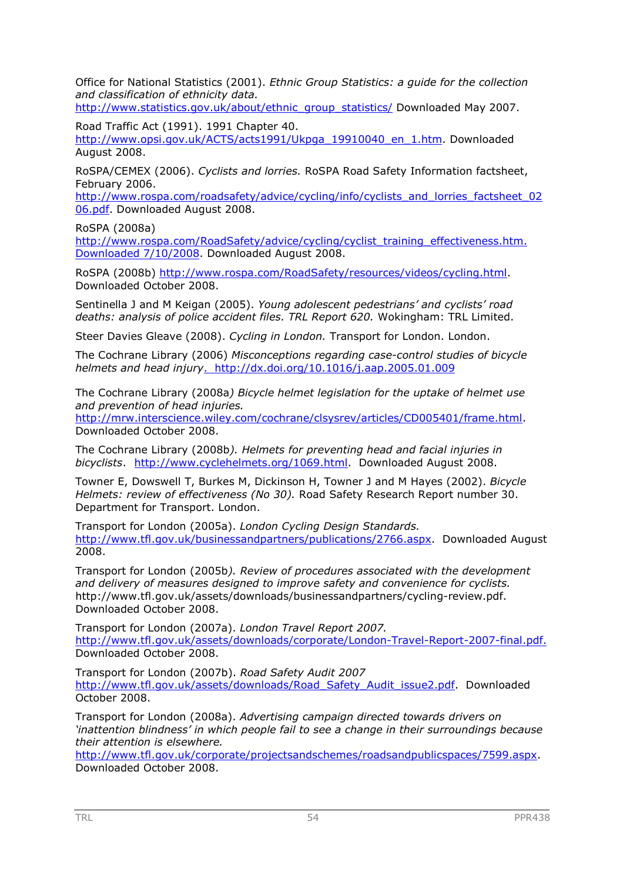Office for National Statistics (2001). *Ethnic Group Statistics: a guide for the collection and classification of ethnicity data.* http://www.statistics.gov.uk/about/ethnic_group_statistics/ Downloaded May 2007.

Road Traffic Act (1991). 1991 Chapter 40. http://www.opsi.gov.uk/ACTS/acts1991/Ukpga_19910040_en_1.htm. Downloaded August 2008.

RoSPA/CEMEX (2006). *Cyclists and lorries.* RoSPA Road Safety Information factsheet, February 2006. http://www.rospa.com/roadsafety/advice/cycling/info/cyclists_and_lorries_factsheet_0206.pdf. Downloaded August 2008.

RoSPA (2008a) http://www.rospa.com/RoadSafety/advice/cycling/cyclist_training_effectiveness.htm. Downloaded 7/10/2008. Downloaded August 2008.

RoSPA (2008b) http://www.rospa.com/RoadSafety/resources/videos/cycling.html. Downloaded October 2008.

Sentinella J and M Keigan (2005). *Young adolescent pedestrians' and cyclists' road deaths: analysis of police accident files. TRL Report 620.* Wokingham: TRL Limited.

Steer Davies Gleave (2008). *Cycling in London.* Transport for London. London.

The Cochrane Library (2006) *Misconceptions regarding case-control studies of bicycle helmets and head injury*. http://dx.doi.org/10.1016/j.aap.2005.01.009

The Cochrane Library (2008a*) Bicycle helmet legislation for the uptake of helmet use and prevention of head injuries.* http://mrw.interscience.wiley.com/cochrane/clsysrev/articles/CD005401/frame.html. Downloaded October 2008.

The Cochrane Library (2008b*). Helmets for preventing head and facial injuries in bicyclists*. http://www.cyclehelmets.org/1069.html. Downloaded August 2008.

Towner E, Dowswell T, Burkes M, Dickinson H, Towner J and M Hayes (2002). *Bicycle Helmets: review of effectiveness (No 30).* Road Safety Research Report number 30. Department for Transport. London.

Transport for London (2005a). *London Cycling Design Standards.* http://www.tfl.gov.uk/businessandpartners/publications/2766.aspx. Downloaded August 2008.

Transport for London (2005b*). Review of procedures associated with the development and delivery of measures designed to improve safety and convenience for cyclists.* http://www.tfl.gov.uk/assets/downloads/businessandpartners/cycling-review.pdf. Downloaded October 2008.

Transport for London (2007a). *London Travel Report 2007.* http://www.tfl.gov.uk/assets/downloads/corporate/London-Travel-Report-2007-final.pdf. Downloaded October 2008.

Transport for London (2007b). *Road Safety Audit 2007* http://www.tfl.gov.uk/assets/downloads/Road_Safety_Audit_issue2.pdf. Downloaded October 2008.

Transport for London (2008a). *Advertising campaign directed towards drivers on 'inattention blindness' in which people fail to see a change in their surroundings because their attention is elsewhere.* http://www.tfl.gov.uk/corporate/projectsandschemes/roadsandpublicspaces/7599.aspx. Downloaded October 2008.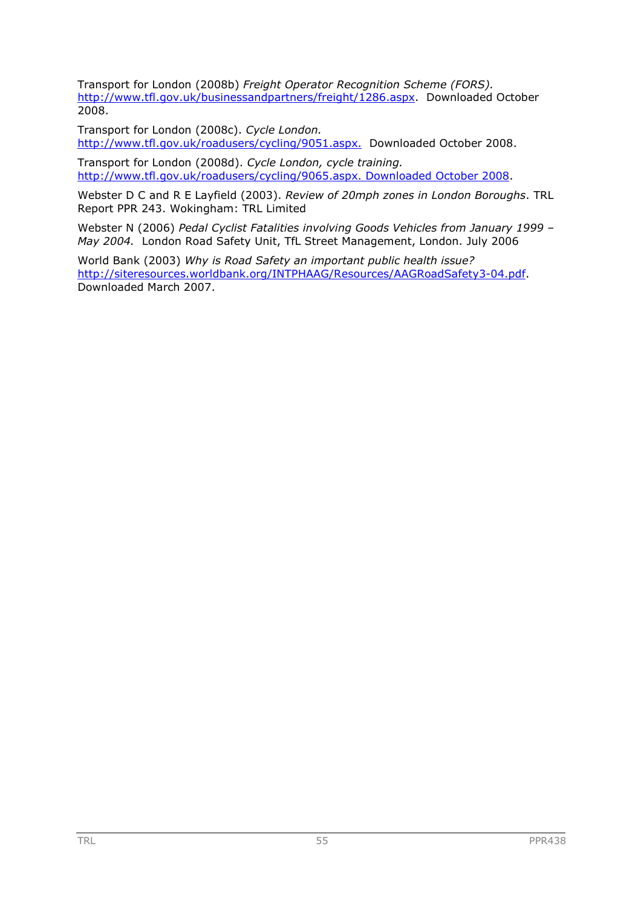Transport for London (2008b) *Freight Operator Recognition Scheme (FORS).* http://www.tfl.gov.uk/businessandpartners/freight/1286.aspx. Downloaded October 2008.

Transport for London (2008c). *Cycle London.* http://www.tfl.gov.uk/roadusers/cycling/9051.aspx. Downloaded October 2008.

Transport for London (2008d). *Cycle London, cycle training.* http://www.tfl.gov.uk/roadusers/cycling/9065.aspx. Downloaded October 2008.

Webster D C and R E Layfield (2003). *Review of 20mph zones in London Boroughs*. TRL Report PPR 243. Wokingham: TRL Limited

Webster N (2006) *Pedal Cyclist Fatalities involving Goods Vehicles from January 1999 – May 2004.* London Road Safety Unit, TfL Street Management, London. July 2006

World Bank (2003) *Why is Road Safety an important public health issue?* http://siteresources.worldbank.org/INTPHAAG/Resources/AAGRoadSafety3-04.pdf. Downloaded March 2007.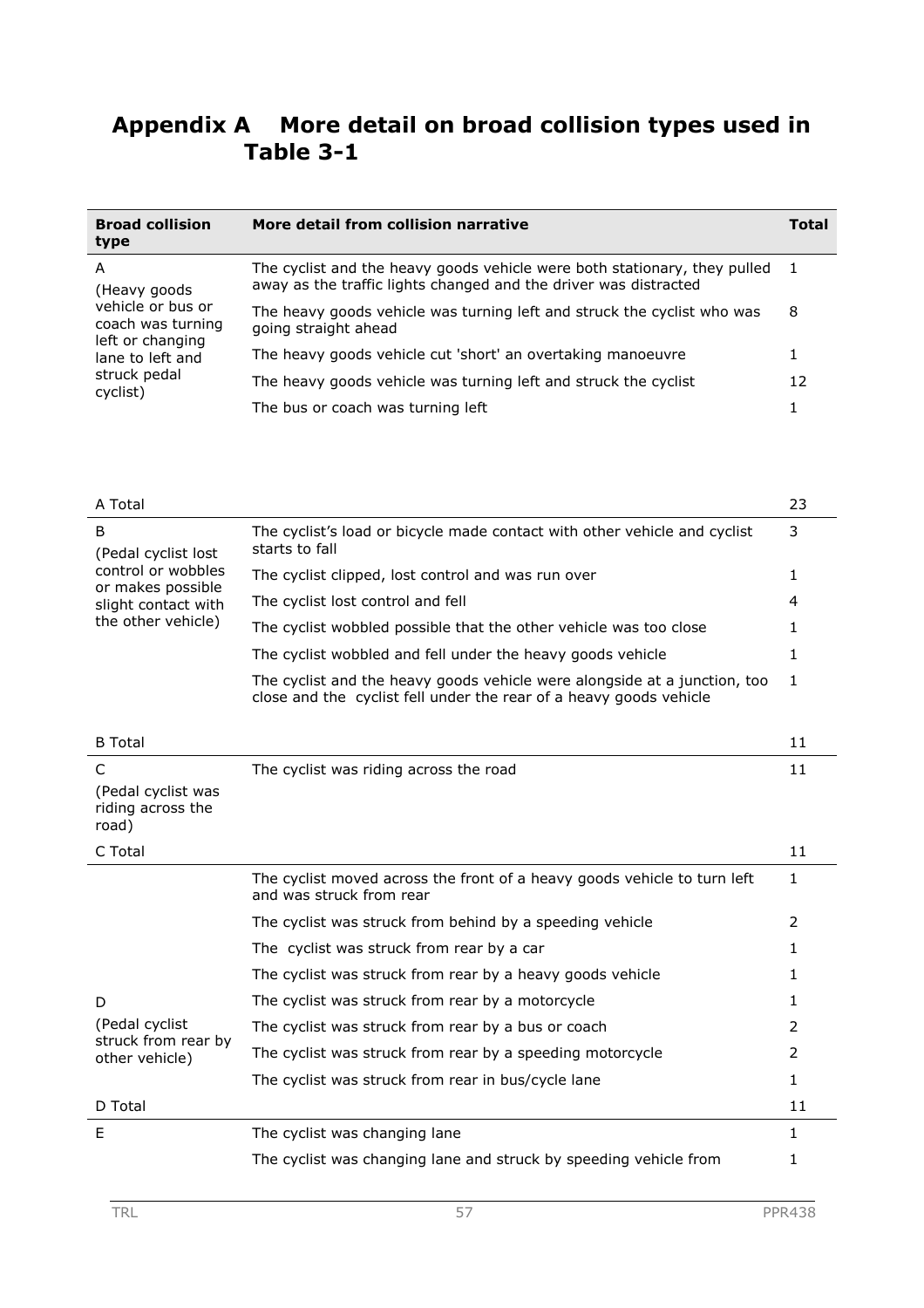# Appendix A More detail on broad collision types used in Table 3-1

| Broad collision type | More detail from collision narrative | Total |
|---|---|---|
| A (Heavy goods vehicle or bus or coach was turning left or changing lane to left and struck pedal cyclist) | The cyclist and the heavy goods vehicle were both stationary, they pulled away as the traffic lights changed and the driver was distracted | 1 |
| | The heavy goods vehicle was turning left and struck the cyclist who was going straight ahead | 8 |
| | The heavy goods vehicle cut 'short' an overtaking manoeuvre | 1 |
| | The heavy goods vehicle was turning left and struck the cyclist | 12 |
| | The bus or coach was turning left | 1 |
| A Total | | 23 |
| B (Pedal cyclist lost control or wobbles or makes possible slight contact with the other vehicle) | The cyclist's load or bicycle made contact with other vehicle and cyclist starts to fall | 3 |
| | The cyclist clipped, lost control and was run over | 1 |
| | The cyclist lost control and fell | 4 |
| | The cyclist wobbled possible that the other vehicle was too close | 1 |
| | The cyclist wobbled and fell under the heavy goods vehicle | 1 |
| | The cyclist and the heavy goods vehicle were alongside at a junction, too close and the cyclist fell under the rear of a heavy goods vehicle | 1 |
| B Total | | 11 |
| C (Pedal cyclist was riding across the road) | The cyclist was riding across the road | 11 |
| C Total | | 11 |
| D (Pedal cyclist struck from rear by other vehicle) | The cyclist moved across the front of a heavy goods vehicle to turn left and was struck from rear | 1 |
| | The cyclist was struck from behind by a speeding vehicle | 2 |
| | The cyclist was struck from rear by a car | 1 |
| | The cyclist was struck from rear by a heavy goods vehicle | 1 |
| | The cyclist was struck from rear by a motorcycle | 1 |
| | The cyclist was struck from rear by a bus or coach | 2 |
| | The cyclist was struck from rear by a speeding motorcycle | 2 |
| | The cyclist was struck from rear in bus/cycle lane | 1 |
| D Total | | 11 |
| E | The cyclist was changing lane | 1 |
| | The cyclist was changing lane and struck by speeding vehicle from | 1 |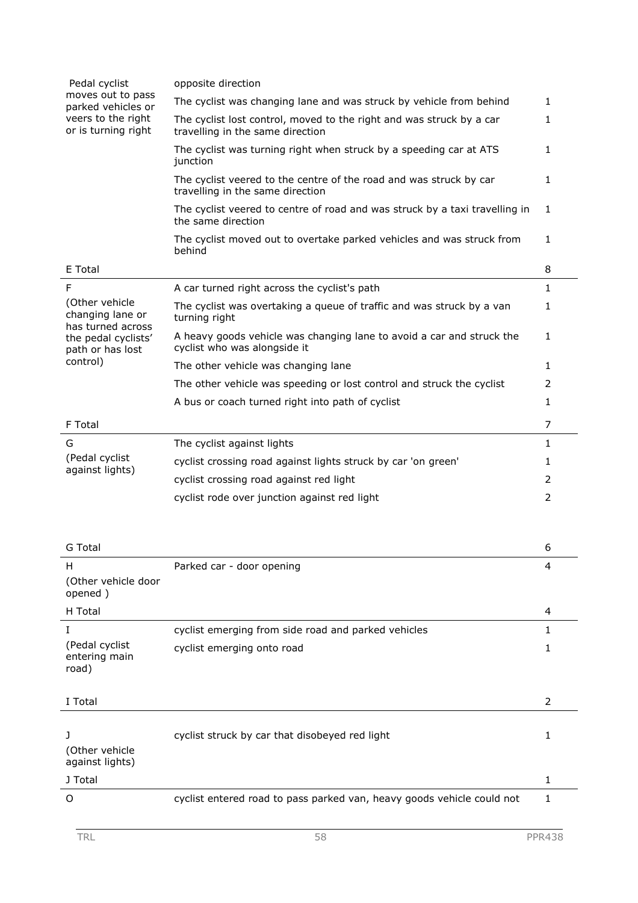| | | |
|---|---|---|
| Pedal cyclist moves out to pass parked vehicles or veers to the right or is turning right | opposite direction | |
| | The cyclist was changing lane and was struck by vehicle from behind | 1 |
| | The cyclist lost control, moved to the right and was struck by a car travelling in the same direction | 1 |
| | The cyclist was turning right when struck by a speeding car at ATS junction | 1 |
| | The cyclist veered to the centre of the road and was struck by car travelling in the same direction | 1 |
| | The cyclist veered to centre of road and was struck by a taxi travelling in the same direction | 1 |
| | The cyclist moved out to overtake parked vehicles and was struck from behind | 1 |
| E Total | | 8 |
| F (Other vehicle changing lane or has turned across the pedal cyclists' path or has lost control) | A car turned right across the cyclist's path | 1 |
| | The cyclist was overtaking a queue of traffic and was struck by a van turning right | 1 |
| | A heavy goods vehicle was changing lane to avoid a car and struck the cyclist who was alongside it | 1 |
| | The other vehicle was changing lane | 1 |
| | The other vehicle was speeding or lost control and struck the cyclist | 2 |
| | A bus or coach turned right into path of cyclist | 1 |
| F Total | | 7 |
| G (Pedal cyclist against lights) | The cyclist against lights | 1 |
| | cyclist crossing road against lights struck by car 'on green' | 1 |
| | cyclist crossing road against red light | 2 |
| | cyclist rode over junction against red light | 2 |
| G Total | | 6 |
| H (Other vehicle door opened ) | Parked car - door opening | 4 |
| H Total | | 4 |
| I (Pedal cyclist entering main road) | cyclist emerging from side road and parked vehicles | 1 |
| | cyclist emerging onto road | 1 |
| I Total | | 2 |
| J (Other vehicle against lights) | cyclist struck by car that disobeyed red light | 1 |
| J Total | | 1 |
| O | cyclist entered road to pass parked van, heavy goods vehicle could not | 1 |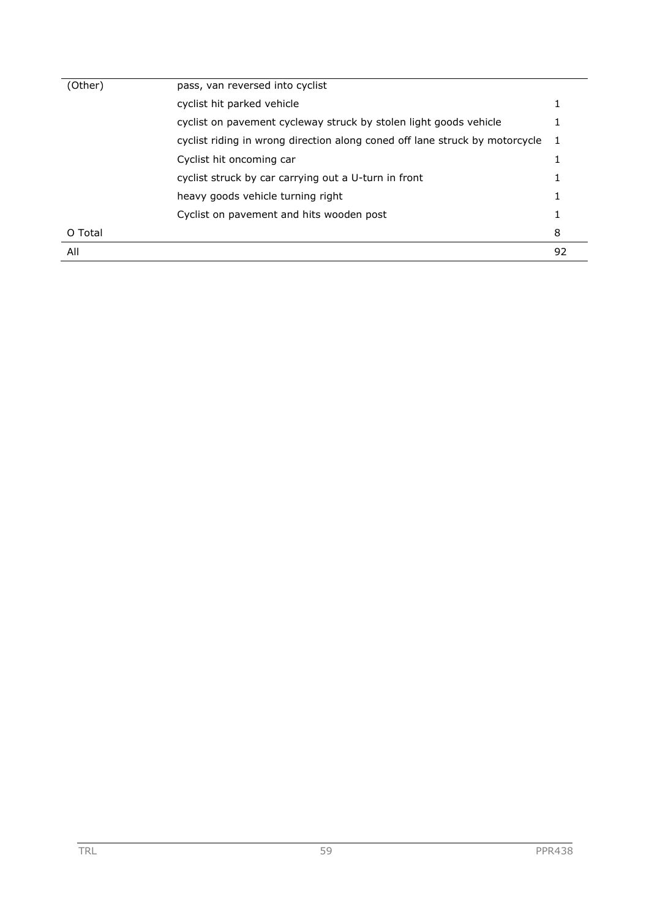| | | |
|---|---|---|
| (Other) | pass, van reversed into cyclist | |
| | cyclist hit parked vehicle | 1 |
| | cyclist on pavement cycleway struck by stolen light goods vehicle | 1 |
| | cyclist riding in wrong direction along coned off lane struck by motorcycle | 1 |
| | Cyclist hit oncoming car | 1 |
| | cyclist struck by car carrying out a U-turn in front | 1 |
| | heavy goods vehicle turning right | 1 |
| | Cyclist on pavement and hits wooden post | 1 |
| O Total | | 8 |
| All | | 92 |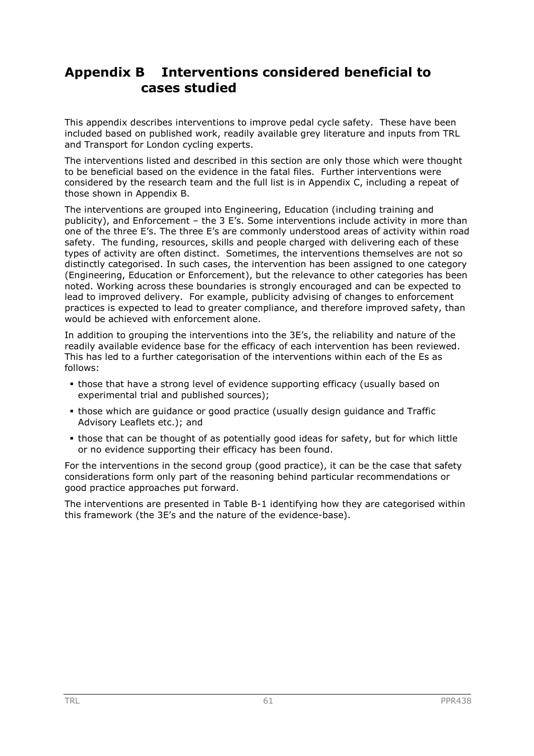# Appendix B Interventions considered beneficial to cases studied

This appendix describes interventions to improve pedal cycle safety. These have been included based on published work, readily available grey literature and inputs from TRL and Transport for London cycling experts.

The interventions listed and described in this section are only those which were thought to be beneficial based on the evidence in the fatal files. Further interventions were considered by the research team and the full list is in Appendix C, including a repeat of those shown in Appendix B.

The interventions are grouped into Engineering, Education (including training and publicity), and Enforcement – the 3 E's. Some interventions include activity in more than one of the three E's. The three E's are commonly understood areas of activity within road safety. The funding, resources, skills and people charged with delivering each of these types of activity are often distinct. Sometimes, the interventions themselves are not so distinctly categorised. In such cases, the intervention has been assigned to one category (Engineering, Education or Enforcement), but the relevance to other categories has been noted. Working across these boundaries is strongly encouraged and can be expected to lead to improved delivery. For example, publicity advising of changes to enforcement practices is expected to lead to greater compliance, and therefore improved safety, than would be achieved with enforcement alone.

In addition to grouping the interventions into the 3E's, the reliability and nature of the readily available evidence base for the efficacy of each intervention has been reviewed. This has led to a further categorisation of the interventions within each of the Es as follows:

- those that have a strong level of evidence supporting efficacy (usually based on experimental trial and published sources);
- those which are guidance or good practice (usually design guidance and Traffic Advisory Leaflets etc.); and
- those that can be thought of as potentially good ideas for safety, but for which little or no evidence supporting their efficacy has been found.

For the interventions in the second group (good practice), it can be the case that safety considerations form only part of the reasoning behind particular recommendations or good practice approaches put forward.

The interventions are presented in Table B-1 identifying how they are categorised within this framework (the 3E's and the nature of the evidence-base).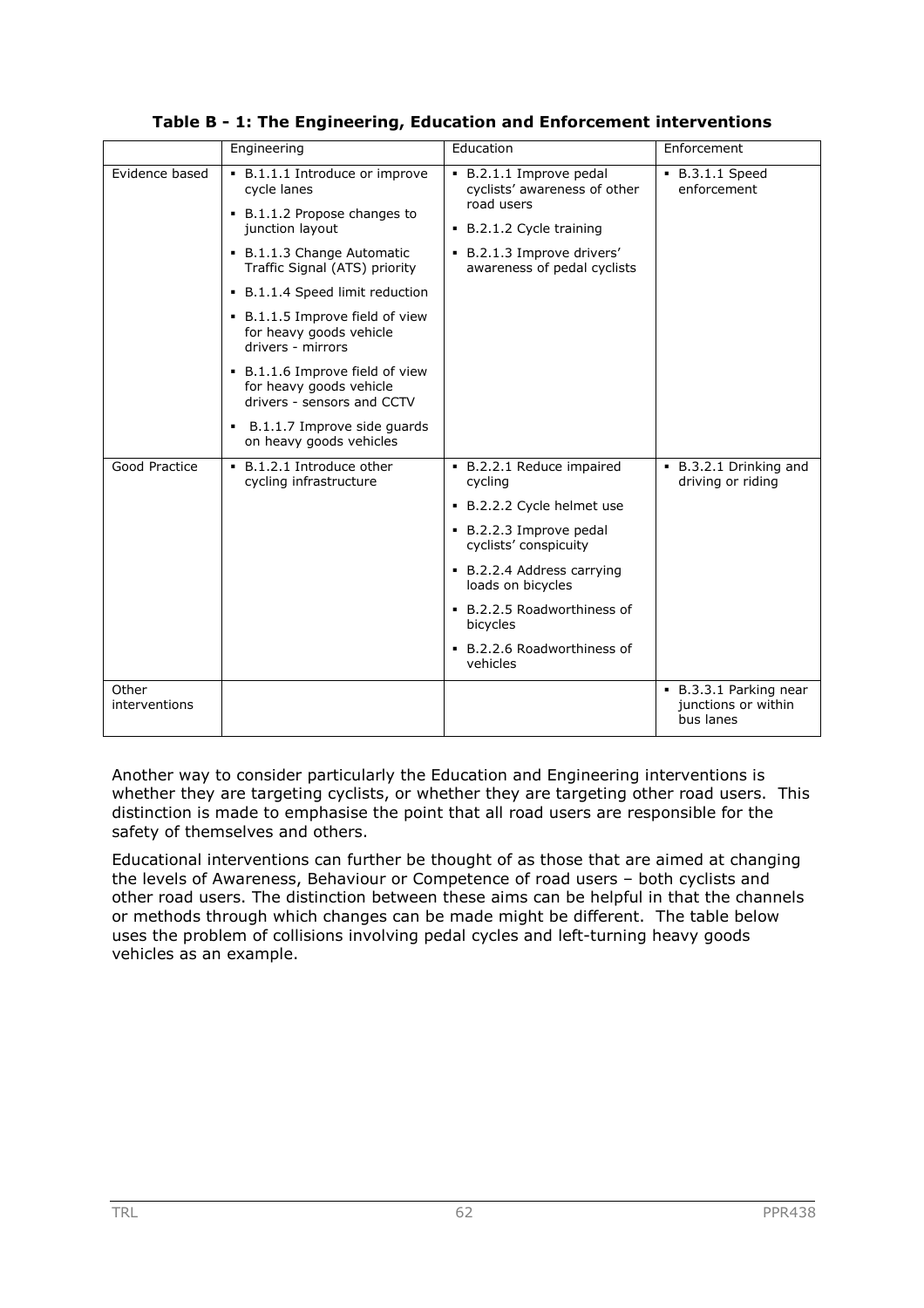**Table B - 1: The Engineering, Education and Enforcement interventions**

| | Engineering | Education | Enforcement |
|---|---|---|---|
| Evidence based | ▪ B.1.1.1 Introduce or improve cycle lanes<br>▪ B.1.1.2 Propose changes to junction layout<br>▪ B.1.1.3 Change Automatic Traffic Signal (ATS) priority<br>▪ B.1.1.4 Speed limit reduction<br>▪ B.1.1.5 Improve field of view for heavy goods vehicle drivers - mirrors<br>▪ B.1.1.6 Improve field of view for heavy goods vehicle drivers - sensors and CCTV<br>▪ B.1.1.7 Improve side guards on heavy goods vehicles | ▪ B.2.1.1 Improve pedal cyclists' awareness of other road users<br>▪ B.2.1.2 Cycle training<br>▪ B.2.1.3 Improve drivers' awareness of pedal cyclists | ▪ B.3.1.1 Speed enforcement |
| Good Practice | ▪ B.1.2.1 Introduce other cycling infrastructure | ▪ B.2.2.1 Reduce impaired cycling<br>▪ B.2.2.2 Cycle helmet use<br>▪ B.2.2.3 Improve pedal cyclists' conspicuity<br>▪ B.2.2.4 Address carrying loads on bicycles<br>▪ B.2.2.5 Roadworthiness of bicycles<br>▪ B.2.2.6 Roadworthiness of vehicles | ▪ B.3.2.1 Drinking and driving or riding |
| Other interventions | | | ▪ B.3.3.1 Parking near junctions or within bus lanes |

Another way to consider particularly the Education and Engineering interventions is whether they are targeting cyclists, or whether they are targeting other road users. This distinction is made to emphasise the point that all road users are responsible for the safety of themselves and others.

Educational interventions can further be thought of as those that are aimed at changing the levels of Awareness, Behaviour or Competence of road users – both cyclists and other road users. The distinction between these aims can be helpful in that the channels or methods through which changes can be made might be different. The table below uses the problem of collisions involving pedal cycles and left-turning heavy goods vehicles as an example.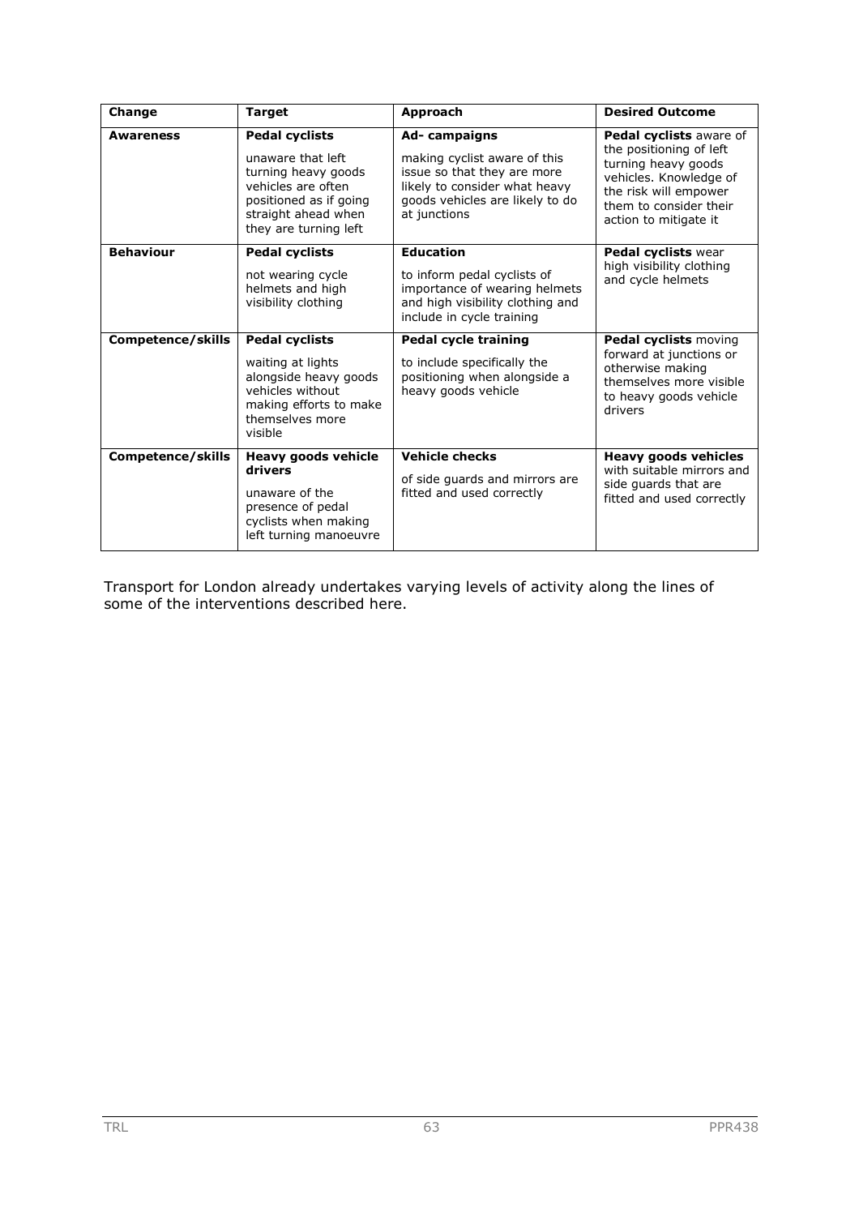| Change | Target | Approach | Desired Outcome |
| --- | --- | --- | --- |
| **Awareness** | **Pedal cyclists**<br><br>unaware that left turning heavy goods vehicles are often positioned as if going straight ahead when they are turning left | **Ad- campaigns**<br><br>making cyclist aware of this issue so that they are more likely to consider what heavy goods vehicles are likely to do at junctions | **Pedal cyclists** aware of the positioning of left turning heavy goods vehicles. Knowledge of the risk will empower them to consider their action to mitigate it |
| **Behaviour** | **Pedal cyclists**<br><br>not wearing cycle helmets and high visibility clothing | **Education**<br><br>to inform pedal cyclists of importance of wearing helmets and high visibility clothing and include in cycle training | **Pedal cyclists** wear high visibility clothing and cycle helmets |
| **Competence/skills** | **Pedal cyclists**<br><br>waiting at lights alongside heavy goods vehicles without making efforts to make themselves more visible | **Pedal cycle training**<br><br>to include specifically the positioning when alongside a heavy goods vehicle | **Pedal cyclists** moving forward at junctions or otherwise making themselves more visible to heavy goods vehicle drivers |
| **Competence/skills** | **Heavy goods vehicle drivers**<br><br>unaware of the presence of pedal cyclists when making left turning manoeuvre | **Vehicle checks**<br><br>of side guards and mirrors are fitted and used correctly | **Heavy goods vehicles** with suitable mirrors and side guards that are fitted and used correctly |

Transport for London already undertakes varying levels of activity along the lines of some of the interventions described here.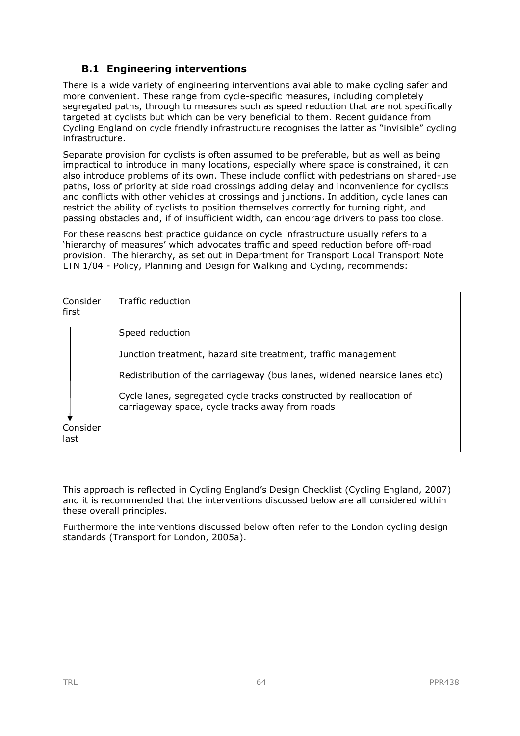## B.1 Engineering interventions

There is a wide variety of engineering interventions available to make cycling safer and more convenient. These range from cycle-specific measures, including completely segregated paths, through to measures such as speed reduction that are not specifically targeted at cyclists but which can be very beneficial to them. Recent guidance from Cycling England on cycle friendly infrastructure recognises the latter as "invisible" cycling infrastructure.

Separate provision for cyclists is often assumed to be preferable, but as well as being impractical to introduce in many locations, especially where space is constrained, it can also introduce problems of its own. These include conflict with pedestrians on shared-use paths, loss of priority at side road crossings adding delay and inconvenience for cyclists and conflicts with other vehicles at crossings and junctions. In addition, cycle lanes can restrict the ability of cyclists to position themselves correctly for turning right, and passing obstacles and, if of insufficient width, can encourage drivers to pass too close.

For these reasons best practice guidance on cycle infrastructure usually refers to a 'hierarchy of measures' which advocates traffic and speed reduction before off-road provision. The hierarchy, as set out in Department for Transport Local Transport Note LTN 1/04 - Policy, Planning and Design for Walking and Cycling, recommends:

| | |
|---|---|
| Consider first | Traffic reduction |
| | Speed reduction |
| | Junction treatment, hazard site treatment, traffic management |
| | Redistribution of the carriageway (bus lanes, widened nearside lanes etc) |
| | Cycle lanes, segregated cycle tracks constructed by reallocation of carriageway space, cycle tracks away from roads |
| Consider last | |

This approach is reflected in Cycling England's Design Checklist (Cycling England, 2007) and it is recommended that the interventions discussed below are all considered within these overall principles.

Furthermore the interventions discussed below often refer to the London cycling design standards (Transport for London, 2005a).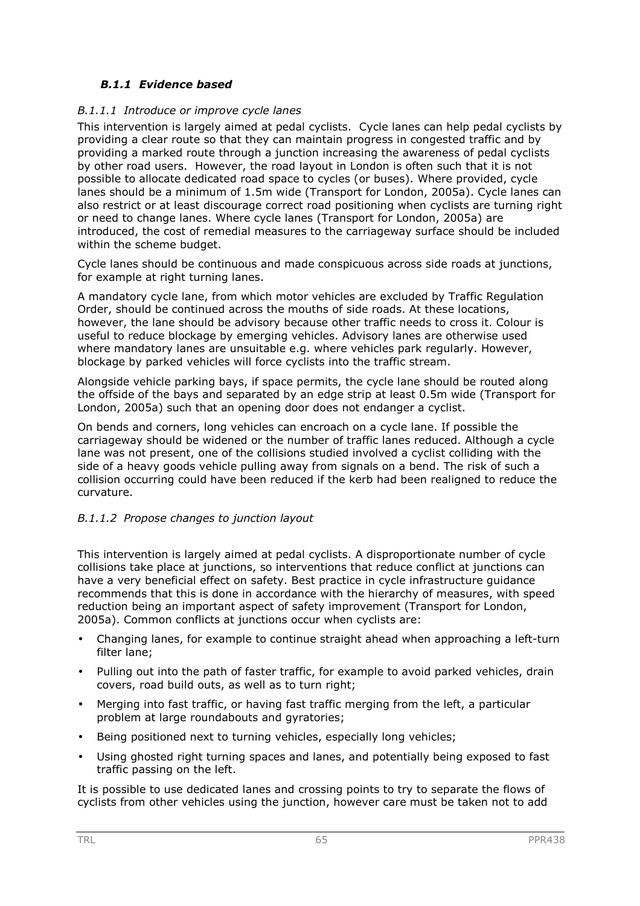### *B.1.1 Evidence based*

#### *B.1.1.1 Introduce or improve cycle lanes*

This intervention is largely aimed at pedal cyclists. Cycle lanes can help pedal cyclists by providing a clear route so that they can maintain progress in congested traffic and by providing a marked route through a junction increasing the awareness of pedal cyclists by other road users. However, the road layout in London is often such that it is not possible to allocate dedicated road space to cycles (or buses). Where provided, cycle lanes should be a minimum of 1.5m wide (Transport for London, 2005a). Cycle lanes can also restrict or at least discourage correct road positioning when cyclists are turning right or need to change lanes. Where cycle lanes (Transport for London, 2005a) are introduced, the cost of remedial measures to the carriageway surface should be included within the scheme budget.

Cycle lanes should be continuous and made conspicuous across side roads at junctions, for example at right turning lanes.

A mandatory cycle lane, from which motor vehicles are excluded by Traffic Regulation Order, should be continued across the mouths of side roads. At these locations, however, the lane should be advisory because other traffic needs to cross it. Colour is useful to reduce blockage by emerging vehicles. Advisory lanes are otherwise used where mandatory lanes are unsuitable e.g. where vehicles park regularly. However, blockage by parked vehicles will force cyclists into the traffic stream.

Alongside vehicle parking bays, if space permits, the cycle lane should be routed along the offside of the bays and separated by an edge strip at least 0.5m wide (Transport for London, 2005a) such that an opening door does not endanger a cyclist.

On bends and corners, long vehicles can encroach on a cycle lane. If possible the carriageway should be widened or the number of traffic lanes reduced. Although a cycle lane was not present, one of the collisions studied involved a cyclist colliding with the side of a heavy goods vehicle pulling away from signals on a bend. The risk of such a collision occurring could have been reduced if the kerb had been realigned to reduce the curvature.

#### *B.1.1.2 Propose changes to junction layout*

This intervention is largely aimed at pedal cyclists. A disproportionate number of cycle collisions take place at junctions, so interventions that reduce conflict at junctions can have a very beneficial effect on safety. Best practice in cycle infrastructure guidance recommends that this is done in accordance with the hierarchy of measures, with speed reduction being an important aspect of safety improvement (Transport for London, 2005a). Common conflicts at junctions occur when cyclists are:

- Changing lanes, for example to continue straight ahead when approaching a left-turn filter lane;
- Pulling out into the path of faster traffic, for example to avoid parked vehicles, drain covers, road build outs, as well as to turn right;
- Merging into fast traffic, or having fast traffic merging from the left, a particular problem at large roundabouts and gyratories;
- Being positioned next to turning vehicles, especially long vehicles;
- Using ghosted right turning spaces and lanes, and potentially being exposed to fast traffic passing on the left.

It is possible to use dedicated lanes and crossing points to try to separate the flows of cyclists from other vehicles using the junction, however care must be taken not to add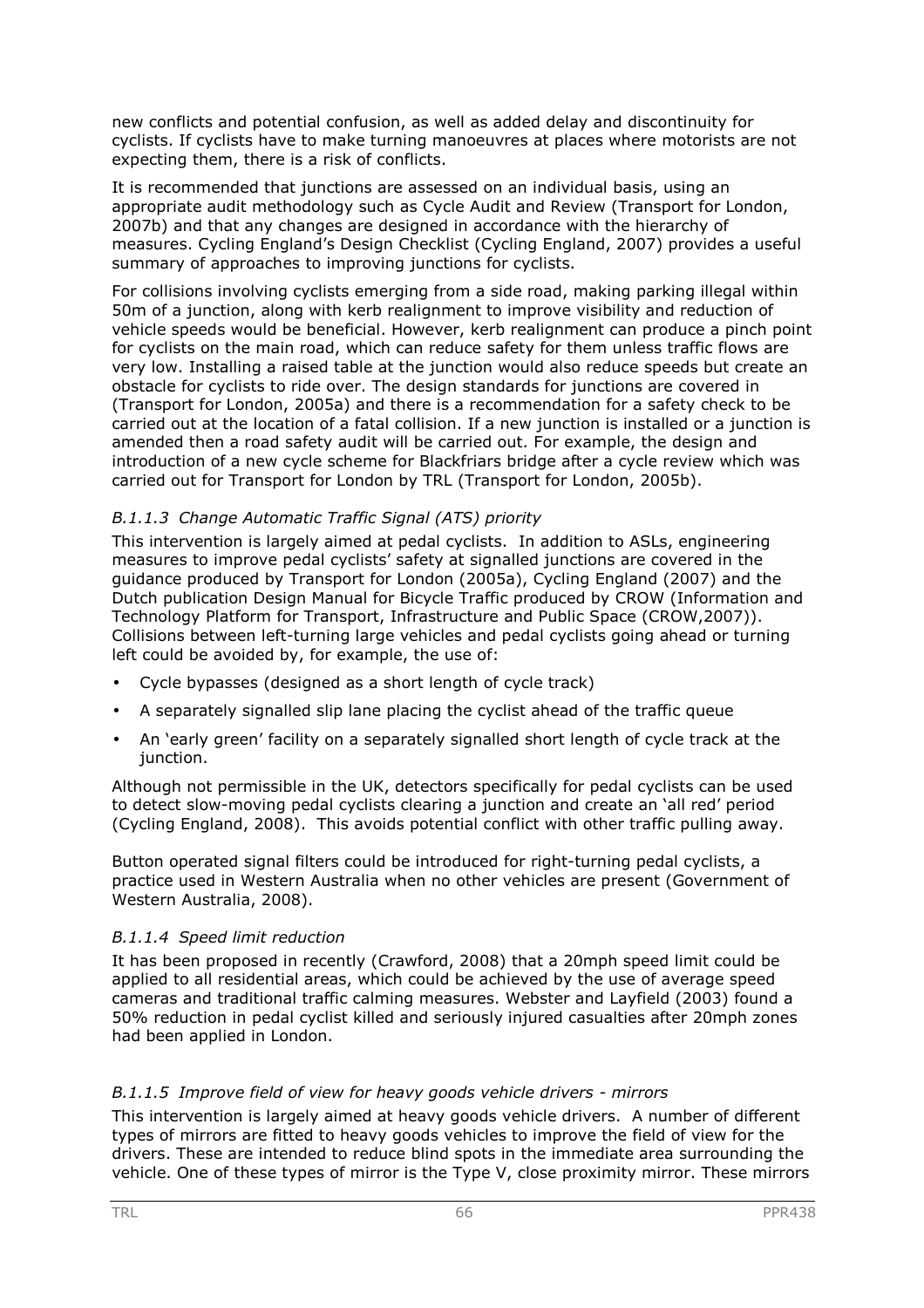new conflicts and potential confusion, as well as added delay and discontinuity for cyclists. If cyclists have to make turning manoeuvres at places where motorists are not expecting them, there is a risk of conflicts.

It is recommended that junctions are assessed on an individual basis, using an appropriate audit methodology such as Cycle Audit and Review (Transport for London, 2007b) and that any changes are designed in accordance with the hierarchy of measures. Cycling England's Design Checklist (Cycling England, 2007) provides a useful summary of approaches to improving junctions for cyclists.

For collisions involving cyclists emerging from a side road, making parking illegal within 50m of a junction, along with kerb realignment to improve visibility and reduction of vehicle speeds would be beneficial. However, kerb realignment can produce a pinch point for cyclists on the main road, which can reduce safety for them unless traffic flows are very low. Installing a raised table at the junction would also reduce speeds but create an obstacle for cyclists to ride over. The design standards for junctions are covered in (Transport for London, 2005a) and there is a recommendation for a safety check to be carried out at the location of a fatal collision. If a new junction is installed or a junction is amended then a road safety audit will be carried out. For example, the design and introduction of a new cycle scheme for Blackfriars bridge after a cycle review which was carried out for Transport for London by TRL (Transport for London, 2005b).

#### *B.1.1.3 Change Automatic Traffic Signal (ATS) priority*

This intervention is largely aimed at pedal cyclists. In addition to ASLs, engineering measures to improve pedal cyclists' safety at signalled junctions are covered in the guidance produced by Transport for London (2005a), Cycling England (2007) and the Dutch publication Design Manual for Bicycle Traffic produced by CROW (Information and Technology Platform for Transport, Infrastructure and Public Space (CROW,2007)). Collisions between left-turning large vehicles and pedal cyclists going ahead or turning left could be avoided by, for example, the use of:

- Cycle bypasses (designed as a short length of cycle track)
- A separately signalled slip lane placing the cyclist ahead of the traffic queue
- An 'early green' facility on a separately signalled short length of cycle track at the junction.

Although not permissible in the UK, detectors specifically for pedal cyclists can be used to detect slow-moving pedal cyclists clearing a junction and create an 'all red' period (Cycling England, 2008). This avoids potential conflict with other traffic pulling away.

Button operated signal filters could be introduced for right-turning pedal cyclists, a practice used in Western Australia when no other vehicles are present (Government of Western Australia, 2008).

#### *B.1.1.4 Speed limit reduction*

It has been proposed in recently (Crawford, 2008) that a 20mph speed limit could be applied to all residential areas, which could be achieved by the use of average speed cameras and traditional traffic calming measures. Webster and Layfield (2003) found a 50% reduction in pedal cyclist killed and seriously injured casualties after 20mph zones had been applied in London.

#### *B.1.1.5 Improve field of view for heavy goods vehicle drivers - mirrors*

This intervention is largely aimed at heavy goods vehicle drivers. A number of different types of mirrors are fitted to heavy goods vehicles to improve the field of view for the drivers. These are intended to reduce blind spots in the immediate area surrounding the vehicle. One of these types of mirror is the Type V, close proximity mirror. These mirrors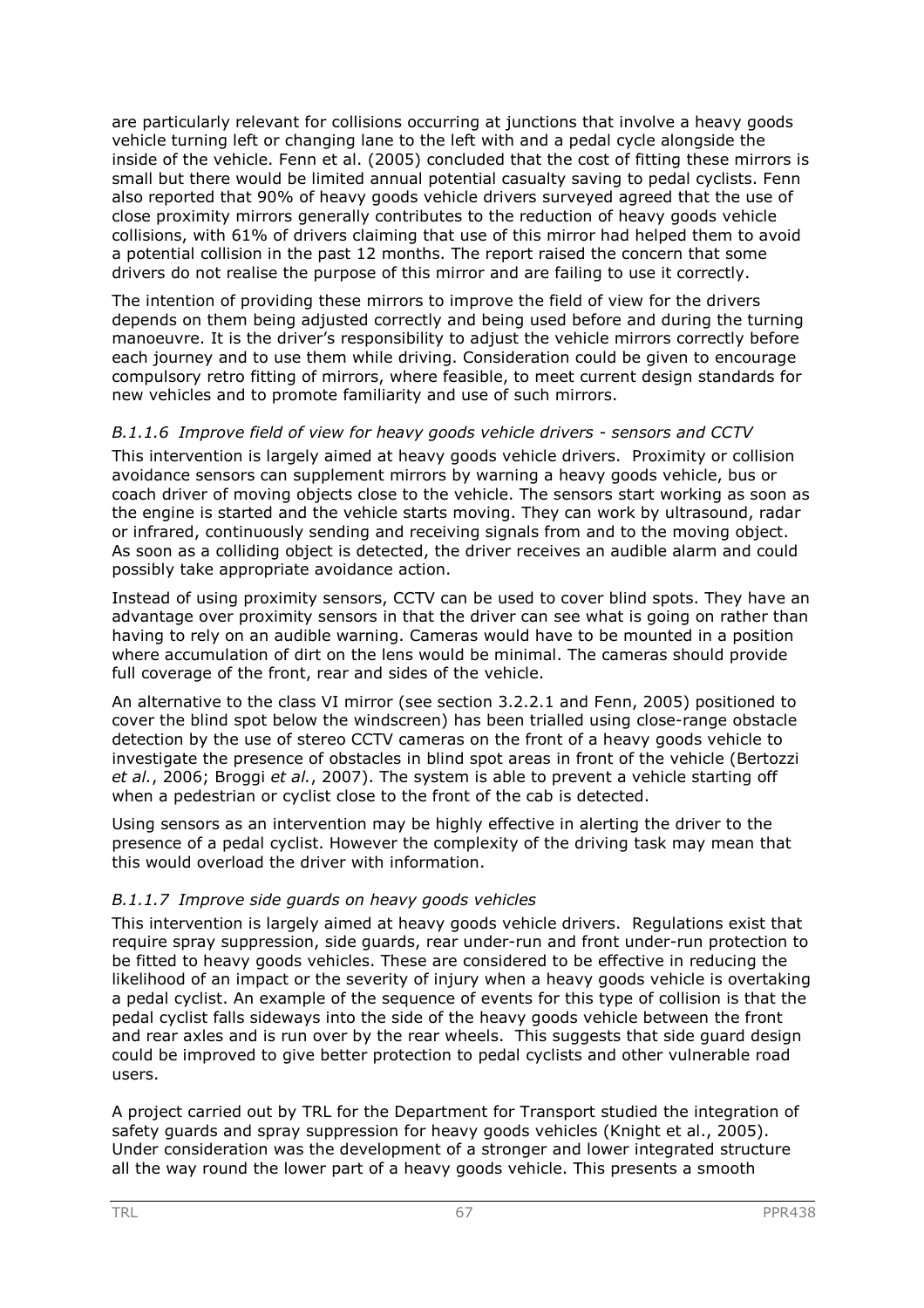are particularly relevant for collisions occurring at junctions that involve a heavy goods vehicle turning left or changing lane to the left with and a pedal cycle alongside the inside of the vehicle. Fenn et al. (2005) concluded that the cost of fitting these mirrors is small but there would be limited annual potential casualty saving to pedal cyclists. Fenn also reported that 90% of heavy goods vehicle drivers surveyed agreed that the use of close proximity mirrors generally contributes to the reduction of heavy goods vehicle collisions, with 61% of drivers claiming that use of this mirror had helped them to avoid a potential collision in the past 12 months. The report raised the concern that some drivers do not realise the purpose of this mirror and are failing to use it correctly.

The intention of providing these mirrors to improve the field of view for the drivers depends on them being adjusted correctly and being used before and during the turning manoeuvre. It is the driver's responsibility to adjust the vehicle mirrors correctly before each journey and to use them while driving. Consideration could be given to encourage compulsory retro fitting of mirrors, where feasible, to meet current design standards for new vehicles and to promote familiarity and use of such mirrors.

#### *B.1.1.6 Improve field of view for heavy goods vehicle drivers - sensors and CCTV*

This intervention is largely aimed at heavy goods vehicle drivers. Proximity or collision avoidance sensors can supplement mirrors by warning a heavy goods vehicle, bus or coach driver of moving objects close to the vehicle. The sensors start working as soon as the engine is started and the vehicle starts moving. They can work by ultrasound, radar or infrared, continuously sending and receiving signals from and to the moving object. As soon as a colliding object is detected, the driver receives an audible alarm and could possibly take appropriate avoidance action.

Instead of using proximity sensors, CCTV can be used to cover blind spots. They have an advantage over proximity sensors in that the driver can see what is going on rather than having to rely on an audible warning. Cameras would have to be mounted in a position where accumulation of dirt on the lens would be minimal. The cameras should provide full coverage of the front, rear and sides of the vehicle.

An alternative to the class VI mirror (see section 3.2.2.1 and Fenn, 2005) positioned to cover the blind spot below the windscreen) has been trialled using close-range obstacle detection by the use of stereo CCTV cameras on the front of a heavy goods vehicle to investigate the presence of obstacles in blind spot areas in front of the vehicle (Bertozzi *et al.*, 2006; Broggi *et al.*, 2007). The system is able to prevent a vehicle starting off when a pedestrian or cyclist close to the front of the cab is detected.

Using sensors as an intervention may be highly effective in alerting the driver to the presence of a pedal cyclist. However the complexity of the driving task may mean that this would overload the driver with information.

#### *B.1.1.7 Improve side guards on heavy goods vehicles*

This intervention is largely aimed at heavy goods vehicle drivers. Regulations exist that require spray suppression, side guards, rear under-run and front under-run protection to be fitted to heavy goods vehicles. These are considered to be effective in reducing the likelihood of an impact or the severity of injury when a heavy goods vehicle is overtaking a pedal cyclist. An example of the sequence of events for this type of collision is that the pedal cyclist falls sideways into the side of the heavy goods vehicle between the front and rear axles and is run over by the rear wheels. This suggests that side guard design could be improved to give better protection to pedal cyclists and other vulnerable road users.

A project carried out by TRL for the Department for Transport studied the integration of safety guards and spray suppression for heavy goods vehicles (Knight et al., 2005). Under consideration was the development of a stronger and lower integrated structure all the way round the lower part of a heavy goods vehicle. This presents a smooth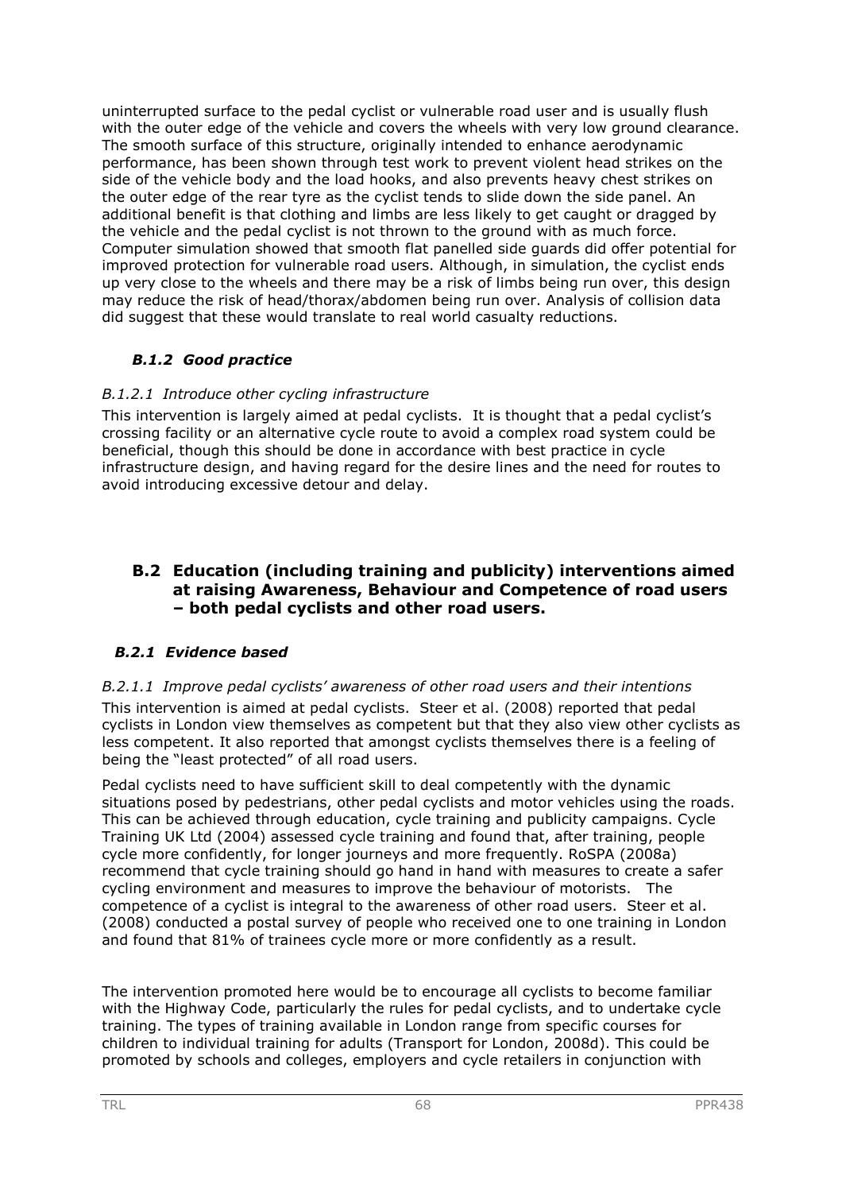uninterrupted surface to the pedal cyclist or vulnerable road user and is usually flush with the outer edge of the vehicle and covers the wheels with very low ground clearance. The smooth surface of this structure, originally intended to enhance aerodynamic performance, has been shown through test work to prevent violent head strikes on the side of the vehicle body and the load hooks, and also prevents heavy chest strikes on the outer edge of the rear tyre as the cyclist tends to slide down the side panel. An additional benefit is that clothing and limbs are less likely to get caught or dragged by the vehicle and the pedal cyclist is not thrown to the ground with as much force. Computer simulation showed that smooth flat panelled side guards did offer potential for improved protection for vulnerable road users. Although, in simulation, the cyclist ends up very close to the wheels and there may be a risk of limbs being run over, this design may reduce the risk of head/thorax/abdomen being run over. Analysis of collision data did suggest that these would translate to real world casualty reductions.

### *B.1.2 Good practice*

*B.1.2.1 Introduce other cycling infrastructure*

This intervention is largely aimed at pedal cyclists. It is thought that a pedal cyclist's crossing facility or an alternative cycle route to avoid a complex road system could be beneficial, though this should be done in accordance with best practice in cycle infrastructure design, and having regard for the desire lines and the need for routes to avoid introducing excessive detour and delay.

## B.2 Education (including training and publicity) interventions aimed at raising Awareness, Behaviour and Competence of road users – both pedal cyclists and other road users.

### *B.2.1 Evidence based*

*B.2.1.1 Improve pedal cyclists' awareness of other road users and their intentions*

This intervention is aimed at pedal cyclists. Steer et al. (2008) reported that pedal cyclists in London view themselves as competent but that they also view other cyclists as less competent. It also reported that amongst cyclists themselves there is a feeling of being the "least protected" of all road users.

Pedal cyclists need to have sufficient skill to deal competently with the dynamic situations posed by pedestrians, other pedal cyclists and motor vehicles using the roads. This can be achieved through education, cycle training and publicity campaigns. Cycle Training UK Ltd (2004) assessed cycle training and found that, after training, people cycle more confidently, for longer journeys and more frequently. RoSPA (2008a) recommend that cycle training should go hand in hand with measures to create a safer cycling environment and measures to improve the behaviour of motorists. The competence of a cyclist is integral to the awareness of other road users. Steer et al. (2008) conducted a postal survey of people who received one to one training in London and found that 81% of trainees cycle more or more confidently as a result.

The intervention promoted here would be to encourage all cyclists to become familiar with the Highway Code, particularly the rules for pedal cyclists, and to undertake cycle training. The types of training available in London range from specific courses for children to individual training for adults (Transport for London, 2008d). This could be promoted by schools and colleges, employers and cycle retailers in conjunction with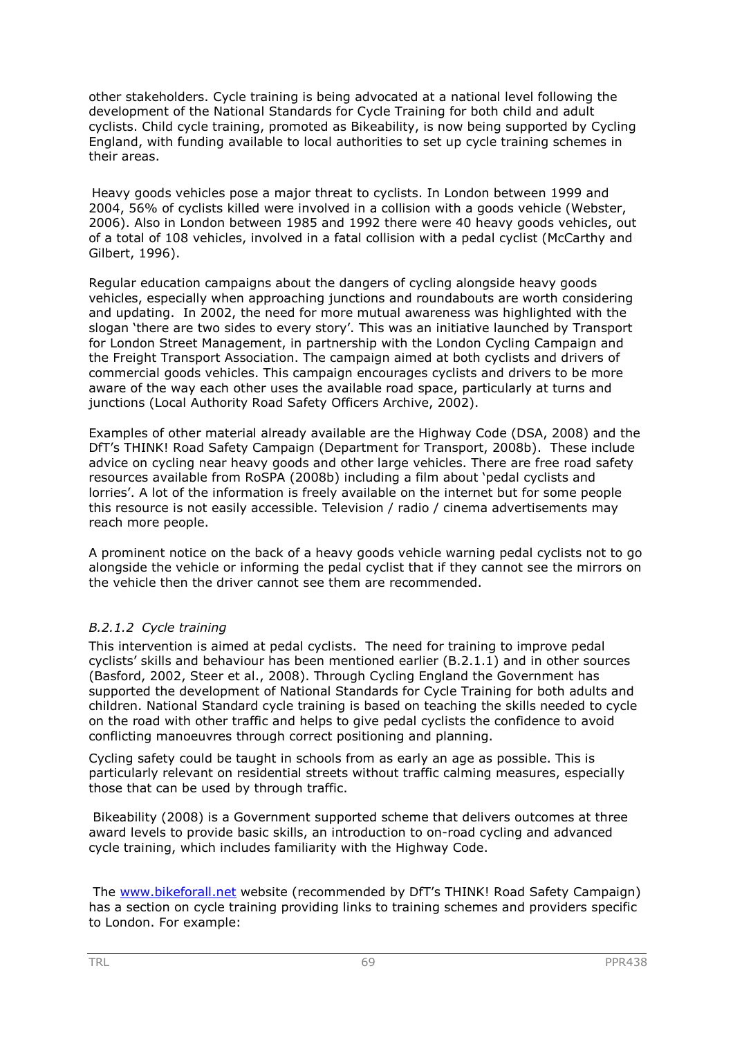other stakeholders. Cycle training is being advocated at a national level following the development of the National Standards for Cycle Training for both child and adult cyclists. Child cycle training, promoted as Bikeability, is now being supported by Cycling England, with funding available to local authorities to set up cycle training schemes in their areas.

Heavy goods vehicles pose a major threat to cyclists. In London between 1999 and 2004, 56% of cyclists killed were involved in a collision with a goods vehicle (Webster, 2006). Also in London between 1985 and 1992 there were 40 heavy goods vehicles, out of a total of 108 vehicles, involved in a fatal collision with a pedal cyclist (McCarthy and Gilbert, 1996).

Regular education campaigns about the dangers of cycling alongside heavy goods vehicles, especially when approaching junctions and roundabouts are worth considering and updating. In 2002, the need for more mutual awareness was highlighted with the slogan 'there are two sides to every story'. This was an initiative launched by Transport for London Street Management, in partnership with the London Cycling Campaign and the Freight Transport Association. The campaign aimed at both cyclists and drivers of commercial goods vehicles. This campaign encourages cyclists and drivers to be more aware of the way each other uses the available road space, particularly at turns and junctions (Local Authority Road Safety Officers Archive, 2002).

Examples of other material already available are the Highway Code (DSA, 2008) and the DfT's THINK! Road Safety Campaign (Department for Transport, 2008b). These include advice on cycling near heavy goods and other large vehicles. There are free road safety resources available from RoSPA (2008b) including a film about 'pedal cyclists and lorries'. A lot of the information is freely available on the internet but for some people this resource is not easily accessible. Television / radio / cinema advertisements may reach more people.

A prominent notice on the back of a heavy goods vehicle warning pedal cyclists not to go alongside the vehicle or informing the pedal cyclist that if they cannot see the mirrors on the vehicle then the driver cannot see them are recommended.

#### *B.2.1.2 Cycle training*

This intervention is aimed at pedal cyclists. The need for training to improve pedal cyclists' skills and behaviour has been mentioned earlier (B.2.1.1) and in other sources (Basford, 2002, Steer et al., 2008). Through Cycling England the Government has supported the development of National Standards for Cycle Training for both adults and children. National Standard cycle training is based on teaching the skills needed to cycle on the road with other traffic and helps to give pedal cyclists the confidence to avoid conflicting manoeuvres through correct positioning and planning.

Cycling safety could be taught in schools from as early an age as possible. This is particularly relevant on residential streets without traffic calming measures, especially those that can be used by through traffic.

Bikeability (2008) is a Government supported scheme that delivers outcomes at three award levels to provide basic skills, an introduction to on-road cycling and advanced cycle training, which includes familiarity with the Highway Code.

The [www.bikeforall.net](http://www.bikeforall.net) website (recommended by DfT's THINK! Road Safety Campaign) has a section on cycle training providing links to training schemes and providers specific to London. For example: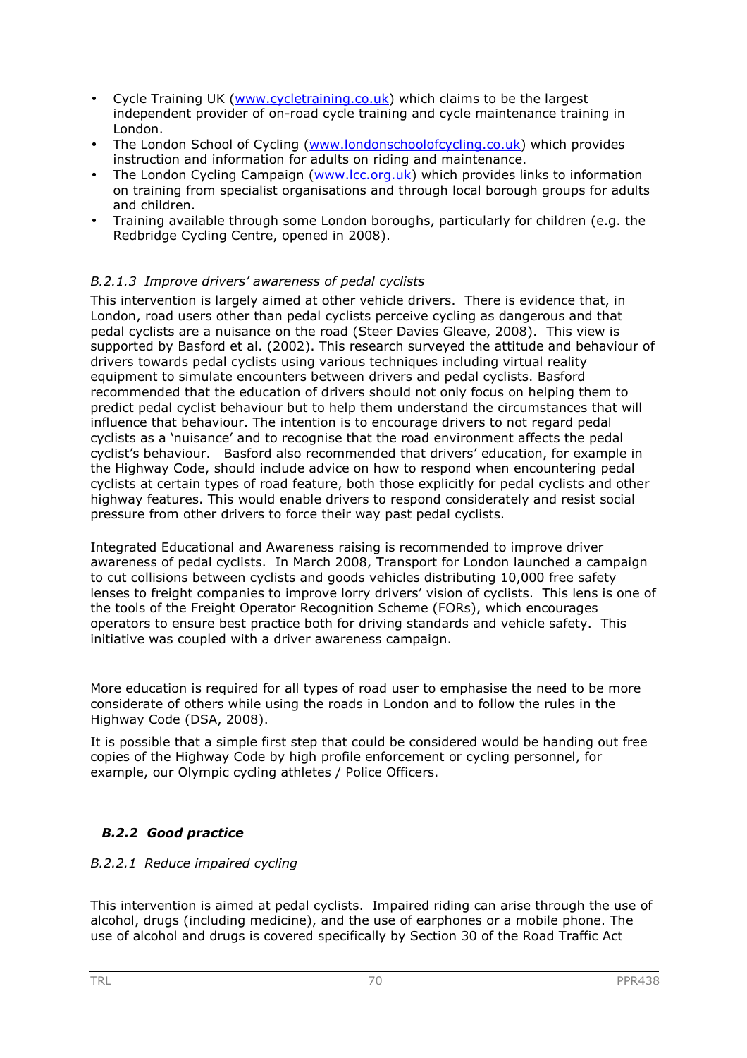- Cycle Training UK (www.cycletraining.co.uk) which claims to be the largest independent provider of on-road cycle training and cycle maintenance training in London.
- The London School of Cycling (www.londonschoolofcycling.co.uk) which provides instruction and information for adults on riding and maintenance.
- The London Cycling Campaign (www.lcc.org.uk) which provides links to information on training from specialist organisations and through local borough groups for adults and children.
- Training available through some London boroughs, particularly for children (e.g. the Redbridge Cycling Centre, opened in 2008).

#### *B.2.1.3 Improve drivers' awareness of pedal cyclists*

This intervention is largely aimed at other vehicle drivers. There is evidence that, in London, road users other than pedal cyclists perceive cycling as dangerous and that pedal cyclists are a nuisance on the road (Steer Davies Gleave, 2008). This view is supported by Basford et al. (2002). This research surveyed the attitude and behaviour of drivers towards pedal cyclists using various techniques including virtual reality equipment to simulate encounters between drivers and pedal cyclists. Basford recommended that the education of drivers should not only focus on helping them to predict pedal cyclist behaviour but to help them understand the circumstances that will influence that behaviour. The intention is to encourage drivers to not regard pedal cyclists as a 'nuisance' and to recognise that the road environment affects the pedal cyclist's behaviour. Basford also recommended that drivers' education, for example in the Highway Code, should include advice on how to respond when encountering pedal cyclists at certain types of road feature, both those explicitly for pedal cyclists and other highway features. This would enable drivers to respond considerately and resist social pressure from other drivers to force their way past pedal cyclists.

Integrated Educational and Awareness raising is recommended to improve driver awareness of pedal cyclists. In March 2008, Transport for London launched a campaign to cut collisions between cyclists and goods vehicles distributing 10,000 free safety lenses to freight companies to improve lorry drivers' vision of cyclists. This lens is one of the tools of the Freight Operator Recognition Scheme (FORs), which encourages operators to ensure best practice both for driving standards and vehicle safety. This initiative was coupled with a driver awareness campaign.

More education is required for all types of road user to emphasise the need to be more considerate of others while using the roads in London and to follow the rules in the Highway Code (DSA, 2008).

It is possible that a simple first step that could be considered would be handing out free copies of the Highway Code by high profile enforcement or cycling personnel, for example, our Olympic cycling athletes / Police Officers.

### *B.2.2 Good practice*

#### *B.2.2.1 Reduce impaired cycling*

This intervention is aimed at pedal cyclists. Impaired riding can arise through the use of alcohol, drugs (including medicine), and the use of earphones or a mobile phone. The use of alcohol and drugs is covered specifically by Section 30 of the Road Traffic Act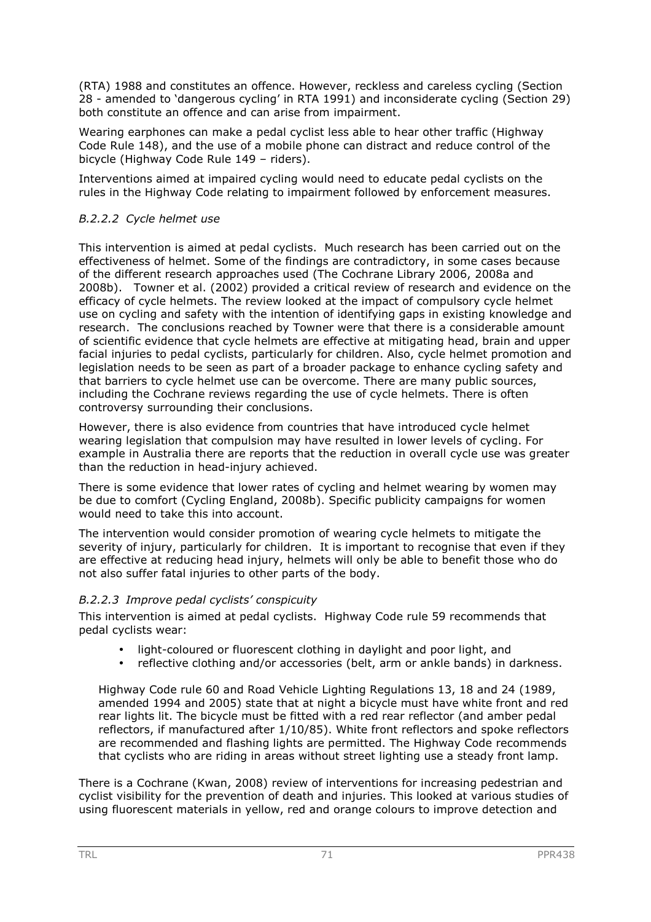(RTA) 1988 and constitutes an offence. However, reckless and careless cycling (Section 28 - amended to 'dangerous cycling' in RTA 1991) and inconsiderate cycling (Section 29) both constitute an offence and can arise from impairment.

Wearing earphones can make a pedal cyclist less able to hear other traffic (Highway Code Rule 148), and the use of a mobile phone can distract and reduce control of the bicycle (Highway Code Rule 149 – riders).

Interventions aimed at impaired cycling would need to educate pedal cyclists on the rules in the Highway Code relating to impairment followed by enforcement measures.

#### *B.2.2.2 Cycle helmet use*

This intervention is aimed at pedal cyclists. Much research has been carried out on the effectiveness of helmet. Some of the findings are contradictory, in some cases because of the different research approaches used (The Cochrane Library 2006, 2008a and 2008b). Towner et al. (2002) provided a critical review of research and evidence on the efficacy of cycle helmets. The review looked at the impact of compulsory cycle helmet use on cycling and safety with the intention of identifying gaps in existing knowledge and research. The conclusions reached by Towner were that there is a considerable amount of scientific evidence that cycle helmets are effective at mitigating head, brain and upper facial injuries to pedal cyclists, particularly for children. Also, cycle helmet promotion and legislation needs to be seen as part of a broader package to enhance cycling safety and that barriers to cycle helmet use can be overcome. There are many public sources, including the Cochrane reviews regarding the use of cycle helmets. There is often controversy surrounding their conclusions.

However, there is also evidence from countries that have introduced cycle helmet wearing legislation that compulsion may have resulted in lower levels of cycling. For example in Australia there are reports that the reduction in overall cycle use was greater than the reduction in head-injury achieved.

There is some evidence that lower rates of cycling and helmet wearing by women may be due to comfort (Cycling England, 2008b). Specific publicity campaigns for women would need to take this into account.

The intervention would consider promotion of wearing cycle helmets to mitigate the severity of injury, particularly for children. It is important to recognise that even if they are effective at reducing head injury, helmets will only be able to benefit those who do not also suffer fatal injuries to other parts of the body.

#### *B.2.2.3 Improve pedal cyclists' conspicuity*

This intervention is aimed at pedal cyclists. Highway Code rule 59 recommends that pedal cyclists wear:

- light-coloured or fluorescent clothing in daylight and poor light, and
- reflective clothing and/or accessories (belt, arm or ankle bands) in darkness.

Highway Code rule 60 and Road Vehicle Lighting Regulations 13, 18 and 24 (1989, amended 1994 and 2005) state that at night a bicycle must have white front and red rear lights lit. The bicycle must be fitted with a red rear reflector (and amber pedal reflectors, if manufactured after 1/10/85). White front reflectors and spoke reflectors are recommended and flashing lights are permitted. The Highway Code recommends that cyclists who are riding in areas without street lighting use a steady front lamp.

There is a Cochrane (Kwan, 2008) review of interventions for increasing pedestrian and cyclist visibility for the prevention of death and injuries. This looked at various studies of using fluorescent materials in yellow, red and orange colours to improve detection and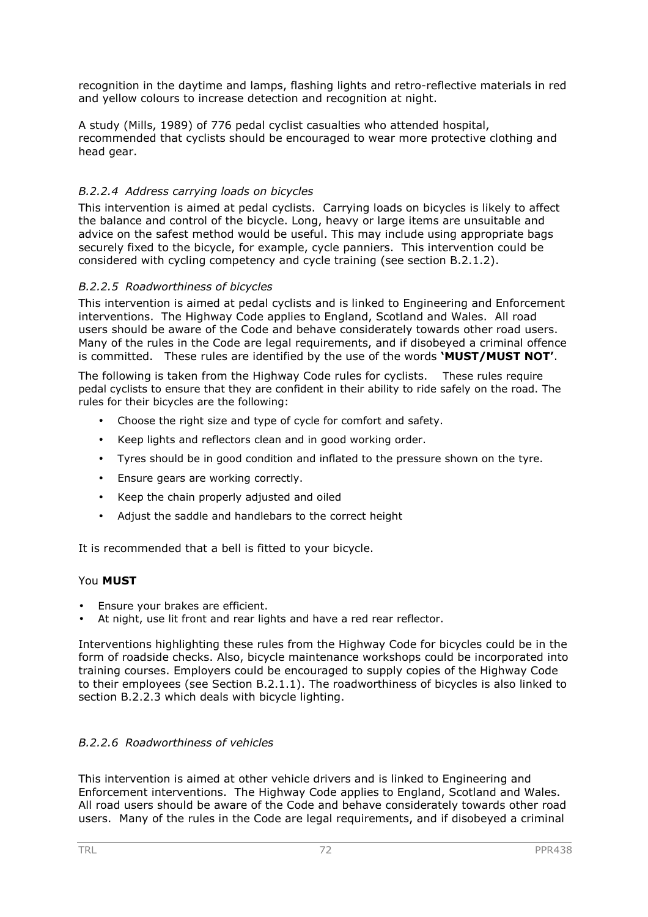recognition in the daytime and lamps, flashing lights and retro-reflective materials in red and yellow colours to increase detection and recognition at night.

A study (Mills, 1989) of 776 pedal cyclist casualties who attended hospital, recommended that cyclists should be encouraged to wear more protective clothing and head gear.

### *B.2.2.4 Address carrying loads on bicycles*

This intervention is aimed at pedal cyclists. Carrying loads on bicycles is likely to affect the balance and control of the bicycle. Long, heavy or large items are unsuitable and advice on the safest method would be useful. This may include using appropriate bags securely fixed to the bicycle, for example, cycle panniers. This intervention could be considered with cycling competency and cycle training (see section B.2.1.2).

### *B.2.2.5 Roadworthiness of bicycles*

This intervention is aimed at pedal cyclists and is linked to Engineering and Enforcement interventions. The Highway Code applies to England, Scotland and Wales. All road users should be aware of the Code and behave considerately towards other road users. Many of the rules in the Code are legal requirements, and if disobeyed a criminal offence is committed. These rules are identified by the use of the words **'MUST/MUST NOT'**.

The following is taken from the Highway Code rules for cyclists. These rules require pedal cyclists to ensure that they are confident in their ability to ride safely on the road. The rules for their bicycles are the following:

- Choose the right size and type of cycle for comfort and safety.
- Keep lights and reflectors clean and in good working order.
- Tyres should be in good condition and inflated to the pressure shown on the tyre.
- Ensure gears are working correctly.
- Keep the chain properly adjusted and oiled
- Adjust the saddle and handlebars to the correct height

It is recommended that a bell is fitted to your bicycle.

You **MUST**

- Ensure your brakes are efficient.
- At night, use lit front and rear lights and have a red rear reflector.

Interventions highlighting these rules from the Highway Code for bicycles could be in the form of roadside checks. Also, bicycle maintenance workshops could be incorporated into training courses. Employers could be encouraged to supply copies of the Highway Code to their employees (see Section B.2.1.1). The roadworthiness of bicycles is also linked to section B.2.2.3 which deals with bicycle lighting.

### *B.2.2.6 Roadworthiness of vehicles*

This intervention is aimed at other vehicle drivers and is linked to Engineering and Enforcement interventions. The Highway Code applies to England, Scotland and Wales. All road users should be aware of the Code and behave considerately towards other road users. Many of the rules in the Code are legal requirements, and if disobeyed a criminal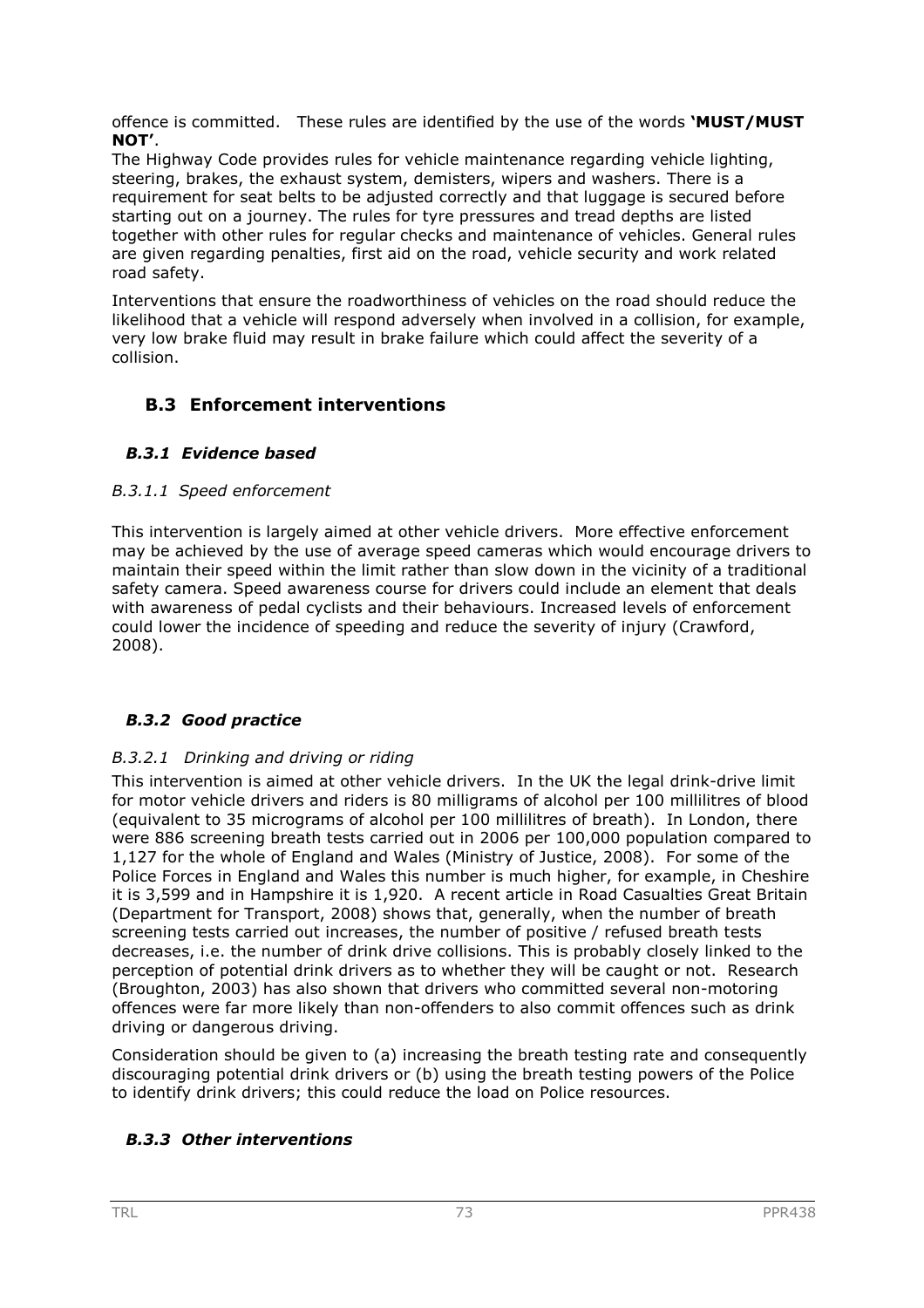offence is committed. These rules are identified by the use of the words **'MUST/MUST NOT'**.

The Highway Code provides rules for vehicle maintenance regarding vehicle lighting, steering, brakes, the exhaust system, demisters, wipers and washers. There is a requirement for seat belts to be adjusted correctly and that luggage is secured before starting out on a journey. The rules for tyre pressures and tread depths are listed together with other rules for regular checks and maintenance of vehicles. General rules are given regarding penalties, first aid on the road, vehicle security and work related road safety.

Interventions that ensure the roadworthiness of vehicles on the road should reduce the likelihood that a vehicle will respond adversely when involved in a collision, for example, very low brake fluid may result in brake failure which could affect the severity of a collision.

## B.3 Enforcement interventions

### *B.3.1 Evidence based*

#### *B.3.1.1 Speed enforcement*

This intervention is largely aimed at other vehicle drivers. More effective enforcement may be achieved by the use of average speed cameras which would encourage drivers to maintain their speed within the limit rather than slow down in the vicinity of a traditional safety camera. Speed awareness course for drivers could include an element that deals with awareness of pedal cyclists and their behaviours. Increased levels of enforcement could lower the incidence of speeding and reduce the severity of injury (Crawford, 2008).

### *B.3.2 Good practice*

#### *B.3.2.1 Drinking and driving or riding*

This intervention is aimed at other vehicle drivers. In the UK the legal drink-drive limit for motor vehicle drivers and riders is 80 milligrams of alcohol per 100 millilitres of blood (equivalent to 35 micrograms of alcohol per 100 millilitres of breath). In London, there were 886 screening breath tests carried out in 2006 per 100,000 population compared to 1,127 for the whole of England and Wales (Ministry of Justice, 2008). For some of the Police Forces in England and Wales this number is much higher, for example, in Cheshire it is 3,599 and in Hampshire it is 1,920. A recent article in Road Casualties Great Britain (Department for Transport, 2008) shows that, generally, when the number of breath screening tests carried out increases, the number of positive / refused breath tests decreases, i.e. the number of drink drive collisions. This is probably closely linked to the perception of potential drink drivers as to whether they will be caught or not. Research (Broughton, 2003) has also shown that drivers who committed several non-motoring offences were far more likely than non-offenders to also commit offences such as drink driving or dangerous driving.

Consideration should be given to (a) increasing the breath testing rate and consequently discouraging potential drink drivers or (b) using the breath testing powers of the Police to identify drink drivers; this could reduce the load on Police resources.

### *B.3.3 Other interventions*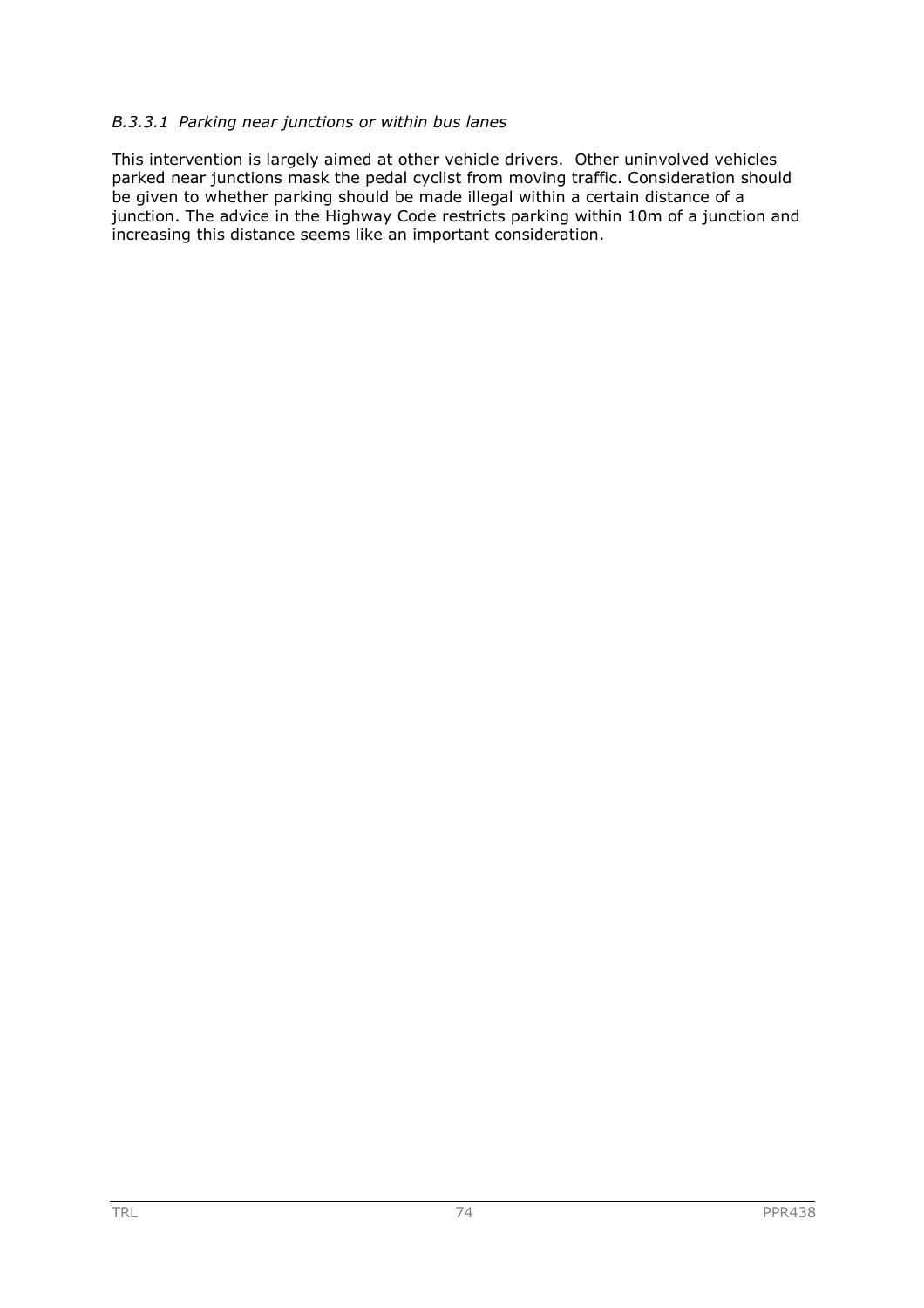#### *B.3.3.1 Parking near junctions or within bus lanes*

This intervention is largely aimed at other vehicle drivers. Other uninvolved vehicles parked near junctions mask the pedal cyclist from moving traffic. Consideration should be given to whether parking should be made illegal within a certain distance of a junction. The advice in the Highway Code restricts parking within 10m of a junction and increasing this distance seems like an important consideration.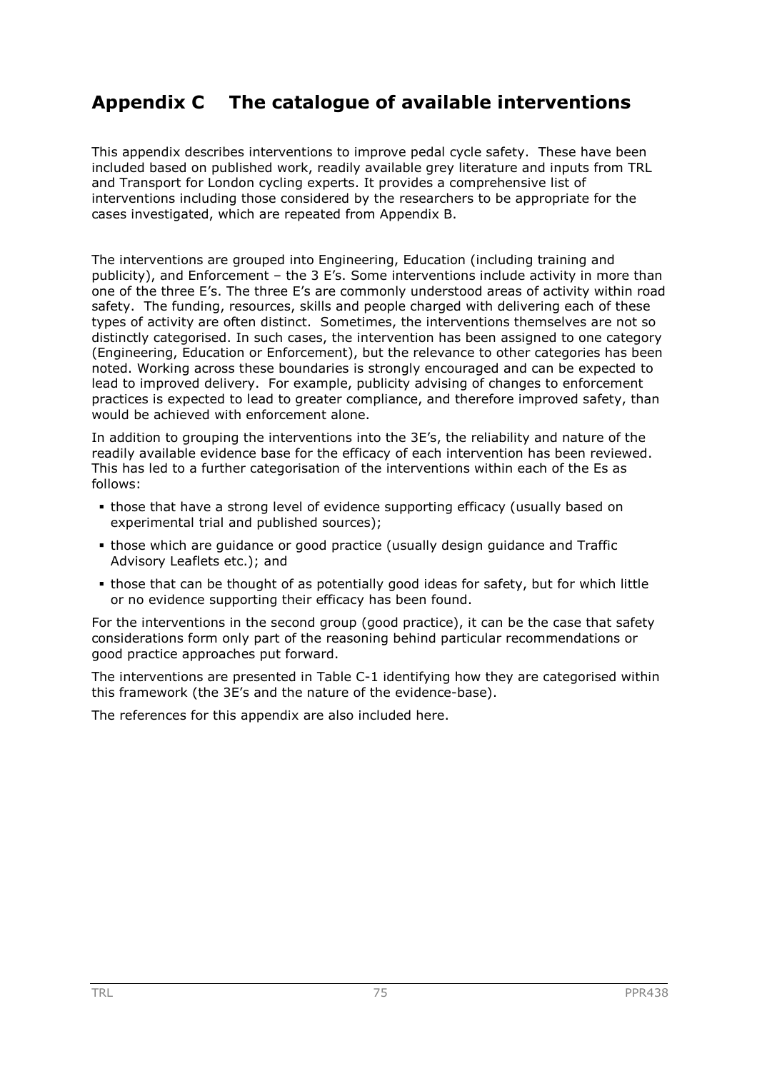# Appendix C The catalogue of available interventions

This appendix describes interventions to improve pedal cycle safety. These have been included based on published work, readily available grey literature and inputs from TRL and Transport for London cycling experts. It provides a comprehensive list of interventions including those considered by the researchers to be appropriate for the cases investigated, which are repeated from Appendix B.

The interventions are grouped into Engineering, Education (including training and publicity), and Enforcement – the 3 E's. Some interventions include activity in more than one of the three E's. The three E's are commonly understood areas of activity within road safety. The funding, resources, skills and people charged with delivering each of these types of activity are often distinct. Sometimes, the interventions themselves are not so distinctly categorised. In such cases, the intervention has been assigned to one category (Engineering, Education or Enforcement), but the relevance to other categories has been noted. Working across these boundaries is strongly encouraged and can be expected to lead to improved delivery. For example, publicity advising of changes to enforcement practices is expected to lead to greater compliance, and therefore improved safety, than would be achieved with enforcement alone.

In addition to grouping the interventions into the 3E's, the reliability and nature of the readily available evidence base for the efficacy of each intervention has been reviewed. This has led to a further categorisation of the interventions within each of the Es as follows:

- those that have a strong level of evidence supporting efficacy (usually based on experimental trial and published sources);
- those which are guidance or good practice (usually design guidance and Traffic Advisory Leaflets etc.); and
- those that can be thought of as potentially good ideas for safety, but for which little or no evidence supporting their efficacy has been found.

For the interventions in the second group (good practice), it can be the case that safety considerations form only part of the reasoning behind particular recommendations or good practice approaches put forward.

The interventions are presented in Table C-1 identifying how they are categorised within this framework (the 3E's and the nature of the evidence-base).

The references for this appendix are also included here.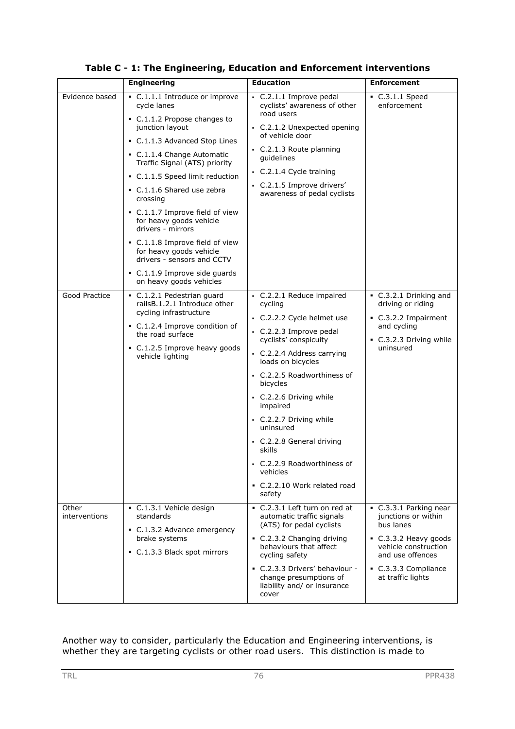**Table C - 1: The Engineering, Education and Enforcement interventions**

| | Engineering | Education | Enforcement |
|---|---|---|---|
| Evidence based | ▪ C.1.1.1 Introduce or improve cycle lanes<br>▪ C.1.1.2 Propose changes to junction layout<br>▪ C.1.1.3 Advanced Stop Lines<br>▪ C.1.1.4 Change Automatic Traffic Signal (ATS) priority<br>▪ C.1.1.5 Speed limit reduction<br>▪ C.1.1.6 Shared use zebra crossing<br>▪ C.1.1.7 Improve field of view for heavy goods vehicle drivers - mirrors<br>▪ C.1.1.8 Improve field of view for heavy goods vehicle drivers - sensors and CCTV<br>▪ C.1.1.9 Improve side guards on heavy goods vehicles | ▪ C.2.1.1 Improve pedal cyclists' awareness of other road users<br>▪ C.2.1.2 Unexpected opening of vehicle door<br>▪ C.2.1.3 Route planning guidelines<br>▪ C.2.1.4 Cycle training<br>▪ C.2.1.5 Improve drivers' awareness of pedal cyclists | ▪ C.3.1.1 Speed enforcement |
| Good Practice | ▪ C.1.2.1 Pedestrian guard railsB.1.2.1 Introduce other cycling infrastructure<br>▪ C.1.2.4 Improve condition of the road surface<br>▪ C.1.2.5 Improve heavy goods vehicle lighting | ▪ C.2.2.1 Reduce impaired cycling<br>▪ C.2.2.2 Cycle helmet use<br>▪ C.2.2.3 Improve pedal cyclists' conspicuity<br>▪ C.2.2.4 Address carrying loads on bicycles<br>▪ C.2.2.5 Roadworthiness of bicycles<br>▪ C.2.2.6 Driving while impaired<br>▪ C.2.2.7 Driving while uninsured<br>▪ C.2.2.8 General driving skills<br>▪ C.2.2.9 Roadworthiness of vehicles<br>▪ C.2.2.10 Work related road safety | ▪ C.3.2.1 Drinking and driving or riding<br>▪ C.3.2.2 Impairment and cycling<br>▪ C.3.2.3 Driving while uninsured |
| Other interventions | ▪ C.1.3.1 Vehicle design standards<br>▪ C.1.3.2 Advance emergency brake systems<br>▪ C.1.3.3 Black spot mirrors | ▪ C.2.3.1 Left turn on red at automatic traffic signals (ATS) for pedal cyclists<br>▪ C.2.3.2 Changing driving behaviours that affect cycling safety<br>▪ C.2.3.3 Drivers' behaviour - change presumptions of liability and/ or insurance cover | ▪ C.3.3.1 Parking near junctions or within bus lanes<br>▪ C.3.3.2 Heavy goods vehicle construction and use offences<br>▪ C.3.3.3 Compliance at traffic lights |

Another way to consider, particularly the Education and Engineering interventions, is whether they are targeting cyclists or other road users. This distinction is made to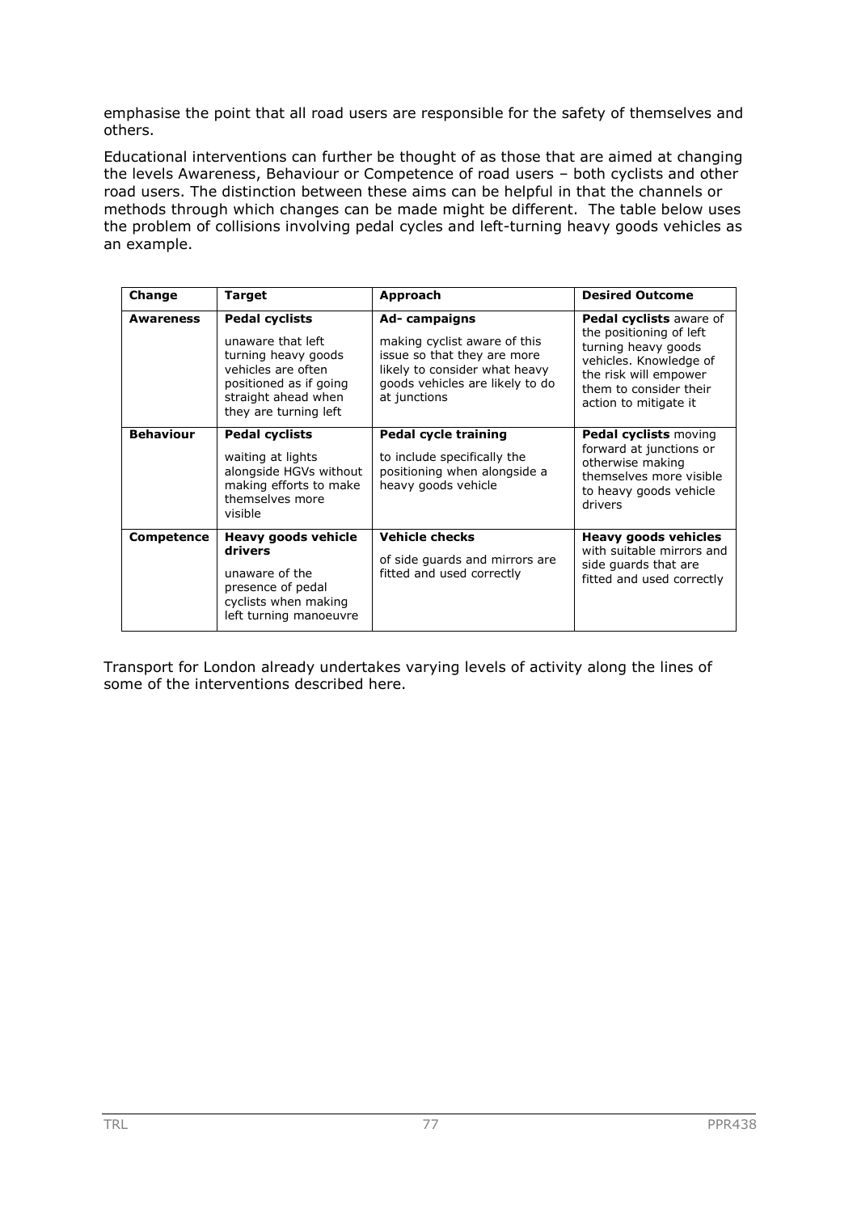emphasise the point that all road users are responsible for the safety of themselves and others.

Educational interventions can further be thought of as those that are aimed at changing the levels Awareness, Behaviour or Competence of road users – both cyclists and other road users. The distinction between these aims can be helpful in that the channels or methods through which changes can be made might be different. The table below uses the problem of collisions involving pedal cycles and left-turning heavy goods vehicles as an example.

| Change | Target | Approach | Desired Outcome |
|---|---|---|---|
| **Awareness** | **Pedal cyclists**<br><br>unaware that left turning heavy goods vehicles are often positioned as if going straight ahead when they are turning left | **Ad- campaigns**<br><br>making cyclist aware of this issue so that they are more likely to consider what heavy goods vehicles are likely to do at junctions | **Pedal cyclists** aware of the positioning of left turning heavy goods vehicles. Knowledge of the risk will empower them to consider their action to mitigate it |
| **Behaviour** | **Pedal cyclists**<br><br>waiting at lights alongside HGVs without making efforts to make themselves more visible | **Pedal cycle training**<br><br>to include specifically the positioning when alongside a heavy goods vehicle | **Pedal cyclists** moving forward at junctions or otherwise making themselves more visible to heavy goods vehicle drivers |
| **Competence** | **Heavy goods vehicle drivers**<br><br>unaware of the presence of pedal cyclists when making left turning manoeuvre | **Vehicle checks**<br><br>of side guards and mirrors are fitted and used correctly | **Heavy goods vehicles** with suitable mirrors and side guards that are fitted and used correctly |

Transport for London already undertakes varying levels of activity along the lines of some of the interventions described here.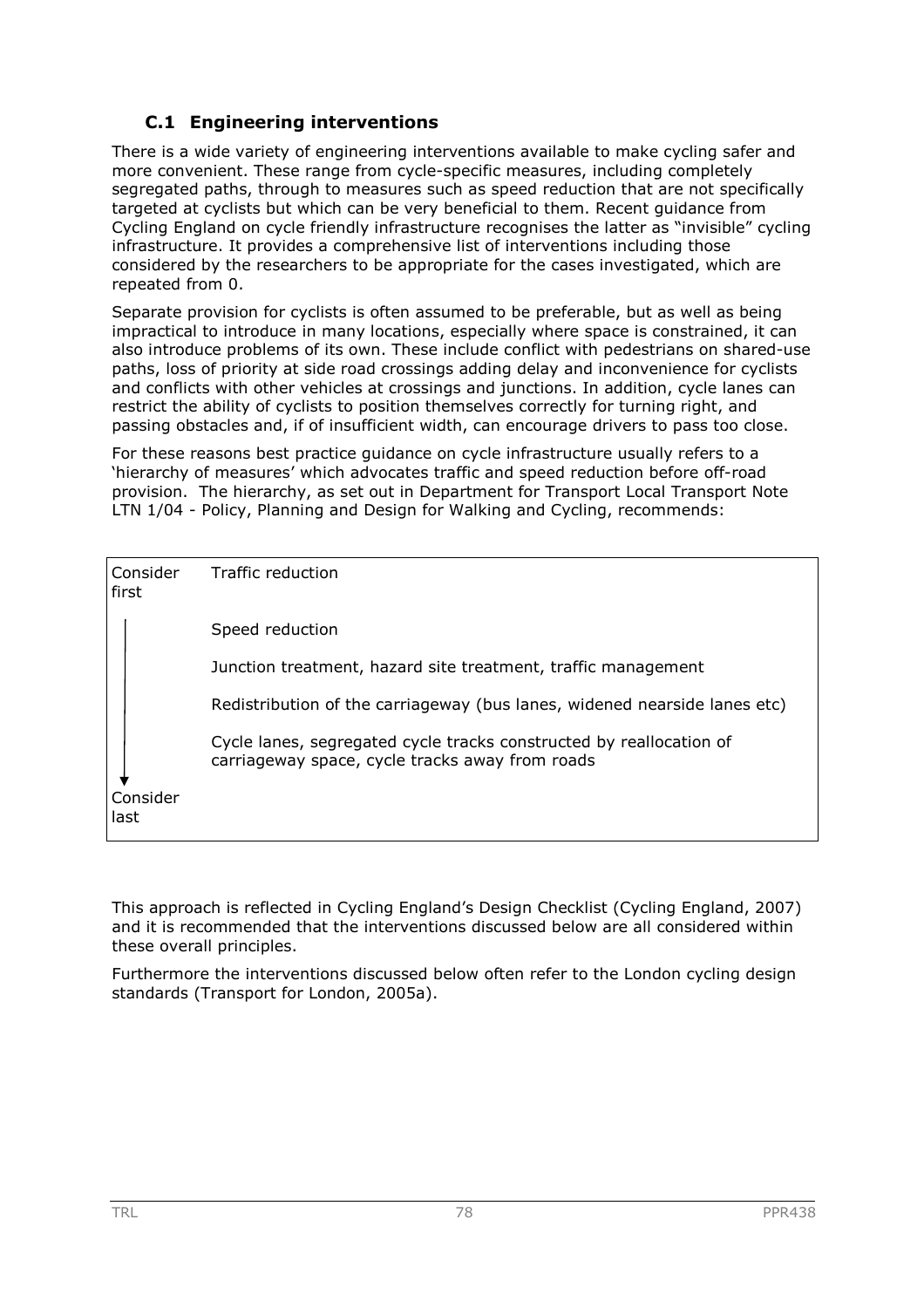## C.1 Engineering interventions

There is a wide variety of engineering interventions available to make cycling safer and more convenient. These range from cycle-specific measures, including completely segregated paths, through to measures such as speed reduction that are not specifically targeted at cyclists but which can be very beneficial to them. Recent guidance from Cycling England on cycle friendly infrastructure recognises the latter as "invisible" cycling infrastructure. It provides a comprehensive list of interventions including those considered by the researchers to be appropriate for the cases investigated, which are repeated from 0.

Separate provision for cyclists is often assumed to be preferable, but as well as being impractical to introduce in many locations, especially where space is constrained, it can also introduce problems of its own. These include conflict with pedestrians on shared-use paths, loss of priority at side road crossings adding delay and inconvenience for cyclists and conflicts with other vehicles at crossings and junctions. In addition, cycle lanes can restrict the ability of cyclists to position themselves correctly for turning right, and passing obstacles and, if of insufficient width, can encourage drivers to pass too close.

For these reasons best practice guidance on cycle infrastructure usually refers to a 'hierarchy of measures' which advocates traffic and speed reduction before off-road provision. The hierarchy, as set out in Department for Transport Local Transport Note LTN 1/04 - Policy, Planning and Design for Walking and Cycling, recommends:

| | |
|---|---|
| Consider first | Traffic reduction |
| ↓ | Speed reduction |
| | Junction treatment, hazard site treatment, traffic management |
| | Redistribution of the carriageway (bus lanes, widened nearside lanes etc) |
| | Cycle lanes, segregated cycle tracks constructed by reallocation of carriageway space, cycle tracks away from roads |
| Consider last | |

This approach is reflected in Cycling England's Design Checklist (Cycling England, 2007) and it is recommended that the interventions discussed below are all considered within these overall principles.

Furthermore the interventions discussed below often refer to the London cycling design standards (Transport for London, 2005a).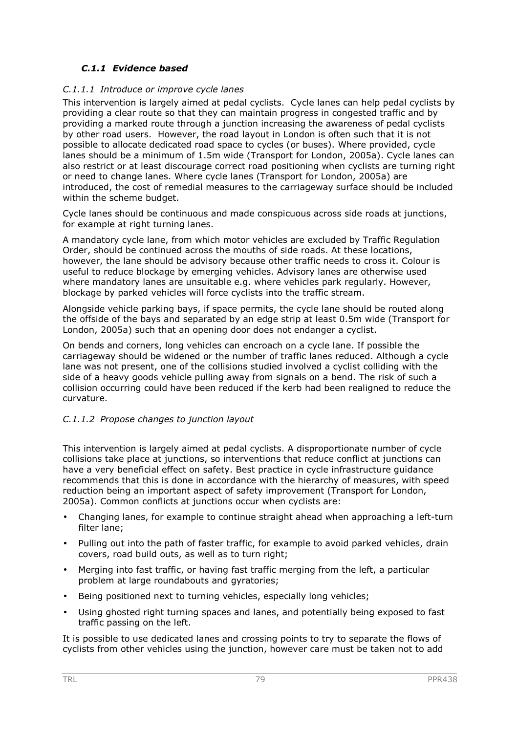### *C.1.1 Evidence based*

#### *C.1.1.1 Introduce or improve cycle lanes*

This intervention is largely aimed at pedal cyclists. Cycle lanes can help pedal cyclists by providing a clear route so that they can maintain progress in congested traffic and by providing a marked route through a junction increasing the awareness of pedal cyclists by other road users. However, the road layout in London is often such that it is not possible to allocate dedicated road space to cycles (or buses). Where provided, cycle lanes should be a minimum of 1.5m wide (Transport for London, 2005a). Cycle lanes can also restrict or at least discourage correct road positioning when cyclists are turning right or need to change lanes. Where cycle lanes (Transport for London, 2005a) are introduced, the cost of remedial measures to the carriageway surface should be included within the scheme budget.

Cycle lanes should be continuous and made conspicuous across side roads at junctions, for example at right turning lanes.

A mandatory cycle lane, from which motor vehicles are excluded by Traffic Regulation Order, should be continued across the mouths of side roads. At these locations, however, the lane should be advisory because other traffic needs to cross it. Colour is useful to reduce blockage by emerging vehicles. Advisory lanes are otherwise used where mandatory lanes are unsuitable e.g. where vehicles park regularly. However, blockage by parked vehicles will force cyclists into the traffic stream.

Alongside vehicle parking bays, if space permits, the cycle lane should be routed along the offside of the bays and separated by an edge strip at least 0.5m wide (Transport for London, 2005a) such that an opening door does not endanger a cyclist.

On bends and corners, long vehicles can encroach on a cycle lane. If possible the carriageway should be widened or the number of traffic lanes reduced. Although a cycle lane was not present, one of the collisions studied involved a cyclist colliding with the side of a heavy goods vehicle pulling away from signals on a bend. The risk of such a collision occurring could have been reduced if the kerb had been realigned to reduce the curvature.

#### *C.1.1.2 Propose changes to junction layout*

This intervention is largely aimed at pedal cyclists. A disproportionate number of cycle collisions take place at junctions, so interventions that reduce conflict at junctions can have a very beneficial effect on safety. Best practice in cycle infrastructure guidance recommends that this is done in accordance with the hierarchy of measures, with speed reduction being an important aspect of safety improvement (Transport for London, 2005a). Common conflicts at junctions occur when cyclists are:

- Changing lanes, for example to continue straight ahead when approaching a left-turn filter lane;
- Pulling out into the path of faster traffic, for example to avoid parked vehicles, drain covers, road build outs, as well as to turn right;
- Merging into fast traffic, or having fast traffic merging from the left, a particular problem at large roundabouts and gyratories;
- Being positioned next to turning vehicles, especially long vehicles;
- Using ghosted right turning spaces and lanes, and potentially being exposed to fast traffic passing on the left.

It is possible to use dedicated lanes and crossing points to try to separate the flows of cyclists from other vehicles using the junction, however care must be taken not to add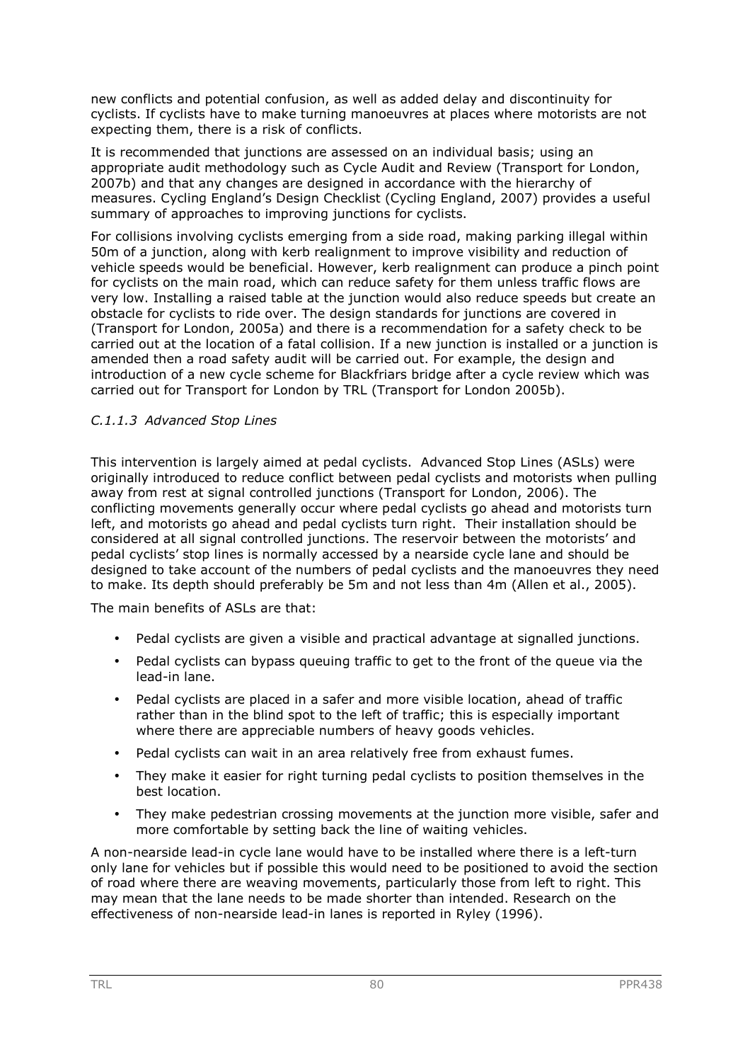new conflicts and potential confusion, as well as added delay and discontinuity for cyclists. If cyclists have to make turning manoeuvres at places where motorists are not expecting them, there is a risk of conflicts.

It is recommended that junctions are assessed on an individual basis; using an appropriate audit methodology such as Cycle Audit and Review (Transport for London, 2007b) and that any changes are designed in accordance with the hierarchy of measures. Cycling England's Design Checklist (Cycling England, 2007) provides a useful summary of approaches to improving junctions for cyclists.

For collisions involving cyclists emerging from a side road, making parking illegal within 50m of a junction, along with kerb realignment to improve visibility and reduction of vehicle speeds would be beneficial. However, kerb realignment can produce a pinch point for cyclists on the main road, which can reduce safety for them unless traffic flows are very low. Installing a raised table at the junction would also reduce speeds but create an obstacle for cyclists to ride over. The design standards for junctions are covered in (Transport for London, 2005a) and there is a recommendation for a safety check to be carried out at the location of a fatal collision. If a new junction is installed or a junction is amended then a road safety audit will be carried out. For example, the design and introduction of a new cycle scheme for Blackfriars bridge after a cycle review which was carried out for Transport for London by TRL (Transport for London 2005b).

### *C.1.1.3 Advanced Stop Lines*

This intervention is largely aimed at pedal cyclists. Advanced Stop Lines (ASLs) were originally introduced to reduce conflict between pedal cyclists and motorists when pulling away from rest at signal controlled junctions (Transport for London, 2006). The conflicting movements generally occur where pedal cyclists go ahead and motorists turn left, and motorists go ahead and pedal cyclists turn right. Their installation should be considered at all signal controlled junctions. The reservoir between the motorists' and pedal cyclists' stop lines is normally accessed by a nearside cycle lane and should be designed to take account of the numbers of pedal cyclists and the manoeuvres they need to make. Its depth should preferably be 5m and not less than 4m (Allen et al., 2005).

The main benefits of ASLs are that:

- Pedal cyclists are given a visible and practical advantage at signalled junctions.
- Pedal cyclists can bypass queuing traffic to get to the front of the queue via the lead-in lane.
- Pedal cyclists are placed in a safer and more visible location, ahead of traffic rather than in the blind spot to the left of traffic; this is especially important where there are appreciable numbers of heavy goods vehicles.
- Pedal cyclists can wait in an area relatively free from exhaust fumes.
- They make it easier for right turning pedal cyclists to position themselves in the best location.
- They make pedestrian crossing movements at the junction more visible, safer and more comfortable by setting back the line of waiting vehicles.

A non-nearside lead-in cycle lane would have to be installed where there is a left-turn only lane for vehicles but if possible this would need to be positioned to avoid the section of road where there are weaving movements, particularly those from left to right. This may mean that the lane needs to be made shorter than intended. Research on the effectiveness of non-nearside lead-in lanes is reported in Ryley (1996).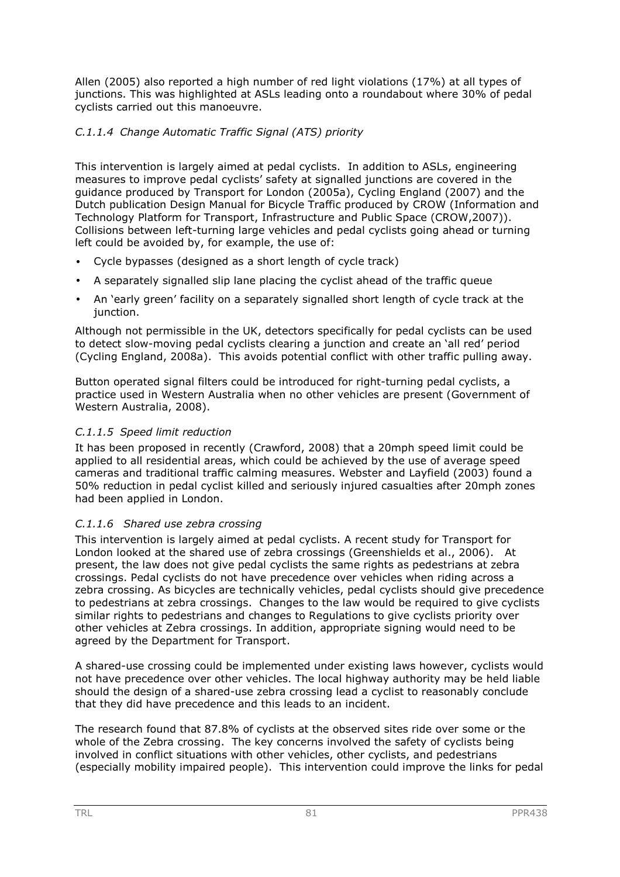Allen (2005) also reported a high number of red light violations (17%) at all types of junctions. This was highlighted at ASLs leading onto a roundabout where 30% of pedal cyclists carried out this manoeuvre.

#### *C.1.1.4 Change Automatic Traffic Signal (ATS) priority*

This intervention is largely aimed at pedal cyclists. In addition to ASLs, engineering measures to improve pedal cyclists' safety at signalled junctions are covered in the guidance produced by Transport for London (2005a), Cycling England (2007) and the Dutch publication Design Manual for Bicycle Traffic produced by CROW (Information and Technology Platform for Transport, Infrastructure and Public Space (CROW,2007)). Collisions between left-turning large vehicles and pedal cyclists going ahead or turning left could be avoided by, for example, the use of:

- Cycle bypasses (designed as a short length of cycle track)
- A separately signalled slip lane placing the cyclist ahead of the traffic queue
- An 'early green' facility on a separately signalled short length of cycle track at the junction.

Although not permissible in the UK, detectors specifically for pedal cyclists can be used to detect slow-moving pedal cyclists clearing a junction and create an 'all red' period (Cycling England, 2008a). This avoids potential conflict with other traffic pulling away.

Button operated signal filters could be introduced for right-turning pedal cyclists, a practice used in Western Australia when no other vehicles are present (Government of Western Australia, 2008).

#### *C.1.1.5 Speed limit reduction*

It has been proposed in recently (Crawford, 2008) that a 20mph speed limit could be applied to all residential areas, which could be achieved by the use of average speed cameras and traditional traffic calming measures. Webster and Layfield (2003) found a 50% reduction in pedal cyclist killed and seriously injured casualties after 20mph zones had been applied in London.

#### *C.1.1.6 Shared use zebra crossing*

This intervention is largely aimed at pedal cyclists. A recent study for Transport for London looked at the shared use of zebra crossings (Greenshields et al., 2006). At present, the law does not give pedal cyclists the same rights as pedestrians at zebra crossings. Pedal cyclists do not have precedence over vehicles when riding across a zebra crossing. As bicycles are technically vehicles, pedal cyclists should give precedence to pedestrians at zebra crossings. Changes to the law would be required to give cyclists similar rights to pedestrians and changes to Regulations to give cyclists priority over other vehicles at Zebra crossings. In addition, appropriate signing would need to be agreed by the Department for Transport.

A shared-use crossing could be implemented under existing laws however, cyclists would not have precedence over other vehicles. The local highway authority may be held liable should the design of a shared-use zebra crossing lead a cyclist to reasonably conclude that they did have precedence and this leads to an incident.

The research found that 87.8% of cyclists at the observed sites ride over some or the whole of the Zebra crossing. The key concerns involved the safety of cyclists being involved in conflict situations with other vehicles, other cyclists, and pedestrians (especially mobility impaired people). This intervention could improve the links for pedal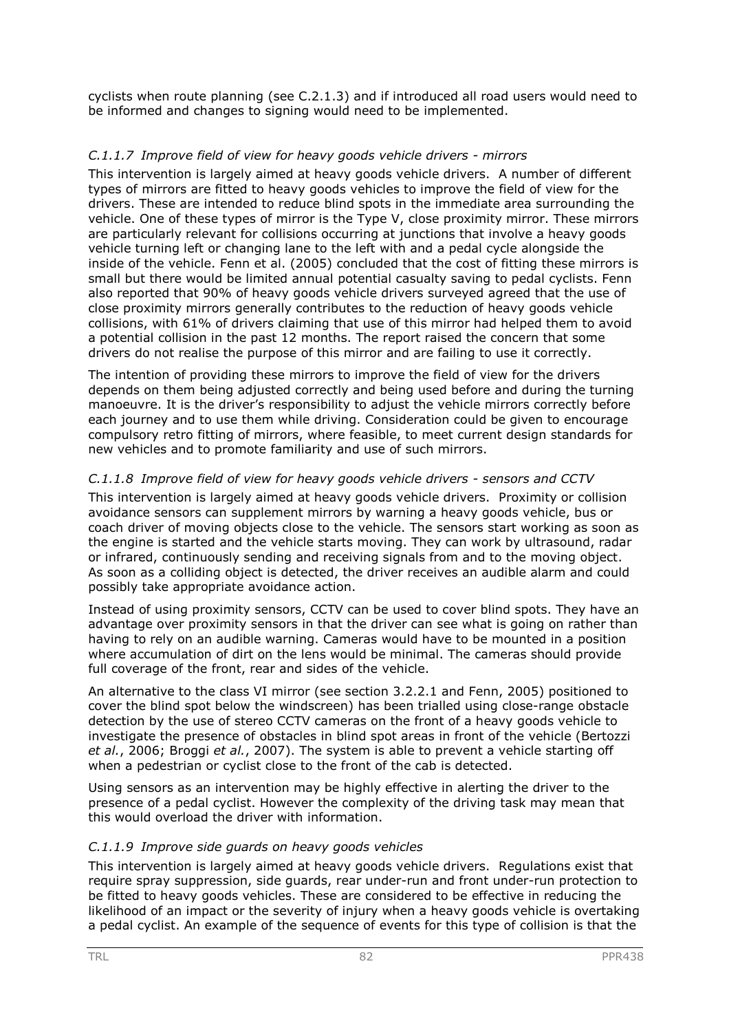cyclists when route planning (see C.2.1.3) and if introduced all road users would need to be informed and changes to signing would need to be implemented.

### *C.1.1.7 Improve field of view for heavy goods vehicle drivers - mirrors*

This intervention is largely aimed at heavy goods vehicle drivers. A number of different types of mirrors are fitted to heavy goods vehicles to improve the field of view for the drivers. These are intended to reduce blind spots in the immediate area surrounding the vehicle. One of these types of mirror is the Type V, close proximity mirror. These mirrors are particularly relevant for collisions occurring at junctions that involve a heavy goods vehicle turning left or changing lane to the left with and a pedal cycle alongside the inside of the vehicle. Fenn et al. (2005) concluded that the cost of fitting these mirrors is small but there would be limited annual potential casualty saving to pedal cyclists. Fenn also reported that 90% of heavy goods vehicle drivers surveyed agreed that the use of close proximity mirrors generally contributes to the reduction of heavy goods vehicle collisions, with 61% of drivers claiming that use of this mirror had helped them to avoid a potential collision in the past 12 months. The report raised the concern that some drivers do not realise the purpose of this mirror and are failing to use it correctly.

The intention of providing these mirrors to improve the field of view for the drivers depends on them being adjusted correctly and being used before and during the turning manoeuvre. It is the driver's responsibility to adjust the vehicle mirrors correctly before each journey and to use them while driving. Consideration could be given to encourage compulsory retro fitting of mirrors, where feasible, to meet current design standards for new vehicles and to promote familiarity and use of such mirrors.

### *C.1.1.8 Improve field of view for heavy goods vehicle drivers - sensors and CCTV*

This intervention is largely aimed at heavy goods vehicle drivers. Proximity or collision avoidance sensors can supplement mirrors by warning a heavy goods vehicle, bus or coach driver of moving objects close to the vehicle. The sensors start working as soon as the engine is started and the vehicle starts moving. They can work by ultrasound, radar or infrared, continuously sending and receiving signals from and to the moving object. As soon as a colliding object is detected, the driver receives an audible alarm and could possibly take appropriate avoidance action.

Instead of using proximity sensors, CCTV can be used to cover blind spots. They have an advantage over proximity sensors in that the driver can see what is going on rather than having to rely on an audible warning. Cameras would have to be mounted in a position where accumulation of dirt on the lens would be minimal. The cameras should provide full coverage of the front, rear and sides of the vehicle.

An alternative to the class VI mirror (see section 3.2.2.1 and Fenn, 2005) positioned to cover the blind spot below the windscreen) has been trialled using close-range obstacle detection by the use of stereo CCTV cameras on the front of a heavy goods vehicle to investigate the presence of obstacles in blind spot areas in front of the vehicle (Bertozzi *et al.*, 2006; Broggi *et al.*, 2007). The system is able to prevent a vehicle starting off when a pedestrian or cyclist close to the front of the cab is detected.

Using sensors as an intervention may be highly effective in alerting the driver to the presence of a pedal cyclist. However the complexity of the driving task may mean that this would overload the driver with information.

### *C.1.1.9 Improve side guards on heavy goods vehicles*

This intervention is largely aimed at heavy goods vehicle drivers. Regulations exist that require spray suppression, side guards, rear under-run and front under-run protection to be fitted to heavy goods vehicles. These are considered to be effective in reducing the likelihood of an impact or the severity of injury when a heavy goods vehicle is overtaking a pedal cyclist. An example of the sequence of events for this type of collision is that the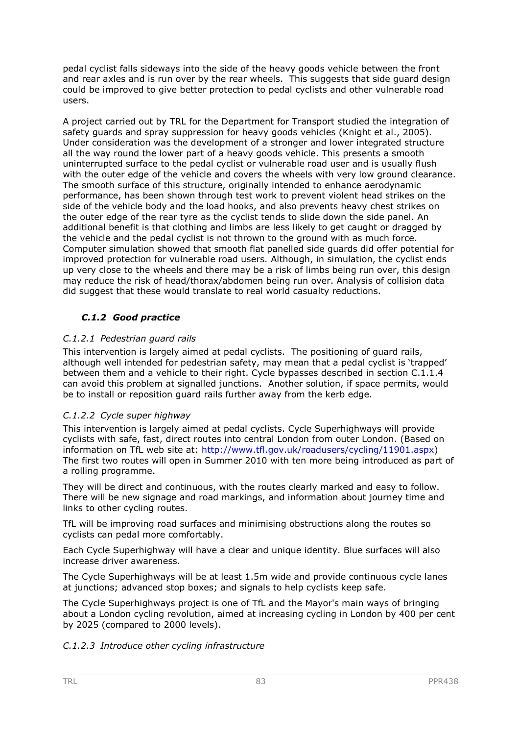pedal cyclist falls sideways into the side of the heavy goods vehicle between the front and rear axles and is run over by the rear wheels. This suggests that side guard design could be improved to give better protection to pedal cyclists and other vulnerable road users.

A project carried out by TRL for the Department for Transport studied the integration of safety guards and spray suppression for heavy goods vehicles (Knight et al., 2005). Under consideration was the development of a stronger and lower integrated structure all the way round the lower part of a heavy goods vehicle. This presents a smooth uninterrupted surface to the pedal cyclist or vulnerable road user and is usually flush with the outer edge of the vehicle and covers the wheels with very low ground clearance. The smooth surface of this structure, originally intended to enhance aerodynamic performance, has been shown through test work to prevent violent head strikes on the side of the vehicle body and the load hooks, and also prevents heavy chest strikes on the outer edge of the rear tyre as the cyclist tends to slide down the side panel. An additional benefit is that clothing and limbs are less likely to get caught or dragged by the vehicle and the pedal cyclist is not thrown to the ground with as much force. Computer simulation showed that smooth flat panelled side guards did offer potential for improved protection for vulnerable road users. Although, in simulation, the cyclist ends up very close to the wheels and there may be a risk of limbs being run over, this design may reduce the risk of head/thorax/abdomen being run over. Analysis of collision data did suggest that these would translate to real world casualty reductions.

### *C.1.2 Good practice*

#### *C.1.2.1 Pedestrian guard rails*

This intervention is largely aimed at pedal cyclists. The positioning of guard rails, although well intended for pedestrian safety, may mean that a pedal cyclist is 'trapped' between them and a vehicle to their right. Cycle bypasses described in section C.1.1.4 can avoid this problem at signalled junctions. Another solution, if space permits, would be to install or reposition guard rails further away from the kerb edge.

#### *C.1.2.2 Cycle super highway*

This intervention is largely aimed at pedal cyclists. Cycle Superhighways will provide cyclists with safe, fast, direct routes into central London from outer London. (Based on information on TfL web site at: http://www.tfl.gov.uk/roadusers/cycling/11901.aspx) The first two routes will open in Summer 2010 with ten more being introduced as part of a rolling programme.

They will be direct and continuous, with the routes clearly marked and easy to follow. There will be new signage and road markings, and information about journey time and links to other cycling routes.

TfL will be improving road surfaces and minimising obstructions along the routes so cyclists can pedal more comfortably.

Each Cycle Superhighway will have a clear and unique identity. Blue surfaces will also increase driver awareness.

The Cycle Superhighways will be at least 1.5m wide and provide continuous cycle lanes at junctions; advanced stop boxes; and signals to help cyclists keep safe.

The Cycle Superhighways project is one of TfL and the Mayor's main ways of bringing about a London cycling revolution, aimed at increasing cycling in London by 400 per cent by 2025 (compared to 2000 levels).

#### *C.1.2.3 Introduce other cycling infrastructure*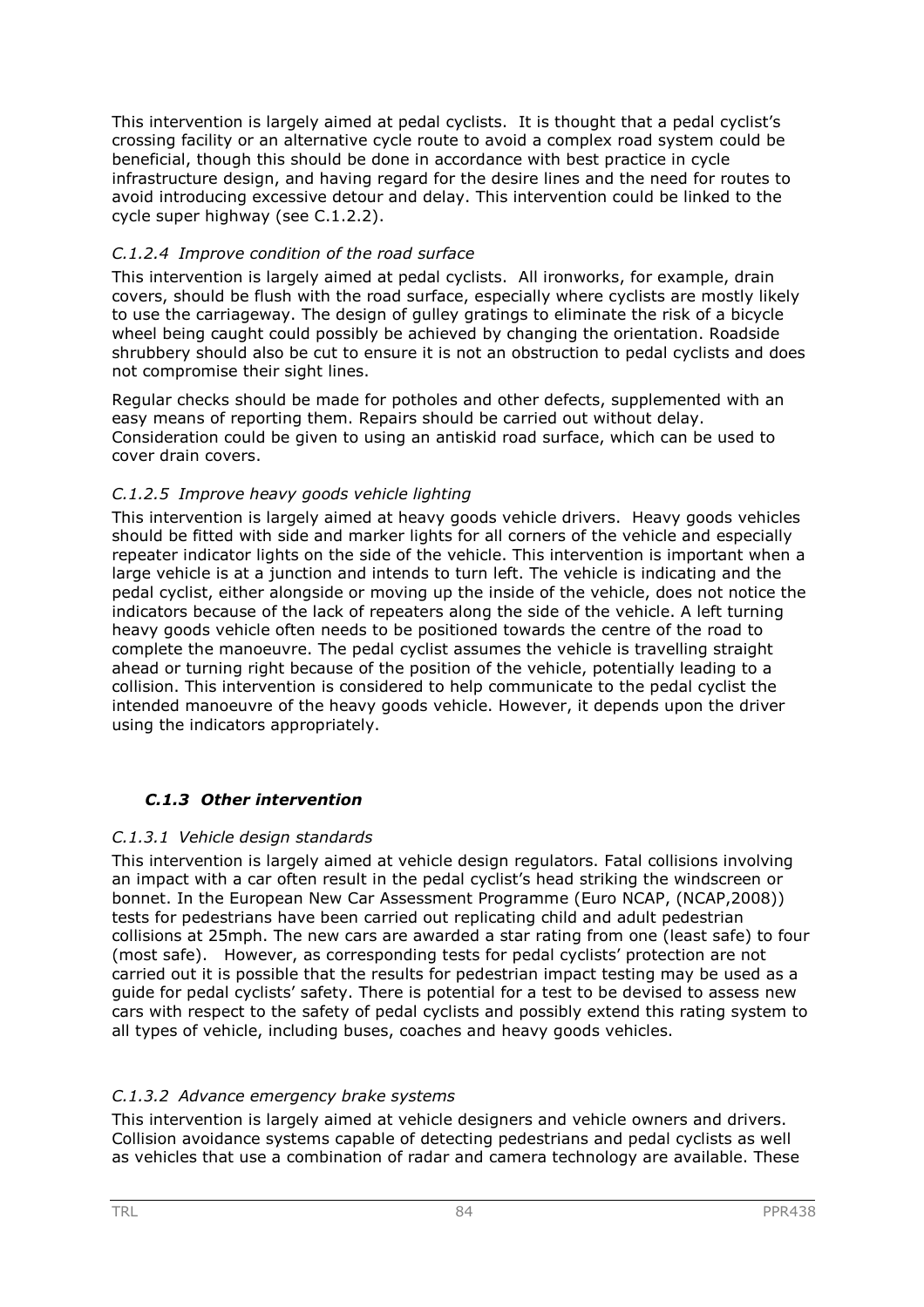This intervention is largely aimed at pedal cyclists. It is thought that a pedal cyclist's crossing facility or an alternative cycle route to avoid a complex road system could be beneficial, though this should be done in accordance with best practice in cycle infrastructure design, and having regard for the desire lines and the need for routes to avoid introducing excessive detour and delay. This intervention could be linked to the cycle super highway (see C.1.2.2).

#### *C.1.2.4 Improve condition of the road surface*

This intervention is largely aimed at pedal cyclists. All ironworks, for example, drain covers, should be flush with the road surface, especially where cyclists are mostly likely to use the carriageway. The design of gulley gratings to eliminate the risk of a bicycle wheel being caught could possibly be achieved by changing the orientation. Roadside shrubbery should also be cut to ensure it is not an obstruction to pedal cyclists and does not compromise their sight lines.

Regular checks should be made for potholes and other defects, supplemented with an easy means of reporting them. Repairs should be carried out without delay. Consideration could be given to using an antiskid road surface, which can be used to cover drain covers.

#### *C.1.2.5 Improve heavy goods vehicle lighting*

This intervention is largely aimed at heavy goods vehicle drivers. Heavy goods vehicles should be fitted with side and marker lights for all corners of the vehicle and especially repeater indicator lights on the side of the vehicle. This intervention is important when a large vehicle is at a junction and intends to turn left. The vehicle is indicating and the pedal cyclist, either alongside or moving up the inside of the vehicle, does not notice the indicators because of the lack of repeaters along the side of the vehicle. A left turning heavy goods vehicle often needs to be positioned towards the centre of the road to complete the manoeuvre. The pedal cyclist assumes the vehicle is travelling straight ahead or turning right because of the position of the vehicle, potentially leading to a collision. This intervention is considered to help communicate to the pedal cyclist the intended manoeuvre of the heavy goods vehicle. However, it depends upon the driver using the indicators appropriately.

### *C.1.3 Other intervention*

#### *C.1.3.1 Vehicle design standards*

This intervention is largely aimed at vehicle design regulators. Fatal collisions involving an impact with a car often result in the pedal cyclist's head striking the windscreen or bonnet. In the European New Car Assessment Programme (Euro NCAP, (NCAP,2008)) tests for pedestrians have been carried out replicating child and adult pedestrian collisions at 25mph. The new cars are awarded a star rating from one (least safe) to four (most safe). However, as corresponding tests for pedal cyclists' protection are not carried out it is possible that the results for pedestrian impact testing may be used as a guide for pedal cyclists' safety. There is potential for a test to be devised to assess new cars with respect to the safety of pedal cyclists and possibly extend this rating system to all types of vehicle, including buses, coaches and heavy goods vehicles.

#### *C.1.3.2 Advance emergency brake systems*

This intervention is largely aimed at vehicle designers and vehicle owners and drivers. Collision avoidance systems capable of detecting pedestrians and pedal cyclists as well as vehicles that use a combination of radar and camera technology are available. These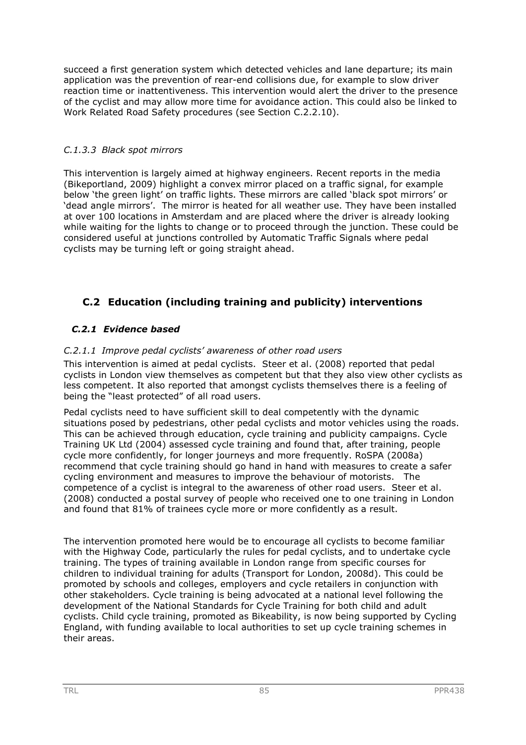succeed a first generation system which detected vehicles and lane departure; its main application was the prevention of rear-end collisions due, for example to slow driver reaction time or inattentiveness. This intervention would alert the driver to the presence of the cyclist and may allow more time for avoidance action. This could also be linked to Work Related Road Safety procedures (see Section C.2.2.10).

#### *C.1.3.3 Black spot mirrors*

This intervention is largely aimed at highway engineers. Recent reports in the media (Bikeportland, 2009) highlight a convex mirror placed on a traffic signal, for example below 'the green light' on traffic lights. These mirrors are called 'black spot mirrors' or 'dead angle mirrors'. The mirror is heated for all weather use. They have been installed at over 100 locations in Amsterdam and are placed where the driver is already looking while waiting for the lights to change or to proceed through the junction. These could be considered useful at junctions controlled by Automatic Traffic Signals where pedal cyclists may be turning left or going straight ahead.

## C.2 Education (including training and publicity) interventions

### *C.2.1 Evidence based*

#### *C.2.1.1 Improve pedal cyclists' awareness of other road users*

This intervention is aimed at pedal cyclists. Steer et al. (2008) reported that pedal cyclists in London view themselves as competent but that they also view other cyclists as less competent. It also reported that amongst cyclists themselves there is a feeling of being the "least protected" of all road users.

Pedal cyclists need to have sufficient skill to deal competently with the dynamic situations posed by pedestrians, other pedal cyclists and motor vehicles using the roads. This can be achieved through education, cycle training and publicity campaigns. Cycle Training UK Ltd (2004) assessed cycle training and found that, after training, people cycle more confidently, for longer journeys and more frequently. RoSPA (2008a) recommend that cycle training should go hand in hand with measures to create a safer cycling environment and measures to improve the behaviour of motorists. The competence of a cyclist is integral to the awareness of other road users. Steer et al. (2008) conducted a postal survey of people who received one to one training in London and found that 81% of trainees cycle more or more confidently as a result.

The intervention promoted here would be to encourage all cyclists to become familiar with the Highway Code, particularly the rules for pedal cyclists, and to undertake cycle training. The types of training available in London range from specific courses for children to individual training for adults (Transport for London, 2008d). This could be promoted by schools and colleges, employers and cycle retailers in conjunction with other stakeholders. Cycle training is being advocated at a national level following the development of the National Standards for Cycle Training for both child and adult cyclists. Child cycle training, promoted as Bikeability, is now being supported by Cycling England, with funding available to local authorities to set up cycle training schemes in their areas.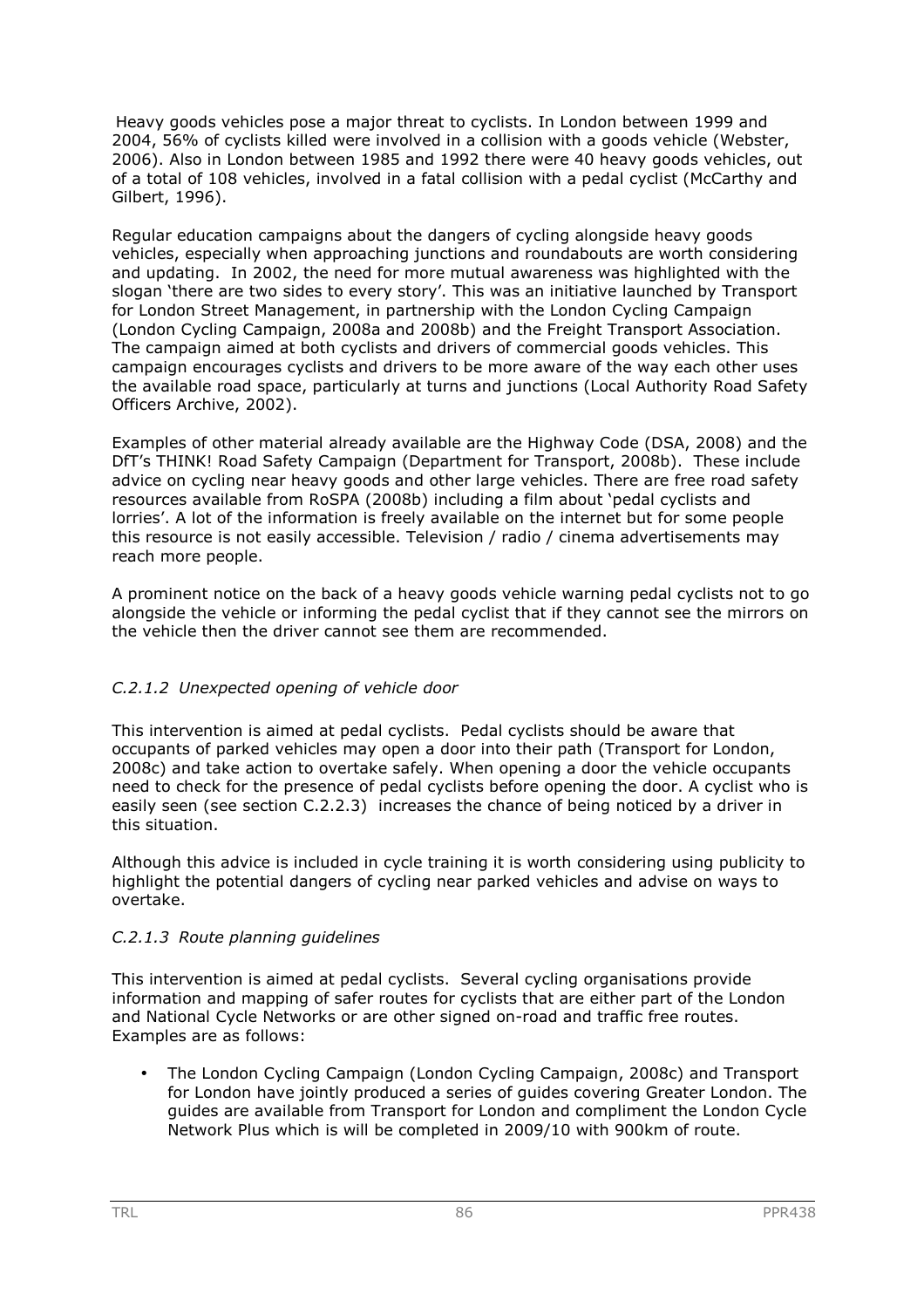Heavy goods vehicles pose a major threat to cyclists. In London between 1999 and 2004, 56% of cyclists killed were involved in a collision with a goods vehicle (Webster, 2006). Also in London between 1985 and 1992 there were 40 heavy goods vehicles, out of a total of 108 vehicles, involved in a fatal collision with a pedal cyclist (McCarthy and Gilbert, 1996).

Regular education campaigns about the dangers of cycling alongside heavy goods vehicles, especially when approaching junctions and roundabouts are worth considering and updating. In 2002, the need for more mutual awareness was highlighted with the slogan 'there are two sides to every story'. This was an initiative launched by Transport for London Street Management, in partnership with the London Cycling Campaign (London Cycling Campaign, 2008a and 2008b) and the Freight Transport Association. The campaign aimed at both cyclists and drivers of commercial goods vehicles. This campaign encourages cyclists and drivers to be more aware of the way each other uses the available road space, particularly at turns and junctions (Local Authority Road Safety Officers Archive, 2002).

Examples of other material already available are the Highway Code (DSA, 2008) and the DfT's THINK! Road Safety Campaign (Department for Transport, 2008b). These include advice on cycling near heavy goods and other large vehicles. There are free road safety resources available from RoSPA (2008b) including a film about 'pedal cyclists and lorries'. A lot of the information is freely available on the internet but for some people this resource is not easily accessible. Television / radio / cinema advertisements may reach more people.

A prominent notice on the back of a heavy goods vehicle warning pedal cyclists not to go alongside the vehicle or informing the pedal cyclist that if they cannot see the mirrors on the vehicle then the driver cannot see them are recommended.

#### *C.2.1.2 Unexpected opening of vehicle door*

This intervention is aimed at pedal cyclists. Pedal cyclists should be aware that occupants of parked vehicles may open a door into their path (Transport for London, 2008c) and take action to overtake safely. When opening a door the vehicle occupants need to check for the presence of pedal cyclists before opening the door. A cyclist who is easily seen (see section C.2.2.3) increases the chance of being noticed by a driver in this situation.

Although this advice is included in cycle training it is worth considering using publicity to highlight the potential dangers of cycling near parked vehicles and advise on ways to overtake.

#### *C.2.1.3 Route planning guidelines*

This intervention is aimed at pedal cyclists. Several cycling organisations provide information and mapping of safer routes for cyclists that are either part of the London and National Cycle Networks or are other signed on-road and traffic free routes. Examples are as follows:

- The London Cycling Campaign (London Cycling Campaign, 2008c) and Transport for London have jointly produced a series of guides covering Greater London. The guides are available from Transport for London and compliment the London Cycle Network Plus which is will be completed in 2009/10 with 900km of route.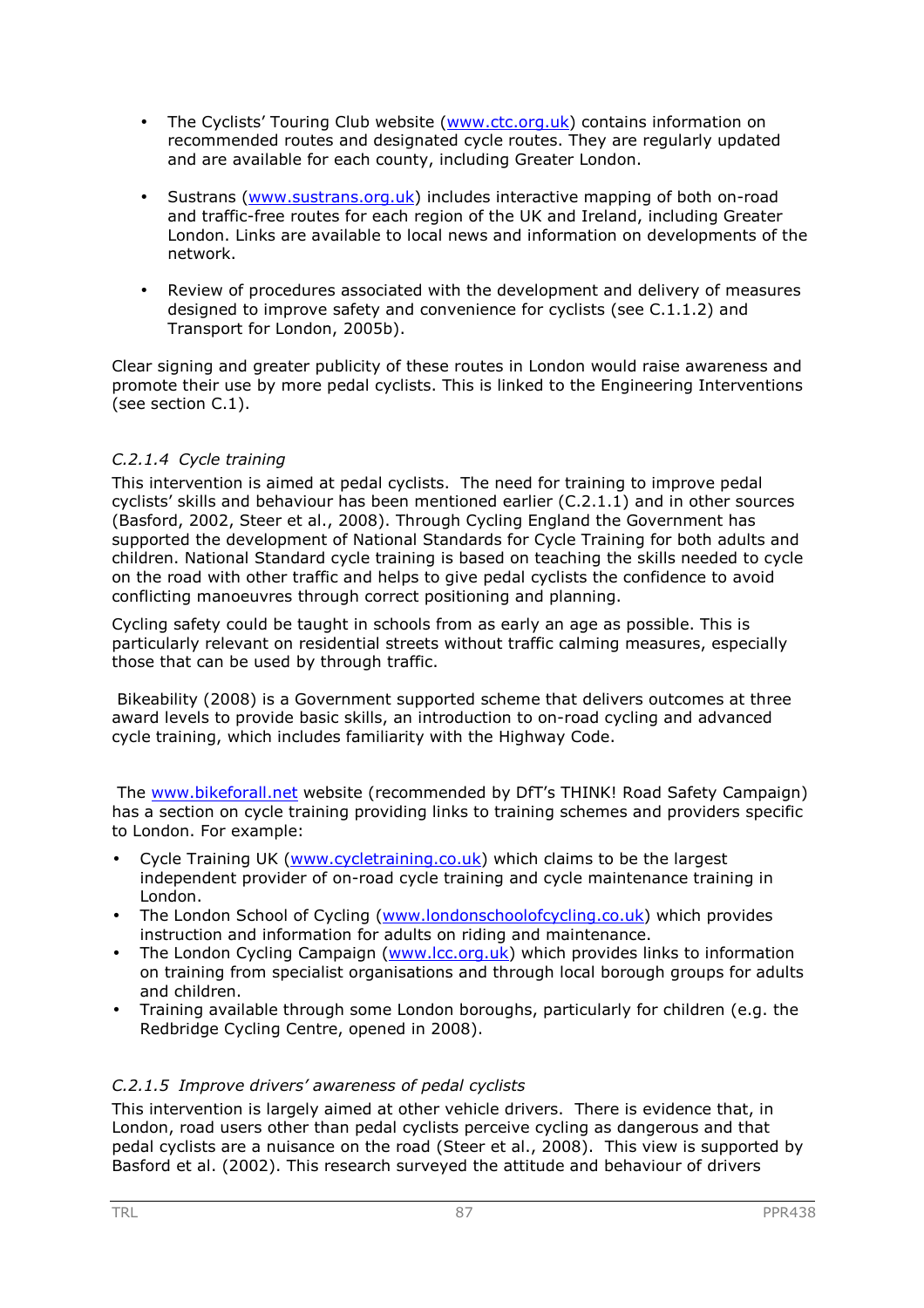- The Cyclists' Touring Club website (www.ctc.org.uk) contains information on recommended routes and designated cycle routes. They are regularly updated and are available for each county, including Greater London.

- Sustrans (www.sustrans.org.uk) includes interactive mapping of both on-road and traffic-free routes for each region of the UK and Ireland, including Greater London. Links are available to local news and information on developments of the network.

- Review of procedures associated with the development and delivery of measures designed to improve safety and convenience for cyclists (see C.1.1.2) and Transport for London, 2005b).

Clear signing and greater publicity of these routes in London would raise awareness and promote their use by more pedal cyclists. This is linked to the Engineering Interventions (see section C.1).

### *C.2.1.4 Cycle training*

This intervention is aimed at pedal cyclists. The need for training to improve pedal cyclists' skills and behaviour has been mentioned earlier (C.2.1.1) and in other sources (Basford, 2002, Steer et al., 2008). Through Cycling England the Government has supported the development of National Standards for Cycle Training for both adults and children. National Standard cycle training is based on teaching the skills needed to cycle on the road with other traffic and helps to give pedal cyclists the confidence to avoid conflicting manoeuvres through correct positioning and planning.

Cycling safety could be taught in schools from as early an age as possible. This is particularly relevant on residential streets without traffic calming measures, especially those that can be used by through traffic.

Bikeability (2008) is a Government supported scheme that delivers outcomes at three award levels to provide basic skills, an introduction to on-road cycling and advanced cycle training, which includes familiarity with the Highway Code.

The www.bikeforall.net website (recommended by DfT's THINK! Road Safety Campaign) has a section on cycle training providing links to training schemes and providers specific to London. For example:

- Cycle Training UK (www.cycletraining.co.uk) which claims to be the largest independent provider of on-road cycle training and cycle maintenance training in London.
- The London School of Cycling (www.londonschoolofcycling.co.uk) which provides instruction and information for adults on riding and maintenance.
- The London Cycling Campaign (www.lcc.org.uk) which provides links to information on training from specialist organisations and through local borough groups for adults and children.
- Training available through some London boroughs, particularly for children (e.g. the Redbridge Cycling Centre, opened in 2008).

### *C.2.1.5 Improve drivers' awareness of pedal cyclists*

This intervention is largely aimed at other vehicle drivers. There is evidence that, in London, road users other than pedal cyclists perceive cycling as dangerous and that pedal cyclists are a nuisance on the road (Steer et al., 2008). This view is supported by Basford et al. (2002). This research surveyed the attitude and behaviour of drivers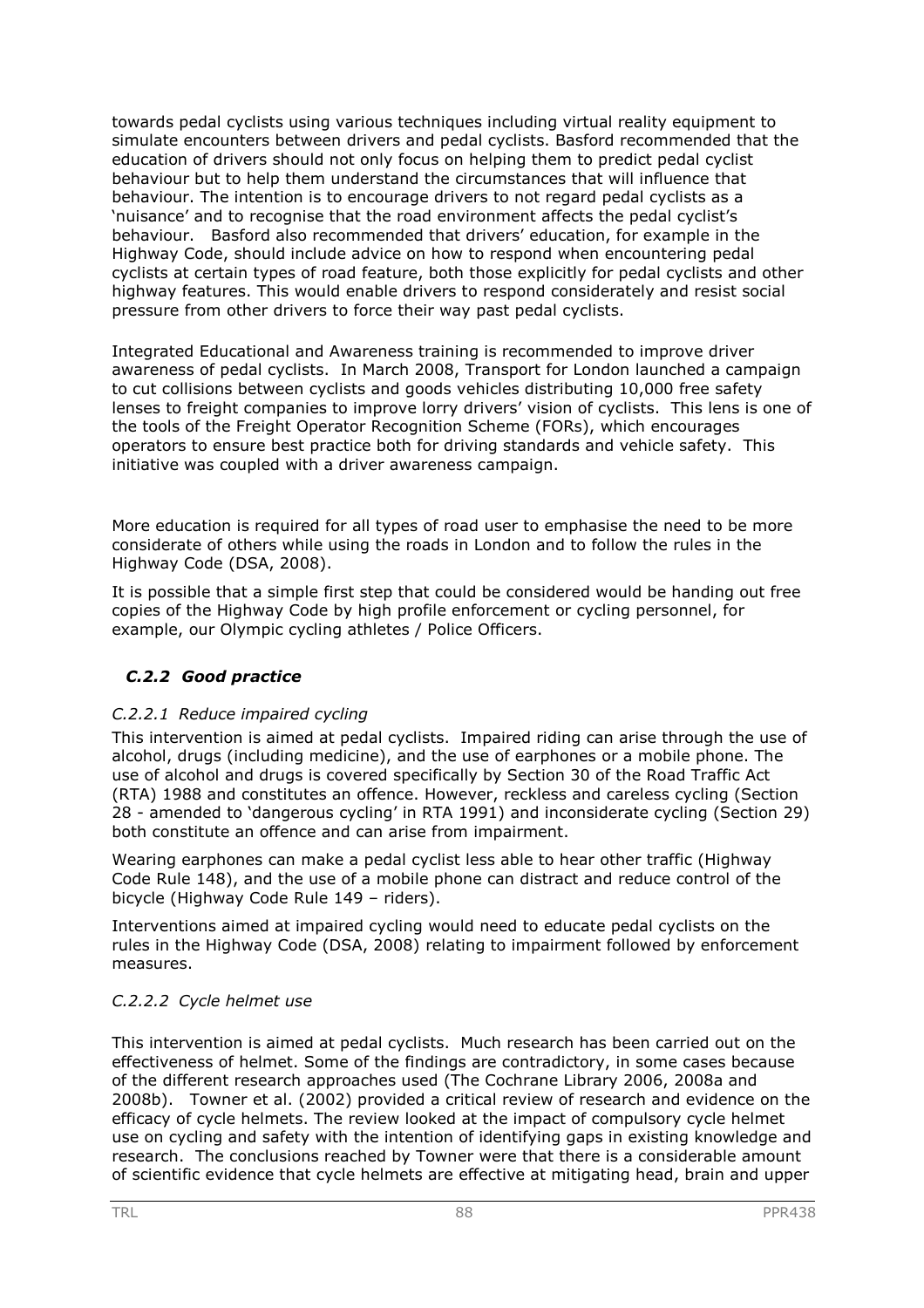towards pedal cyclists using various techniques including virtual reality equipment to simulate encounters between drivers and pedal cyclists. Basford recommended that the education of drivers should not only focus on helping them to predict pedal cyclist behaviour but to help them understand the circumstances that will influence that behaviour. The intention is to encourage drivers to not regard pedal cyclists as a 'nuisance' and to recognise that the road environment affects the pedal cyclist's behaviour. Basford also recommended that drivers' education, for example in the Highway Code, should include advice on how to respond when encountering pedal cyclists at certain types of road feature, both those explicitly for pedal cyclists and other highway features. This would enable drivers to respond considerately and resist social pressure from other drivers to force their way past pedal cyclists.

Integrated Educational and Awareness training is recommended to improve driver awareness of pedal cyclists. In March 2008, Transport for London launched a campaign to cut collisions between cyclists and goods vehicles distributing 10,000 free safety lenses to freight companies to improve lorry drivers' vision of cyclists. This lens is one of the tools of the Freight Operator Recognition Scheme (FORs), which encourages operators to ensure best practice both for driving standards and vehicle safety. This initiative was coupled with a driver awareness campaign.

More education is required for all types of road user to emphasise the need to be more considerate of others while using the roads in London and to follow the rules in the Highway Code (DSA, 2008).

It is possible that a simple first step that could be considered would be handing out free copies of the Highway Code by high profile enforcement or cycling personnel, for example, our Olympic cycling athletes / Police Officers.

### *C.2.2 Good practice*

#### *C.2.2.1 Reduce impaired cycling*

This intervention is aimed at pedal cyclists. Impaired riding can arise through the use of alcohol, drugs (including medicine), and the use of earphones or a mobile phone. The use of alcohol and drugs is covered specifically by Section 30 of the Road Traffic Act (RTA) 1988 and constitutes an offence. However, reckless and careless cycling (Section 28 - amended to 'dangerous cycling' in RTA 1991) and inconsiderate cycling (Section 29) both constitute an offence and can arise from impairment.

Wearing earphones can make a pedal cyclist less able to hear other traffic (Highway Code Rule 148), and the use of a mobile phone can distract and reduce control of the bicycle (Highway Code Rule 149 – riders).

Interventions aimed at impaired cycling would need to educate pedal cyclists on the rules in the Highway Code (DSA, 2008) relating to impairment followed by enforcement measures.

#### *C.2.2.2 Cycle helmet use*

This intervention is aimed at pedal cyclists. Much research has been carried out on the effectiveness of helmet. Some of the findings are contradictory, in some cases because of the different research approaches used (The Cochrane Library 2006, 2008a and 2008b). Towner et al. (2002) provided a critical review of research and evidence on the efficacy of cycle helmets. The review looked at the impact of compulsory cycle helmet use on cycling and safety with the intention of identifying gaps in existing knowledge and research. The conclusions reached by Towner were that there is a considerable amount of scientific evidence that cycle helmets are effective at mitigating head, brain and upper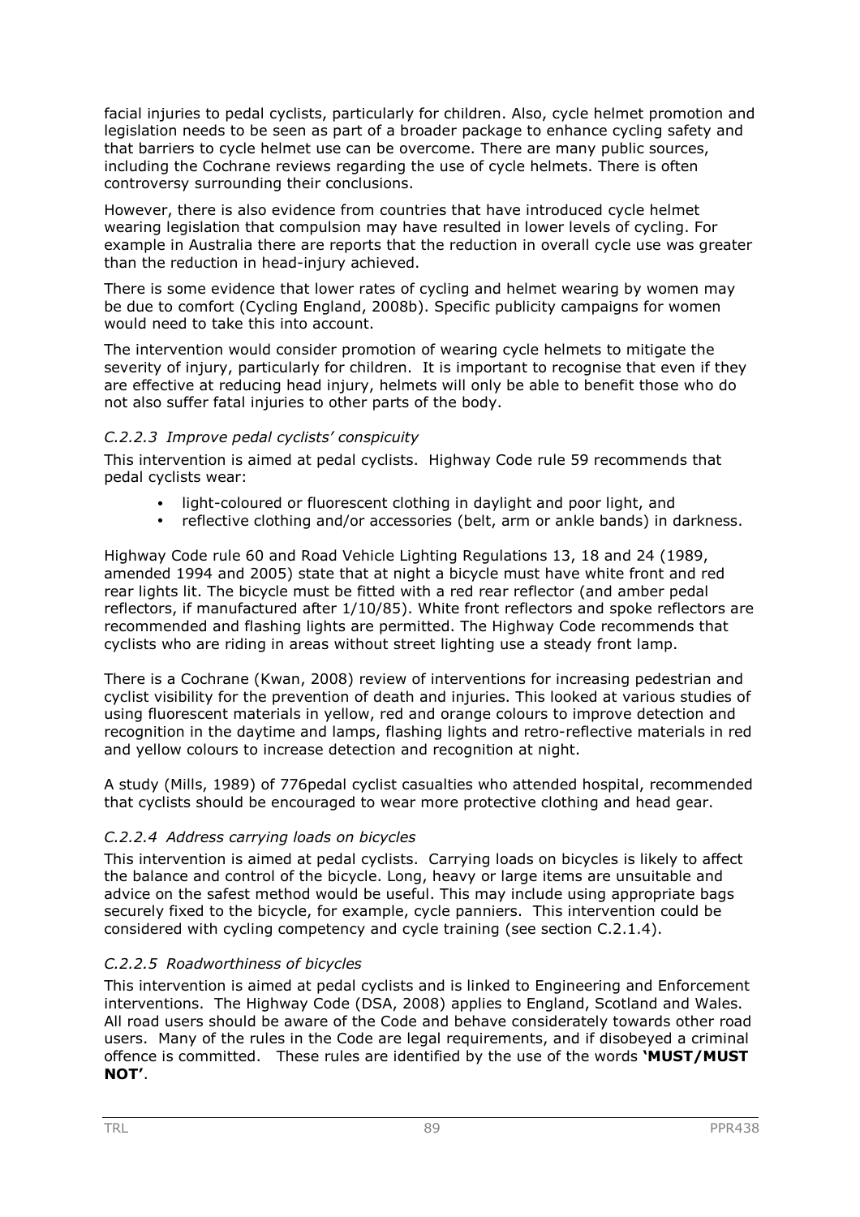facial injuries to pedal cyclists, particularly for children. Also, cycle helmet promotion and legislation needs to be seen as part of a broader package to enhance cycling safety and that barriers to cycle helmet use can be overcome. There are many public sources, including the Cochrane reviews regarding the use of cycle helmets. There is often controversy surrounding their conclusions.

However, there is also evidence from countries that have introduced cycle helmet wearing legislation that compulsion may have resulted in lower levels of cycling. For example in Australia there are reports that the reduction in overall cycle use was greater than the reduction in head-injury achieved.

There is some evidence that lower rates of cycling and helmet wearing by women may be due to comfort (Cycling England, 2008b). Specific publicity campaigns for women would need to take this into account.

The intervention would consider promotion of wearing cycle helmets to mitigate the severity of injury, particularly for children. It is important to recognise that even if they are effective at reducing head injury, helmets will only be able to benefit those who do not also suffer fatal injuries to other parts of the body.

#### *C.2.2.3 Improve pedal cyclists' conspicuity*

This intervention is aimed at pedal cyclists. Highway Code rule 59 recommends that pedal cyclists wear:

- light-coloured or fluorescent clothing in daylight and poor light, and
- reflective clothing and/or accessories (belt, arm or ankle bands) in darkness.

Highway Code rule 60 and Road Vehicle Lighting Regulations 13, 18 and 24 (1989, amended 1994 and 2005) state that at night a bicycle must have white front and red rear lights lit. The bicycle must be fitted with a red rear reflector (and amber pedal reflectors, if manufactured after 1/10/85). White front reflectors and spoke reflectors are recommended and flashing lights are permitted. The Highway Code recommends that cyclists who are riding in areas without street lighting use a steady front lamp.

There is a Cochrane (Kwan, 2008) review of interventions for increasing pedestrian and cyclist visibility for the prevention of death and injuries. This looked at various studies of using fluorescent materials in yellow, red and orange colours to improve detection and recognition in the daytime and lamps, flashing lights and retro-reflective materials in red and yellow colours to increase detection and recognition at night.

A study (Mills, 1989) of 776pedal cyclist casualties who attended hospital, recommended that cyclists should be encouraged to wear more protective clothing and head gear.

#### *C.2.2.4 Address carrying loads on bicycles*

This intervention is aimed at pedal cyclists. Carrying loads on bicycles is likely to affect the balance and control of the bicycle. Long, heavy or large items are unsuitable and advice on the safest method would be useful. This may include using appropriate bags securely fixed to the bicycle, for example, cycle panniers. This intervention could be considered with cycling competency and cycle training (see section C.2.1.4).

#### *C.2.2.5 Roadworthiness of bicycles*

This intervention is aimed at pedal cyclists and is linked to Engineering and Enforcement interventions. The Highway Code (DSA, 2008) applies to England, Scotland and Wales. All road users should be aware of the Code and behave considerately towards other road users. Many of the rules in the Code are legal requirements, and if disobeyed a criminal offence is committed. These rules are identified by the use of the words **'MUST/MUST NOT'**.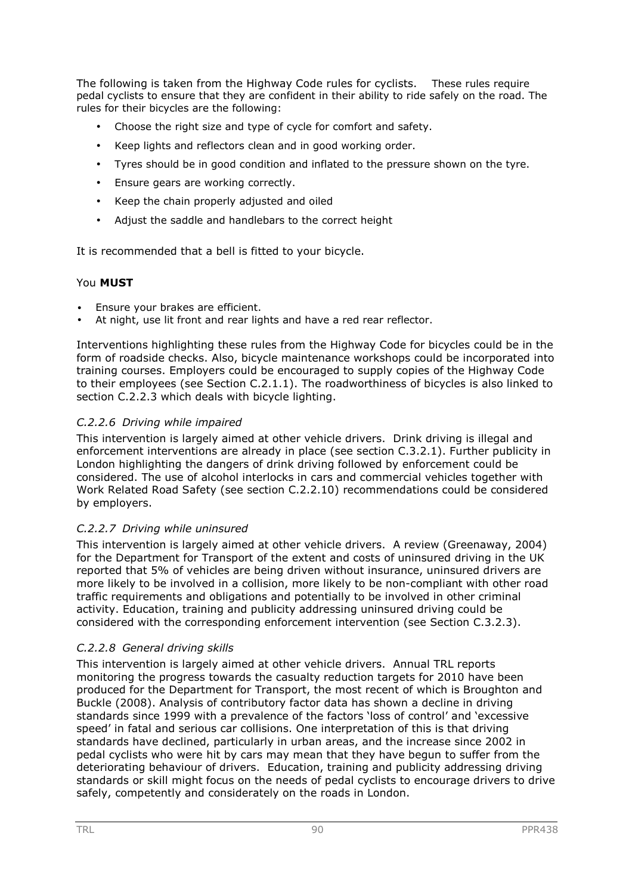The following is taken from the Highway Code rules for cyclists. These rules require pedal cyclists to ensure that they are confident in their ability to ride safely on the road. The rules for their bicycles are the following:

- Choose the right size and type of cycle for comfort and safety.
- Keep lights and reflectors clean and in good working order.
- Tyres should be in good condition and inflated to the pressure shown on the tyre.
- Ensure gears are working correctly.
- Keep the chain properly adjusted and oiled
- Adjust the saddle and handlebars to the correct height

It is recommended that a bell is fitted to your bicycle.

You **MUST**

- Ensure your brakes are efficient.
- At night, use lit front and rear lights and have a red rear reflector.

Interventions highlighting these rules from the Highway Code for bicycles could be in the form of roadside checks. Also, bicycle maintenance workshops could be incorporated into training courses. Employers could be encouraged to supply copies of the Highway Code to their employees (see Section C.2.1.1). The roadworthiness of bicycles is also linked to section C.2.2.3 which deals with bicycle lighting.

#### *C.2.2.6 Driving while impaired*

This intervention is largely aimed at other vehicle drivers. Drink driving is illegal and enforcement interventions are already in place (see section C.3.2.1). Further publicity in London highlighting the dangers of drink driving followed by enforcement could be considered. The use of alcohol interlocks in cars and commercial vehicles together with Work Related Road Safety (see section C.2.2.10) recommendations could be considered by employers.

#### *C.2.2.7 Driving while uninsured*

This intervention is largely aimed at other vehicle drivers. A review (Greenaway, 2004) for the Department for Transport of the extent and costs of uninsured driving in the UK reported that 5% of vehicles are being driven without insurance, uninsured drivers are more likely to be involved in a collision, more likely to be non-compliant with other road traffic requirements and obligations and potentially to be involved in other criminal activity. Education, training and publicity addressing uninsured driving could be considered with the corresponding enforcement intervention (see Section C.3.2.3).

#### *C.2.2.8 General driving skills*

This intervention is largely aimed at other vehicle drivers. Annual TRL reports monitoring the progress towards the casualty reduction targets for 2010 have been produced for the Department for Transport, the most recent of which is Broughton and Buckle (2008). Analysis of contributory factor data has shown a decline in driving standards since 1999 with a prevalence of the factors 'loss of control' and 'excessive speed' in fatal and serious car collisions. One interpretation of this is that driving standards have declined, particularly in urban areas, and the increase since 2002 in pedal cyclists who were hit by cars may mean that they have begun to suffer from the deteriorating behaviour of drivers. Education, training and publicity addressing driving standards or skill might focus on the needs of pedal cyclists to encourage drivers to drive safely, competently and considerately on the roads in London.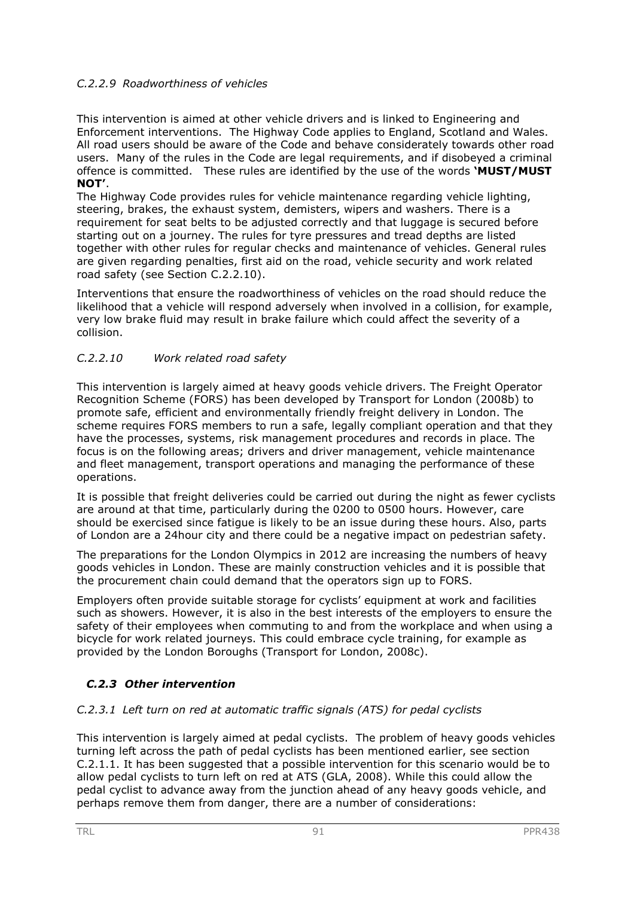#### *C.2.2.9 Roadworthiness of vehicles*

This intervention is aimed at other vehicle drivers and is linked to Engineering and Enforcement interventions. The Highway Code applies to England, Scotland and Wales. All road users should be aware of the Code and behave considerately towards other road users. Many of the rules in the Code are legal requirements, and if disobeyed a criminal offence is committed. These rules are identified by the use of the words **'MUST/MUST NOT'**.

The Highway Code provides rules for vehicle maintenance regarding vehicle lighting, steering, brakes, the exhaust system, demisters, wipers and washers. There is a requirement for seat belts to be adjusted correctly and that luggage is secured before starting out on a journey. The rules for tyre pressures and tread depths are listed together with other rules for regular checks and maintenance of vehicles. General rules are given regarding penalties, first aid on the road, vehicle security and work related road safety (see Section C.2.2.10).

Interventions that ensure the roadworthiness of vehicles on the road should reduce the likelihood that a vehicle will respond adversely when involved in a collision, for example, very low brake fluid may result in brake failure which could affect the severity of a collision.

#### *C.2.2.10 Work related road safety*

This intervention is largely aimed at heavy goods vehicle drivers. The Freight Operator Recognition Scheme (FORS) has been developed by Transport for London (2008b) to promote safe, efficient and environmentally friendly freight delivery in London. The scheme requires FORS members to run a safe, legally compliant operation and that they have the processes, systems, risk management procedures and records in place. The focus is on the following areas; drivers and driver management, vehicle maintenance and fleet management, transport operations and managing the performance of these operations.

It is possible that freight deliveries could be carried out during the night as fewer cyclists are around at that time, particularly during the 0200 to 0500 hours. However, care should be exercised since fatigue is likely to be an issue during these hours. Also, parts of London are a 24hour city and there could be a negative impact on pedestrian safety.

The preparations for the London Olympics in 2012 are increasing the numbers of heavy goods vehicles in London. These are mainly construction vehicles and it is possible that the procurement chain could demand that the operators sign up to FORS.

Employers often provide suitable storage for cyclists' equipment at work and facilities such as showers. However, it is also in the best interests of the employers to ensure the safety of their employees when commuting to and from the workplace and when using a bicycle for work related journeys. This could embrace cycle training, for example as provided by the London Boroughs (Transport for London, 2008c).

### *C.2.3 Other intervention*

#### *C.2.3.1 Left turn on red at automatic traffic signals (ATS) for pedal cyclists*

This intervention is largely aimed at pedal cyclists. The problem of heavy goods vehicles turning left across the path of pedal cyclists has been mentioned earlier, see section C.2.1.1. It has been suggested that a possible intervention for this scenario would be to allow pedal cyclists to turn left on red at ATS (GLA, 2008). While this could allow the pedal cyclist to advance away from the junction ahead of any heavy goods vehicle, and perhaps remove them from danger, there are a number of considerations: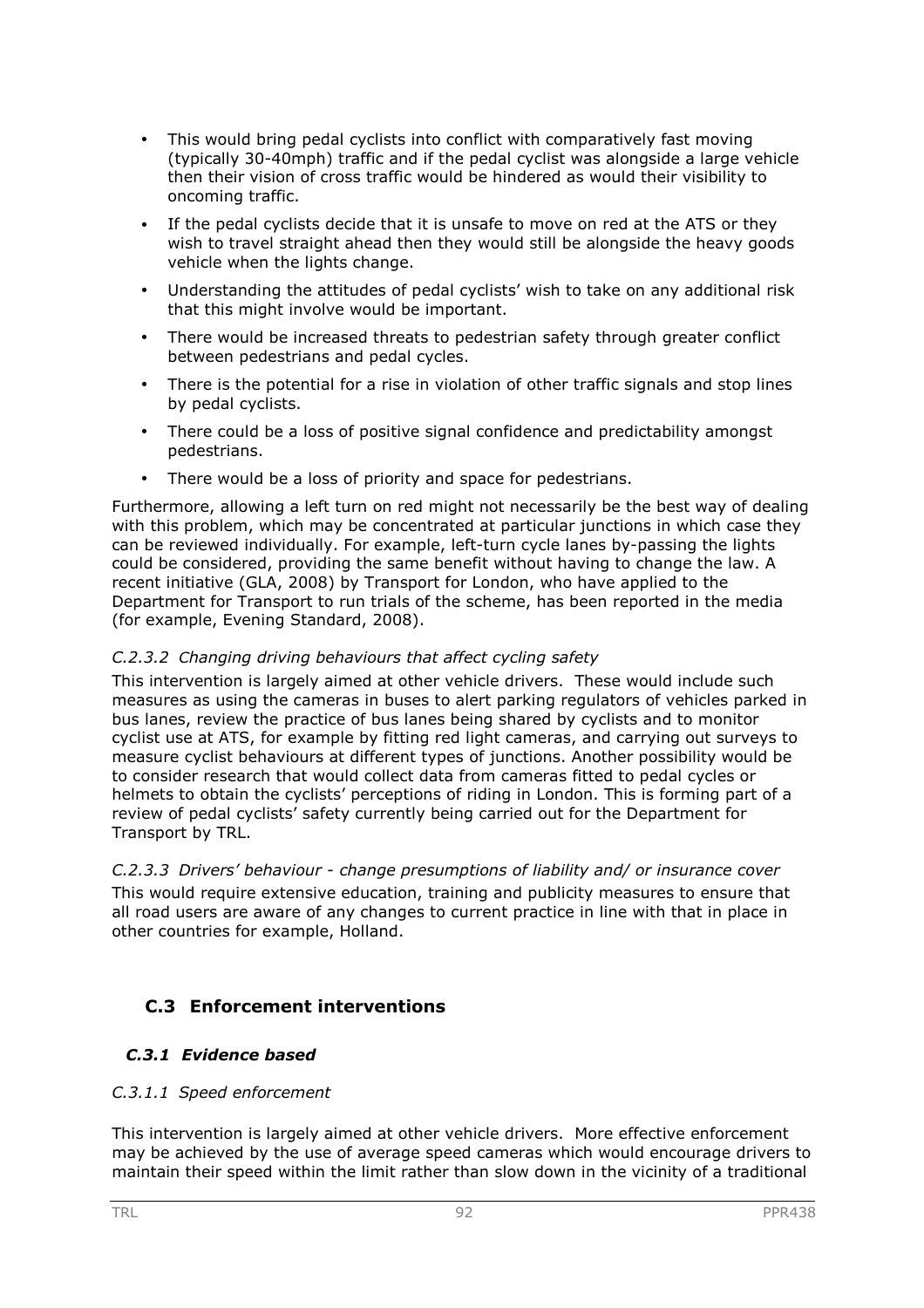- This would bring pedal cyclists into conflict with comparatively fast moving (typically 30-40mph) traffic and if the pedal cyclist was alongside a large vehicle then their vision of cross traffic would be hindered as would their visibility to oncoming traffic.
- If the pedal cyclists decide that it is unsafe to move on red at the ATS or they wish to travel straight ahead then they would still be alongside the heavy goods vehicle when the lights change.
- Understanding the attitudes of pedal cyclists' wish to take on any additional risk that this might involve would be important.
- There would be increased threats to pedestrian safety through greater conflict between pedestrians and pedal cycles.
- There is the potential for a rise in violation of other traffic signals and stop lines by pedal cyclists.
- There could be a loss of positive signal confidence and predictability amongst pedestrians.
- There would be a loss of priority and space for pedestrians.

Furthermore, allowing a left turn on red might not necessarily be the best way of dealing with this problem, which may be concentrated at particular junctions in which case they can be reviewed individually. For example, left-turn cycle lanes by-passing the lights could be considered, providing the same benefit without having to change the law. A recent initiative (GLA, 2008) by Transport for London, who have applied to the Department for Transport to run trials of the scheme, has been reported in the media (for example, Evening Standard, 2008).

#### *C.2.3.2 Changing driving behaviours that affect cycling safety*

This intervention is largely aimed at other vehicle drivers. These would include such measures as using the cameras in buses to alert parking regulators of vehicles parked in bus lanes, review the practice of bus lanes being shared by cyclists and to monitor cyclist use at ATS, for example by fitting red light cameras, and carrying out surveys to measure cyclist behaviours at different types of junctions. Another possibility would be to consider research that would collect data from cameras fitted to pedal cycles or helmets to obtain the cyclists' perceptions of riding in London. This is forming part of a review of pedal cyclists' safety currently being carried out for the Department for Transport by TRL.

#### *C.2.3.3 Drivers' behaviour - change presumptions of liability and/ or insurance cover*

This would require extensive education, training and publicity measures to ensure that all road users are aware of any changes to current practice in line with that in place in other countries for example, Holland.

## C.3 Enforcement interventions

### *C.3.1 Evidence based*

#### *C.3.1.1 Speed enforcement*

This intervention is largely aimed at other vehicle drivers. More effective enforcement may be achieved by the use of average speed cameras which would encourage drivers to maintain their speed within the limit rather than slow down in the vicinity of a traditional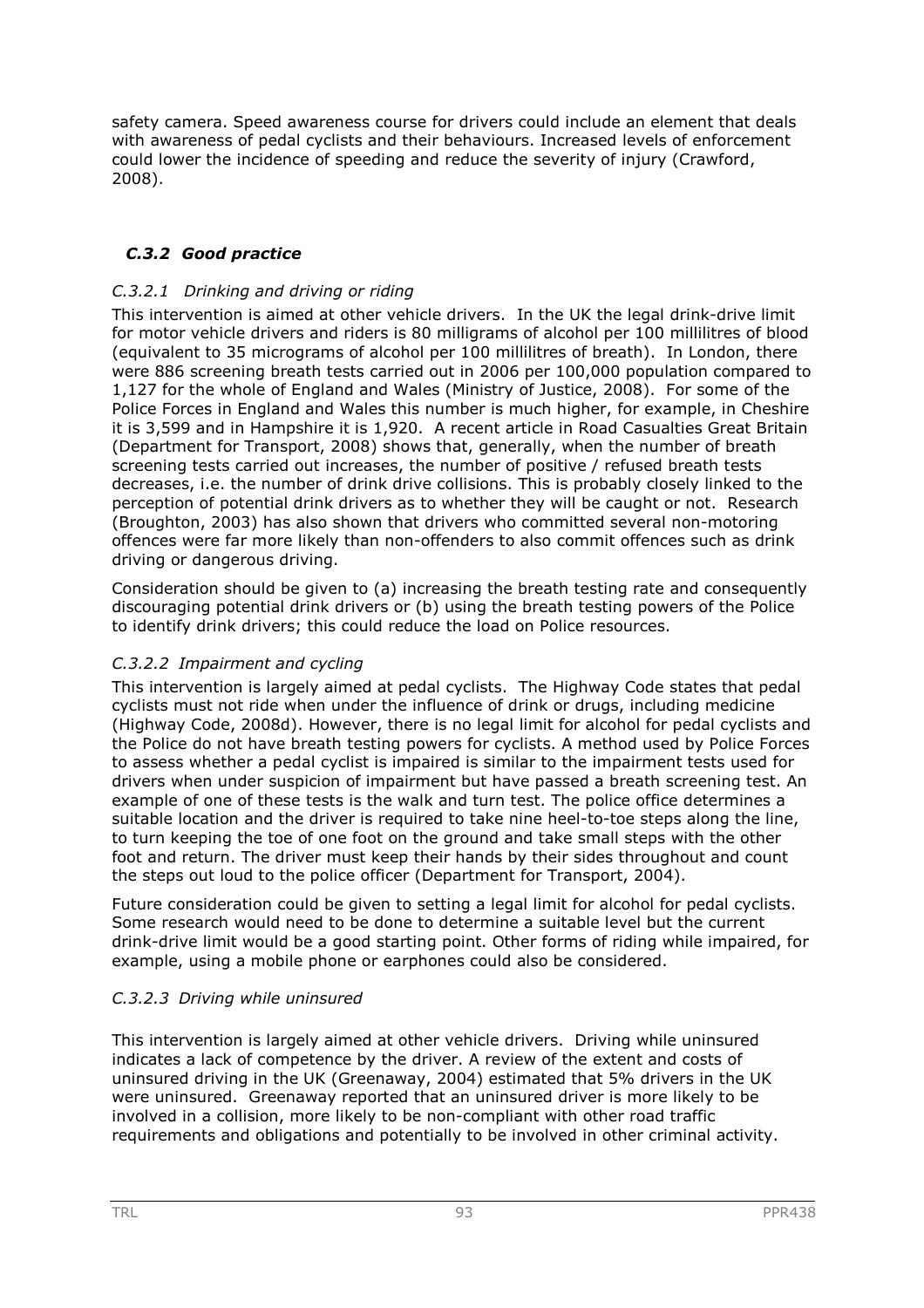safety camera. Speed awareness course for drivers could include an element that deals with awareness of pedal cyclists and their behaviours. Increased levels of enforcement could lower the incidence of speeding and reduce the severity of injury (Crawford, 2008).

### *C.3.2 Good practice*

#### *C.3.2.1 Drinking and driving or riding*

This intervention is aimed at other vehicle drivers. In the UK the legal drink-drive limit for motor vehicle drivers and riders is 80 milligrams of alcohol per 100 millilitres of blood (equivalent to 35 micrograms of alcohol per 100 millilitres of breath). In London, there were 886 screening breath tests carried out in 2006 per 100,000 population compared to 1,127 for the whole of England and Wales (Ministry of Justice, 2008). For some of the Police Forces in England and Wales this number is much higher, for example, in Cheshire it is 3,599 and in Hampshire it is 1,920. A recent article in Road Casualties Great Britain (Department for Transport, 2008) shows that, generally, when the number of breath screening tests carried out increases, the number of positive / refused breath tests decreases, i.e. the number of drink drive collisions. This is probably closely linked to the perception of potential drink drivers as to whether they will be caught or not. Research (Broughton, 2003) has also shown that drivers who committed several non-motoring offences were far more likely than non-offenders to also commit offences such as drink driving or dangerous driving.

Consideration should be given to (a) increasing the breath testing rate and consequently discouraging potential drink drivers or (b) using the breath testing powers of the Police to identify drink drivers; this could reduce the load on Police resources.

#### *C.3.2.2 Impairment and cycling*

This intervention is largely aimed at pedal cyclists. The Highway Code states that pedal cyclists must not ride when under the influence of drink or drugs, including medicine (Highway Code, 2008d). However, there is no legal limit for alcohol for pedal cyclists and the Police do not have breath testing powers for cyclists. A method used by Police Forces to assess whether a pedal cyclist is impaired is similar to the impairment tests used for drivers when under suspicion of impairment but have passed a breath screening test. An example of one of these tests is the walk and turn test. The police office determines a suitable location and the driver is required to take nine heel-to-toe steps along the line, to turn keeping the toe of one foot on the ground and take small steps with the other foot and return. The driver must keep their hands by their sides throughout and count the steps out loud to the police officer (Department for Transport, 2004).

Future consideration could be given to setting a legal limit for alcohol for pedal cyclists. Some research would need to be done to determine a suitable level but the current drink-drive limit would be a good starting point. Other forms of riding while impaired, for example, using a mobile phone or earphones could also be considered.

#### *C.3.2.3 Driving while uninsured*

This intervention is largely aimed at other vehicle drivers. Driving while uninsured indicates a lack of competence by the driver. A review of the extent and costs of uninsured driving in the UK (Greenaway, 2004) estimated that 5% drivers in the UK were uninsured. Greenaway reported that an uninsured driver is more likely to be involved in a collision, more likely to be non-compliant with other road traffic requirements and obligations and potentially to be involved in other criminal activity.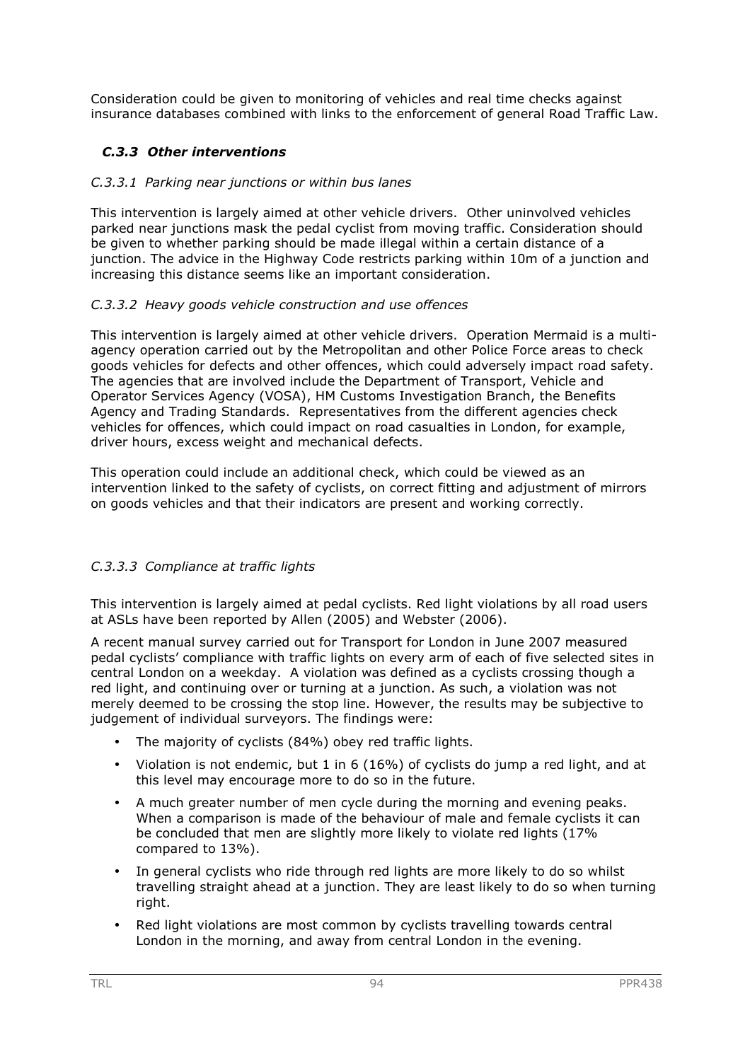Consideration could be given to monitoring of vehicles and real time checks against insurance databases combined with links to the enforcement of general Road Traffic Law.

### *C.3.3 Other interventions*

#### *C.3.3.1 Parking near junctions or within bus lanes*

This intervention is largely aimed at other vehicle drivers. Other uninvolved vehicles parked near junctions mask the pedal cyclist from moving traffic. Consideration should be given to whether parking should be made illegal within a certain distance of a junction. The advice in the Highway Code restricts parking within 10m of a junction and increasing this distance seems like an important consideration.

#### *C.3.3.2 Heavy goods vehicle construction and use offences*

This intervention is largely aimed at other vehicle drivers. Operation Mermaid is a multi-agency operation carried out by the Metropolitan and other Police Force areas to check goods vehicles for defects and other offences, which could adversely impact road safety. The agencies that are involved include the Department of Transport, Vehicle and Operator Services Agency (VOSA), HM Customs Investigation Branch, the Benefits Agency and Trading Standards. Representatives from the different agencies check vehicles for offences, which could impact on road casualties in London, for example, driver hours, excess weight and mechanical defects.

This operation could include an additional check, which could be viewed as an intervention linked to the safety of cyclists, on correct fitting and adjustment of mirrors on goods vehicles and that their indicators are present and working correctly.

#### *C.3.3.3 Compliance at traffic lights*

This intervention is largely aimed at pedal cyclists. Red light violations by all road users at ASLs have been reported by Allen (2005) and Webster (2006).

A recent manual survey carried out for Transport for London in June 2007 measured pedal cyclists' compliance with traffic lights on every arm of each of five selected sites in central London on a weekday. A violation was defined as a cyclists crossing though a red light, and continuing over or turning at a junction. As such, a violation was not merely deemed to be crossing the stop line. However, the results may be subjective to judgement of individual surveyors. The findings were:

- The majority of cyclists (84%) obey red traffic lights.
- Violation is not endemic, but 1 in 6 (16%) of cyclists do jump a red light, and at this level may encourage more to do so in the future.
- A much greater number of men cycle during the morning and evening peaks. When a comparison is made of the behaviour of male and female cyclists it can be concluded that men are slightly more likely to violate red lights (17% compared to 13%).
- In general cyclists who ride through red lights are more likely to do so whilst travelling straight ahead at a junction. They are least likely to do so when turning right.
- Red light violations are most common by cyclists travelling towards central London in the morning, and away from central London in the evening.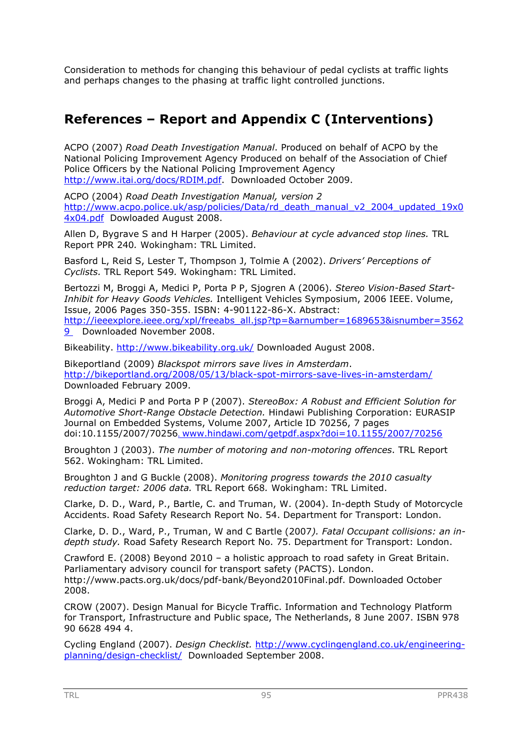Consideration to methods for changing this behaviour of pedal cyclists at traffic lights and perhaps changes to the phasing at traffic light controlled junctions.

## References – Report and Appendix C (Interventions)

ACPO (2007) *Road Death Investigation Manual*. Produced on behalf of ACPO by the National Policing Improvement Agency Produced on behalf of the Association of Chief Police Officers by the National Policing Improvement Agency http://www.itai.org/docs/RDIM.pdf. Downloaded October 2009.

ACPO (2004) *Road Death Investigation Manual, version 2* http://www.acpo.police.uk/asp/policies/Data/rd_death_manual_v2_2004_updated_19x04x04.pdf Dowloaded August 2008.

Allen D, Bygrave S and H Harper (2005). *Behaviour at cycle advanced stop lines.* TRL Report PPR 240. Wokingham: TRL Limited.

Basford L, Reid S, Lester T, Thompson J, Tolmie A (2002). *Drivers' Perceptions of Cyclists.* TRL Report 549. Wokingham: TRL Limited.

Bertozzi M, Broggi A, Medici P, Porta P P, Sjogren A (2006). *Stereo Vision-Based Start-Inhibit for Heavy Goods Vehicles.* Intelligent Vehicles Symposium, 2006 IEEE. Volume, Issue, 2006 Pages 350-355. ISBN: 4-901122-86-X. Abstract: http://ieeexplore.ieee.org/xpl/freeabs_all.jsp?tp=&arnumber=1689653&isnumber=35629 Downloaded November 2008.

Bikeability. http://www.bikeability.org.uk/ Downloaded August 2008.

Bikeportland (2009) *Blackspot mirrors save lives in Amsterdam*. http://bikeportland.org/2008/05/13/black-spot-mirrors-save-lives-in-amsterdam/ Downloaded February 2009.

Broggi A, Medici P and Porta P P (2007). *StereoBox: A Robust and Efficient Solution for Automotive Short-Range Obstacle Detection.* Hindawi Publishing Corporation: EURASIP Journal on Embedded Systems, Volume 2007, Article ID 70256, 7 pages doi:10.1155/2007/70256. www.hindawi.com/getpdf.aspx?doi=10.1155/2007/70256

Broughton J (2003). *The number of motoring and non-motoring offences*. TRL Report 562. Wokingham: TRL Limited.

Broughton J and G Buckle (2008). *Monitoring progress towards the 2010 casualty reduction target: 2006 data.* TRL Report 668. Wokingham: TRL Limited.

Clarke, D. D., Ward, P., Bartle, C. and Truman, W. (2004). In-depth Study of Motorcycle Accidents. Road Safety Research Report No. 54. Department for Transport: London.

Clarke, D. D., Ward, P., Truman, W and C Bartle (2007*). Fatal Occupant collisions: an in-depth study.* Road Safety Research Report No. 75. Department for Transport: London.

Crawford E. (2008) Beyond 2010 – a holistic approach to road safety in Great Britain. Parliamentary advisory council for transport safety (PACTS). London. http://www.pacts.org.uk/docs/pdf-bank/Beyond2010Final.pdf. Downloaded October 2008.

CROW (2007). Design Manual for Bicycle Traffic. Information and Technology Platform for Transport, Infrastructure and Public space, The Netherlands, 8 June 2007. ISBN 978 90 6628 494 4.

Cycling England (2007). *Design Checklist.* http://www.cyclingengland.co.uk/engineering-planning/design-checklist/ Downloaded September 2008.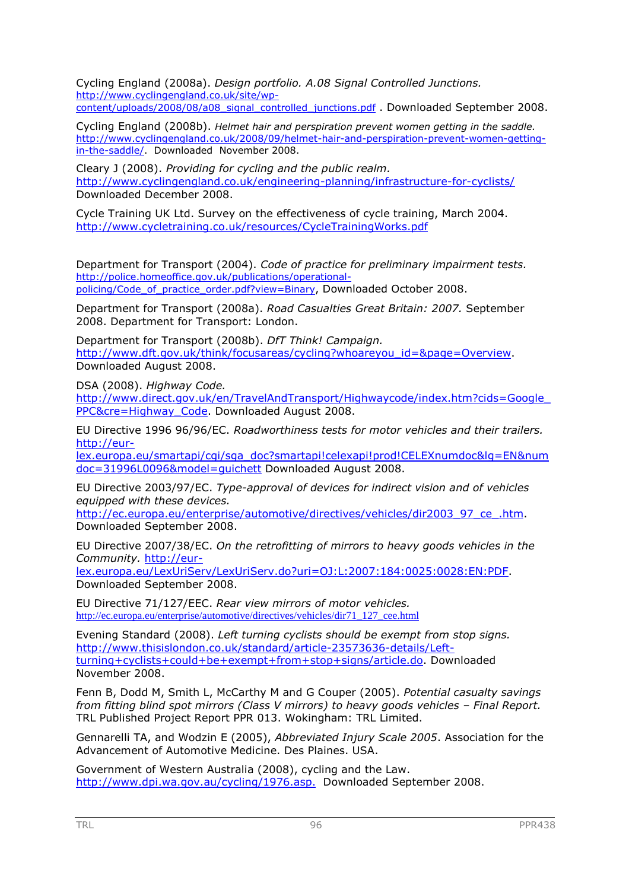Cycling England (2008a). *Design portfolio. A.08 Signal Controlled Junctions.* http://www.cyclingengland.co.uk/site/wp-content/uploads/2008/08/a08_signal_controlled_junctions.pdf . Downloaded September 2008.

Cycling England (2008b). *Helmet hair and perspiration prevent women getting in the saddle.* http://www.cyclingengland.co.uk/2008/09/helmet-hair-and-perspiration-prevent-women-getting-in-the-saddle/. Downloaded November 2008.

Cleary J (2008). *Providing for cycling and the public realm.* http://www.cyclingengland.co.uk/engineering-planning/infrastructure-for-cyclists/ Downloaded December 2008.

Cycle Training UK Ltd. Survey on the effectiveness of cycle training, March 2004. http://www.cycletraining.co.uk/resources/CycleTrainingWorks.pdf

Department for Transport (2004). *Code of practice for preliminary impairment tests.* http://police.homeoffice.gov.uk/publications/operational-policing/Code_of_practice_order.pdf?view=Binary, Downloaded October 2008.

Department for Transport (2008a). *Road Casualties Great Britain: 2007.* September 2008. Department for Transport: London.

Department for Transport (2008b). *DfT Think! Campaign.* http://www.dft.gov.uk/think/focusareas/cycling?whoareyou_id=&page=Overview. Downloaded August 2008.

DSA (2008). *Highway Code.* http://www.direct.gov.uk/en/TravelAndTransport/Highwaycode/index.htm?cids=Google_PPC&cre=Highway_Code. Downloaded August 2008.

EU Directive 1996 96/96/EC. *Roadworthiness tests for motor vehicles and their trailers.* http://eur-lex.europa.eu/smartapi/cgi/sga_doc?smartapi!celexapi!prod!CELEXnumdoc&lg=EN&numdoc=31996L0096&model=guichett Downloaded August 2008.

EU Directive 2003/97/EC. *Type-approval of devices for indirect vision and of vehicles equipped with these devices.* http://ec.europa.eu/enterprise/automotive/directives/vehicles/dir2003_97_ce_.htm. Downloaded September 2008.

EU Directive 2007/38/EC. *On the retrofitting of mirrors to heavy goods vehicles in the Community.* http://eur-lex.europa.eu/LexUriServ/LexUriServ.do?uri=OJ:L:2007:184:0025:0028:EN:PDF. Downloaded September 2008.

EU Directive 71/127/EEC. *Rear view mirrors of motor vehicles.* http://ec.europa.eu/enterprise/automotive/directives/vehicles/dir71_127_cee.html

Evening Standard (2008). *Left turning cyclists should be exempt from stop signs.* http://www.thisislondon.co.uk/standard/article-23573636-details/Left-turning+cyclists+could+be+exempt+from+stop+signs/article.do. Downloaded November 2008.

Fenn B, Dodd M, Smith L, McCarthy M and G Couper (2005). *Potential casualty savings from fitting blind spot mirrors (Class V mirrors) to heavy goods vehicles – Final Report.* TRL Published Project Report PPR 013. Wokingham: TRL Limited.

Gennarelli TA, and Wodzin E (2005), *Abbreviated Injury Scale 2005*. Association for the Advancement of Automotive Medicine. Des Plaines. USA.

Government of Western Australia (2008), cycling and the Law. http://www.dpi.wa.gov.au/cycling/1976.asp. Downloaded September 2008.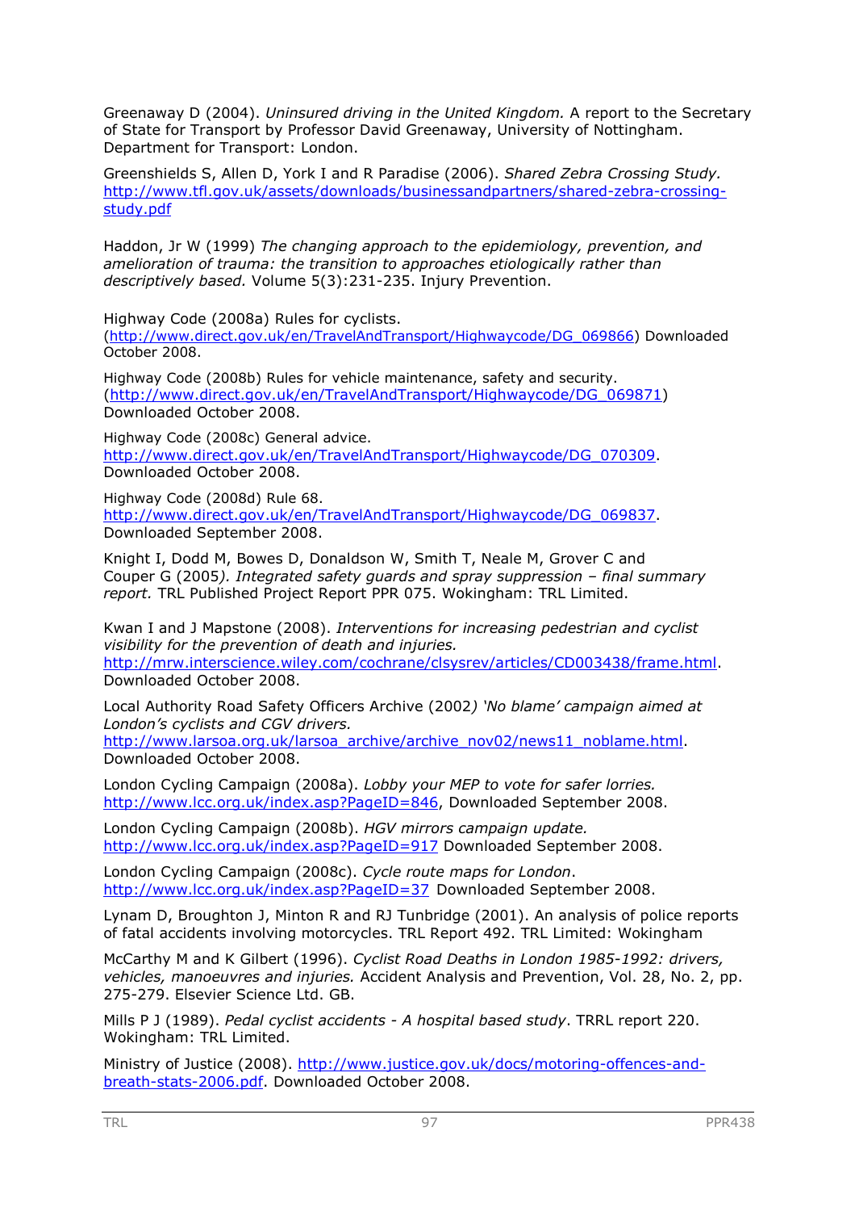Greenaway D (2004). *Uninsured driving in the United Kingdom.* A report to the Secretary of State for Transport by Professor David Greenaway, University of Nottingham. Department for Transport: London.

Greenshields S, Allen D, York I and R Paradise (2006). *Shared Zebra Crossing Study.* http://www.tfl.gov.uk/assets/downloads/businessandpartners/shared-zebra-crossing-study.pdf

Haddon, Jr W (1999) *The changing approach to the epidemiology, prevention, and amelioration of trauma: the transition to approaches etiologically rather than descriptively based.* Volume 5(3):231-235. Injury Prevention.

Highway Code (2008a) Rules for cyclists. (http://www.direct.gov.uk/en/TravelAndTransport/Highwaycode/DG_069866) Downloaded October 2008.

Highway Code (2008b) Rules for vehicle maintenance, safety and security. (http://www.direct.gov.uk/en/TravelAndTransport/Highwaycode/DG_069871) Downloaded October 2008.

Highway Code (2008c) General advice. http://www.direct.gov.uk/en/TravelAndTransport/Highwaycode/DG_070309. Downloaded October 2008.

Highway Code (2008d) Rule 68. http://www.direct.gov.uk/en/TravelAndTransport/Highwaycode/DG_069837. Downloaded September 2008.

Knight I, Dodd M, Bowes D, Donaldson W, Smith T, Neale M, Grover C and Couper G (2005*). Integrated safety guards and spray suppression – final summary report.* TRL Published Project Report PPR 075. Wokingham: TRL Limited.

Kwan I and J Mapstone (2008). *Interventions for increasing pedestrian and cyclist visibility for the prevention of death and injuries.* http://mrw.interscience.wiley.com/cochrane/clsysrev/articles/CD003438/frame.html. Downloaded October 2008.

Local Authority Road Safety Officers Archive (2002*) 'No blame' campaign aimed at London's cyclists and CGV drivers.* http://www.larsoa.org.uk/larsoa_archive/archive_nov02/news11_noblame.html. Downloaded October 2008.

London Cycling Campaign (2008a). *Lobby your MEP to vote for safer lorries.* http://www.lcc.org.uk/index.asp?PageID=846, Downloaded September 2008.

London Cycling Campaign (2008b). *HGV mirrors campaign update.* http://www.lcc.org.uk/index.asp?PageID=917 Downloaded September 2008.

London Cycling Campaign (2008c). *Cycle route maps for London*. http://www.lcc.org.uk/index.asp?PageID=37 Downloaded September 2008.

Lynam D, Broughton J, Minton R and RJ Tunbridge (2001). An analysis of police reports of fatal accidents involving motorcycles. TRL Report 492. TRL Limited: Wokingham

McCarthy M and K Gilbert (1996). *Cyclist Road Deaths in London 1985-1992: drivers, vehicles, manoeuvres and injuries.* Accident Analysis and Prevention, Vol. 28, No. 2, pp. 275-279. Elsevier Science Ltd. GB.

Mills P J (1989). *Pedal cyclist accidents - A hospital based study*. TRRL report 220. Wokingham: TRL Limited.

Ministry of Justice (2008). http://www.justice.gov.uk/docs/motoring-offences-and-breath-stats-2006.pdf. Downloaded October 2008.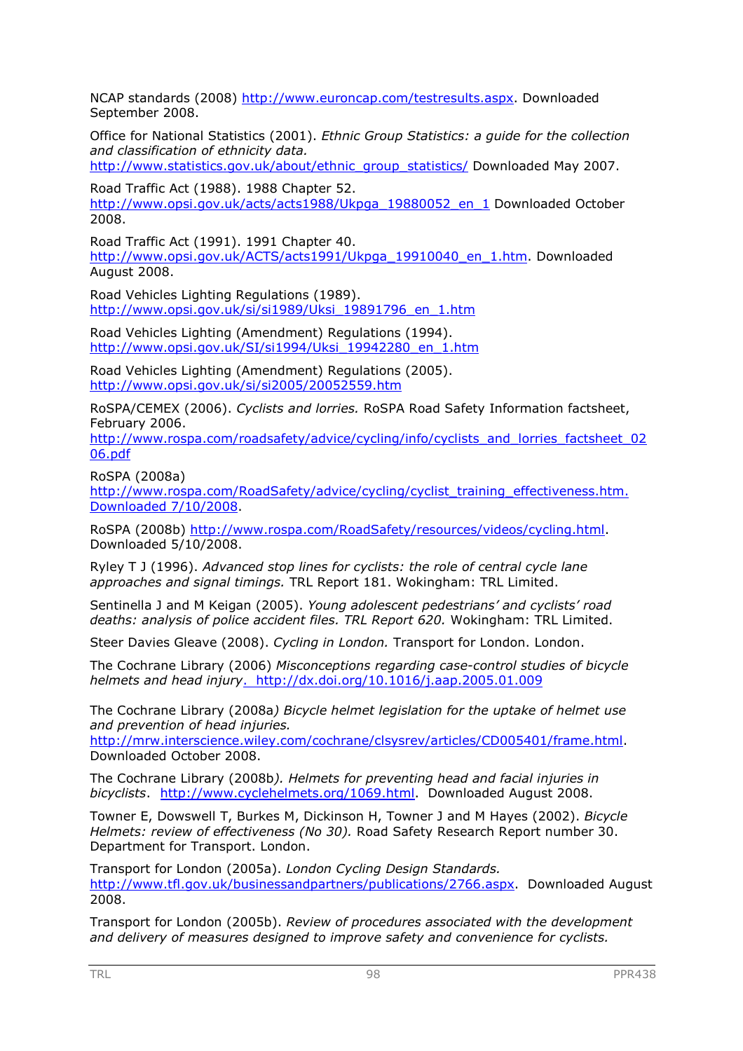NCAP standards (2008) http://www.euroncap.com/testresults.aspx. Downloaded September 2008.

Office for National Statistics (2001). *Ethnic Group Statistics: a guide for the collection and classification of ethnicity data.* http://www.statistics.gov.uk/about/ethnic_group_statistics/ Downloaded May 2007.

Road Traffic Act (1988). 1988 Chapter 52. http://www.opsi.gov.uk/acts/acts1988/Ukpga_19880052_en_1 Downloaded October 2008.

Road Traffic Act (1991). 1991 Chapter 40. http://www.opsi.gov.uk/ACTS/acts1991/Ukpga_19910040_en_1.htm. Downloaded August 2008.

Road Vehicles Lighting Regulations (1989). http://www.opsi.gov.uk/si/si1989/Uksi_19891796_en_1.htm

Road Vehicles Lighting (Amendment) Regulations (1994). http://www.opsi.gov.uk/SI/si1994/Uksi_19942280_en_1.htm

Road Vehicles Lighting (Amendment) Regulations (2005). http://www.opsi.gov.uk/si/si2005/20052559.htm

RoSPA/CEMEX (2006). *Cyclists and lorries.* RoSPA Road Safety Information factsheet, February 2006. http://www.rospa.com/roadsafety/advice/cycling/info/cyclists_and_lorries_factsheet_0206.pdf

RoSPA (2008a) http://www.rospa.com/RoadSafety/advice/cycling/cyclist_training_effectiveness.htm. Downloaded 7/10/2008.

RoSPA (2008b) http://www.rospa.com/RoadSafety/resources/videos/cycling.html. Downloaded 5/10/2008.

Ryley T J (1996). *Advanced stop lines for cyclists: the role of central cycle lane approaches and signal timings.* TRL Report 181. Wokingham: TRL Limited.

Sentinella J and M Keigan (2005). *Young adolescent pedestrians' and cyclists' road deaths: analysis of police accident files. TRL Report 620.* Wokingham: TRL Limited.

Steer Davies Gleave (2008). *Cycling in London.* Transport for London. London.

The Cochrane Library (2006) *Misconceptions regarding case-control studies of bicycle helmets and head injury*. http://dx.doi.org/10.1016/j.aap.2005.01.009

The Cochrane Library (2008a) *Bicycle helmet legislation for the uptake of helmet use and prevention of head injuries.* http://mrw.interscience.wiley.com/cochrane/clsysrev/articles/CD005401/frame.html. Downloaded October 2008.

The Cochrane Library (2008b). *Helmets for preventing head and facial injuries in bicyclists*. http://www.cyclehelmets.org/1069.html. Downloaded August 2008.

Towner E, Dowswell T, Burkes M, Dickinson H, Towner J and M Hayes (2002). *Bicycle Helmets: review of effectiveness (No 30).* Road Safety Research Report number 30. Department for Transport. London.

Transport for London (2005a). *London Cycling Design Standards.* http://www.tfl.gov.uk/businessandpartners/publications/2766.aspx. Downloaded August 2008.

Transport for London (2005b). *Review of procedures associated with the development and delivery of measures designed to improve safety and convenience for cyclists.*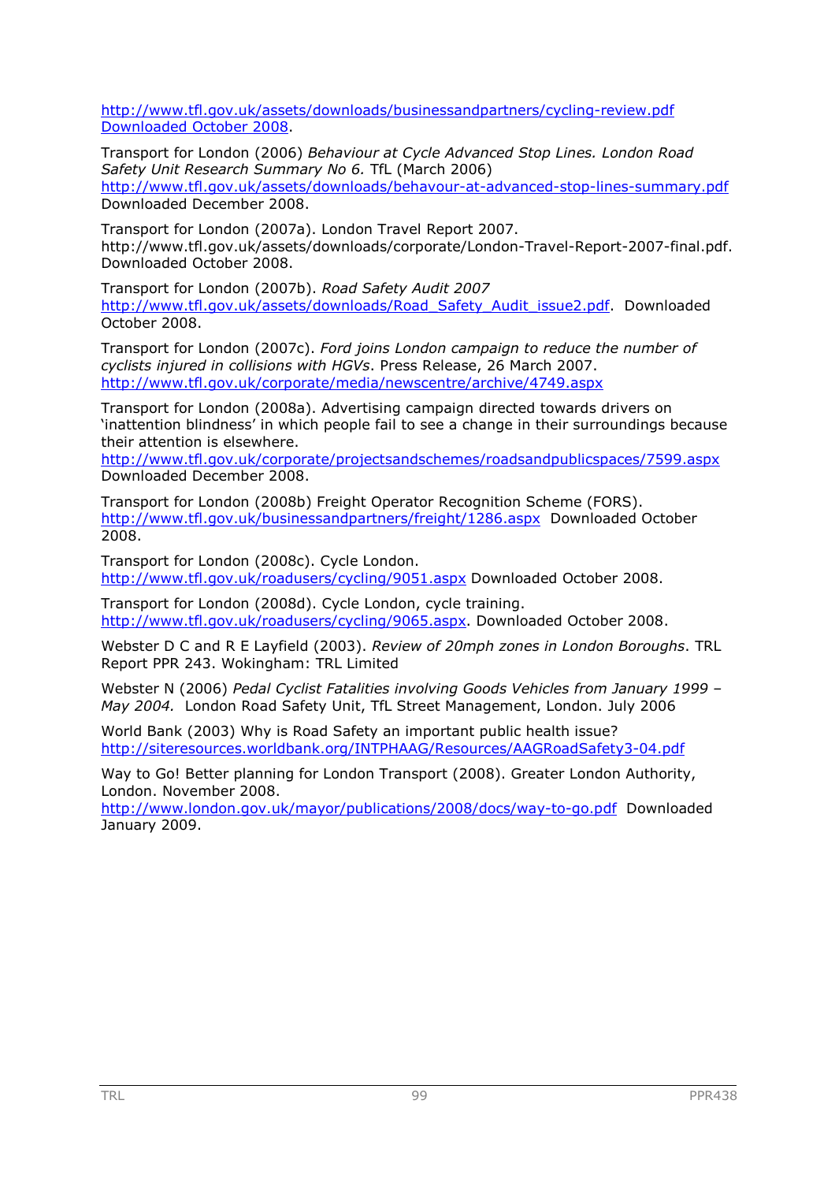http://www.tfl.gov.uk/assets/downloads/businessandpartners/cycling-review.pdf Downloaded October 2008.

Transport for London (2006) *Behaviour at Cycle Advanced Stop Lines. London Road Safety Unit Research Summary No 6.* TfL (March 2006) http://www.tfl.gov.uk/assets/downloads/behavour-at-advanced-stop-lines-summary.pdf Downloaded December 2008.

Transport for London (2007a). London Travel Report 2007. http://www.tfl.gov.uk/assets/downloads/corporate/London-Travel-Report-2007-final.pdf. Downloaded October 2008.

Transport for London (2007b). *Road Safety Audit 2007* http://www.tfl.gov.uk/assets/downloads/Road_Safety_Audit_issue2.pdf. Downloaded October 2008.

Transport for London (2007c). *Ford joins London campaign to reduce the number of cyclists injured in collisions with HGVs*. Press Release, 26 March 2007. http://www.tfl.gov.uk/corporate/media/newscentre/archive/4749.aspx

Transport for London (2008a). Advertising campaign directed towards drivers on 'inattention blindness' in which people fail to see a change in their surroundings because their attention is elsewhere. http://www.tfl.gov.uk/corporate/projectsandschemes/roadsandpublicspaces/7599.aspx Downloaded December 2008.

Transport for London (2008b) Freight Operator Recognition Scheme (FORS). http://www.tfl.gov.uk/businessandpartners/freight/1286.aspx Downloaded October 2008.

Transport for London (2008c). Cycle London. http://www.tfl.gov.uk/roadusers/cycling/9051.aspx Downloaded October 2008.

Transport for London (2008d). Cycle London, cycle training. http://www.tfl.gov.uk/roadusers/cycling/9065.aspx. Downloaded October 2008.

Webster D C and R E Layfield (2003). *Review of 20mph zones in London Boroughs*. TRL Report PPR 243. Wokingham: TRL Limited

Webster N (2006) *Pedal Cyclist Fatalities involving Goods Vehicles from January 1999 – May 2004.* London Road Safety Unit, TfL Street Management, London. July 2006

World Bank (2003) Why is Road Safety an important public health issue? http://siteresources.worldbank.org/INTPHAAG/Resources/AAGRoadSafety3-04.pdf

Way to Go! Better planning for London Transport (2008). Greater London Authority, London. November 2008. http://www.london.gov.uk/mayor/publications/2008/docs/way-to-go.pdf Downloaded January 2009.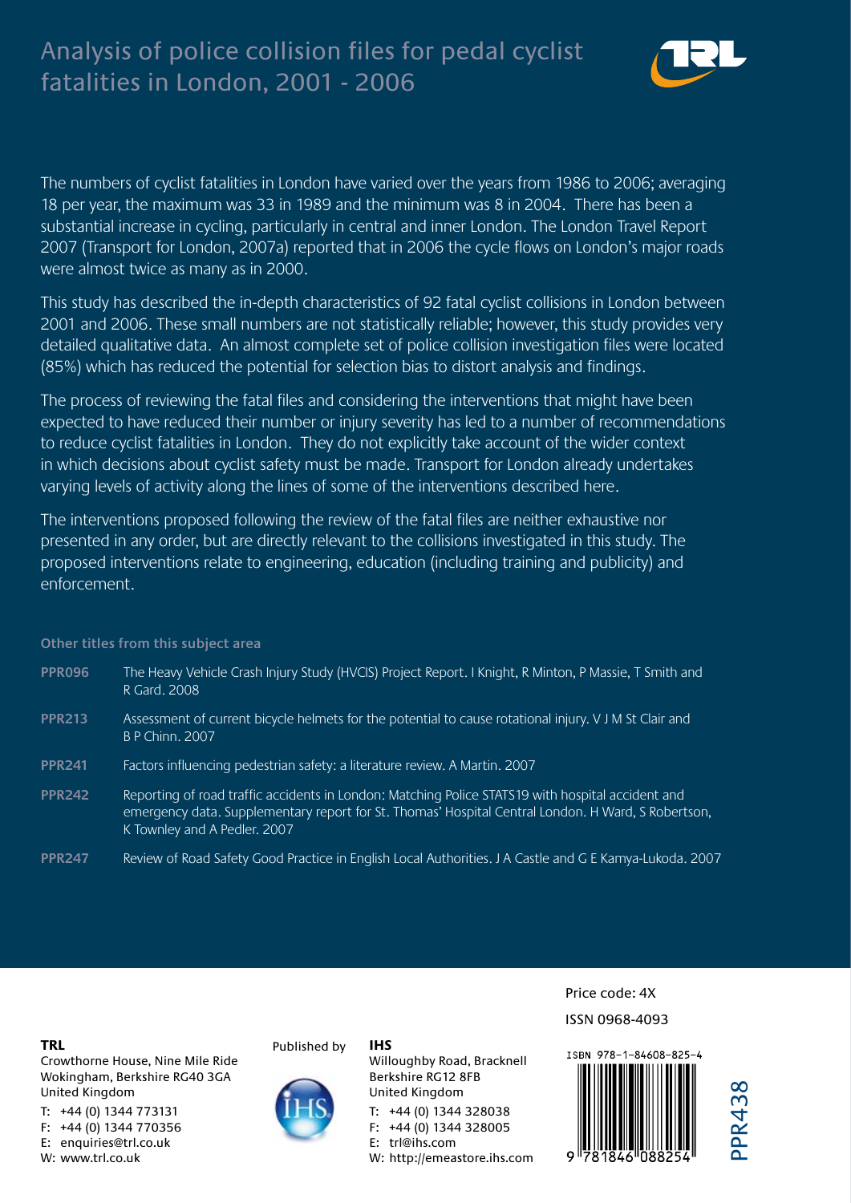# Analysis of police collision files for pedal cyclist fatalities in London, 2001 - 2006

The numbers of cyclist fatalities in London have varied over the years from 1986 to 2006; averaging 18 per year, the maximum was 33 in 1989 and the minimum was 8 in 2004. There has been a substantial increase in cycling, particularly in central and inner London. The London Travel Report 2007 (Transport for London, 2007a) reported that in 2006 the cycle flows on London's major roads were almost twice as many as in 2000.

This study has described the in-depth characteristics of 92 fatal cyclist collisions in London between 2001 and 2006. These small numbers are not statistically reliable; however, this study provides very detailed qualitative data. An almost complete set of police collision investigation files were located (85%) which has reduced the potential for selection bias to distort analysis and findings.

The process of reviewing the fatal files and considering the interventions that might have been expected to have reduced their number or injury severity has led to a number of recommendations to reduce cyclist fatalities in London. They do not explicitly take account of the wider context in which decisions about cyclist safety must be made. Transport for London already undertakes varying levels of activity along the lines of some of the interventions described here.

The interventions proposed following the review of the fatal files are neither exhaustive nor presented in any order, but are directly relevant to the collisions investigated in this study. The proposed interventions relate to engineering, education (including training and publicity) and enforcement.

### Other titles from this subject area

| | |
|---|---|
| **PPR096** | The Heavy Vehicle Crash Injury Study (HVCIS) Project Report. I Knight, R Minton, P Massie, T Smith and R Gard. 2008 |
| **PPR213** | Assessment of current bicycle helmets for the potential to cause rotational injury. V J M St Clair and B P Chinn. 2007 |
| **PPR241** | Factors influencing pedestrian safety: a literature review. A Martin. 2007 |
| **PPR242** | Reporting of road traffic accidents in London: Matching Police STATS19 with hospital accident and emergency data. Supplementary report for St. Thomas' Hospital Central London. H Ward, S Robertson, K Townley and A Pedler. 2007 |
| **PPR247** | Review of Road Safety Good Practice in English Local Authorities. J A Castle and G E Kamya-Lukoda. 2007 |

**TRL**
Crowthorne House, Nine Mile Ride
Wokingham, Berkshire RG40 3GA
United Kingdom
T: +44 (0) 1344 773131
F: +44 (0) 1344 770356
E: enquiries@trl.co.uk
W: www.trl.co.uk

Published by

**IHS**
Willoughby Road, Bracknell
Berkshire RG12 8FB
United Kingdom
T: +44 (0) 1344 328038
F: +44 (0) 1344 328005
E: trl@ihs.com
W: http://emeastore.ihs.com

Price code: 4X

ISSN 0968-4093

ISBN 978-1-84608-825-4

9 781846 088254

PPR438